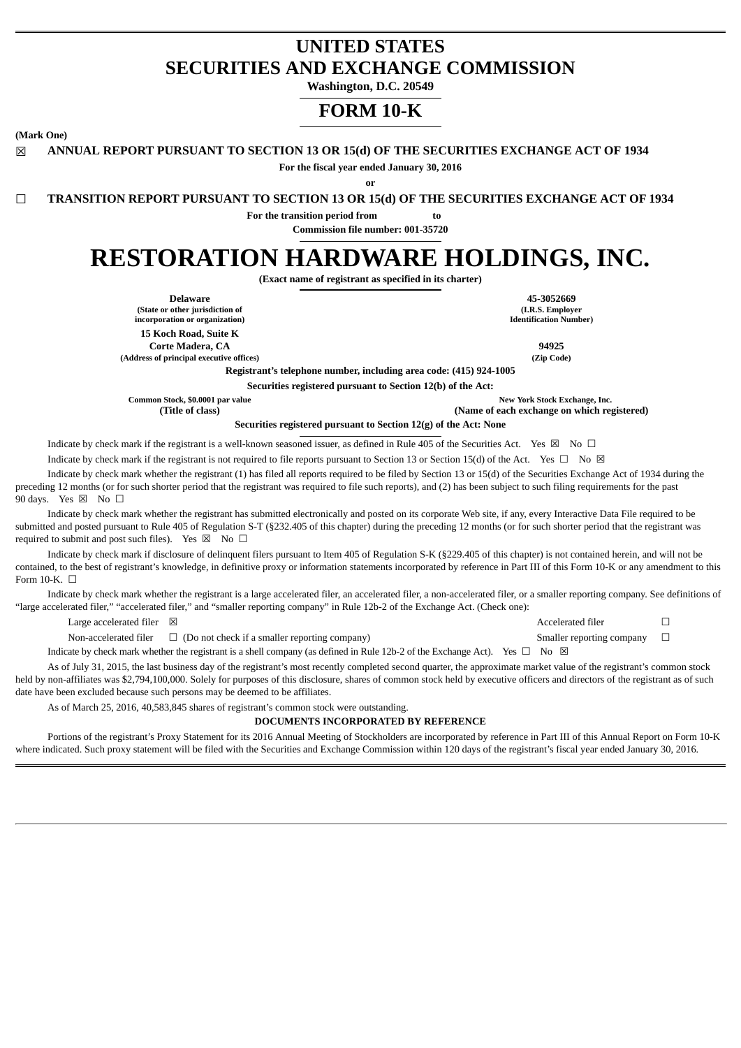# UNITED STATES
# SECURITIES AND EXCHANGE COMMISSION

**Washington, D.C. 20549**

# FORM 10-K

**(Mark One)**

☒ **ANNUAL REPORT PURSUANT TO SECTION 13 OR 15(d) OF THE SECURITIES EXCHANGE ACT OF 1934**

**For the fiscal year ended January 30, 2016**

**or**

☐ **TRANSITION REPORT PURSUANT TO SECTION 13 OR 15(d) OF THE SECURITIES EXCHANGE ACT OF 1934**

**For the transition period from to**

**Commission file number: 001-35720**

# RESTORATION HARDWARE HOLDINGS, INC.

**(Exact name of registrant as specified in its charter)**

| | |
|---|---|
| **Delaware**<br>**(State or other jurisdiction of incorporation or organization)** | **45-3052669**<br>**(I.R.S. Employer Identification Number)** |
| **15 Koch Road, Suite K**<br>**Corte Madera, CA**<br>**(Address of principal executive offices)** | **94925**<br>**(Zip Code)** |

**Registrant's telephone number, including area code: (415) 924-1005**

**Securities registered pursuant to Section 12(b) of the Act:**

| | |
|---|---|
| **Common Stock, $0.0001 par value**<br>**(Title of class)** | **New York Stock Exchange, Inc.**<br>**(Name of each exchange on which registered)** |

**Securities registered pursuant to Section 12(g) of the Act: None**

Indicate by check mark if the registrant is a well-known seasoned issuer, as defined in Rule 405 of the Securities Act. Yes ☒ No ☐

Indicate by check mark if the registrant is not required to file reports pursuant to Section 13 or Section 15(d) of the Act. Yes ☐ No ☒

Indicate by check mark whether the registrant (1) has filed all reports required to be filed by Section 13 or 15(d) of the Securities Exchange Act of 1934 during the preceding 12 months (or for such shorter period that the registrant was required to file such reports), and (2) has been subject to such filing requirements for the past 90 days. Yes ☒ No ☐

Indicate by check mark whether the registrant has submitted electronically and posted on its corporate Web site, if any, every Interactive Data File required to be submitted and posted pursuant to Rule 405 of Regulation S-T (§232.405 of this chapter) during the preceding 12 months (or for such shorter period that the registrant was required to submit and post such files). Yes ☒ No ☐

Indicate by check mark if disclosure of delinquent filers pursuant to Item 405 of Regulation S-K (§229.405 of this chapter) is not contained herein, and will not be contained, to the best of registrant's knowledge, in definitive proxy or information statements incorporated by reference in Part III of this Form 10-K or any amendment to this Form 10-K. ☐

Indicate by check mark whether the registrant is a large accelerated filer, an accelerated filer, a non-accelerated filer, or a smaller reporting company. See definitions of "large accelerated filer," "accelerated filer," and "smaller reporting company" in Rule 12b-2 of the Exchange Act. (Check one):

| | |
|---|---|
| Large accelerated filer ☒ | Accelerated filer ☐ |
| Non-accelerated filer ☐ (Do not check if a smaller reporting company) | Smaller reporting company ☐ |

Indicate by check mark whether the registrant is a shell company (as defined in Rule 12b-2 of the Exchange Act). Yes ☐ No ☒

As of July 31, 2015, the last business day of the registrant's most recently completed second quarter, the approximate market value of the registrant's common stock held by non-affiliates was $2,794,100,000. Solely for purposes of this disclosure, shares of common stock held by executive officers and directors of the registrant as of such date have been excluded because such persons may be deemed to be affiliates.

As of March 25, 2016, 40,583,845 shares of registrant's common stock were outstanding.

**DOCUMENTS INCORPORATED BY REFERENCE**

Portions of the registrant's Proxy Statement for its 2016 Annual Meeting of Stockholders are incorporated by reference in Part III of this Annual Report on Form 10-K where indicated. Such proxy statement will be filed with the Securities and Exchange Commission within 120 days of the registrant's fiscal year ended January 30, 2016.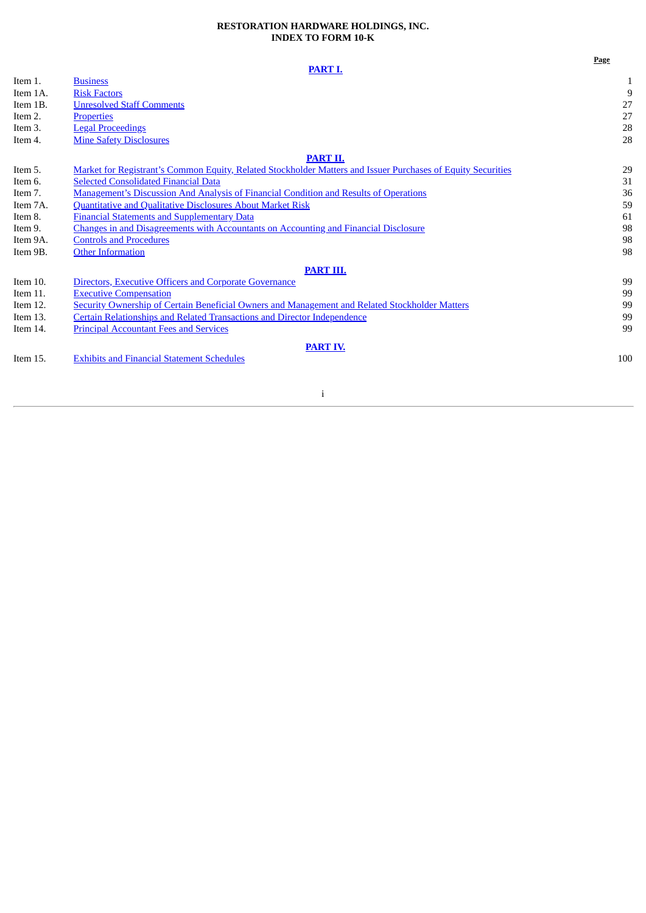**RESTORATION HARDWARE HOLDINGS, INC.**
**INDEX TO FORM 10-K**

| | | Page |
|---|---|---|
| | **PART I.** | |
| Item 1. | Business | 1 |
| Item 1A. | Risk Factors | 9 |
| Item 1B. | Unresolved Staff Comments | 27 |
| Item 2. | Properties | 27 |
| Item 3. | Legal Proceedings | 28 |
| Item 4. | Mine Safety Disclosures | 28 |
| | **PART II.** | |
| Item 5. | Market for Registrant's Common Equity, Related Stockholder Matters and Issuer Purchases of Equity Securities | 29 |
| Item 6. | Selected Consolidated Financial Data | 31 |
| Item 7. | Management's Discussion And Analysis of Financial Condition and Results of Operations | 36 |
| Item 7A. | Quantitative and Qualitative Disclosures About Market Risk | 59 |
| Item 8. | Financial Statements and Supplementary Data | 61 |
| Item 9. | Changes in and Disagreements with Accountants on Accounting and Financial Disclosure | 98 |
| Item 9A. | Controls and Procedures | 98 |
| Item 9B. | Other Information | 98 |
| | **PART III.** | |
| Item 10. | Directors, Executive Officers and Corporate Governance | 99 |
| Item 11. | Executive Compensation | 99 |
| Item 12. | Security Ownership of Certain Beneficial Owners and Management and Related Stockholder Matters | 99 |
| Item 13. | Certain Relationships and Related Transactions and Director Independence | 99 |
| Item 14. | Principal Accountant Fees and Services | 99 |
| | **PART IV.** | |
| Item 15. | Exhibits and Financial Statement Schedules | 100 |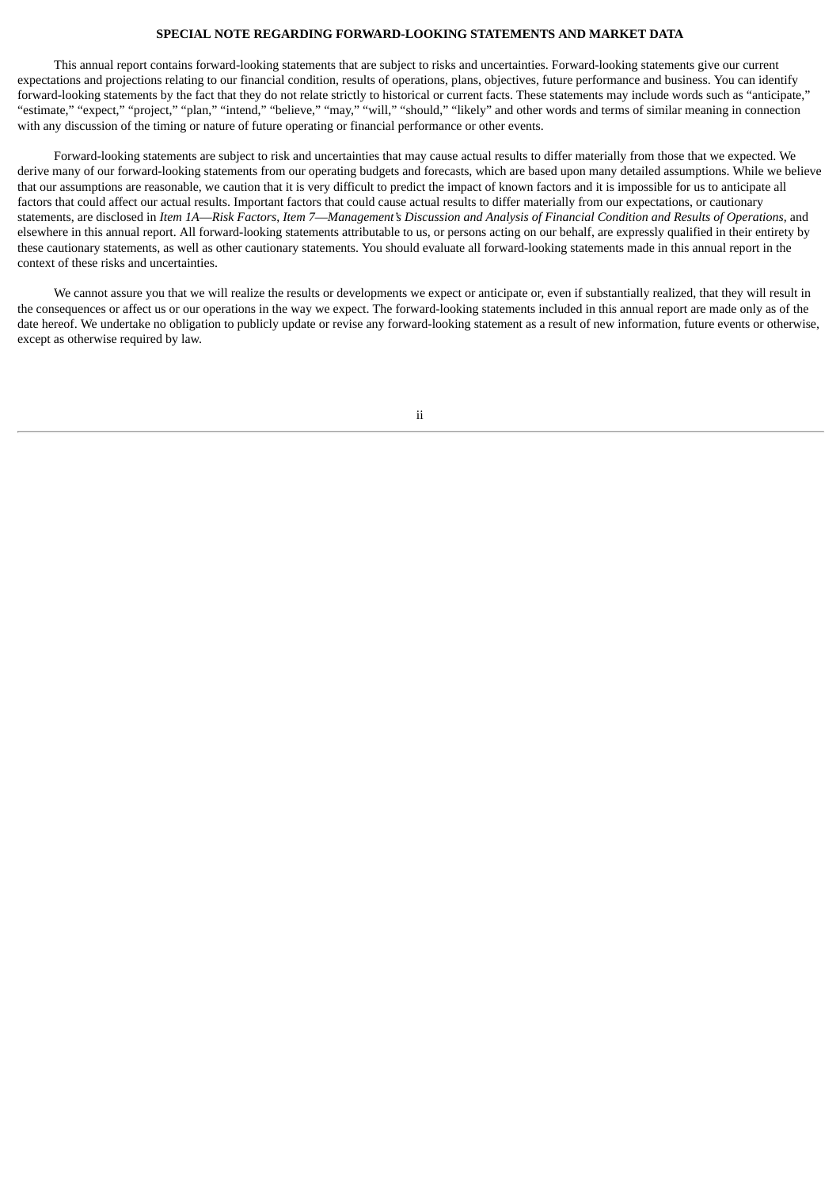## SPECIAL NOTE REGARDING FORWARD-LOOKING STATEMENTS AND MARKET DATA

This annual report contains forward-looking statements that are subject to risks and uncertainties. Forward-looking statements give our current expectations and projections relating to our financial condition, results of operations, plans, objectives, future performance and business. You can identify forward-looking statements by the fact that they do not relate strictly to historical or current facts. These statements may include words such as "anticipate," "estimate," "expect," "project," "plan," "intend," "believe," "may," "will," "should," "likely" and other words and terms of similar meaning in connection with any discussion of the timing or nature of future operating or financial performance or other events.

Forward-looking statements are subject to risk and uncertainties that may cause actual results to differ materially from those that we expected. We derive many of our forward-looking statements from our operating budgets and forecasts, which are based upon many detailed assumptions. While we believe that our assumptions are reasonable, we caution that it is very difficult to predict the impact of known factors and it is impossible for us to anticipate all factors that could affect our actual results. Important factors that could cause actual results to differ materially from our expectations, or cautionary statements, are disclosed in *Item 1A—Risk Factors*, *Item 7—Management's Discussion and Analysis of Financial Condition and Results of Operations*, and elsewhere in this annual report. All forward-looking statements attributable to us, or persons acting on our behalf, are expressly qualified in their entirety by these cautionary statements, as well as other cautionary statements. You should evaluate all forward-looking statements made in this annual report in the context of these risks and uncertainties.

We cannot assure you that we will realize the results or developments we expect or anticipate or, even if substantially realized, that they will result in the consequences or affect us or our operations in the way we expect. The forward-looking statements included in this annual report are made only as of the date hereof. We undertake no obligation to publicly update or revise any forward-looking statement as a result of new information, future events or otherwise, except as otherwise required by law.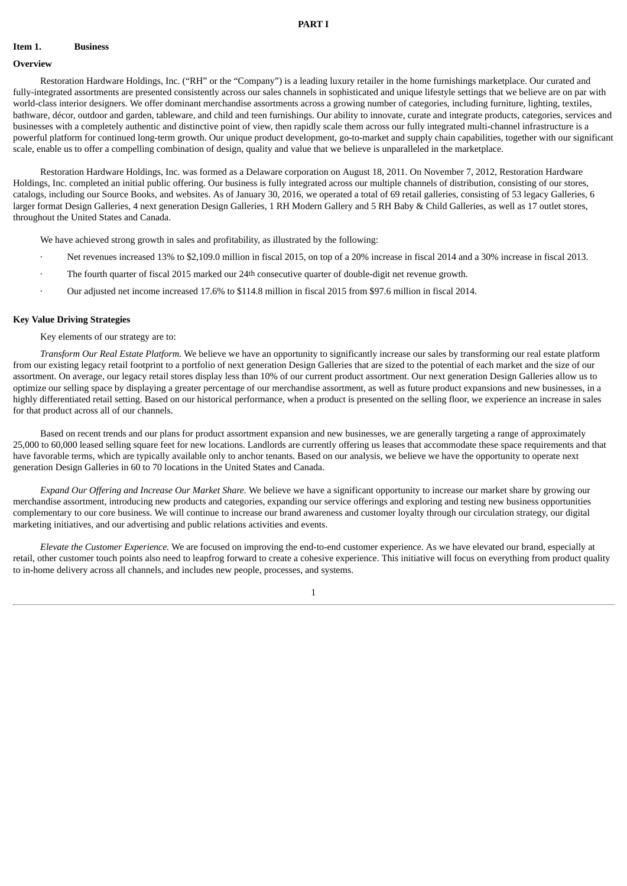# PART I

## Item 1. Business

### Overview

Restoration Hardware Holdings, Inc. ("RH" or the "Company") is a leading luxury retailer in the home furnishings marketplace. Our curated and fully-integrated assortments are presented consistently across our sales channels in sophisticated and unique lifestyle settings that we believe are on par with world-class interior designers. We offer dominant merchandise assortments across a growing number of categories, including furniture, lighting, textiles, bathware, décor, outdoor and garden, tableware, and child and teen furnishings. Our ability to innovate, curate and integrate products, categories, services and businesses with a completely authentic and distinctive point of view, then rapidly scale them across our fully integrated multi-channel infrastructure is a powerful platform for continued long-term growth. Our unique product development, go-to-market and supply chain capabilities, together with our significant scale, enable us to offer a compelling combination of design, quality and value that we believe is unparalleled in the marketplace.

Restoration Hardware Holdings, Inc. was formed as a Delaware corporation on August 18, 2011. On November 7, 2012, Restoration Hardware Holdings, Inc. completed an initial public offering. Our business is fully integrated across our multiple channels of distribution, consisting of our stores, catalogs, including our Source Books, and websites. As of January 30, 2016, we operated a total of 69 retail galleries, consisting of 53 legacy Galleries, 6 larger format Design Galleries, 4 next generation Design Galleries, 1 RH Modern Gallery and 5 RH Baby & Child Galleries, as well as 17 outlet stores, throughout the United States and Canada.

We have achieved strong growth in sales and profitability, as illustrated by the following:

- Net revenues increased 13% to $2,109.0 million in fiscal 2015, on top of a 20% increase in fiscal 2014 and a 30% increase in fiscal 2013.
- The fourth quarter of fiscal 2015 marked our 24th consecutive quarter of double-digit net revenue growth.
- Our adjusted net income increased 17.6% to $114.8 million in fiscal 2015 from $97.6 million in fiscal 2014.

### Key Value Driving Strategies

Key elements of our strategy are to:

*Transform Our Real Estate Platform.* We believe we have an opportunity to significantly increase our sales by transforming our real estate platform from our existing legacy retail footprint to a portfolio of next generation Design Galleries that are sized to the potential of each market and the size of our assortment. On average, our legacy retail stores display less than 10% of our current product assortment. Our next generation Design Galleries allow us to optimize our selling space by displaying a greater percentage of our merchandise assortment, as well as future product expansions and new businesses, in a highly differentiated retail setting. Based on our historical performance, when a product is presented on the selling floor, we experience an increase in sales for that product across all of our channels.

Based on recent trends and our plans for product assortment expansion and new businesses, we are generally targeting a range of approximately 25,000 to 60,000 leased selling square feet for new locations. Landlords are currently offering us leases that accommodate these space requirements and that have favorable terms, which are typically available only to anchor tenants. Based on our analysis, we believe we have the opportunity to operate next generation Design Galleries in 60 to 70 locations in the United States and Canada.

*Expand Our Offering and Increase Our Market Share.* We believe we have a significant opportunity to increase our market share by growing our merchandise assortment, introducing new products and categories, expanding our service offerings and exploring and testing new business opportunities complementary to our core business. We will continue to increase our brand awareness and customer loyalty through our circulation strategy, our digital marketing initiatives, and our advertising and public relations activities and events.

*Elevate the Customer Experience.* We are focused on improving the end-to-end customer experience. As we have elevated our brand, especially at retail, other customer touch points also need to leapfrog forward to create a cohesive experience. This initiative will focus on everything from product quality to in-home delivery across all channels, and includes new people, processes, and systems.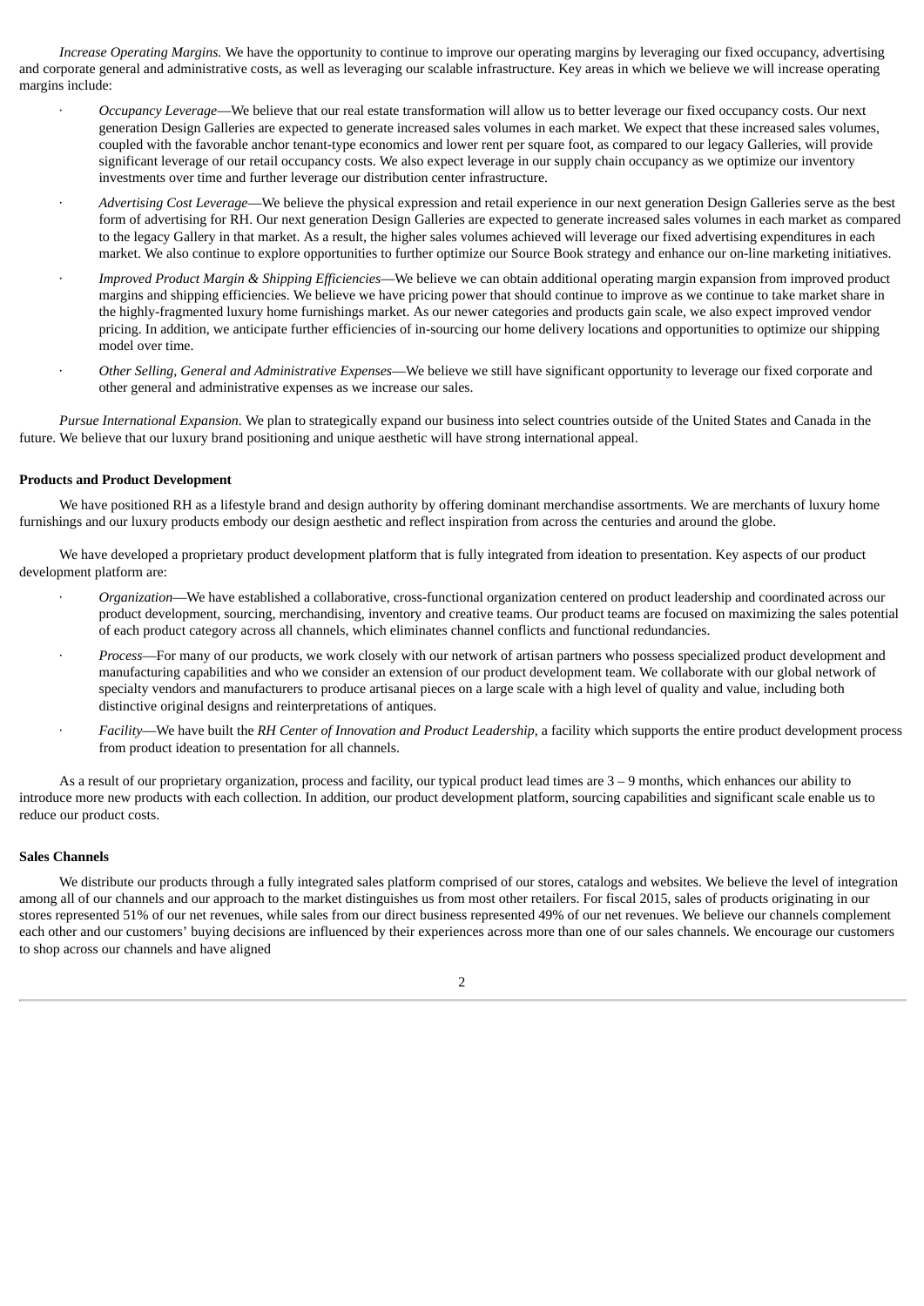*Increase Operating Margins.* We have the opportunity to continue to improve our operating margins by leveraging our fixed occupancy, advertising and corporate general and administrative costs, as well as leveraging our scalable infrastructure. Key areas in which we believe we will increase operating margins include:

- *Occupancy Leverage*—We believe that our real estate transformation will allow us to better leverage our fixed occupancy costs. Our next generation Design Galleries are expected to generate increased sales volumes in each market. We expect that these increased sales volumes, coupled with the favorable anchor tenant-type economics and lower rent per square foot, as compared to our legacy Galleries, will provide significant leverage of our retail occupancy costs. We also expect leverage in our supply chain occupancy as we optimize our inventory investments over time and further leverage our distribution center infrastructure.
- *Advertising Cost Leverage*—We believe the physical expression and retail experience in our next generation Design Galleries serve as the best form of advertising for RH. Our next generation Design Galleries are expected to generate increased sales volumes in each market as compared to the legacy Gallery in that market. As a result, the higher sales volumes achieved will leverage our fixed advertising expenditures in each market. We also continue to explore opportunities to further optimize our Source Book strategy and enhance our on-line marketing initiatives.
- *Improved Product Margin & Shipping Efficiencies*—We believe we can obtain additional operating margin expansion from improved product margins and shipping efficiencies. We believe we have pricing power that should continue to improve as we continue to take market share in the highly-fragmented luxury home furnishings market. As our newer categories and products gain scale, we also expect improved vendor pricing. In addition, we anticipate further efficiencies of in-sourcing our home delivery locations and opportunities to optimize our shipping model over time.
- *Other Selling, General and Administrative Expenses*—We believe we still have significant opportunity to leverage our fixed corporate and other general and administrative expenses as we increase our sales.

*Pursue International Expansion.* We plan to strategically expand our business into select countries outside of the United States and Canada in the future. We believe that our luxury brand positioning and unique aesthetic will have strong international appeal.

**Products and Product Development**

We have positioned RH as a lifestyle brand and design authority by offering dominant merchandise assortments. We are merchants of luxury home furnishings and our luxury products embody our design aesthetic and reflect inspiration from across the centuries and around the globe.

We have developed a proprietary product development platform that is fully integrated from ideation to presentation. Key aspects of our product development platform are:

- *Organization*—We have established a collaborative, cross-functional organization centered on product leadership and coordinated across our product development, sourcing, merchandising, inventory and creative teams. Our product teams are focused on maximizing the sales potential of each product category across all channels, which eliminates channel conflicts and functional redundancies.
- *Process*—For many of our products, we work closely with our network of artisan partners who possess specialized product development and manufacturing capabilities and who we consider an extension of our product development team. We collaborate with our global network of specialty vendors and manufacturers to produce artisanal pieces on a large scale with a high level of quality and value, including both distinctive original designs and reinterpretations of antiques.
- *Facility*—We have built the *RH Center of Innovation and Product Leadership*, a facility which supports the entire product development process from product ideation to presentation for all channels.

As a result of our proprietary organization, process and facility, our typical product lead times are 3 – 9 months, which enhances our ability to introduce more new products with each collection. In addition, our product development platform, sourcing capabilities and significant scale enable us to reduce our product costs.

**Sales Channels**

We distribute our products through a fully integrated sales platform comprised of our stores, catalogs and websites. We believe the level of integration among all of our channels and our approach to the market distinguishes us from most other retailers. For fiscal 2015, sales of products originating in our stores represented 51% of our net revenues, while sales from our direct business represented 49% of our net revenues. We believe our channels complement each other and our customers' buying decisions are influenced by their experiences across more than one of our sales channels. We encourage our customers to shop across our channels and have aligned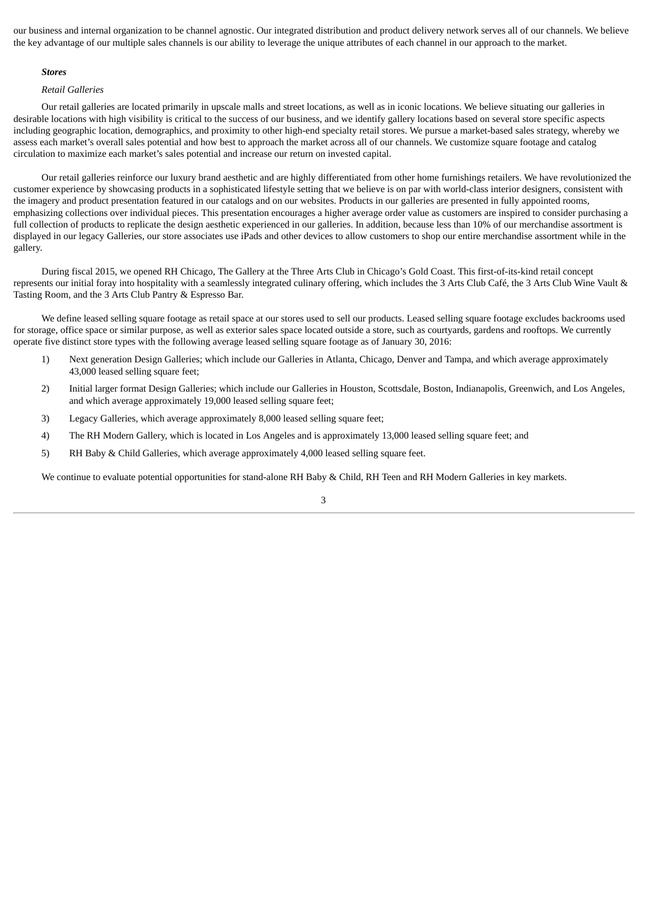our business and internal organization to be channel agnostic. Our integrated distribution and product delivery network serves all of our channels. We believe the key advantage of our multiple sales channels is our ability to leverage the unique attributes of each channel in our approach to the market.

***Stores***

*Retail Galleries*

Our retail galleries are located primarily in upscale malls and street locations, as well as in iconic locations. We believe situating our galleries in desirable locations with high visibility is critical to the success of our business, and we identify gallery locations based on several store specific aspects including geographic location, demographics, and proximity to other high-end specialty retail stores. We pursue a market-based sales strategy, whereby we assess each market's overall sales potential and how best to approach the market across all of our channels. We customize square footage and catalog circulation to maximize each market's sales potential and increase our return on invested capital.

Our retail galleries reinforce our luxury brand aesthetic and are highly differentiated from other home furnishings retailers. We have revolutionized the customer experience by showcasing products in a sophisticated lifestyle setting that we believe is on par with world-class interior designers, consistent with the imagery and product presentation featured in our catalogs and on our websites. Products in our galleries are presented in fully appointed rooms, emphasizing collections over individual pieces. This presentation encourages a higher average order value as customers are inspired to consider purchasing a full collection of products to replicate the design aesthetic experienced in our galleries. In addition, because less than 10% of our merchandise assortment is displayed in our legacy Galleries, our store associates use iPads and other devices to allow customers to shop our entire merchandise assortment while in the gallery.

During fiscal 2015, we opened RH Chicago, The Gallery at the Three Arts Club in Chicago's Gold Coast. This first-of-its-kind retail concept represents our initial foray into hospitality with a seamlessly integrated culinary offering, which includes the 3 Arts Club Café, the 3 Arts Club Wine Vault & Tasting Room, and the 3 Arts Club Pantry & Espresso Bar.

We define leased selling square footage as retail space at our stores used to sell our products. Leased selling square footage excludes backrooms used for storage, office space or similar purpose, as well as exterior sales space located outside a store, such as courtyards, gardens and rooftops. We currently operate five distinct store types with the following average leased selling square footage as of January 30, 2016:

1) Next generation Design Galleries; which include our Galleries in Atlanta, Chicago, Denver and Tampa, and which average approximately 43,000 leased selling square feet;
2) Initial larger format Design Galleries; which include our Galleries in Houston, Scottsdale, Boston, Indianapolis, Greenwich, and Los Angeles, and which average approximately 19,000 leased selling square feet;
3) Legacy Galleries, which average approximately 8,000 leased selling square feet;
4) The RH Modern Gallery, which is located in Los Angeles and is approximately 13,000 leased selling square feet; and
5) RH Baby & Child Galleries, which average approximately 4,000 leased selling square feet.

We continue to evaluate potential opportunities for stand-alone RH Baby & Child, RH Teen and RH Modern Galleries in key markets.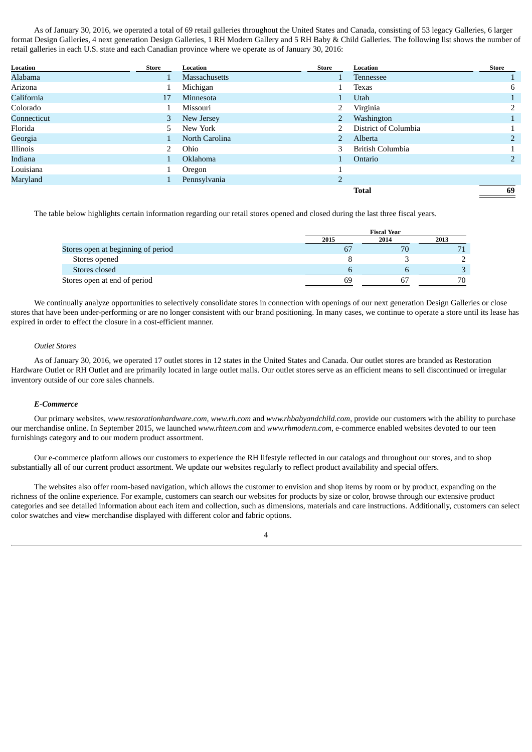As of January 30, 2016, we operated a total of 69 retail galleries throughout the United States and Canada, consisting of 53 legacy Galleries, 6 larger format Design Galleries, 4 next generation Design Galleries, 1 RH Modern Gallery and 5 RH Baby & Child Galleries. The following list shows the number of retail galleries in each U.S. state and each Canadian province where we operate as of January 30, 2016:

| Location | Store | Location | Store | Location | Store |
|---|---|---|---|---|---|
| Alabama | 1 | Massachusetts | 1 | Tennessee | 1 |
| Arizona | 1 | Michigan | 1 | Texas | 6 |
| California | 17 | Minnesota | 1 | Utah | 1 |
| Colorado | 1 | Missouri | 2 | Virginia | 2 |
| Connecticut | 3 | New Jersey | 2 | Washington | 1 |
| Florida | 5 | New York | 2 | District of Columbia | 1 |
| Georgia | 1 | North Carolina | 2 | Alberta | 2 |
| Illinois | 2 | Ohio | 3 | British Columbia | 1 |
| Indiana | 1 | Oklahoma | 1 | Ontario | 2 |
| Louisiana | 1 | Oregon | 1 | | |
| Maryland | 1 | Pennsylvania | 2 | | |
| | | | | **Total** | **69** |

The table below highlights certain information regarding our retail stores opened and closed during the last three fiscal years.

| | Fiscal Year | | |
|---|---|---|---|
| | 2015 | 2014 | 2013 |
| Stores open at beginning of period | 67 | 70 | 71 |
| Stores opened | 8 | 3 | 2 |
| Stores closed | 6 | 6 | 3 |
| Stores open at end of period | 69 | 67 | 70 |

We continually analyze opportunities to selectively consolidate stores in connection with openings of our next generation Design Galleries or close stores that have been under-performing or are no longer consistent with our brand positioning. In many cases, we continue to operate a store until its lease has expired in order to effect the closure in a cost-efficient manner.

*Outlet Stores*

As of January 30, 2016, we operated 17 outlet stores in 12 states in the United States and Canada. Our outlet stores are branded as Restoration Hardware Outlet or RH Outlet and are primarily located in large outlet malls. Our outlet stores serve as an efficient means to sell discontinued or irregular inventory outside of our core sales channels.

***E-Commerce***

Our primary websites, *www.restorationhardware.com*, *www.rh.com* and *www.rhbabyandchild.com*, provide our customers with the ability to purchase our merchandise online. In September 2015, we launched *www.rhteen.com* and *www.rhmodern.com*, e-commerce enabled websites devoted to our teen furnishings category and to our modern product assortment.

Our e-commerce platform allows our customers to experience the RH lifestyle reflected in our catalogs and throughout our stores, and to shop substantially all of our current product assortment. We update our websites regularly to reflect product availability and special offers.

The websites also offer room-based navigation, which allows the customer to envision and shop items by room or by product, expanding on the richness of the online experience. For example, customers can search our websites for products by size or color, browse through our extensive product categories and see detailed information about each item and collection, such as dimensions, materials and care instructions. Additionally, customers can select color swatches and view merchandise displayed with different color and fabric options.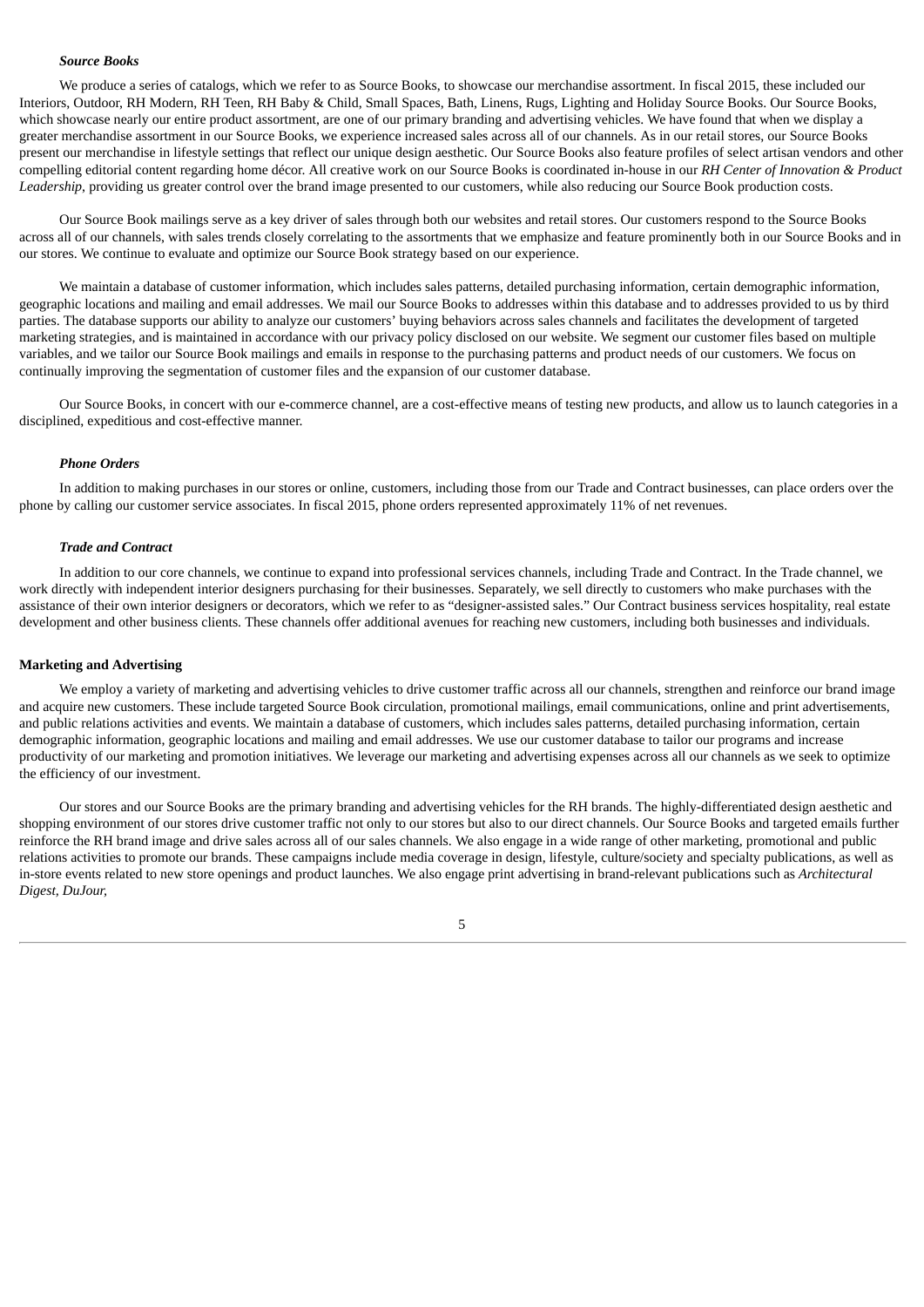***Source Books***

We produce a series of catalogs, which we refer to as Source Books, to showcase our merchandise assortment. In fiscal 2015, these included our Interiors, Outdoor, RH Modern, RH Teen, RH Baby & Child, Small Spaces, Bath, Linens, Rugs, Lighting and Holiday Source Books. Our Source Books, which showcase nearly our entire product assortment, are one of our primary branding and advertising vehicles. We have found that when we display a greater merchandise assortment in our Source Books, we experience increased sales across all of our channels. As in our retail stores, our Source Books present our merchandise in lifestyle settings that reflect our unique design aesthetic. Our Source Books also feature profiles of select artisan vendors and other compelling editorial content regarding home décor. All creative work on our Source Books is coordinated in-house in our *RH Center of Innovation & Product Leadership*, providing us greater control over the brand image presented to our customers, while also reducing our Source Book production costs.

Our Source Book mailings serve as a key driver of sales through both our websites and retail stores. Our customers respond to the Source Books across all of our channels, with sales trends closely correlating to the assortments that we emphasize and feature prominently both in our Source Books and in our stores. We continue to evaluate and optimize our Source Book strategy based on our experience.

We maintain a database of customer information, which includes sales patterns, detailed purchasing information, certain demographic information, geographic locations and mailing and email addresses. We mail our Source Books to addresses within this database and to addresses provided to us by third parties. The database supports our ability to analyze our customers' buying behaviors across sales channels and facilitates the development of targeted marketing strategies, and is maintained in accordance with our privacy policy disclosed on our website. We segment our customer files based on multiple variables, and we tailor our Source Book mailings and emails in response to the purchasing patterns and product needs of our customers. We focus on continually improving the segmentation of customer files and the expansion of our customer database.

Our Source Books, in concert with our e-commerce channel, are a cost-effective means of testing new products, and allow us to launch categories in a disciplined, expeditious and cost-effective manner.

***Phone Orders***

In addition to making purchases in our stores or online, customers, including those from our Trade and Contract businesses, can place orders over the phone by calling our customer service associates. In fiscal 2015, phone orders represented approximately 11% of net revenues.

***Trade and Contract***

In addition to our core channels, we continue to expand into professional services channels, including Trade and Contract. In the Trade channel, we work directly with independent interior designers purchasing for their businesses. Separately, we sell directly to customers who make purchases with the assistance of their own interior designers or decorators, which we refer to as "designer-assisted sales." Our Contract business services hospitality, real estate development and other business clients. These channels offer additional avenues for reaching new customers, including both businesses and individuals.

**Marketing and Advertising**

We employ a variety of marketing and advertising vehicles to drive customer traffic across all our channels, strengthen and reinforce our brand image and acquire new customers. These include targeted Source Book circulation, promotional mailings, email communications, online and print advertisements, and public relations activities and events. We maintain a database of customers, which includes sales patterns, detailed purchasing information, certain demographic information, geographic locations and mailing and email addresses. We use our customer database to tailor our programs and increase productivity of our marketing and promotion initiatives. We leverage our marketing and advertising expenses across all our channels as we seek to optimize the efficiency of our investment.

Our stores and our Source Books are the primary branding and advertising vehicles for the RH brands. The highly-differentiated design aesthetic and shopping environment of our stores drive customer traffic not only to our stores but also to our direct channels. Our Source Books and targeted emails further reinforce the RH brand image and drive sales across all of our sales channels. We also engage in a wide range of other marketing, promotional and public relations activities to promote our brands. These campaigns include media coverage in design, lifestyle, culture/society and specialty publications, as well as in-store events related to new store openings and product launches. We also engage print advertising in brand-relevant publications such as *Architectural Digest, DuJour,*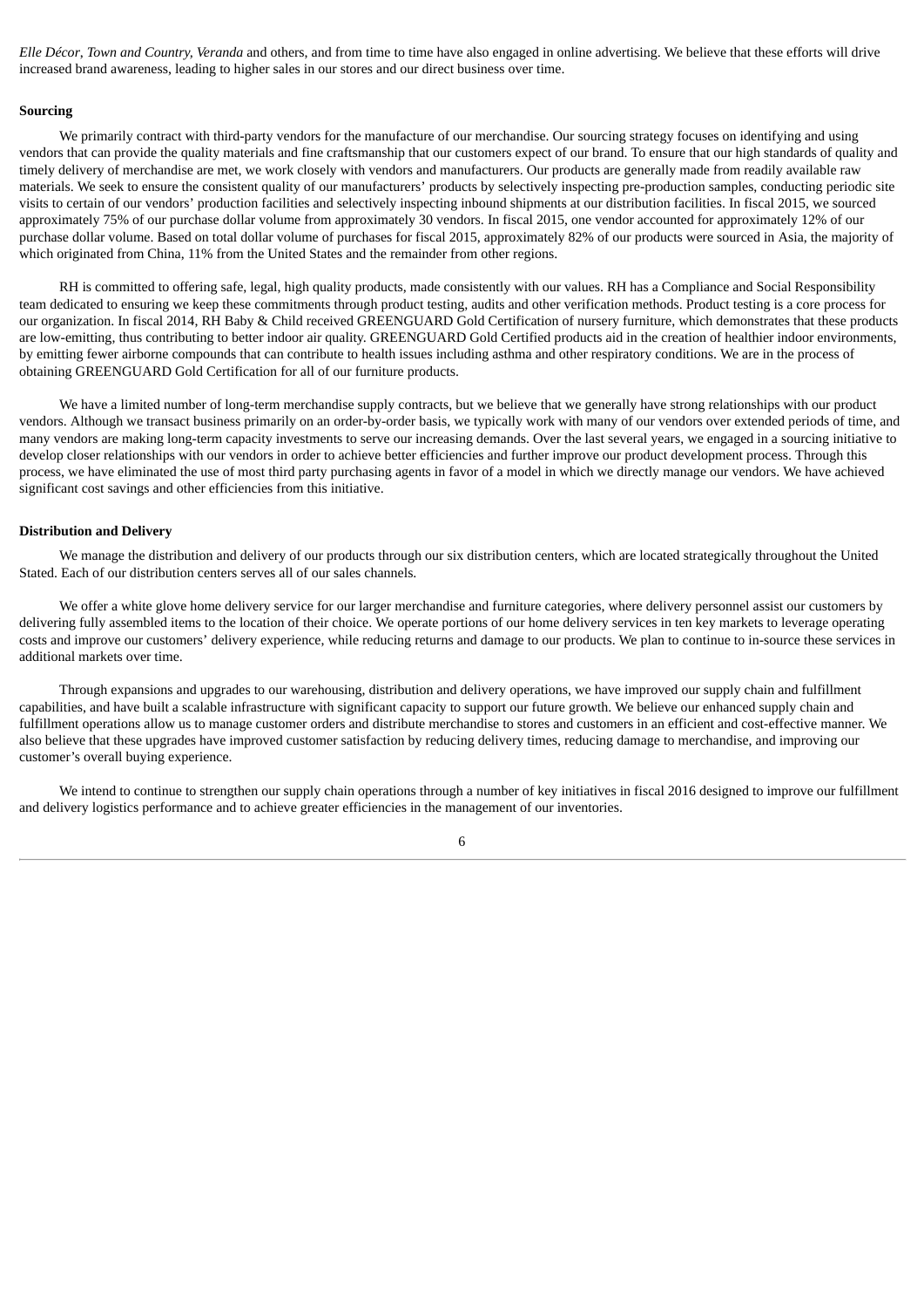*Elle Décor, Town and Country, Veranda* and others, and from time to time have also engaged in online advertising. We believe that these efforts will drive increased brand awareness, leading to higher sales in our stores and our direct business over time.

**Sourcing**

We primarily contract with third-party vendors for the manufacture of our merchandise. Our sourcing strategy focuses on identifying and using vendors that can provide the quality materials and fine craftsmanship that our customers expect of our brand. To ensure that our high standards of quality and timely delivery of merchandise are met, we work closely with vendors and manufacturers. Our products are generally made from readily available raw materials. We seek to ensure the consistent quality of our manufacturers' products by selectively inspecting pre-production samples, conducting periodic site visits to certain of our vendors' production facilities and selectively inspecting inbound shipments at our distribution facilities. In fiscal 2015, we sourced approximately 75% of our purchase dollar volume from approximately 30 vendors. In fiscal 2015, one vendor accounted for approximately 12% of our purchase dollar volume. Based on total dollar volume of purchases for fiscal 2015, approximately 82% of our products were sourced in Asia, the majority of which originated from China, 11% from the United States and the remainder from other regions.

RH is committed to offering safe, legal, high quality products, made consistently with our values. RH has a Compliance and Social Responsibility team dedicated to ensuring we keep these commitments through product testing, audits and other verification methods. Product testing is a core process for our organization. In fiscal 2014, RH Baby & Child received GREENGUARD Gold Certification of nursery furniture, which demonstrates that these products are low-emitting, thus contributing to better indoor air quality. GREENGUARD Gold Certified products aid in the creation of healthier indoor environments, by emitting fewer airborne compounds that can contribute to health issues including asthma and other respiratory conditions. We are in the process of obtaining GREENGUARD Gold Certification for all of our furniture products.

We have a limited number of long-term merchandise supply contracts, but we believe that we generally have strong relationships with our product vendors. Although we transact business primarily on an order-by-order basis, we typically work with many of our vendors over extended periods of time, and many vendors are making long-term capacity investments to serve our increasing demands. Over the last several years, we engaged in a sourcing initiative to develop closer relationships with our vendors in order to achieve better efficiencies and further improve our product development process. Through this process, we have eliminated the use of most third party purchasing agents in favor of a model in which we directly manage our vendors. We have achieved significant cost savings and other efficiencies from this initiative.

**Distribution and Delivery**

We manage the distribution and delivery of our products through our six distribution centers, which are located strategically throughout the United Stated. Each of our distribution centers serves all of our sales channels.

We offer a white glove home delivery service for our larger merchandise and furniture categories, where delivery personnel assist our customers by delivering fully assembled items to the location of their choice. We operate portions of our home delivery services in ten key markets to leverage operating costs and improve our customers' delivery experience, while reducing returns and damage to our products. We plan to continue to in-source these services in additional markets over time.

Through expansions and upgrades to our warehousing, distribution and delivery operations, we have improved our supply chain and fulfillment capabilities, and have built a scalable infrastructure with significant capacity to support our future growth. We believe our enhanced supply chain and fulfillment operations allow us to manage customer orders and distribute merchandise to stores and customers in an efficient and cost-effective manner. We also believe that these upgrades have improved customer satisfaction by reducing delivery times, reducing damage to merchandise, and improving our customer's overall buying experience.

We intend to continue to strengthen our supply chain operations through a number of key initiatives in fiscal 2016 designed to improve our fulfillment and delivery logistics performance and to achieve greater efficiencies in the management of our inventories.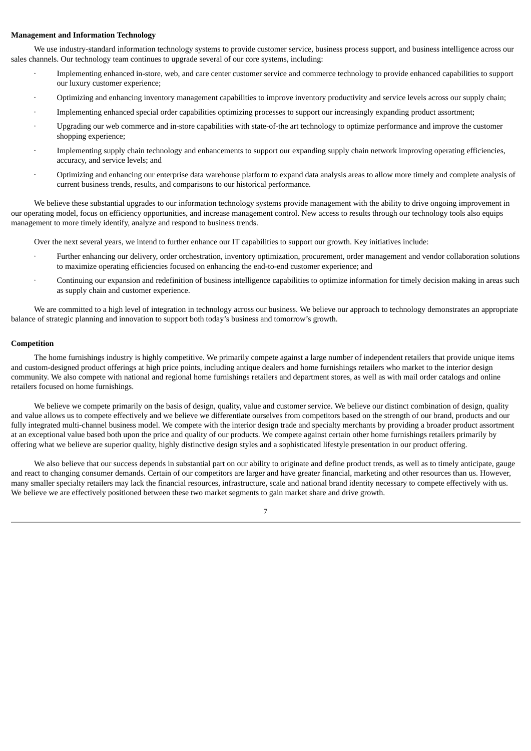**Management and Information Technology**

We use industry-standard information technology systems to provide customer service, business process support, and business intelligence across our sales channels. Our technology team continues to upgrade several of our core systems, including:

- Implementing enhanced in-store, web, and care center customer service and commerce technology to provide enhanced capabilities to support our luxury customer experience;
- Optimizing and enhancing inventory management capabilities to improve inventory productivity and service levels across our supply chain;
- Implementing enhanced special order capabilities optimizing processes to support our increasingly expanding product assortment;
- Upgrading our web commerce and in-store capabilities with state-of-the art technology to optimize performance and improve the customer shopping experience;
- Implementing supply chain technology and enhancements to support our expanding supply chain network improving operating efficiencies, accuracy, and service levels; and
- Optimizing and enhancing our enterprise data warehouse platform to expand data analysis areas to allow more timely and complete analysis of current business trends, results, and comparisons to our historical performance.

We believe these substantial upgrades to our information technology systems provide management with the ability to drive ongoing improvement in our operating model, focus on efficiency opportunities, and increase management control. New access to results through our technology tools also equips management to more timely identify, analyze and respond to business trends.

Over the next several years, we intend to further enhance our IT capabilities to support our growth. Key initiatives include:

- Further enhancing our delivery, order orchestration, inventory optimization, procurement, order management and vendor collaboration solutions to maximize operating efficiencies focused on enhancing the end-to-end customer experience; and
- Continuing our expansion and redefinition of business intelligence capabilities to optimize information for timely decision making in areas such as supply chain and customer experience.

We are committed to a high level of integration in technology across our business. We believe our approach to technology demonstrates an appropriate balance of strategic planning and innovation to support both today's business and tomorrow's growth.

**Competition**

The home furnishings industry is highly competitive. We primarily compete against a large number of independent retailers that provide unique items and custom-designed product offerings at high price points, including antique dealers and home furnishings retailers who market to the interior design community. We also compete with national and regional home furnishings retailers and department stores, as well as with mail order catalogs and online retailers focused on home furnishings.

We believe we compete primarily on the basis of design, quality, value and customer service. We believe our distinct combination of design, quality and value allows us to compete effectively and we believe we differentiate ourselves from competitors based on the strength of our brand, products and our fully integrated multi-channel business model. We compete with the interior design trade and specialty merchants by providing a broader product assortment at an exceptional value based both upon the price and quality of our products. We compete against certain other home furnishings retailers primarily by offering what we believe are superior quality, highly distinctive design styles and a sophisticated lifestyle presentation in our product offering.

We also believe that our success depends in substantial part on our ability to originate and define product trends, as well as to timely anticipate, gauge and react to changing consumer demands. Certain of our competitors are larger and have greater financial, marketing and other resources than us. However, many smaller specialty retailers may lack the financial resources, infrastructure, scale and national brand identity necessary to compete effectively with us. We believe we are effectively positioned between these two market segments to gain market share and drive growth.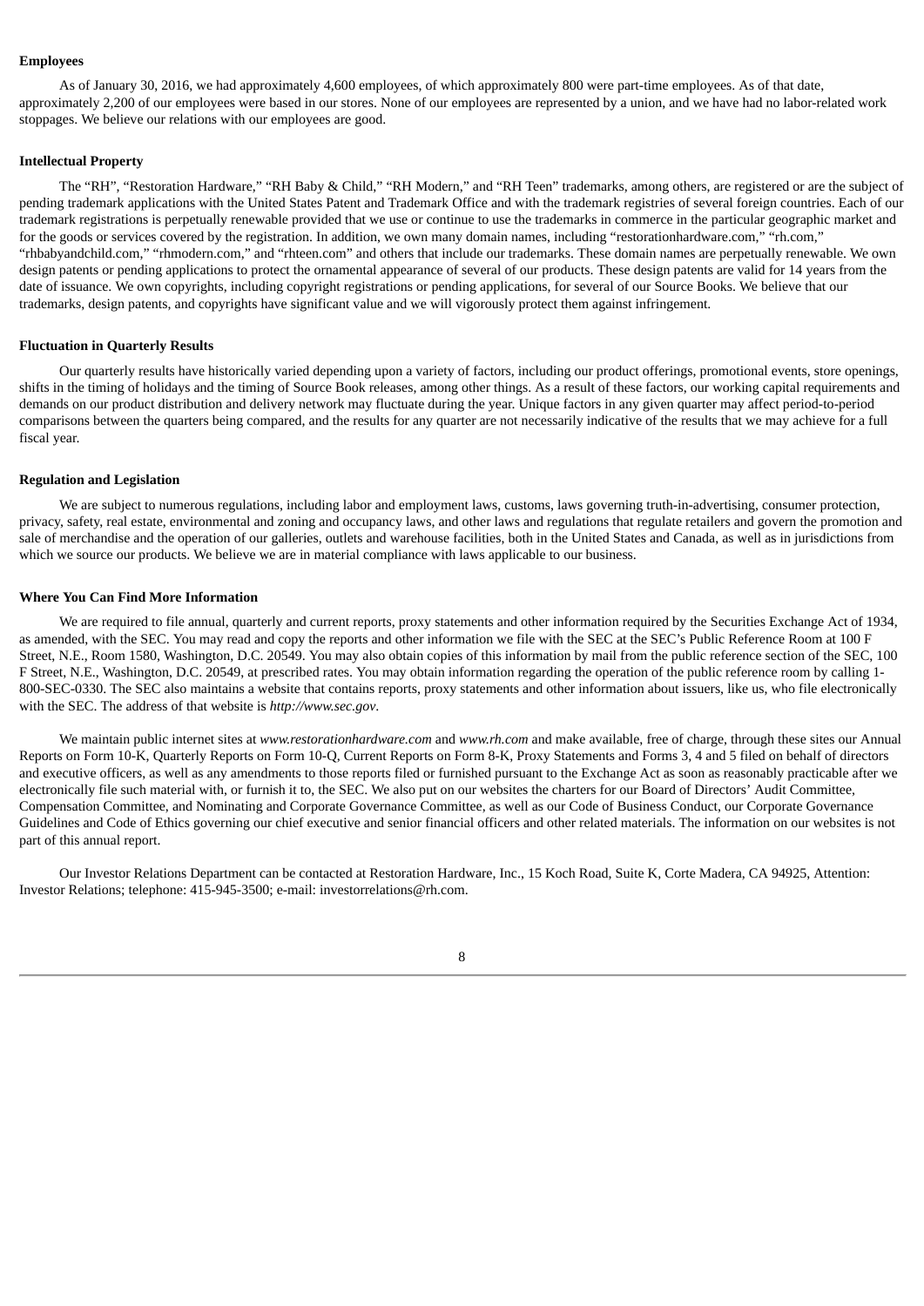**Employees**

As of January 30, 2016, we had approximately 4,600 employees, of which approximately 800 were part-time employees. As of that date, approximately 2,200 of our employees were based in our stores. None of our employees are represented by a union, and we have had no labor-related work stoppages. We believe our relations with our employees are good.

**Intellectual Property**

The "RH", "Restoration Hardware," "RH Baby & Child," "RH Modern," and "RH Teen" trademarks, among others, are registered or are the subject of pending trademark applications with the United States Patent and Trademark Office and with the trademark registries of several foreign countries. Each of our trademark registrations is perpetually renewable provided that we use or continue to use the trademarks in commerce in the particular geographic market and for the goods or services covered by the registration. In addition, we own many domain names, including "restorationhardware.com," "rh.com," "rhbabyandchild.com," "rhmodern.com," and "rhteen.com" and others that include our trademarks. These domain names are perpetually renewable. We own design patents or pending applications to protect the ornamental appearance of several of our products. These design patents are valid for 14 years from the date of issuance. We own copyrights, including copyright registrations or pending applications, for several of our Source Books. We believe that our trademarks, design patents, and copyrights have significant value and we will vigorously protect them against infringement.

**Fluctuation in Quarterly Results**

Our quarterly results have historically varied depending upon a variety of factors, including our product offerings, promotional events, store openings, shifts in the timing of holidays and the timing of Source Book releases, among other things. As a result of these factors, our working capital requirements and demands on our product distribution and delivery network may fluctuate during the year. Unique factors in any given quarter may affect period-to-period comparisons between the quarters being compared, and the results for any quarter are not necessarily indicative of the results that we may achieve for a full fiscal year.

**Regulation and Legislation**

We are subject to numerous regulations, including labor and employment laws, customs, laws governing truth-in-advertising, consumer protection, privacy, safety, real estate, environmental and zoning and occupancy laws, and other laws and regulations that regulate retailers and govern the promotion and sale of merchandise and the operation of our galleries, outlets and warehouse facilities, both in the United States and Canada, as well as in jurisdictions from which we source our products. We believe we are in material compliance with laws applicable to our business.

**Where You Can Find More Information**

We are required to file annual, quarterly and current reports, proxy statements and other information required by the Securities Exchange Act of 1934, as amended, with the SEC. You may read and copy the reports and other information we file with the SEC at the SEC's Public Reference Room at 100 F Street, N.E., Room 1580, Washington, D.C. 20549. You may also obtain copies of this information by mail from the public reference section of the SEC, 100 F Street, N.E., Washington, D.C. 20549, at prescribed rates. You may obtain information regarding the operation of the public reference room by calling 1-800-SEC-0330. The SEC also maintains a website that contains reports, proxy statements and other information about issuers, like us, who file electronically with the SEC. The address of that website is *http://www.sec.gov*.

We maintain public internet sites at *www.restorationhardware.com* and *www.rh.com* and make available, free of charge, through these sites our Annual Reports on Form 10-K, Quarterly Reports on Form 10-Q, Current Reports on Form 8-K, Proxy Statements and Forms 3, 4 and 5 filed on behalf of directors and executive officers, as well as any amendments to those reports filed or furnished pursuant to the Exchange Act as soon as reasonably practicable after we electronically file such material with, or furnish it to, the SEC. We also put on our websites the charters for our Board of Directors' Audit Committee, Compensation Committee, and Nominating and Corporate Governance Committee, as well as our Code of Business Conduct, our Corporate Governance Guidelines and Code of Ethics governing our chief executive and senior financial officers and other related materials. The information on our websites is not part of this annual report.

Our Investor Relations Department can be contacted at Restoration Hardware, Inc., 15 Koch Road, Suite K, Corte Madera, CA 94925, Attention: Investor Relations; telephone: 415-945-3500; e-mail: investorrelations@rh.com.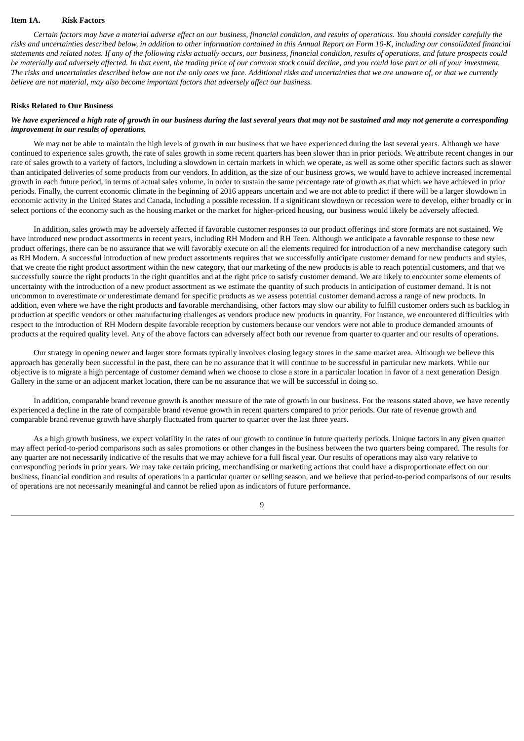## Item 1A. Risk Factors

*Certain factors may have a material adverse effect on our business, financial condition, and results of operations. You should consider carefully the risks and uncertainties described below, in addition to other information contained in this Annual Report on Form 10-K, including our consolidated financial statements and related notes. If any of the following risks actually occurs, our business, financial condition, results of operations, and future prospects could be materially and adversely affected. In that event, the trading price of our common stock could decline, and you could lose part or all of your investment. The risks and uncertainties described below are not the only ones we face. Additional risks and uncertainties that we are unaware of, or that we currently believe are not material, may also become important factors that adversely affect our business.*

### Risks Related to Our Business

***We have experienced a high rate of growth in our business during the last several years that may not be sustained and may not generate a corresponding improvement in our results of operations.***

We may not be able to maintain the high levels of growth in our business that we have experienced during the last several years. Although we have continued to experience sales growth, the rate of sales growth in some recent quarters has been slower than in prior periods. We attribute recent changes in our rate of sales growth to a variety of factors, including a slowdown in certain markets in which we operate, as well as some other specific factors such as slower than anticipated deliveries of some products from our vendors. In addition, as the size of our business grows, we would have to achieve increased incremental growth in each future period, in terms of actual sales volume, in order to sustain the same percentage rate of growth as that which we have achieved in prior periods. Finally, the current economic climate in the beginning of 2016 appears uncertain and we are not able to predict if there will be a larger slowdown in economic activity in the United States and Canada, including a possible recession. If a significant slowdown or recession were to develop, either broadly or in select portions of the economy such as the housing market or the market for higher-priced housing, our business would likely be adversely affected.

In addition, sales growth may be adversely affected if favorable customer responses to our product offerings and store formats are not sustained. We have introduced new product assortments in recent years, including RH Modern and RH Teen. Although we anticipate a favorable response to these new product offerings, there can be no assurance that we will favorably execute on all the elements required for introduction of a new merchandise category such as RH Modern. A successful introduction of new product assortments requires that we successfully anticipate customer demand for new products and styles, that we create the right product assortment within the new category, that our marketing of the new products is able to reach potential customers, and that we successfully source the right products in the right quantities and at the right price to satisfy customer demand. We are likely to encounter some elements of uncertainty with the introduction of a new product assortment as we estimate the quantity of such products in anticipation of customer demand. It is not uncommon to overestimate or underestimate demand for specific products as we assess potential customer demand across a range of new products. In addition, even where we have the right products and favorable merchandising, other factors may slow our ability to fulfill customer orders such as backlog in production at specific vendors or other manufacturing challenges as vendors produce new products in quantity. For instance, we encountered difficulties with respect to the introduction of RH Modern despite favorable reception by customers because our vendors were not able to produce demanded amounts of products at the required quality level. Any of the above factors can adversely affect both our revenue from quarter to quarter and our results of operations.

Our strategy in opening newer and larger store formats typically involves closing legacy stores in the same market area. Although we believe this approach has generally been successful in the past, there can be no assurance that it will continue to be successful in particular new markets. While our objective is to migrate a high percentage of customer demand when we choose to close a store in a particular location in favor of a next generation Design Gallery in the same or an adjacent market location, there can be no assurance that we will be successful in doing so.

In addition, comparable brand revenue growth is another measure of the rate of growth in our business. For the reasons stated above, we have recently experienced a decline in the rate of comparable brand revenue growth in recent quarters compared to prior periods. Our rate of revenue growth and comparable brand revenue growth have sharply fluctuated from quarter to quarter over the last three years.

As a high growth business, we expect volatility in the rates of our growth to continue in future quarterly periods. Unique factors in any given quarter may affect period-to-period comparisons such as sales promotions or other changes in the business between the two quarters being compared. The results for any quarter are not necessarily indicative of the results that we may achieve for a full fiscal year. Our results of operations may also vary relative to corresponding periods in prior years. We may take certain pricing, merchandising or marketing actions that could have a disproportionate effect on our business, financial condition and results of operations in a particular quarter or selling season, and we believe that period-to-period comparisons of our results of operations are not necessarily meaningful and cannot be relied upon as indicators of future performance.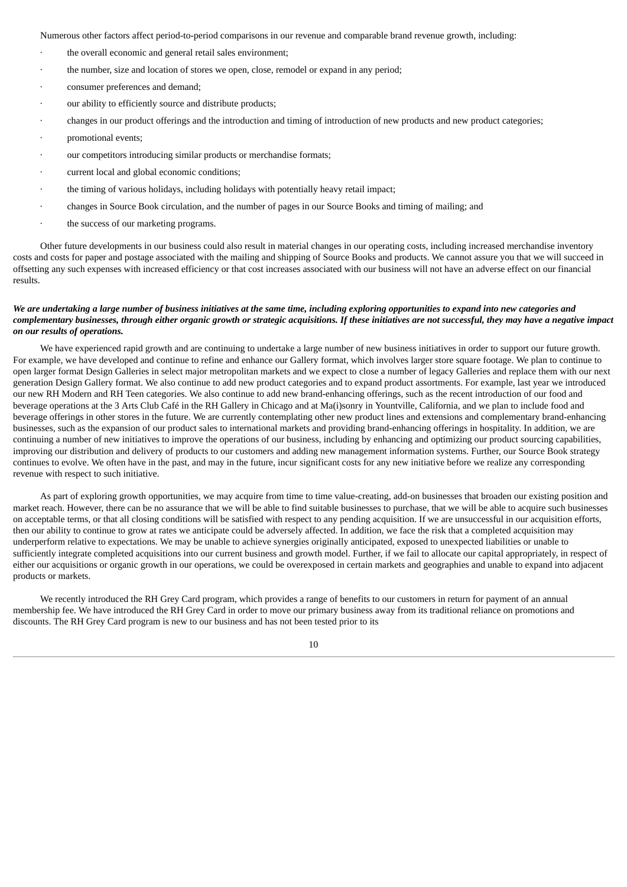Numerous other factors affect period-to-period comparisons in our revenue and comparable brand revenue growth, including:

- the overall economic and general retail sales environment;
- the number, size and location of stores we open, close, remodel or expand in any period;
- consumer preferences and demand;
- our ability to efficiently source and distribute products;
- changes in our product offerings and the introduction and timing of introduction of new products and new product categories;
- promotional events;
- our competitors introducing similar products or merchandise formats;
- current local and global economic conditions;
- the timing of various holidays, including holidays with potentially heavy retail impact;
- changes in Source Book circulation, and the number of pages in our Source Books and timing of mailing; and
- the success of our marketing programs.

Other future developments in our business could also result in material changes in our operating costs, including increased merchandise inventory costs and costs for paper and postage associated with the mailing and shipping of Source Books and products. We cannot assure you that we will succeed in offsetting any such expenses with increased efficiency or that cost increases associated with our business will not have an adverse effect on our financial results.

***We are undertaking a large number of business initiatives at the same time, including exploring opportunities to expand into new categories and complementary businesses, through either organic growth or strategic acquisitions. If these initiatives are not successful, they may have a negative impact on our results of operations.***

We have experienced rapid growth and are continuing to undertake a large number of new business initiatives in order to support our future growth. For example, we have developed and continue to refine and enhance our Gallery format, which involves larger store square footage. We plan to continue to open larger format Design Galleries in select major metropolitan markets and we expect to close a number of legacy Galleries and replace them with our next generation Design Gallery format. We also continue to add new product categories and to expand product assortments. For example, last year we introduced our new RH Modern and RH Teen categories. We also continue to add new brand-enhancing offerings, such as the recent introduction of our food and beverage operations at the 3 Arts Club Café in the RH Gallery in Chicago and at Ma(i)sonry in Yountville, California, and we plan to include food and beverage offerings in other stores in the future. We are currently contemplating other new product lines and extensions and complementary brand-enhancing businesses, such as the expansion of our product sales to international markets and providing brand-enhancing offerings in hospitality. In addition, we are continuing a number of new initiatives to improve the operations of our business, including by enhancing and optimizing our product sourcing capabilities, improving our distribution and delivery of products to our customers and adding new management information systems. Further, our Source Book strategy continues to evolve. We often have in the past, and may in the future, incur significant costs for any new initiative before we realize any corresponding revenue with respect to such initiative.

As part of exploring growth opportunities, we may acquire from time to time value-creating, add-on businesses that broaden our existing position and market reach. However, there can be no assurance that we will be able to find suitable businesses to purchase, that we will be able to acquire such businesses on acceptable terms, or that all closing conditions will be satisfied with respect to any pending acquisition. If we are unsuccessful in our acquisition efforts, then our ability to continue to grow at rates we anticipate could be adversely affected. In addition, we face the risk that a completed acquisition may underperform relative to expectations. We may be unable to achieve synergies originally anticipated, exposed to unexpected liabilities or unable to sufficiently integrate completed acquisitions into our current business and growth model. Further, if we fail to allocate our capital appropriately, in respect of either our acquisitions or organic growth in our operations, we could be overexposed in certain markets and geographies and unable to expand into adjacent products or markets.

We recently introduced the RH Grey Card program, which provides a range of benefits to our customers in return for payment of an annual membership fee. We have introduced the RH Grey Card in order to move our primary business away from its traditional reliance on promotions and discounts. The RH Grey Card program is new to our business and has not been tested prior to its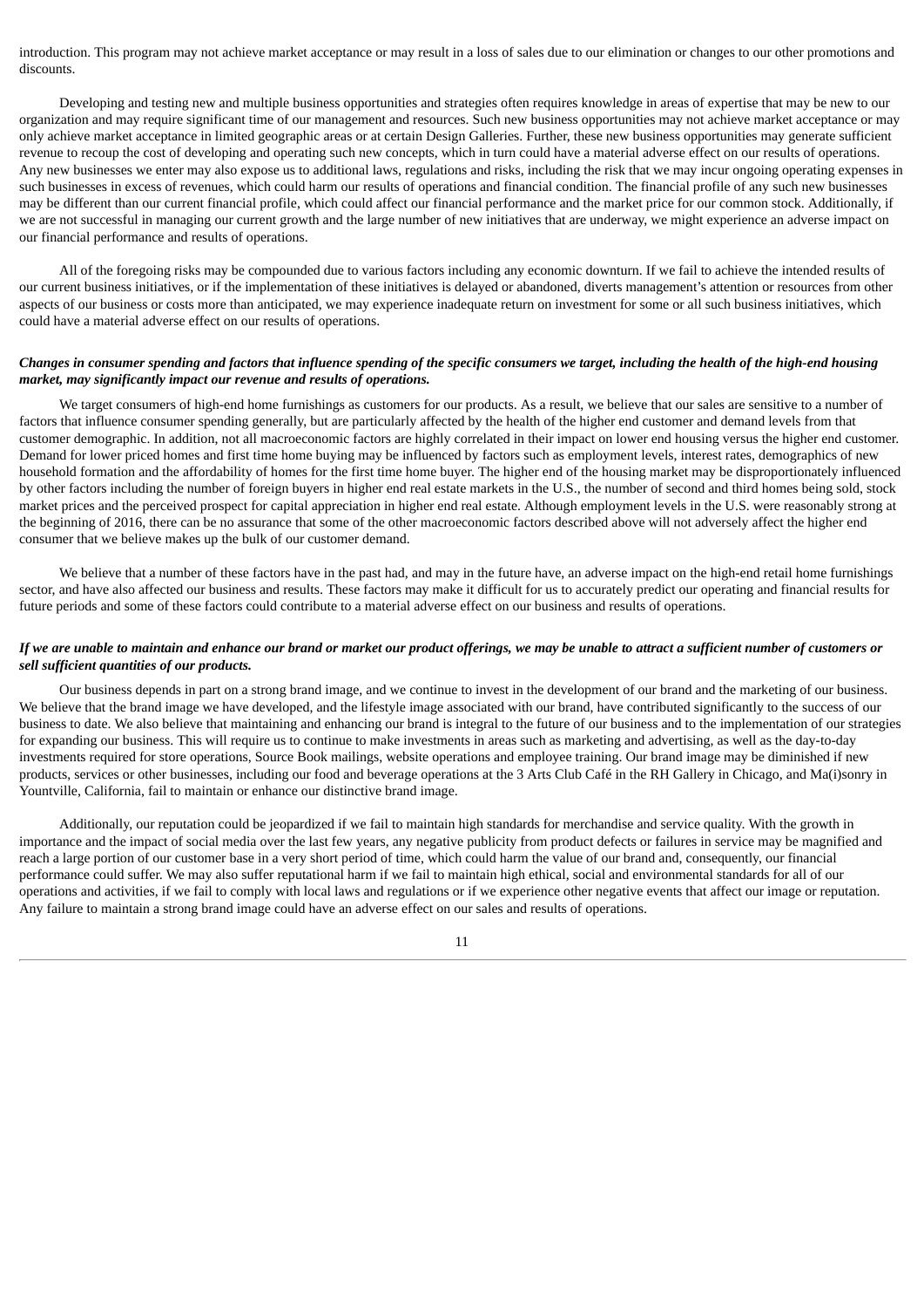introduction. This program may not achieve market acceptance or may result in a loss of sales due to our elimination or changes to our other promotions and discounts.

Developing and testing new and multiple business opportunities and strategies often requires knowledge in areas of expertise that may be new to our organization and may require significant time of our management and resources. Such new business opportunities may not achieve market acceptance or may only achieve market acceptance in limited geographic areas or at certain Design Galleries. Further, these new business opportunities may generate sufficient revenue to recoup the cost of developing and operating such new concepts, which in turn could have a material adverse effect on our results of operations. Any new businesses we enter may also expose us to additional laws, regulations and risks, including the risk that we may incur ongoing operating expenses in such businesses in excess of revenues, which could harm our results of operations and financial condition. The financial profile of any such new businesses may be different than our current financial profile, which could affect our financial performance and the market price for our common stock. Additionally, if we are not successful in managing our current growth and the large number of new initiatives that are underway, we might experience an adverse impact on our financial performance and results of operations.

All of the foregoing risks may be compounded due to various factors including any economic downturn. If we fail to achieve the intended results of our current business initiatives, or if the implementation of these initiatives is delayed or abandoned, diverts management's attention or resources from other aspects of our business or costs more than anticipated, we may experience inadequate return on investment for some or all such business initiatives, which could have a material adverse effect on our results of operations.

***Changes in consumer spending and factors that influence spending of the specific consumers we target, including the health of the high-end housing market, may significantly impact our revenue and results of operations.***

We target consumers of high-end home furnishings as customers for our products. As a result, we believe that our sales are sensitive to a number of factors that influence consumer spending generally, but are particularly affected by the health of the higher end customer and demand levels from that customer demographic. In addition, not all macroeconomic factors are highly correlated in their impact on lower end housing versus the higher end customer. Demand for lower priced homes and first time home buying may be influenced by factors such as employment levels, interest rates, demographics of new household formation and the affordability of homes for the first time home buyer. The higher end of the housing market may be disproportionately influenced by other factors including the number of foreign buyers in higher end real estate markets in the U.S., the number of second and third homes being sold, stock market prices and the perceived prospect for capital appreciation in higher end real estate. Although employment levels in the U.S. were reasonably strong at the beginning of 2016, there can be no assurance that some of the other macroeconomic factors described above will not adversely affect the higher end consumer that we believe makes up the bulk of our customer demand.

We believe that a number of these factors have in the past had, and may in the future have, an adverse impact on the high-end retail home furnishings sector, and have also affected our business and results. These factors may make it difficult for us to accurately predict our operating and financial results for future periods and some of these factors could contribute to a material adverse effect on our business and results of operations.

***If we are unable to maintain and enhance our brand or market our product offerings, we may be unable to attract a sufficient number of customers or sell sufficient quantities of our products.***

Our business depends in part on a strong brand image, and we continue to invest in the development of our brand and the marketing of our business. We believe that the brand image we have developed, and the lifestyle image associated with our brand, have contributed significantly to the success of our business to date. We also believe that maintaining and enhancing our brand is integral to the future of our business and to the implementation of our strategies for expanding our business. This will require us to continue to make investments in areas such as marketing and advertising, as well as the day-to-day investments required for store operations, Source Book mailings, website operations and employee training. Our brand image may be diminished if new products, services or other businesses, including our food and beverage operations at the 3 Arts Club Café in the RH Gallery in Chicago, and Ma(i)sonry in Yountville, California, fail to maintain or enhance our distinctive brand image.

Additionally, our reputation could be jeopardized if we fail to maintain high standards for merchandise and service quality. With the growth in importance and the impact of social media over the last few years, any negative publicity from product defects or failures in service may be magnified and reach a large portion of our customer base in a very short period of time, which could harm the value of our brand and, consequently, our financial performance could suffer. We may also suffer reputational harm if we fail to maintain high ethical, social and environmental standards for all of our operations and activities, if we fail to comply with local laws and regulations or if we experience other negative events that affect our image or reputation. Any failure to maintain a strong brand image could have an adverse effect on our sales and results of operations.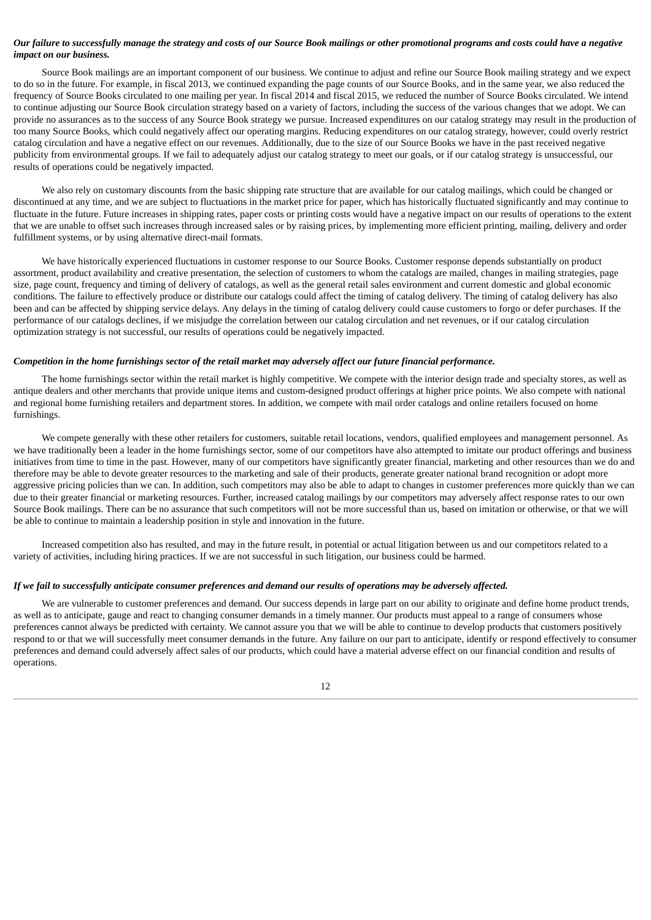***Our failure to successfully manage the strategy and costs of our Source Book mailings or other promotional programs and costs could have a negative impact on our business.***

Source Book mailings are an important component of our business. We continue to adjust and refine our Source Book mailing strategy and we expect to do so in the future. For example, in fiscal 2013, we continued expanding the page counts of our Source Books, and in the same year, we also reduced the frequency of Source Books circulated to one mailing per year. In fiscal 2014 and fiscal 2015, we reduced the number of Source Books circulated. We intend to continue adjusting our Source Book circulation strategy based on a variety of factors, including the success of the various changes that we adopt. We can provide no assurances as to the success of any Source Book strategy we pursue. Increased expenditures on our catalog strategy may result in the production of too many Source Books, which could negatively affect our operating margins. Reducing expenditures on our catalog strategy, however, could overly restrict catalog circulation and have a negative effect on our revenues. Additionally, due to the size of our Source Books we have in the past received negative publicity from environmental groups. If we fail to adequately adjust our catalog strategy to meet our goals, or if our catalog strategy is unsuccessful, our results of operations could be negatively impacted.

We also rely on customary discounts from the basic shipping rate structure that are available for our catalog mailings, which could be changed or discontinued at any time, and we are subject to fluctuations in the market price for paper, which has historically fluctuated significantly and may continue to fluctuate in the future. Future increases in shipping rates, paper costs or printing costs would have a negative impact on our results of operations to the extent that we are unable to offset such increases through increased sales or by raising prices, by implementing more efficient printing, mailing, delivery and order fulfillment systems, or by using alternative direct-mail formats.

We have historically experienced fluctuations in customer response to our Source Books. Customer response depends substantially on product assortment, product availability and creative presentation, the selection of customers to whom the catalogs are mailed, changes in mailing strategies, page size, page count, frequency and timing of delivery of catalogs, as well as the general retail sales environment and current domestic and global economic conditions. The failure to effectively produce or distribute our catalogs could affect the timing of catalog delivery. The timing of catalog delivery has also been and can be affected by shipping service delays. Any delays in the timing of catalog delivery could cause customers to forgo or defer purchases. If the performance of our catalogs declines, if we misjudge the correlation between our catalog circulation and net revenues, or if our catalog circulation optimization strategy is not successful, our results of operations could be negatively impacted.

***Competition in the home furnishings sector of the retail market may adversely affect our future financial performance.***

The home furnishings sector within the retail market is highly competitive. We compete with the interior design trade and specialty stores, as well as antique dealers and other merchants that provide unique items and custom-designed product offerings at higher price points. We also compete with national and regional home furnishing retailers and department stores. In addition, we compete with mail order catalogs and online retailers focused on home furnishings.

We compete generally with these other retailers for customers, suitable retail locations, vendors, qualified employees and management personnel. As we have traditionally been a leader in the home furnishings sector, some of our competitors have also attempted to imitate our product offerings and business initiatives from time to time in the past. However, many of our competitors have significantly greater financial, marketing and other resources than we do and therefore may be able to devote greater resources to the marketing and sale of their products, generate greater national brand recognition or adopt more aggressive pricing policies than we can. In addition, such competitors may also be able to adapt to changes in customer preferences more quickly than we can due to their greater financial or marketing resources. Further, increased catalog mailings by our competitors may adversely affect response rates to our own Source Book mailings. There can be no assurance that such competitors will not be more successful than us, based on imitation or otherwise, or that we will be able to continue to maintain a leadership position in style and innovation in the future.

Increased competition also has resulted, and may in the future result, in potential or actual litigation between us and our competitors related to a variety of activities, including hiring practices. If we are not successful in such litigation, our business could be harmed.

***If we fail to successfully anticipate consumer preferences and demand our results of operations may be adversely affected.***

We are vulnerable to customer preferences and demand. Our success depends in large part on our ability to originate and define home product trends, as well as to anticipate, gauge and react to changing consumer demands in a timely manner. Our products must appeal to a range of consumers whose preferences cannot always be predicted with certainty. We cannot assure you that we will be able to continue to develop products that customers positively respond to or that we will successfully meet consumer demands in the future. Any failure on our part to anticipate, identify or respond effectively to consumer preferences and demand could adversely affect sales of our products, which could have a material adverse effect on our financial condition and results of operations.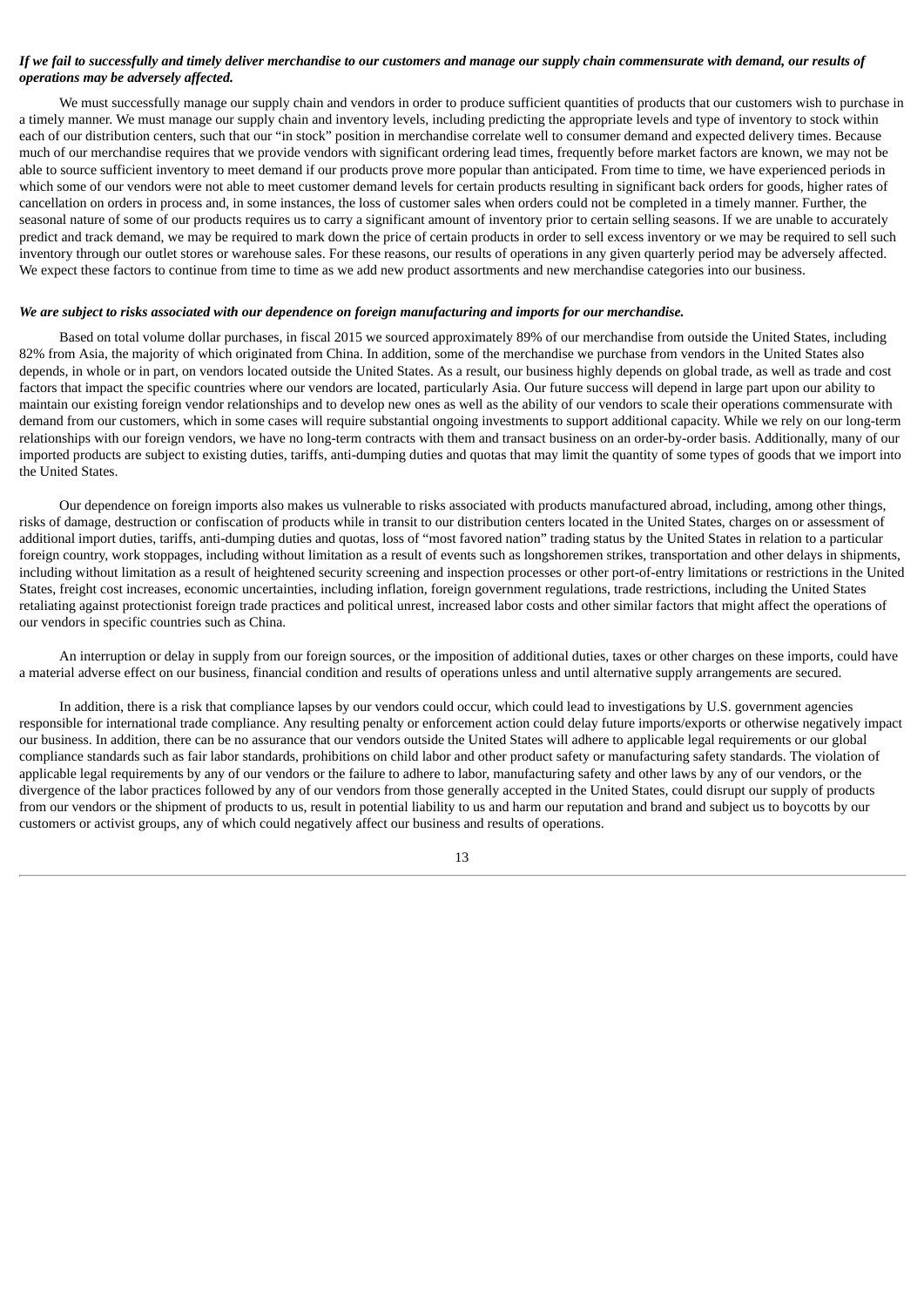***If we fail to successfully and timely deliver merchandise to our customers and manage our supply chain commensurate with demand, our results of operations may be adversely affected.***

We must successfully manage our supply chain and vendors in order to produce sufficient quantities of products that our customers wish to purchase in a timely manner. We must manage our supply chain and inventory levels, including predicting the appropriate levels and type of inventory to stock within each of our distribution centers, such that our "in stock" position in merchandise correlate well to consumer demand and expected delivery times. Because much of our merchandise requires that we provide vendors with significant ordering lead times, frequently before market factors are known, we may not be able to source sufficient inventory to meet demand if our products prove more popular than anticipated. From time to time, we have experienced periods in which some of our vendors were not able to meet customer demand levels for certain products resulting in significant back orders for goods, higher rates of cancellation on orders in process and, in some instances, the loss of customer sales when orders could not be completed in a timely manner. Further, the seasonal nature of some of our products requires us to carry a significant amount of inventory prior to certain selling seasons. If we are unable to accurately predict and track demand, we may be required to mark down the price of certain products in order to sell excess inventory or we may be required to sell such inventory through our outlet stores or warehouse sales. For these reasons, our results of operations in any given quarterly period may be adversely affected. We expect these factors to continue from time to time as we add new product assortments and new merchandise categories into our business.

***We are subject to risks associated with our dependence on foreign manufacturing and imports for our merchandise.***

Based on total volume dollar purchases, in fiscal 2015 we sourced approximately 89% of our merchandise from outside the United States, including 82% from Asia, the majority of which originated from China. In addition, some of the merchandise we purchase from vendors in the United States also depends, in whole or in part, on vendors located outside the United States. As a result, our business highly depends on global trade, as well as trade and cost factors that impact the specific countries where our vendors are located, particularly Asia. Our future success will depend in large part upon our ability to maintain our existing foreign vendor relationships and to develop new ones as well as the ability of our vendors to scale their operations commensurate with demand from our customers, which in some cases will require substantial ongoing investments to support additional capacity. While we rely on our long-term relationships with our foreign vendors, we have no long-term contracts with them and transact business on an order-by-order basis. Additionally, many of our imported products are subject to existing duties, tariffs, anti-dumping duties and quotas that may limit the quantity of some types of goods that we import into the United States.

Our dependence on foreign imports also makes us vulnerable to risks associated with products manufactured abroad, including, among other things, risks of damage, destruction or confiscation of products while in transit to our distribution centers located in the United States, charges on or assessment of additional import duties, tariffs, anti-dumping duties and quotas, loss of "most favored nation" trading status by the United States in relation to a particular foreign country, work stoppages, including without limitation as a result of events such as longshoremen strikes, transportation and other delays in shipments, including without limitation as a result of heightened security screening and inspection processes or other port-of-entry limitations or restrictions in the United States, freight cost increases, economic uncertainties, including inflation, foreign government regulations, trade restrictions, including the United States retaliating against protectionist foreign trade practices and political unrest, increased labor costs and other similar factors that might affect the operations of our vendors in specific countries such as China.

An interruption or delay in supply from our foreign sources, or the imposition of additional duties, taxes or other charges on these imports, could have a material adverse effect on our business, financial condition and results of operations unless and until alternative supply arrangements are secured.

In addition, there is a risk that compliance lapses by our vendors could occur, which could lead to investigations by U.S. government agencies responsible for international trade compliance. Any resulting penalty or enforcement action could delay future imports/exports or otherwise negatively impact our business. In addition, there can be no assurance that our vendors outside the United States will adhere to applicable legal requirements or our global compliance standards such as fair labor standards, prohibitions on child labor and other product safety or manufacturing safety standards. The violation of applicable legal requirements by any of our vendors or the failure to adhere to labor, manufacturing safety and other laws by any of our vendors, or the divergence of the labor practices followed by any of our vendors from those generally accepted in the United States, could disrupt our supply of products from our vendors or the shipment of products to us, result in potential liability to us and harm our reputation and brand and subject us to boycotts by our customers or activist groups, any of which could negatively affect our business and results of operations.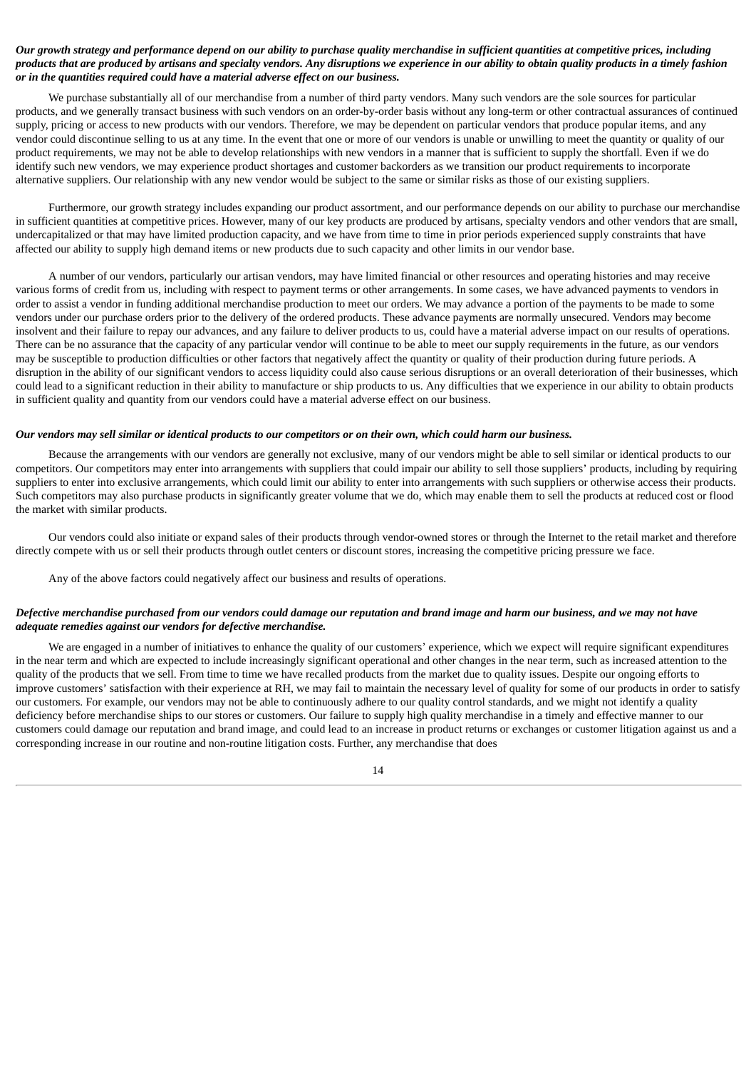***Our growth strategy and performance depend on our ability to purchase quality merchandise in sufficient quantities at competitive prices, including products that are produced by artisans and specialty vendors. Any disruptions we experience in our ability to obtain quality products in a timely fashion or in the quantities required could have a material adverse effect on our business.***

We purchase substantially all of our merchandise from a number of third party vendors. Many such vendors are the sole sources for particular products, and we generally transact business with such vendors on an order-by-order basis without any long-term or other contractual assurances of continued supply, pricing or access to new products with our vendors. Therefore, we may be dependent on particular vendors that produce popular items, and any vendor could discontinue selling to us at any time. In the event that one or more of our vendors is unable or unwilling to meet the quantity or quality of our product requirements, we may not be able to develop relationships with new vendors in a manner that is sufficient to supply the shortfall. Even if we do identify such new vendors, we may experience product shortages and customer backorders as we transition our product requirements to incorporate alternative suppliers. Our relationship with any new vendor would be subject to the same or similar risks as those of our existing suppliers.

Furthermore, our growth strategy includes expanding our product assortment, and our performance depends on our ability to purchase our merchandise in sufficient quantities at competitive prices. However, many of our key products are produced by artisans, specialty vendors and other vendors that are small, undercapitalized or that may have limited production capacity, and we have from time to time in prior periods experienced supply constraints that have affected our ability to supply high demand items or new products due to such capacity and other limits in our vendor base.

A number of our vendors, particularly our artisan vendors, may have limited financial or other resources and operating histories and may receive various forms of credit from us, including with respect to payment terms or other arrangements. In some cases, we have advanced payments to vendors in order to assist a vendor in funding additional merchandise production to meet our orders. We may advance a portion of the payments to be made to some vendors under our purchase orders prior to the delivery of the ordered products. These advance payments are normally unsecured. Vendors may become insolvent and their failure to repay our advances, and any failure to deliver products to us, could have a material adverse impact on our results of operations. There can be no assurance that the capacity of any particular vendor will continue to be able to meet our supply requirements in the future, as our vendors may be susceptible to production difficulties or other factors that negatively affect the quantity or quality of their production during future periods. A disruption in the ability of our significant vendors to access liquidity could also cause serious disruptions or an overall deterioration of their businesses, which could lead to a significant reduction in their ability to manufacture or ship products to us. Any difficulties that we experience in our ability to obtain products in sufficient quality and quantity from our vendors could have a material adverse effect on our business.

***Our vendors may sell similar or identical products to our competitors or on their own, which could harm our business.***

Because the arrangements with our vendors are generally not exclusive, many of our vendors might be able to sell similar or identical products to our competitors. Our competitors may enter into arrangements with suppliers that could impair our ability to sell those suppliers' products, including by requiring suppliers to enter into exclusive arrangements, which could limit our ability to enter into arrangements with such suppliers or otherwise access their products. Such competitors may also purchase products in significantly greater volume that we do, which may enable them to sell the products at reduced cost or flood the market with similar products.

Our vendors could also initiate or expand sales of their products through vendor-owned stores or through the Internet to the retail market and therefore directly compete with us or sell their products through outlet centers or discount stores, increasing the competitive pricing pressure we face.

Any of the above factors could negatively affect our business and results of operations.

***Defective merchandise purchased from our vendors could damage our reputation and brand image and harm our business, and we may not have adequate remedies against our vendors for defective merchandise.***

We are engaged in a number of initiatives to enhance the quality of our customers' experience, which we expect will require significant expenditures in the near term and which are expected to include increasingly significant operational and other changes in the near term, such as increased attention to the quality of the products that we sell. From time to time we have recalled products from the market due to quality issues. Despite our ongoing efforts to improve customers' satisfaction with their experience at RH, we may fail to maintain the necessary level of quality for some of our products in order to satisfy our customers. For example, our vendors may not be able to continuously adhere to our quality control standards, and we might not identify a quality deficiency before merchandise ships to our stores or customers. Our failure to supply high quality merchandise in a timely and effective manner to our customers could damage our reputation and brand image, and could lead to an increase in product returns or exchanges or customer litigation against us and a corresponding increase in our routine and non-routine litigation costs. Further, any merchandise that does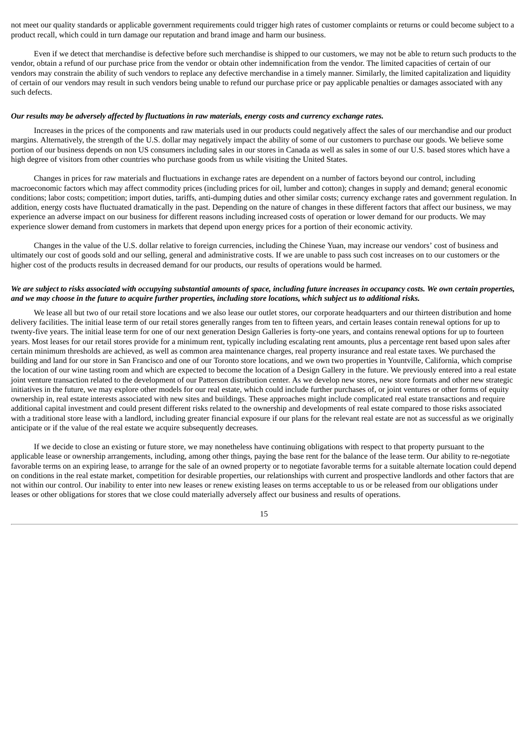not meet our quality standards or applicable government requirements could trigger high rates of customer complaints or returns or could become subject to a product recall, which could in turn damage our reputation and brand image and harm our business.

Even if we detect that merchandise is defective before such merchandise is shipped to our customers, we may not be able to return such products to the vendor, obtain a refund of our purchase price from the vendor or obtain other indemnification from the vendor. The limited capacities of certain of our vendors may constrain the ability of such vendors to replace any defective merchandise in a timely manner. Similarly, the limited capitalization and liquidity of certain of our vendors may result in such vendors being unable to refund our purchase price or pay applicable penalties or damages associated with any such defects.

***Our results may be adversely affected by fluctuations in raw materials, energy costs and currency exchange rates.***

Increases in the prices of the components and raw materials used in our products could negatively affect the sales of our merchandise and our product margins. Alternatively, the strength of the U.S. dollar may negatively impact the ability of some of our customers to purchase our goods. We believe some portion of our business depends on non US consumers including sales in our stores in Canada as well as sales in some of our U.S. based stores which have a high degree of visitors from other countries who purchase goods from us while visiting the United States.

Changes in prices for raw materials and fluctuations in exchange rates are dependent on a number of factors beyond our control, including macroeconomic factors which may affect commodity prices (including prices for oil, lumber and cotton); changes in supply and demand; general economic conditions; labor costs; competition; import duties, tariffs, anti-dumping duties and other similar costs; currency exchange rates and government regulation. In addition, energy costs have fluctuated dramatically in the past. Depending on the nature of changes in these different factors that affect our business, we may experience an adverse impact on our business for different reasons including increased costs of operation or lower demand for our products. We may experience slower demand from customers in markets that depend upon energy prices for a portion of their economic activity.

Changes in the value of the U.S. dollar relative to foreign currencies, including the Chinese Yuan, may increase our vendors' cost of business and ultimately our cost of goods sold and our selling, general and administrative costs. If we are unable to pass such cost increases on to our customers or the higher cost of the products results in decreased demand for our products, our results of operations would be harmed.

***We are subject to risks associated with occupying substantial amounts of space, including future increases in occupancy costs. We own certain properties, and we may choose in the future to acquire further properties, including store locations, which subject us to additional risks.***

We lease all but two of our retail store locations and we also lease our outlet stores, our corporate headquarters and our thirteen distribution and home delivery facilities. The initial lease term of our retail stores generally ranges from ten to fifteen years, and certain leases contain renewal options for up to twenty-five years. The initial lease term for one of our next generation Design Galleries is forty-one years, and contains renewal options for up to fourteen years. Most leases for our retail stores provide for a minimum rent, typically including escalating rent amounts, plus a percentage rent based upon sales after certain minimum thresholds are achieved, as well as common area maintenance charges, real property insurance and real estate taxes. We purchased the building and land for our store in San Francisco and one of our Toronto store locations, and we own two properties in Yountville, California, which comprise the location of our wine tasting room and which are expected to become the location of a Design Gallery in the future. We previously entered into a real estate joint venture transaction related to the development of our Patterson distribution center. As we develop new stores, new store formats and other new strategic initiatives in the future, we may explore other models for our real estate, which could include further purchases of, or joint ventures or other forms of equity ownership in, real estate interests associated with new sites and buildings. These approaches might include complicated real estate transactions and require additional capital investment and could present different risks related to the ownership and developments of real estate compared to those risks associated with a traditional store lease with a landlord, including greater financial exposure if our plans for the relevant real estate are not as successful as we originally anticipate or if the value of the real estate we acquire subsequently decreases.

If we decide to close an existing or future store, we may nonetheless have continuing obligations with respect to that property pursuant to the applicable lease or ownership arrangements, including, among other things, paying the base rent for the balance of the lease term. Our ability to re-negotiate favorable terms on an expiring lease, to arrange for the sale of an owned property or to negotiate favorable terms for a suitable alternate location could depend on conditions in the real estate market, competition for desirable properties, our relationships with current and prospective landlords and other factors that are not within our control. Our inability to enter into new leases or renew existing leases on terms acceptable to us or be released from our obligations under leases or other obligations for stores that we close could materially adversely affect our business and results of operations.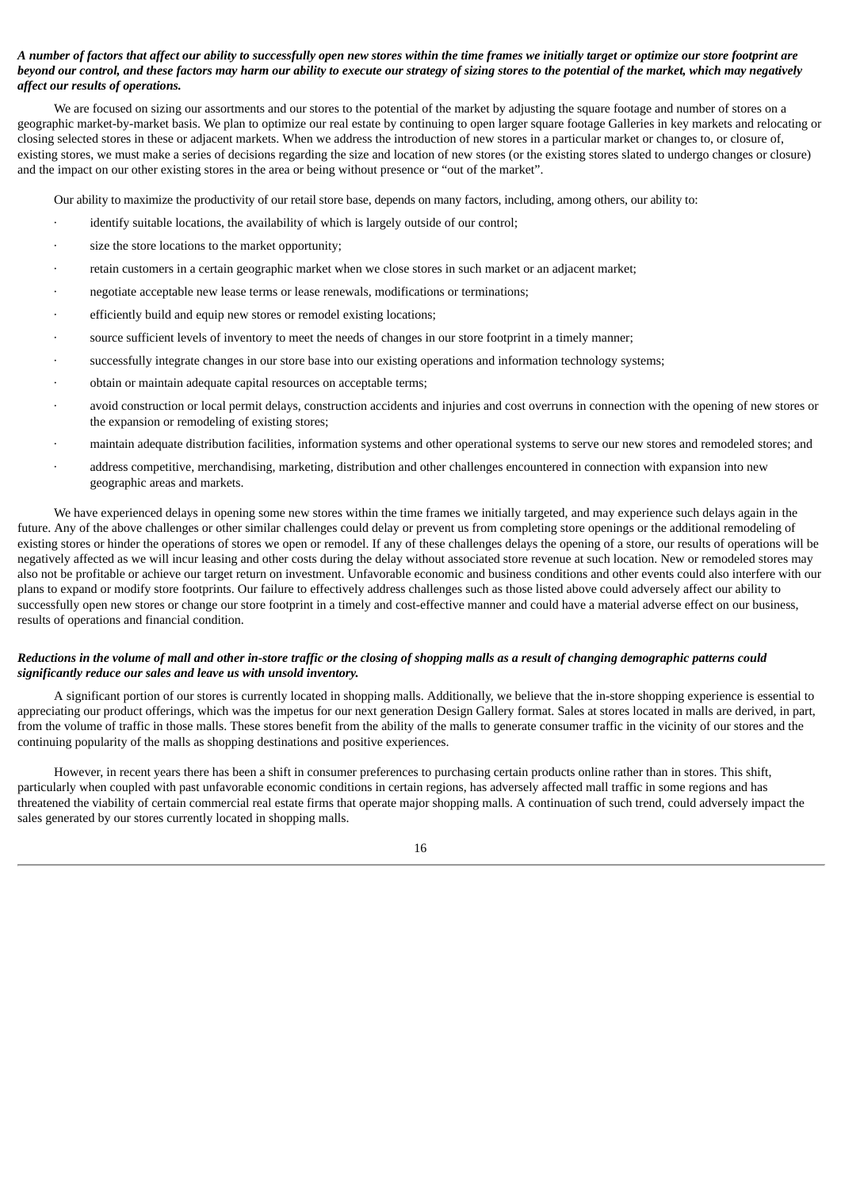***A number of factors that affect our ability to successfully open new stores within the time frames we initially target or optimize our store footprint are beyond our control, and these factors may harm our ability to execute our strategy of sizing stores to the potential of the market, which may negatively affect our results of operations.***

We are focused on sizing our assortments and our stores to the potential of the market by adjusting the square footage and number of stores on a geographic market-by-market basis. We plan to optimize our real estate by continuing to open larger square footage Galleries in key markets and relocating or closing selected stores in these or adjacent markets. When we address the introduction of new stores in a particular market or changes to, or closure of, existing stores, we must make a series of decisions regarding the size and location of new stores (or the existing stores slated to undergo changes or closure) and the impact on our other existing stores in the area or being without presence or "out of the market".

Our ability to maximize the productivity of our retail store base, depends on many factors, including, among others, our ability to:

- identify suitable locations, the availability of which is largely outside of our control;
- size the store locations to the market opportunity;
- retain customers in a certain geographic market when we close stores in such market or an adjacent market;
- negotiate acceptable new lease terms or lease renewals, modifications or terminations;
- efficiently build and equip new stores or remodel existing locations;
- source sufficient levels of inventory to meet the needs of changes in our store footprint in a timely manner;
- successfully integrate changes in our store base into our existing operations and information technology systems;
- obtain or maintain adequate capital resources on acceptable terms;
- avoid construction or local permit delays, construction accidents and injuries and cost overruns in connection with the opening of new stores or the expansion or remodeling of existing stores;
- maintain adequate distribution facilities, information systems and other operational systems to serve our new stores and remodeled stores; and
- address competitive, merchandising, marketing, distribution and other challenges encountered in connection with expansion into new geographic areas and markets.

We have experienced delays in opening some new stores within the time frames we initially targeted, and may experience such delays again in the future. Any of the above challenges or other similar challenges could delay or prevent us from completing store openings or the additional remodeling of existing stores or hinder the operations of stores we open or remodel. If any of these challenges delays the opening of a store, our results of operations will be negatively affected as we will incur leasing and other costs during the delay without associated store revenue at such location. New or remodeled stores may also not be profitable or achieve our target return on investment. Unfavorable economic and business conditions and other events could also interfere with our plans to expand or modify store footprints. Our failure to effectively address challenges such as those listed above could adversely affect our ability to successfully open new stores or change our store footprint in a timely and cost-effective manner and could have a material adverse effect on our business, results of operations and financial condition.

***Reductions in the volume of mall and other in-store traffic or the closing of shopping malls as a result of changing demographic patterns could significantly reduce our sales and leave us with unsold inventory.***

A significant portion of our stores is currently located in shopping malls. Additionally, we believe that the in-store shopping experience is essential to appreciating our product offerings, which was the impetus for our next generation Design Gallery format. Sales at stores located in malls are derived, in part, from the volume of traffic in those malls. These stores benefit from the ability of the malls to generate consumer traffic in the vicinity of our stores and the continuing popularity of the malls as shopping destinations and positive experiences.

However, in recent years there has been a shift in consumer preferences to purchasing certain products online rather than in stores. This shift, particularly when coupled with past unfavorable economic conditions in certain regions, has adversely affected mall traffic in some regions and has threatened the viability of certain commercial real estate firms that operate major shopping malls. A continuation of such trend, could adversely impact the sales generated by our stores currently located in shopping malls.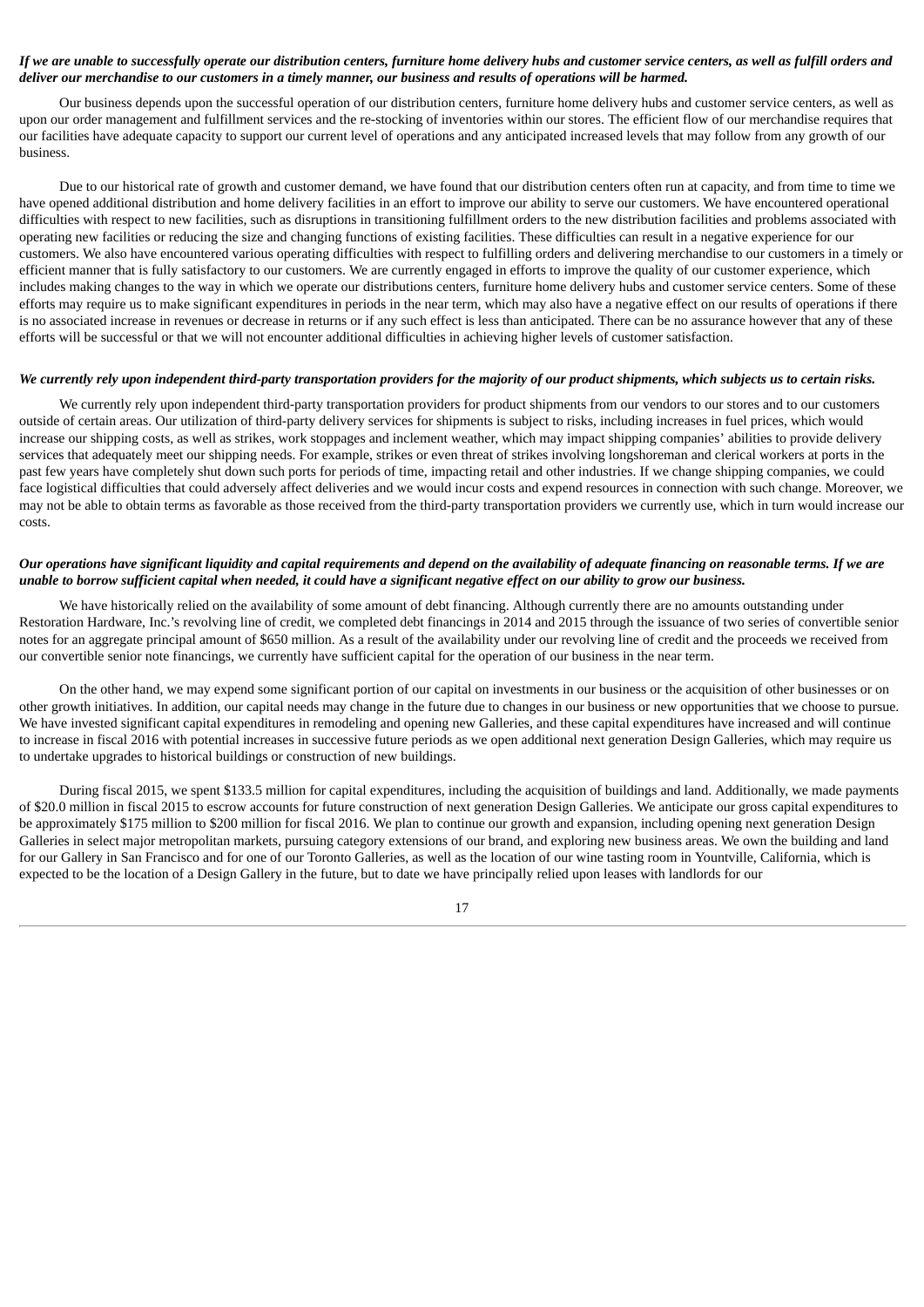***If we are unable to successfully operate our distribution centers, furniture home delivery hubs and customer service centers, as well as fulfill orders and deliver our merchandise to our customers in a timely manner, our business and results of operations will be harmed.***

Our business depends upon the successful operation of our distribution centers, furniture home delivery hubs and customer service centers, as well as upon our order management and fulfillment services and the re-stocking of inventories within our stores. The efficient flow of our merchandise requires that our facilities have adequate capacity to support our current level of operations and any anticipated increased levels that may follow from any growth of our business.

Due to our historical rate of growth and customer demand, we have found that our distribution centers often run at capacity, and from time to time we have opened additional distribution and home delivery facilities in an effort to improve our ability to serve our customers. We have encountered operational difficulties with respect to new facilities, such as disruptions in transitioning fulfillment orders to the new distribution facilities and problems associated with operating new facilities or reducing the size and changing functions of existing facilities. These difficulties can result in a negative experience for our customers. We also have encountered various operating difficulties with respect to fulfilling orders and delivering merchandise to our customers in a timely or efficient manner that is fully satisfactory to our customers. We are currently engaged in efforts to improve the quality of our customer experience, which includes making changes to the way in which we operate our distributions centers, furniture home delivery hubs and customer service centers. Some of these efforts may require us to make significant expenditures in periods in the near term, which may also have a negative effect on our results of operations if there is no associated increase in revenues or decrease in returns or if any such effect is less than anticipated. There can be no assurance however that any of these efforts will be successful or that we will not encounter additional difficulties in achieving higher levels of customer satisfaction.

***We currently rely upon independent third-party transportation providers for the majority of our product shipments, which subjects us to certain risks.***

We currently rely upon independent third-party transportation providers for product shipments from our vendors to our stores and to our customers outside of certain areas. Our utilization of third-party delivery services for shipments is subject to risks, including increases in fuel prices, which would increase our shipping costs, as well as strikes, work stoppages and inclement weather, which may impact shipping companies' abilities to provide delivery services that adequately meet our shipping needs. For example, strikes or even threat of strikes involving longshoreman and clerical workers at ports in the past few years have completely shut down such ports for periods of time, impacting retail and other industries. If we change shipping companies, we could face logistical difficulties that could adversely affect deliveries and we would incur costs and expend resources in connection with such change. Moreover, we may not be able to obtain terms as favorable as those received from the third-party transportation providers we currently use, which in turn would increase our costs.

***Our operations have significant liquidity and capital requirements and depend on the availability of adequate financing on reasonable terms. If we are unable to borrow sufficient capital when needed, it could have a significant negative effect on our ability to grow our business.***

We have historically relied on the availability of some amount of debt financing. Although currently there are no amounts outstanding under Restoration Hardware, Inc.'s revolving line of credit, we completed debt financings in 2014 and 2015 through the issuance of two series of convertible senior notes for an aggregate principal amount of $650 million. As a result of the availability under our revolving line of credit and the proceeds we received from our convertible senior note financings, we currently have sufficient capital for the operation of our business in the near term.

On the other hand, we may expend some significant portion of our capital on investments in our business or the acquisition of other businesses or on other growth initiatives. In addition, our capital needs may change in the future due to changes in our business or new opportunities that we choose to pursue. We have invested significant capital expenditures in remodeling and opening new Galleries, and these capital expenditures have increased and will continue to increase in fiscal 2016 with potential increases in successive future periods as we open additional next generation Design Galleries, which may require us to undertake upgrades to historical buildings or construction of new buildings.

During fiscal 2015, we spent $133.5 million for capital expenditures, including the acquisition of buildings and land. Additionally, we made payments of $20.0 million in fiscal 2015 to escrow accounts for future construction of next generation Design Galleries. We anticipate our gross capital expenditures to be approximately $175 million to $200 million for fiscal 2016. We plan to continue our growth and expansion, including opening next generation Design Galleries in select major metropolitan markets, pursuing category extensions of our brand, and exploring new business areas. We own the building and land for our Gallery in San Francisco and for one of our Toronto Galleries, as well as the location of our wine tasting room in Yountville, California, which is expected to be the location of a Design Gallery in the future, but to date we have principally relied upon leases with landlords for our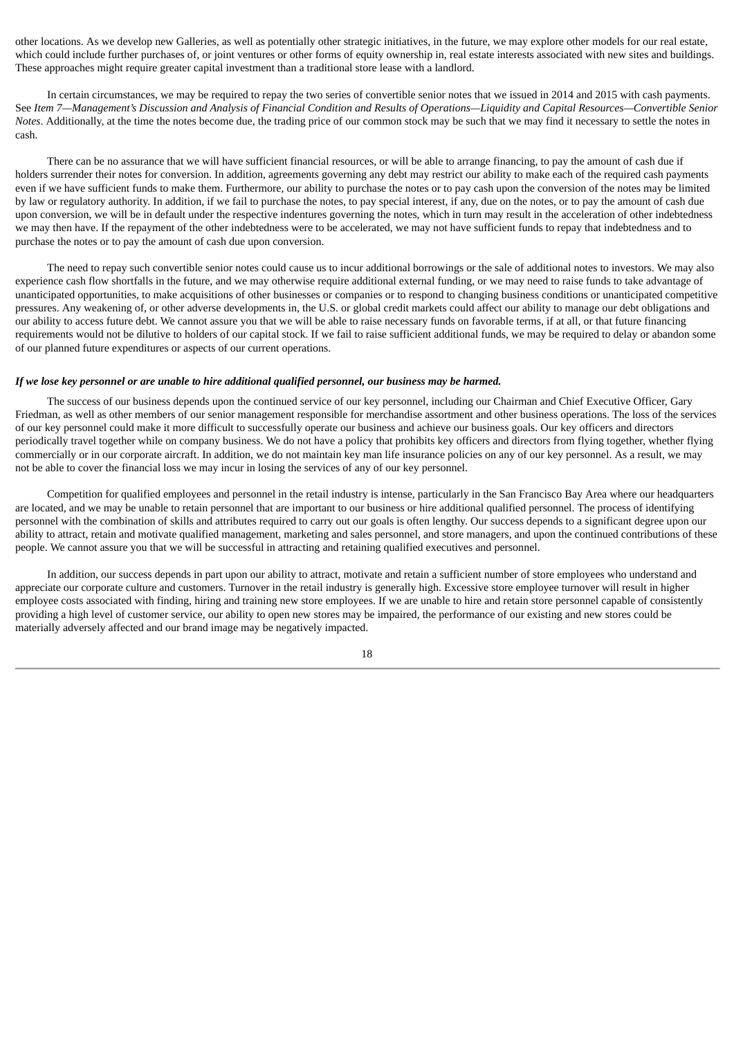other locations. As we develop new Galleries, as well as potentially other strategic initiatives, in the future, we may explore other models for our real estate, which could include further purchases of, or joint ventures or other forms of equity ownership in, real estate interests associated with new sites and buildings. These approaches might require greater capital investment than a traditional store lease with a landlord.

In certain circumstances, we may be required to repay the two series of convertible senior notes that we issued in 2014 and 2015 with cash payments. See *Item 7—Management's Discussion and Analysis of Financial Condition and Results of Operations—Liquidity and Capital Resources—Convertible Senior Notes*. Additionally, at the time the notes become due, the trading price of our common stock may be such that we may find it necessary to settle the notes in cash.

There can be no assurance that we will have sufficient financial resources, or will be able to arrange financing, to pay the amount of cash due if holders surrender their notes for conversion. In addition, agreements governing any debt may restrict our ability to make each of the required cash payments even if we have sufficient funds to make them. Furthermore, our ability to purchase the notes or to pay cash upon the conversion of the notes may be limited by law or regulatory authority. In addition, if we fail to purchase the notes, to pay special interest, if any, due on the notes, or to pay the amount of cash due upon conversion, we will be in default under the respective indentures governing the notes, which in turn may result in the acceleration of other indebtedness we may then have. If the repayment of the other indebtedness were to be accelerated, we may not have sufficient funds to repay that indebtedness and to purchase the notes or to pay the amount of cash due upon conversion.

The need to repay such convertible senior notes could cause us to incur additional borrowings or the sale of additional notes to investors. We may also experience cash flow shortfalls in the future, and we may otherwise require additional external funding, or we may need to raise funds to take advantage of unanticipated opportunities, to make acquisitions of other businesses or companies or to respond to changing business conditions or unanticipated competitive pressures. Any weakening of, or other adverse developments in, the U.S. or global credit markets could affect our ability to manage our debt obligations and our ability to access future debt. We cannot assure you that we will be able to raise necessary funds on favorable terms, if at all, or that future financing requirements would not be dilutive to holders of our capital stock. If we fail to raise sufficient additional funds, we may be required to delay or abandon some of our planned future expenditures or aspects of our current operations.

***If we lose key personnel or are unable to hire additional qualified personnel, our business may be harmed.***

The success of our business depends upon the continued service of our key personnel, including our Chairman and Chief Executive Officer, Gary Friedman, as well as other members of our senior management responsible for merchandise assortment and other business operations. The loss of the services of our key personnel could make it more difficult to successfully operate our business and achieve our business goals. Our key officers and directors periodically travel together while on company business. We do not have a policy that prohibits key officers and directors from flying together, whether flying commercially or in our corporate aircraft. In addition, we do not maintain key man life insurance policies on any of our key personnel. As a result, we may not be able to cover the financial loss we may incur in losing the services of any of our key personnel.

Competition for qualified employees and personnel in the retail industry is intense, particularly in the San Francisco Bay Area where our headquarters are located, and we may be unable to retain personnel that are important to our business or hire additional qualified personnel. The process of identifying personnel with the combination of skills and attributes required to carry out our goals is often lengthy. Our success depends to a significant degree upon our ability to attract, retain and motivate qualified management, marketing and sales personnel, and store managers, and upon the continued contributions of these people. We cannot assure you that we will be successful in attracting and retaining qualified executives and personnel.

In addition, our success depends in part upon our ability to attract, motivate and retain a sufficient number of store employees who understand and appreciate our corporate culture and customers. Turnover in the retail industry is generally high. Excessive store employee turnover will result in higher employee costs associated with finding, hiring and training new store employees. If we are unable to hire and retain store personnel capable of consistently providing a high level of customer service, our ability to open new stores may be impaired, the performance of our existing and new stores could be materially adversely affected and our brand image may be negatively impacted.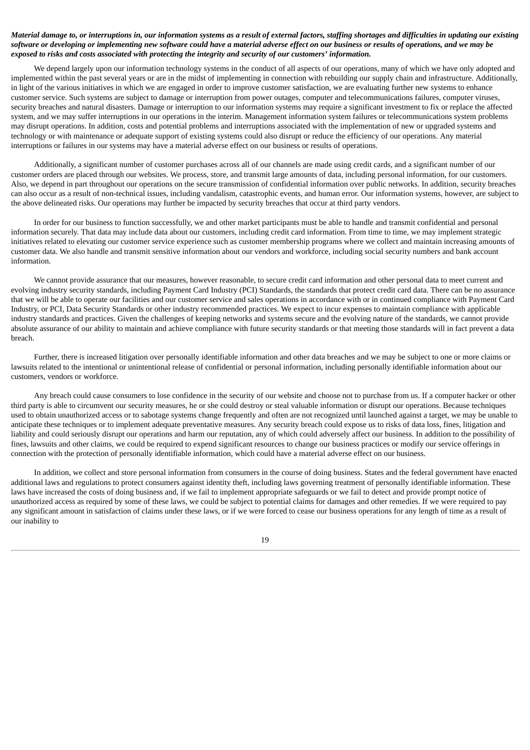***Material damage to, or interruptions in, our information systems as a result of external factors, staffing shortages and difficulties in updating our existing software or developing or implementing new software could have a material adverse effect on our business or results of operations, and we may be exposed to risks and costs associated with protecting the integrity and security of our customers' information.***

We depend largely upon our information technology systems in the conduct of all aspects of our operations, many of which we have only adopted and implemented within the past several years or are in the midst of implementing in connection with rebuilding our supply chain and infrastructure. Additionally, in light of the various initiatives in which we are engaged in order to improve customer satisfaction, we are evaluating further new systems to enhance customer service. Such systems are subject to damage or interruption from power outages, computer and telecommunications failures, computer viruses, security breaches and natural disasters. Damage or interruption to our information systems may require a significant investment to fix or replace the affected system, and we may suffer interruptions in our operations in the interim. Management information system failures or telecommunications system problems may disrupt operations. In addition, costs and potential problems and interruptions associated with the implementation of new or upgraded systems and technology or with maintenance or adequate support of existing systems could also disrupt or reduce the efficiency of our operations. Any material interruptions or failures in our systems may have a material adverse effect on our business or results of operations.

Additionally, a significant number of customer purchases across all of our channels are made using credit cards, and a significant number of our customer orders are placed through our websites. We process, store, and transmit large amounts of data, including personal information, for our customers. Also, we depend in part throughout our operations on the secure transmission of confidential information over public networks. In addition, security breaches can also occur as a result of non-technical issues, including vandalism, catastrophic events, and human error. Our information systems, however, are subject to the above delineated risks. Our operations may further be impacted by security breaches that occur at third party vendors.

In order for our business to function successfully, we and other market participants must be able to handle and transmit confidential and personal information securely. That data may include data about our customers, including credit card information. From time to time, we may implement strategic initiatives related to elevating our customer service experience such as customer membership programs where we collect and maintain increasing amounts of customer data. We also handle and transmit sensitive information about our vendors and workforce, including social security numbers and bank account information.

We cannot provide assurance that our measures, however reasonable, to secure credit card information and other personal data to meet current and evolving industry security standards, including Payment Card Industry (PCI) Standards, the standards that protect credit card data. There can be no assurance that we will be able to operate our facilities and our customer service and sales operations in accordance with or in continued compliance with Payment Card Industry, or PCI, Data Security Standards or other industry recommended practices. We expect to incur expenses to maintain compliance with applicable industry standards and practices. Given the challenges of keeping networks and systems secure and the evolving nature of the standards, we cannot provide absolute assurance of our ability to maintain and achieve compliance with future security standards or that meeting those standards will in fact prevent a data breach.

Further, there is increased litigation over personally identifiable information and other data breaches and we may be subject to one or more claims or lawsuits related to the intentional or unintentional release of confidential or personal information, including personally identifiable information about our customers, vendors or workforce.

Any breach could cause consumers to lose confidence in the security of our website and choose not to purchase from us. If a computer hacker or other third party is able to circumvent our security measures, he or she could destroy or steal valuable information or disrupt our operations. Because techniques used to obtain unauthorized access or to sabotage systems change frequently and often are not recognized until launched against a target, we may be unable to anticipate these techniques or to implement adequate preventative measures. Any security breach could expose us to risks of data loss, fines, litigation and liability and could seriously disrupt our operations and harm our reputation, any of which could adversely affect our business. In addition to the possibility of fines, lawsuits and other claims, we could be required to expend significant resources to change our business practices or modify our service offerings in connection with the protection of personally identifiable information, which could have a material adverse effect on our business.

In addition, we collect and store personal information from consumers in the course of doing business. States and the federal government have enacted additional laws and regulations to protect consumers against identity theft, including laws governing treatment of personally identifiable information. These laws have increased the costs of doing business and, if we fail to implement appropriate safeguards or we fail to detect and provide prompt notice of unauthorized access as required by some of these laws, we could be subject to potential claims for damages and other remedies. If we were required to pay any significant amount in satisfaction of claims under these laws, or if we were forced to cease our business operations for any length of time as a result of our inability to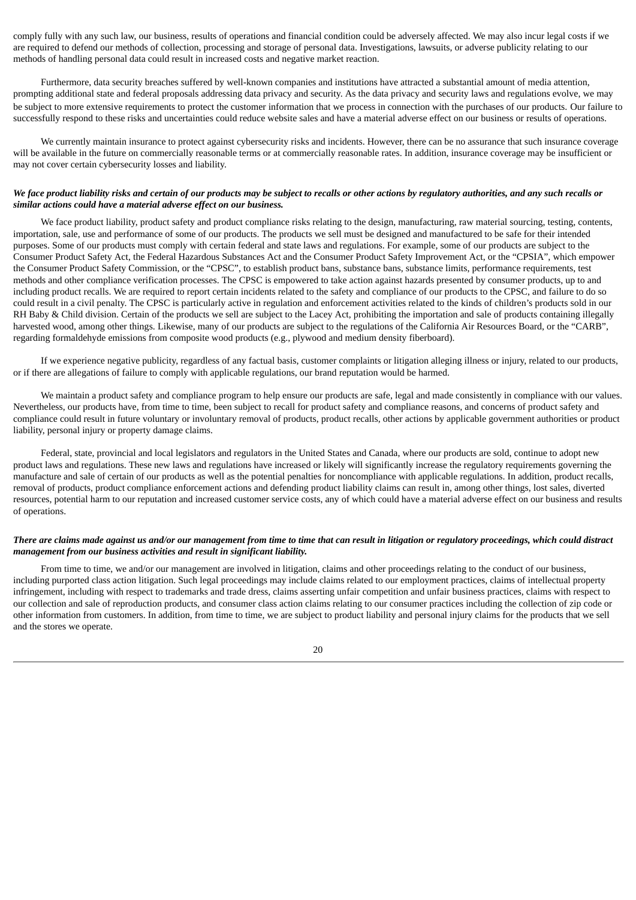comply fully with any such law, our business, results of operations and financial condition could be adversely affected. We may also incur legal costs if we are required to defend our methods of collection, processing and storage of personal data. Investigations, lawsuits, or adverse publicity relating to our methods of handling personal data could result in increased costs and negative market reaction.

Furthermore, data security breaches suffered by well-known companies and institutions have attracted a substantial amount of media attention, prompting additional state and federal proposals addressing data privacy and security. As the data privacy and security laws and regulations evolve, we may be subject to more extensive requirements to protect the customer information that we process in connection with the purchases of our products. Our failure to successfully respond to these risks and uncertainties could reduce website sales and have a material adverse effect on our business or results of operations.

We currently maintain insurance to protect against cybersecurity risks and incidents. However, there can be no assurance that such insurance coverage will be available in the future on commercially reasonable terms or at commercially reasonable rates. In addition, insurance coverage may be insufficient or may not cover certain cybersecurity losses and liability.

***We face product liability risks and certain of our products may be subject to recalls or other actions by regulatory authorities, and any such recalls or similar actions could have a material adverse effect on our business.***

We face product liability, product safety and product compliance risks relating to the design, manufacturing, raw material sourcing, testing, contents, importation, sale, use and performance of some of our products. The products we sell must be designed and manufactured to be safe for their intended purposes. Some of our products must comply with certain federal and state laws and regulations. For example, some of our products are subject to the Consumer Product Safety Act, the Federal Hazardous Substances Act and the Consumer Product Safety Improvement Act, or the "CPSIA", which empower the Consumer Product Safety Commission, or the "CPSC", to establish product bans, substance bans, substance limits, performance requirements, test methods and other compliance verification processes. The CPSC is empowered to take action against hazards presented by consumer products, up to and including product recalls. We are required to report certain incidents related to the safety and compliance of our products to the CPSC, and failure to do so could result in a civil penalty. The CPSC is particularly active in regulation and enforcement activities related to the kinds of children's products sold in our RH Baby & Child division. Certain of the products we sell are subject to the Lacey Act, prohibiting the importation and sale of products containing illegally harvested wood, among other things. Likewise, many of our products are subject to the regulations of the California Air Resources Board, or the "CARB", regarding formaldehyde emissions from composite wood products (e.g., plywood and medium density fiberboard).

If we experience negative publicity, regardless of any factual basis, customer complaints or litigation alleging illness or injury, related to our products, or if there are allegations of failure to comply with applicable regulations, our brand reputation would be harmed.

We maintain a product safety and compliance program to help ensure our products are safe, legal and made consistently in compliance with our values. Nevertheless, our products have, from time to time, been subject to recall for product safety and compliance reasons, and concerns of product safety and compliance could result in future voluntary or involuntary removal of products, product recalls, other actions by applicable government authorities or product liability, personal injury or property damage claims.

Federal, state, provincial and local legislators and regulators in the United States and Canada, where our products are sold, continue to adopt new product laws and regulations. These new laws and regulations have increased or likely will significantly increase the regulatory requirements governing the manufacture and sale of certain of our products as well as the potential penalties for noncompliance with applicable regulations. In addition, product recalls, removal of products, product compliance enforcement actions and defending product liability claims can result in, among other things, lost sales, diverted resources, potential harm to our reputation and increased customer service costs, any of which could have a material adverse effect on our business and results of operations.

***There are claims made against us and/or our management from time to time that can result in litigation or regulatory proceedings, which could distract management from our business activities and result in significant liability.***

From time to time, we and/or our management are involved in litigation, claims and other proceedings relating to the conduct of our business, including purported class action litigation. Such legal proceedings may include claims related to our employment practices, claims of intellectual property infringement, including with respect to trademarks and trade dress, claims asserting unfair competition and unfair business practices, claims with respect to our collection and sale of reproduction products, and consumer class action claims relating to our consumer practices including the collection of zip code or other information from customers. In addition, from time to time, we are subject to product liability and personal injury claims for the products that we sell and the stores we operate.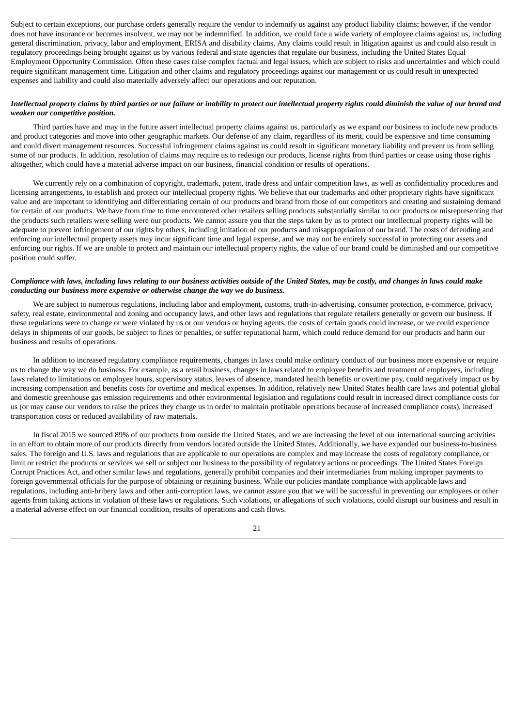Subject to certain exceptions, our purchase orders generally require the vendor to indemnify us against any product liability claims; however, if the vendor does not have insurance or becomes insolvent, we may not be indemnified. In addition, we could face a wide variety of employee claims against us, including general discrimination, privacy, labor and employment, ERISA and disability claims. Any claims could result in litigation against us and could also result in regulatory proceedings being brought against us by various federal and state agencies that regulate our business, including the United States Equal Employment Opportunity Commission. Often these cases raise complex factual and legal issues, which are subject to risks and uncertainties and which could require significant management time. Litigation and other claims and regulatory proceedings against our management or us could result in unexpected expenses and liability and could also materially adversely affect our operations and our reputation.

***Intellectual property claims by third parties or our failure or inability to protect our intellectual property rights could diminish the value of our brand and weaken our competitive position.***

Third parties have and may in the future assert intellectual property claims against us, particularly as we expand our business to include new products and product categories and move into other geographic markets. Our defense of any claim, regardless of its merit, could be expensive and time consuming and could divert management resources. Successful infringement claims against us could result in significant monetary liability and prevent us from selling some of our products. In addition, resolution of claims may require us to redesign our products, license rights from third parties or cease using those rights altogether, which could have a material adverse impact on our business, financial condition or results of operations.

We currently rely on a combination of copyright, trademark, patent, trade dress and unfair competition laws, as well as confidentiality procedures and licensing arrangements, to establish and protect our intellectual property rights. We believe that our trademarks and other proprietary rights have significant value and are important to identifying and differentiating certain of our products and brand from those of our competitors and creating and sustaining demand for certain of our products. We have from time to time encountered other retailers selling products substantially similar to our products or misrepresenting that the products such retailers were selling were our products. We cannot assure you that the steps taken by us to protect our intellectual property rights will be adequate to prevent infringement of our rights by others, including imitation of our products and misappropriation of our brand. The costs of defending and enforcing our intellectual property assets may incur significant time and legal expense, and we may not be entirely successful in protecting our assets and enforcing our rights. If we are unable to protect and maintain our intellectual property rights, the value of our brand could be diminished and our competitive position could suffer.

***Compliance with laws, including laws relating to our business activities outside of the United States, may be costly, and changes in laws could make conducting our business more expensive or otherwise change the way we do business.***

We are subject to numerous regulations, including labor and employment, customs, truth-in-advertising, consumer protection, e-commerce, privacy, safety, real estate, environmental and zoning and occupancy laws, and other laws and regulations that regulate retailers generally or govern our business. If these regulations were to change or were violated by us or our vendors or buying agents, the costs of certain goods could increase, or we could experience delays in shipments of our goods, be subject to fines or penalties, or suffer reputational harm, which could reduce demand for our products and harm our business and results of operations.

In addition to increased regulatory compliance requirements, changes in laws could make ordinary conduct of our business more expensive or require us to change the way we do business. For example, as a retail business, changes in laws related to employee benefits and treatment of employees, including laws related to limitations on employee hours, supervisory status, leaves of absence, mandated health benefits or overtime pay, could negatively impact us by increasing compensation and benefits costs for overtime and medical expenses. In addition, relatively new United States health care laws and potential global and domestic greenhouse gas emission requirements and other environmental legislation and regulations could result in increased direct compliance costs for us (or may cause our vendors to raise the prices they charge us in order to maintain profitable operations because of increased compliance costs), increased transportation costs or reduced availability of raw materials.

In fiscal 2015 we sourced 89% of our products from outside the United States, and we are increasing the level of our international sourcing activities in an effort to obtain more of our products directly from vendors located outside the United States. Additionally, we have expanded our business-to-business sales. The foreign and U.S. laws and regulations that are applicable to our operations are complex and may increase the costs of regulatory compliance, or limit or restrict the products or services we sell or subject our business to the possibility of regulatory actions or proceedings. The United States Foreign Corrupt Practices Act, and other similar laws and regulations, generally prohibit companies and their intermediaries from making improper payments to foreign governmental officials for the purpose of obtaining or retaining business. While our policies mandate compliance with applicable laws and regulations, including anti-bribery laws and other anti-corruption laws, we cannot assure you that we will be successful in preventing our employees or other agents from taking actions in violation of these laws or regulations. Such violations, or allegations of such violations, could disrupt our business and result in a material adverse effect on our financial condition, results of operations and cash flows.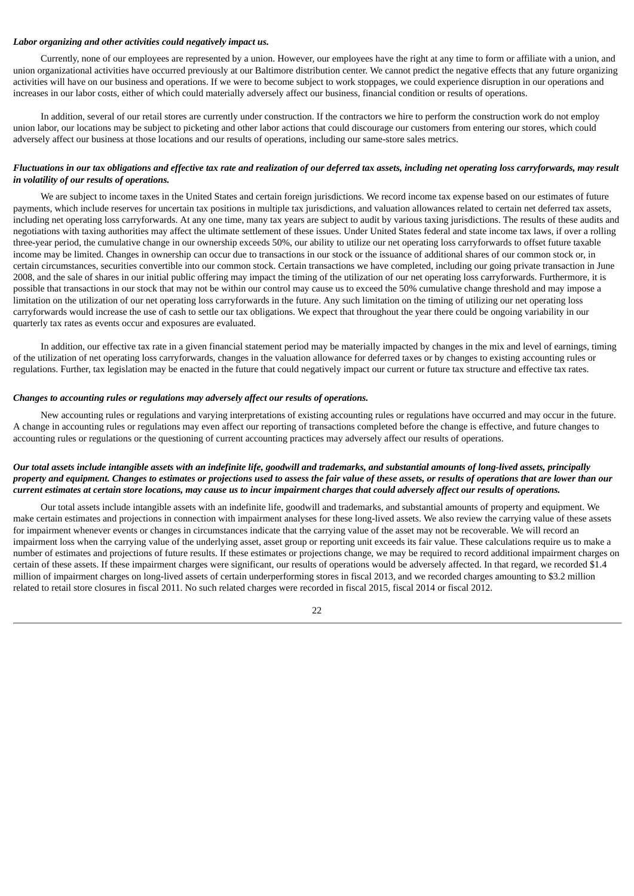***Labor organizing and other activities could negatively impact us.***

Currently, none of our employees are represented by a union. However, our employees have the right at any time to form or affiliate with a union, and union organizational activities have occurred previously at our Baltimore distribution center. We cannot predict the negative effects that any future organizing activities will have on our business and operations. If we were to become subject to work stoppages, we could experience disruption in our operations and increases in our labor costs, either of which could materially adversely affect our business, financial condition or results of operations.

In addition, several of our retail stores are currently under construction. If the contractors we hire to perform the construction work do not employ union labor, our locations may be subject to picketing and other labor actions that could discourage our customers from entering our stores, which could adversely affect our business at those locations and our results of operations, including our same-store sales metrics.

***Fluctuations in our tax obligations and effective tax rate and realization of our deferred tax assets, including net operating loss carryforwards, may result in volatility of our results of operations.***

We are subject to income taxes in the United States and certain foreign jurisdictions. We record income tax expense based on our estimates of future payments, which include reserves for uncertain tax positions in multiple tax jurisdictions, and valuation allowances related to certain net deferred tax assets, including net operating loss carryforwards. At any one time, many tax years are subject to audit by various taxing jurisdictions. The results of these audits and negotiations with taxing authorities may affect the ultimate settlement of these issues. Under United States federal and state income tax laws, if over a rolling three-year period, the cumulative change in our ownership exceeds 50%, our ability to utilize our net operating loss carryforwards to offset future taxable income may be limited. Changes in ownership can occur due to transactions in our stock or the issuance of additional shares of our common stock or, in certain circumstances, securities convertible into our common stock. Certain transactions we have completed, including our going private transaction in June 2008, and the sale of shares in our initial public offering may impact the timing of the utilization of our net operating loss carryforwards. Furthermore, it is possible that transactions in our stock that may not be within our control may cause us to exceed the 50% cumulative change threshold and may impose a limitation on the utilization of our net operating loss carryforwards in the future. Any such limitation on the timing of utilizing our net operating loss carryforwards would increase the use of cash to settle our tax obligations. We expect that throughout the year there could be ongoing variability in our quarterly tax rates as events occur and exposures are evaluated.

In addition, our effective tax rate in a given financial statement period may be materially impacted by changes in the mix and level of earnings, timing of the utilization of net operating loss carryforwards, changes in the valuation allowance for deferred taxes or by changes to existing accounting rules or regulations. Further, tax legislation may be enacted in the future that could negatively impact our current or future tax structure and effective tax rates.

***Changes to accounting rules or regulations may adversely affect our results of operations.***

New accounting rules or regulations and varying interpretations of existing accounting rules or regulations have occurred and may occur in the future. A change in accounting rules or regulations may even affect our reporting of transactions completed before the change is effective, and future changes to accounting rules or regulations or the questioning of current accounting practices may adversely affect our results of operations.

***Our total assets include intangible assets with an indefinite life, goodwill and trademarks, and substantial amounts of long-lived assets, principally property and equipment. Changes to estimates or projections used to assess the fair value of these assets, or results of operations that are lower than our current estimates at certain store locations, may cause us to incur impairment charges that could adversely affect our results of operations.***

Our total assets include intangible assets with an indefinite life, goodwill and trademarks, and substantial amounts of property and equipment. We make certain estimates and projections in connection with impairment analyses for these long-lived assets. We also review the carrying value of these assets for impairment whenever events or changes in circumstances indicate that the carrying value of the asset may not be recoverable. We will record an impairment loss when the carrying value of the underlying asset, asset group or reporting unit exceeds its fair value. These calculations require us to make a number of estimates and projections of future results. If these estimates or projections change, we may be required to record additional impairment charges on certain of these assets. If these impairment charges were significant, our results of operations would be adversely affected. In that regard, we recorded $1.4 million of impairment charges on long-lived assets of certain underperforming stores in fiscal 2013, and we recorded charges amounting to $3.2 million related to retail store closures in fiscal 2011. No such related charges were recorded in fiscal 2015, fiscal 2014 or fiscal 2012.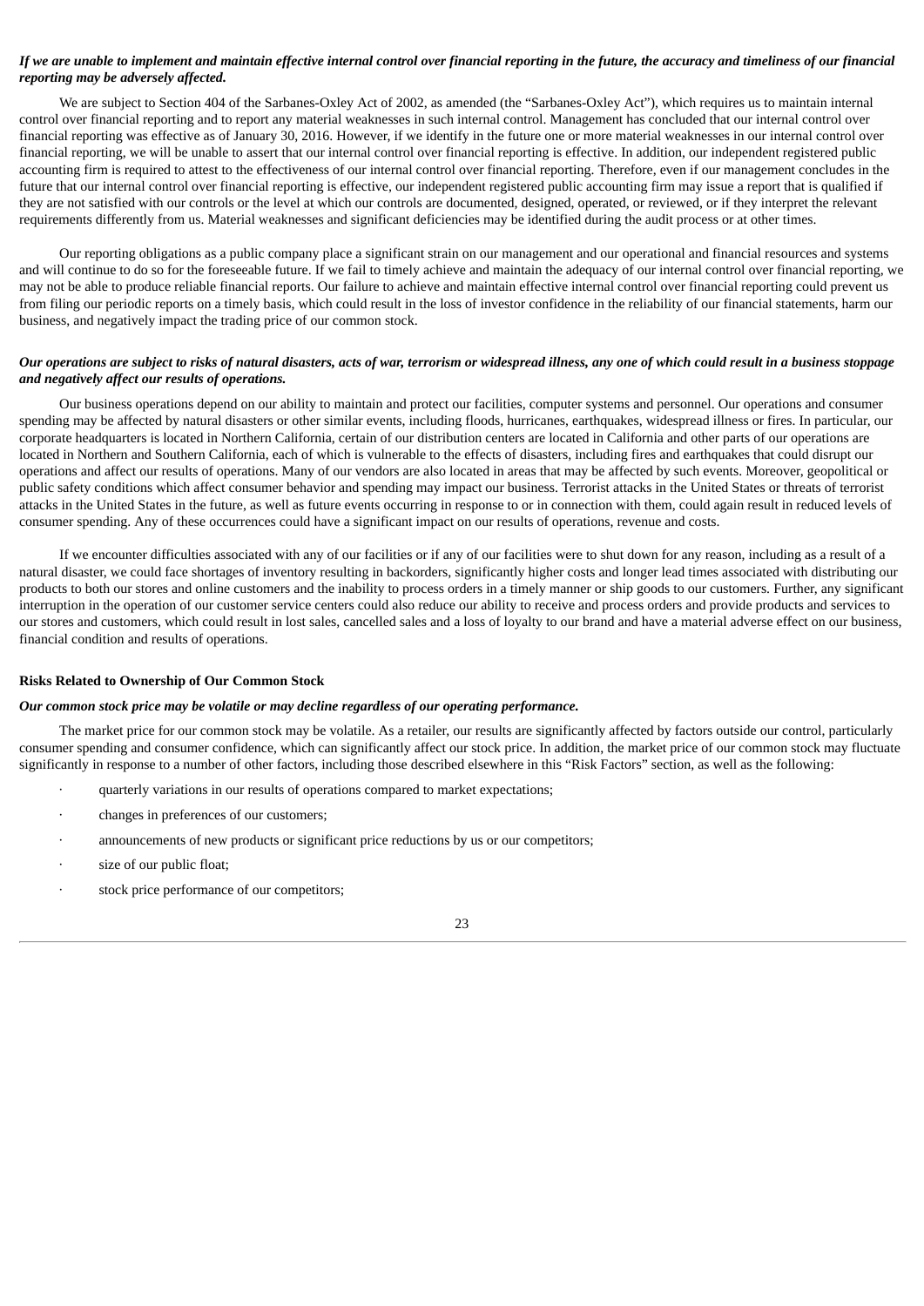***If we are unable to implement and maintain effective internal control over financial reporting in the future, the accuracy and timeliness of our financial reporting may be adversely affected.***

We are subject to Section 404 of the Sarbanes-Oxley Act of 2002, as amended (the "Sarbanes-Oxley Act"), which requires us to maintain internal control over financial reporting and to report any material weaknesses in such internal control. Management has concluded that our internal control over financial reporting was effective as of January 30, 2016. However, if we identify in the future one or more material weaknesses in our internal control over financial reporting, we will be unable to assert that our internal control over financial reporting is effective. In addition, our independent registered public accounting firm is required to attest to the effectiveness of our internal control over financial reporting. Therefore, even if our management concludes in the future that our internal control over financial reporting is effective, our independent registered public accounting firm may issue a report that is qualified if they are not satisfied with our controls or the level at which our controls are documented, designed, operated, or reviewed, or if they interpret the relevant requirements differently from us. Material weaknesses and significant deficiencies may be identified during the audit process or at other times.

Our reporting obligations as a public company place a significant strain on our management and our operational and financial resources and systems and will continue to do so for the foreseeable future. If we fail to timely achieve and maintain the adequacy of our internal control over financial reporting, we may not be able to produce reliable financial reports. Our failure to achieve and maintain effective internal control over financial reporting could prevent us from filing our periodic reports on a timely basis, which could result in the loss of investor confidence in the reliability of our financial statements, harm our business, and negatively impact the trading price of our common stock.

***Our operations are subject to risks of natural disasters, acts of war, terrorism or widespread illness, any one of which could result in a business stoppage and negatively affect our results of operations.***

Our business operations depend on our ability to maintain and protect our facilities, computer systems and personnel. Our operations and consumer spending may be affected by natural disasters or other similar events, including floods, hurricanes, earthquakes, widespread illness or fires. In particular, our corporate headquarters is located in Northern California, certain of our distribution centers are located in California and other parts of our operations are located in Northern and Southern California, each of which is vulnerable to the effects of disasters, including fires and earthquakes that could disrupt our operations and affect our results of operations. Many of our vendors are also located in areas that may be affected by such events. Moreover, geopolitical or public safety conditions which affect consumer behavior and spending may impact our business. Terrorist attacks in the United States or threats of terrorist attacks in the United States in the future, as well as future events occurring in response to or in connection with them, could again result in reduced levels of consumer spending. Any of these occurrences could have a significant impact on our results of operations, revenue and costs.

If we encounter difficulties associated with any of our facilities or if any of our facilities were to shut down for any reason, including as a result of a natural disaster, we could face shortages of inventory resulting in backorders, significantly higher costs and longer lead times associated with distributing our products to both our stores and online customers and the inability to process orders in a timely manner or ship goods to our customers. Further, any significant interruption in the operation of our customer service centers could also reduce our ability to receive and process orders and provide products and services to our stores and customers, which could result in lost sales, cancelled sales and a loss of loyalty to our brand and have a material adverse effect on our business, financial condition and results of operations.

**Risks Related to Ownership of Our Common Stock**

***Our common stock price may be volatile or may decline regardless of our operating performance.***

The market price for our common stock may be volatile. As a retailer, our results are significantly affected by factors outside our control, particularly consumer spending and consumer confidence, which can significantly affect our stock price. In addition, the market price of our common stock may fluctuate significantly in response to a number of other factors, including those described elsewhere in this "Risk Factors" section, as well as the following:

- quarterly variations in our results of operations compared to market expectations;
- changes in preferences of our customers;
- announcements of new products or significant price reductions by us or our competitors;
- size of our public float;
- stock price performance of our competitors;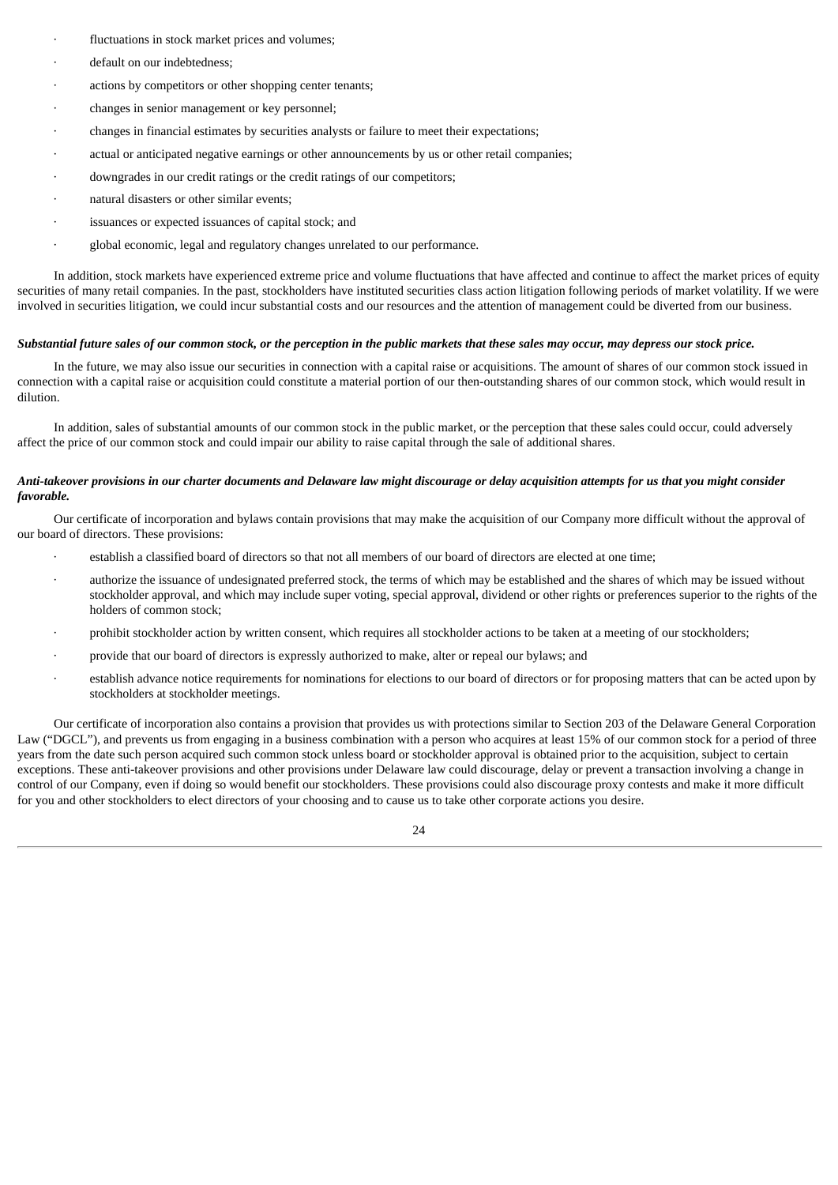- fluctuations in stock market prices and volumes;
- default on our indebtedness;
- actions by competitors or other shopping center tenants;
- changes in senior management or key personnel;
- changes in financial estimates by securities analysts or failure to meet their expectations;
- actual or anticipated negative earnings or other announcements by us or other retail companies;
- downgrades in our credit ratings or the credit ratings of our competitors;
- natural disasters or other similar events;
- issuances or expected issuances of capital stock; and
- global economic, legal and regulatory changes unrelated to our performance.

In addition, stock markets have experienced extreme price and volume fluctuations that have affected and continue to affect the market prices of equity securities of many retail companies. In the past, stockholders have instituted securities class action litigation following periods of market volatility. If we were involved in securities litigation, we could incur substantial costs and our resources and the attention of management could be diverted from our business.

***Substantial future sales of our common stock, or the perception in the public markets that these sales may occur, may depress our stock price.***

In the future, we may also issue our securities in connection with a capital raise or acquisitions. The amount of shares of our common stock issued in connection with a capital raise or acquisition could constitute a material portion of our then-outstanding shares of our common stock, which would result in dilution.

In addition, sales of substantial amounts of our common stock in the public market, or the perception that these sales could occur, could adversely affect the price of our common stock and could impair our ability to raise capital through the sale of additional shares.

***Anti-takeover provisions in our charter documents and Delaware law might discourage or delay acquisition attempts for us that you might consider favorable.***

Our certificate of incorporation and bylaws contain provisions that may make the acquisition of our Company more difficult without the approval of our board of directors. These provisions:

- establish a classified board of directors so that not all members of our board of directors are elected at one time;
- authorize the issuance of undesignated preferred stock, the terms of which may be established and the shares of which may be issued without stockholder approval, and which may include super voting, special approval, dividend or other rights or preferences superior to the rights of the holders of common stock;
- prohibit stockholder action by written consent, which requires all stockholder actions to be taken at a meeting of our stockholders;
- provide that our board of directors is expressly authorized to make, alter or repeal our bylaws; and
- establish advance notice requirements for nominations for elections to our board of directors or for proposing matters that can be acted upon by stockholders at stockholder meetings.

Our certificate of incorporation also contains a provision that provides us with protections similar to Section 203 of the Delaware General Corporation Law ("DGCL"), and prevents us from engaging in a business combination with a person who acquires at least 15% of our common stock for a period of three years from the date such person acquired such common stock unless board or stockholder approval is obtained prior to the acquisition, subject to certain exceptions. These anti-takeover provisions and other provisions under Delaware law could discourage, delay or prevent a transaction involving a change in control of our Company, even if doing so would benefit our stockholders. These provisions could also discourage proxy contests and make it more difficult for you and other stockholders to elect directors of your choosing and to cause us to take other corporate actions you desire.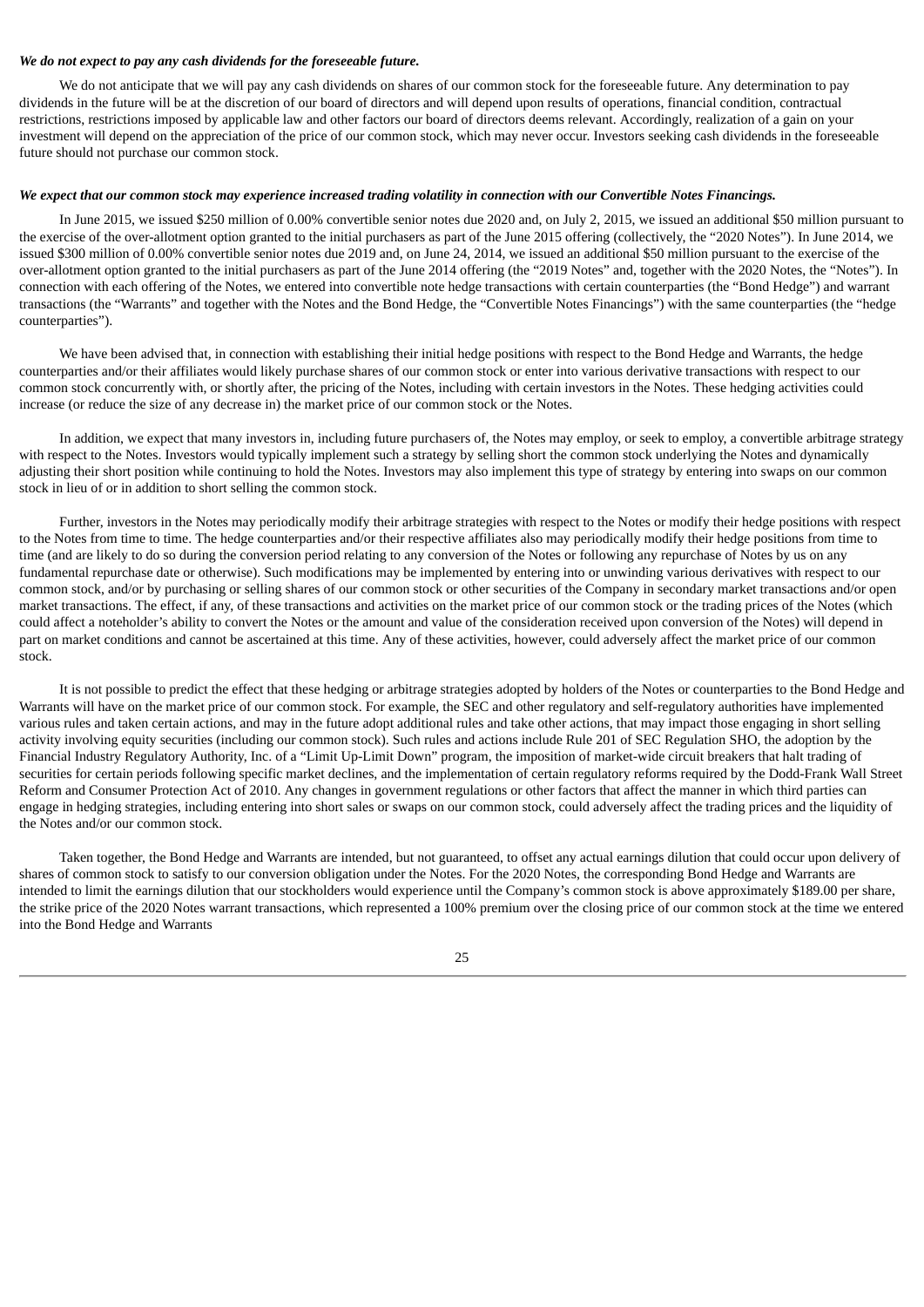***We do not expect to pay any cash dividends for the foreseeable future.***

We do not anticipate that we will pay any cash dividends on shares of our common stock for the foreseeable future. Any determination to pay dividends in the future will be at the discretion of our board of directors and will depend upon results of operations, financial condition, contractual restrictions, restrictions imposed by applicable law and other factors our board of directors deems relevant. Accordingly, realization of a gain on your investment will depend on the appreciation of the price of our common stock, which may never occur. Investors seeking cash dividends in the foreseeable future should not purchase our common stock.

***We expect that our common stock may experience increased trading volatility in connection with our Convertible Notes Financings.***

In June 2015, we issued $250 million of 0.00% convertible senior notes due 2020 and, on July 2, 2015, we issued an additional $50 million pursuant to the exercise of the over-allotment option granted to the initial purchasers as part of the June 2015 offering (collectively, the "2020 Notes"). In June 2014, we issued $300 million of 0.00% convertible senior notes due 2019 and, on June 24, 2014, we issued an additional $50 million pursuant to the exercise of the over-allotment option granted to the initial purchasers as part of the June 2014 offering (the "2019 Notes" and, together with the 2020 Notes, the "Notes"). In connection with each offering of the Notes, we entered into convertible note hedge transactions with certain counterparties (the "Bond Hedge") and warrant transactions (the "Warrants" and together with the Notes and the Bond Hedge, the "Convertible Notes Financings") with the same counterparties (the "hedge counterparties").

We have been advised that, in connection with establishing their initial hedge positions with respect to the Bond Hedge and Warrants, the hedge counterparties and/or their affiliates would likely purchase shares of our common stock or enter into various derivative transactions with respect to our common stock concurrently with, or shortly after, the pricing of the Notes, including with certain investors in the Notes. These hedging activities could increase (or reduce the size of any decrease in) the market price of our common stock or the Notes.

In addition, we expect that many investors in, including future purchasers of, the Notes may employ, or seek to employ, a convertible arbitrage strategy with respect to the Notes. Investors would typically implement such a strategy by selling short the common stock underlying the Notes and dynamically adjusting their short position while continuing to hold the Notes. Investors may also implement this type of strategy by entering into swaps on our common stock in lieu of or in addition to short selling the common stock.

Further, investors in the Notes may periodically modify their arbitrage strategies with respect to the Notes or modify their hedge positions with respect to the Notes from time to time. The hedge counterparties and/or their respective affiliates also may periodically modify their hedge positions from time to time (and are likely to do so during the conversion period relating to any conversion of the Notes or following any repurchase of Notes by us on any fundamental repurchase date or otherwise). Such modifications may be implemented by entering into or unwinding various derivatives with respect to our common stock, and/or by purchasing or selling shares of our common stock or other securities of the Company in secondary market transactions and/or open market transactions. The effect, if any, of these transactions and activities on the market price of our common stock or the trading prices of the Notes (which could affect a noteholder's ability to convert the Notes or the amount and value of the consideration received upon conversion of the Notes) will depend in part on market conditions and cannot be ascertained at this time. Any of these activities, however, could adversely affect the market price of our common stock.

It is not possible to predict the effect that these hedging or arbitrage strategies adopted by holders of the Notes or counterparties to the Bond Hedge and Warrants will have on the market price of our common stock. For example, the SEC and other regulatory and self-regulatory authorities have implemented various rules and taken certain actions, and may in the future adopt additional rules and take other actions, that may impact those engaging in short selling activity involving equity securities (including our common stock). Such rules and actions include Rule 201 of SEC Regulation SHO, the adoption by the Financial Industry Regulatory Authority, Inc. of a "Limit Up-Limit Down" program, the imposition of market-wide circuit breakers that halt trading of securities for certain periods following specific market declines, and the implementation of certain regulatory reforms required by the Dodd-Frank Wall Street Reform and Consumer Protection Act of 2010. Any changes in government regulations or other factors that affect the manner in which third parties can engage in hedging strategies, including entering into short sales or swaps on our common stock, could adversely affect the trading prices and the liquidity of the Notes and/or our common stock.

Taken together, the Bond Hedge and Warrants are intended, but not guaranteed, to offset any actual earnings dilution that could occur upon delivery of shares of common stock to satisfy to our conversion obligation under the Notes. For the 2020 Notes, the corresponding Bond Hedge and Warrants are intended to limit the earnings dilution that our stockholders would experience until the Company's common stock is above approximately $189.00 per share, the strike price of the 2020 Notes warrant transactions, which represented a 100% premium over the closing price of our common stock at the time we entered into the Bond Hedge and Warrants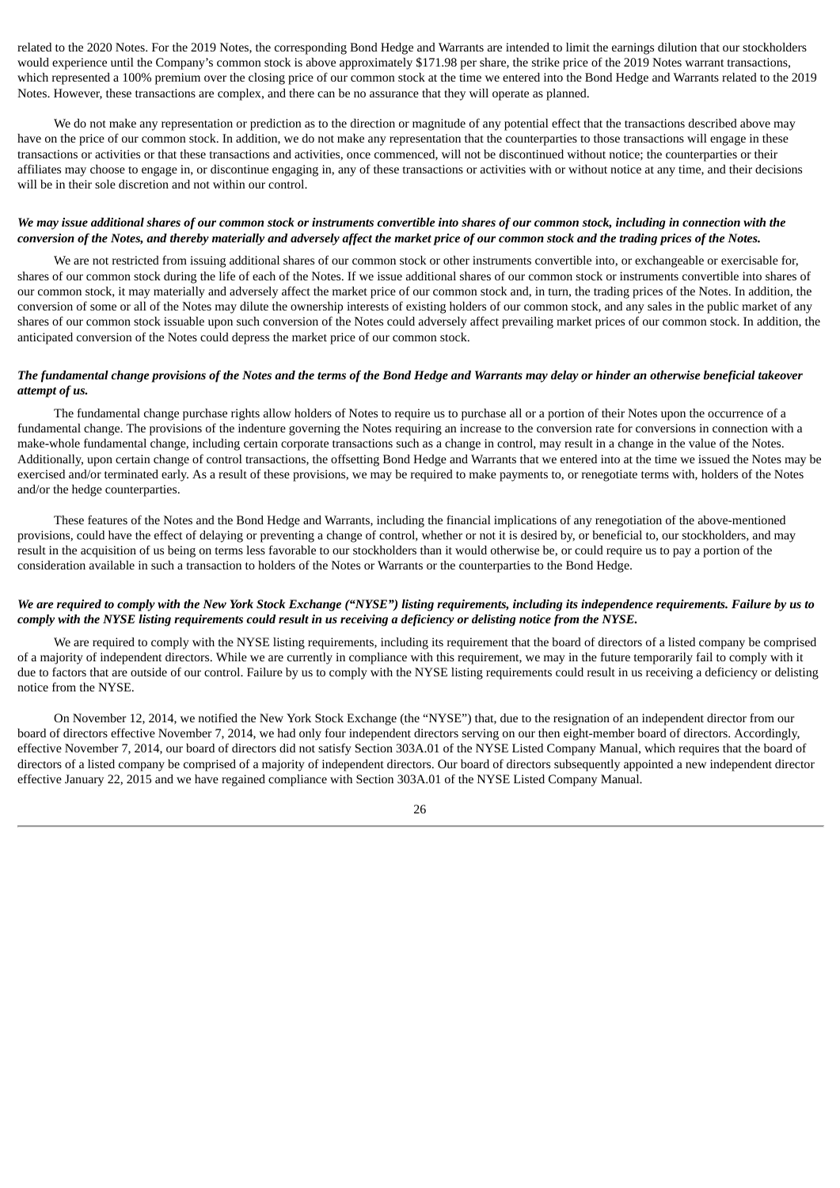related to the 2020 Notes. For the 2019 Notes, the corresponding Bond Hedge and Warrants are intended to limit the earnings dilution that our stockholders would experience until the Company's common stock is above approximately $171.98 per share, the strike price of the 2019 Notes warrant transactions, which represented a 100% premium over the closing price of our common stock at the time we entered into the Bond Hedge and Warrants related to the 2019 Notes. However, these transactions are complex, and there can be no assurance that they will operate as planned.

We do not make any representation or prediction as to the direction or magnitude of any potential effect that the transactions described above may have on the price of our common stock. In addition, we do not make any representation that the counterparties to those transactions will engage in these transactions or activities or that these transactions and activities, once commenced, will not be discontinued without notice; the counterparties or their affiliates may choose to engage in, or discontinue engaging in, any of these transactions or activities with or without notice at any time, and their decisions will be in their sole discretion and not within our control.

***We may issue additional shares of our common stock or instruments convertible into shares of our common stock, including in connection with the conversion of the Notes, and thereby materially and adversely affect the market price of our common stock and the trading prices of the Notes.***

We are not restricted from issuing additional shares of our common stock or other instruments convertible into, or exchangeable or exercisable for, shares of our common stock during the life of each of the Notes. If we issue additional shares of our common stock or instruments convertible into shares of our common stock, it may materially and adversely affect the market price of our common stock and, in turn, the trading prices of the Notes. In addition, the conversion of some or all of the Notes may dilute the ownership interests of existing holders of our common stock, and any sales in the public market of any shares of our common stock issuable upon such conversion of the Notes could adversely affect prevailing market prices of our common stock. In addition, the anticipated conversion of the Notes could depress the market price of our common stock.

***The fundamental change provisions of the Notes and the terms of the Bond Hedge and Warrants may delay or hinder an otherwise beneficial takeover attempt of us.***

The fundamental change purchase rights allow holders of Notes to require us to purchase all or a portion of their Notes upon the occurrence of a fundamental change. The provisions of the indenture governing the Notes requiring an increase to the conversion rate for conversions in connection with a make-whole fundamental change, including certain corporate transactions such as a change in control, may result in a change in the value of the Notes. Additionally, upon certain change of control transactions, the offsetting Bond Hedge and Warrants that we entered into at the time we issued the Notes may be exercised and/or terminated early. As a result of these provisions, we may be required to make payments to, or renegotiate terms with, holders of the Notes and/or the hedge counterparties.

These features of the Notes and the Bond Hedge and Warrants, including the financial implications of any renegotiation of the above-mentioned provisions, could have the effect of delaying or preventing a change of control, whether or not it is desired by, or beneficial to, our stockholders, and may result in the acquisition of us being on terms less favorable to our stockholders than it would otherwise be, or could require us to pay a portion of the consideration available in such a transaction to holders of the Notes or Warrants or the counterparties to the Bond Hedge.

***We are required to comply with the New York Stock Exchange ("NYSE") listing requirements, including its independence requirements. Failure by us to comply with the NYSE listing requirements could result in us receiving a deficiency or delisting notice from the NYSE.***

We are required to comply with the NYSE listing requirements, including its requirement that the board of directors of a listed company be comprised of a majority of independent directors. While we are currently in compliance with this requirement, we may in the future temporarily fail to comply with it due to factors that are outside of our control. Failure by us to comply with the NYSE listing requirements could result in us receiving a deficiency or delisting notice from the NYSE.

On November 12, 2014, we notified the New York Stock Exchange (the "NYSE") that, due to the resignation of an independent director from our board of directors effective November 7, 2014, we had only four independent directors serving on our then eight-member board of directors. Accordingly, effective November 7, 2014, our board of directors did not satisfy Section 303A.01 of the NYSE Listed Company Manual, which requires that the board of directors of a listed company be comprised of a majority of independent directors. Our board of directors subsequently appointed a new independent director effective January 22, 2015 and we have regained compliance with Section 303A.01 of the NYSE Listed Company Manual.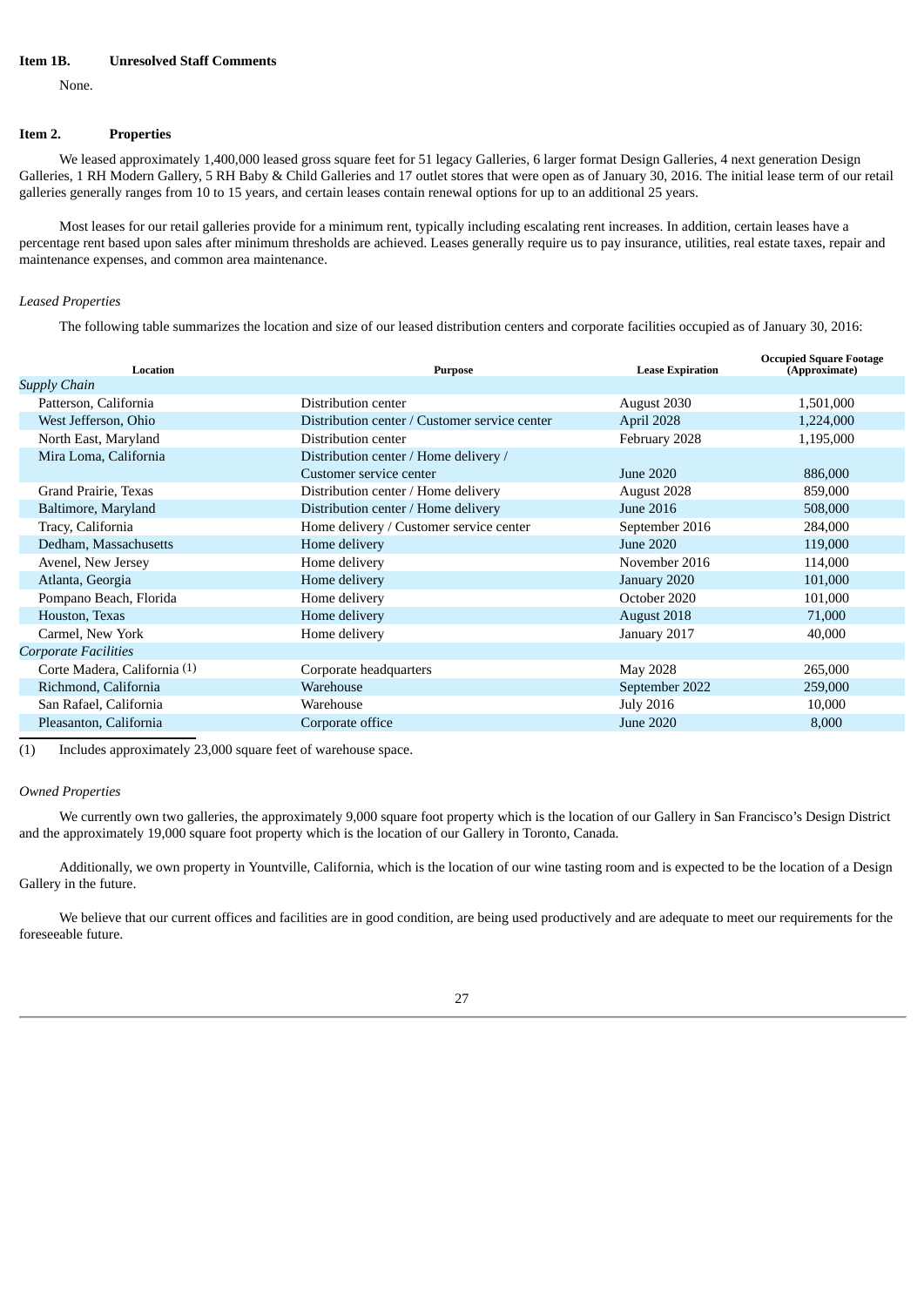## Item 1B. Unresolved Staff Comments

None.

## Item 2. Properties

We leased approximately 1,400,000 leased gross square feet for 51 legacy Galleries, 6 larger format Design Galleries, 4 next generation Design Galleries, 1 RH Modern Gallery, 5 RH Baby & Child Galleries and 17 outlet stores that were open as of January 30, 2016. The initial lease term of our retail galleries generally ranges from 10 to 15 years, and certain leases contain renewal options for up to an additional 25 years.

Most leases for our retail galleries provide for a minimum rent, typically including escalating rent increases. In addition, certain leases have a percentage rent based upon sales after minimum thresholds are achieved. Leases generally require us to pay insurance, utilities, real estate taxes, repair and maintenance expenses, and common area maintenance.

*Leased Properties*

The following table summarizes the location and size of our leased distribution centers and corporate facilities occupied as of January 30, 2016:

| Location | Purpose | Lease Expiration | Occupied Square Footage (Approximate) |
|---|---|---|---|
| *Supply Chain* | | | |
| Patterson, California | Distribution center | August 2030 | 1,501,000 |
| West Jefferson, Ohio | Distribution center / Customer service center | April 2028 | 1,224,000 |
| North East, Maryland | Distribution center | February 2028 | 1,195,000 |
| Mira Loma, California | Distribution center / Home delivery / Customer service center | June 2020 | 886,000 |
| Grand Prairie, Texas | Distribution center / Home delivery | August 2028 | 859,000 |
| Baltimore, Maryland | Distribution center / Home delivery | June 2016 | 508,000 |
| Tracy, California | Home delivery / Customer service center | September 2016 | 284,000 |
| Dedham, Massachusetts | Home delivery | June 2020 | 119,000 |
| Avenel, New Jersey | Home delivery | November 2016 | 114,000 |
| Atlanta, Georgia | Home delivery | January 2020 | 101,000 |
| Pompano Beach, Florida | Home delivery | October 2020 | 101,000 |
| Houston, Texas | Home delivery | August 2018 | 71,000 |
| Carmel, New York | Home delivery | January 2017 | 40,000 |
| *Corporate Facilities* | | | |
| Corte Madera, California (1) | Corporate headquarters | May 2028 | 265,000 |
| Richmond, California | Warehouse | September 2022 | 259,000 |
| San Rafael, California | Warehouse | July 2016 | 10,000 |
| Pleasanton, California | Corporate office | June 2020 | 8,000 |

(1) Includes approximately 23,000 square feet of warehouse space.

*Owned Properties*

We currently own two galleries, the approximately 9,000 square foot property which is the location of our Gallery in San Francisco's Design District and the approximately 19,000 square foot property which is the location of our Gallery in Toronto, Canada.

Additionally, we own property in Yountville, California, which is the location of our wine tasting room and is expected to be the location of a Design Gallery in the future.

We believe that our current offices and facilities are in good condition, are being used productively and are adequate to meet our requirements for the foreseeable future.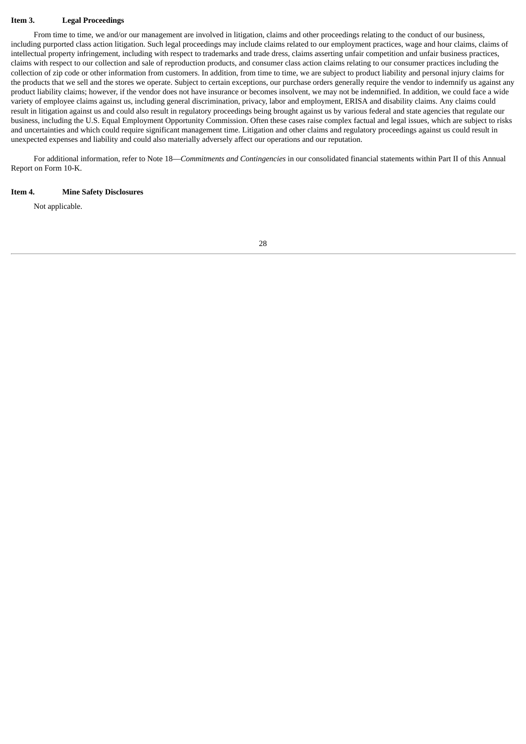**Item 3. Legal Proceedings**

From time to time, we and/or our management are involved in litigation, claims and other proceedings relating to the conduct of our business, including purported class action litigation. Such legal proceedings may include claims related to our employment practices, wage and hour claims, claims of intellectual property infringement, including with respect to trademarks and trade dress, claims asserting unfair competition and unfair business practices, claims with respect to our collection and sale of reproduction products, and consumer class action claims relating to our consumer practices including the collection of zip code or other information from customers. In addition, from time to time, we are subject to product liability and personal injury claims for the products that we sell and the stores we operate. Subject to certain exceptions, our purchase orders generally require the vendor to indemnify us against any product liability claims; however, if the vendor does not have insurance or becomes insolvent, we may not be indemnified. In addition, we could face a wide variety of employee claims against us, including general discrimination, privacy, labor and employment, ERISA and disability claims. Any claims could result in litigation against us and could also result in regulatory proceedings being brought against us by various federal and state agencies that regulate our business, including the U.S. Equal Employment Opportunity Commission. Often these cases raise complex factual and legal issues, which are subject to risks and uncertainties and which could require significant management time. Litigation and other claims and regulatory proceedings against us could result in unexpected expenses and liability and could also materially adversely affect our operations and our reputation.

For additional information, refer to Note 18—*Commitments and Contingencies* in our consolidated financial statements within Part II of this Annual Report on Form 10-K.

**Item 4. Mine Safety Disclosures**

Not applicable.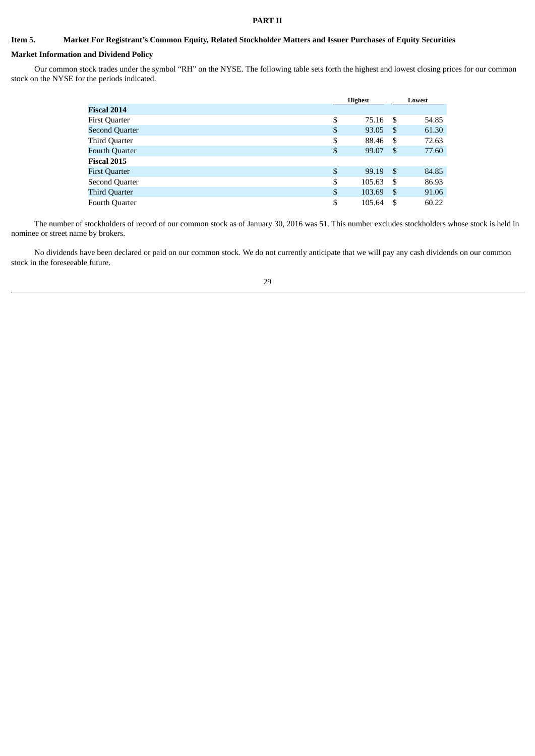# PART II

## Item 5. Market For Registrant's Common Equity, Related Stockholder Matters and Issuer Purchases of Equity Securities

### Market Information and Dividend Policy

Our common stock trades under the symbol "RH" on the NYSE. The following table sets forth the highest and lowest closing prices for our common stock on the NYSE for the periods indicated.

| | Highest | Lowest |
|---|---|---|
| **Fiscal 2014** | | |
| First Quarter | $ 75.16 | $ 54.85 |
| Second Quarter | $ 93.05 | $ 61.30 |
| Third Quarter | $ 88.46 | $ 72.63 |
| Fourth Quarter | $ 99.07 | $ 77.60 |
| **Fiscal 2015** | | |
| First Quarter | $ 99.19 | $ 84.85 |
| Second Quarter | $ 105.63 | $ 86.93 |
| Third Quarter | $ 103.69 | $ 91.06 |
| Fourth Quarter | $ 105.64 | $ 60.22 |

The number of stockholders of record of our common stock as of January 30, 2016 was 51. This number excludes stockholders whose stock is held in nominee or street name by brokers.

No dividends have been declared or paid on our common stock. We do not currently anticipate that we will pay any cash dividends on our common stock in the foreseeable future.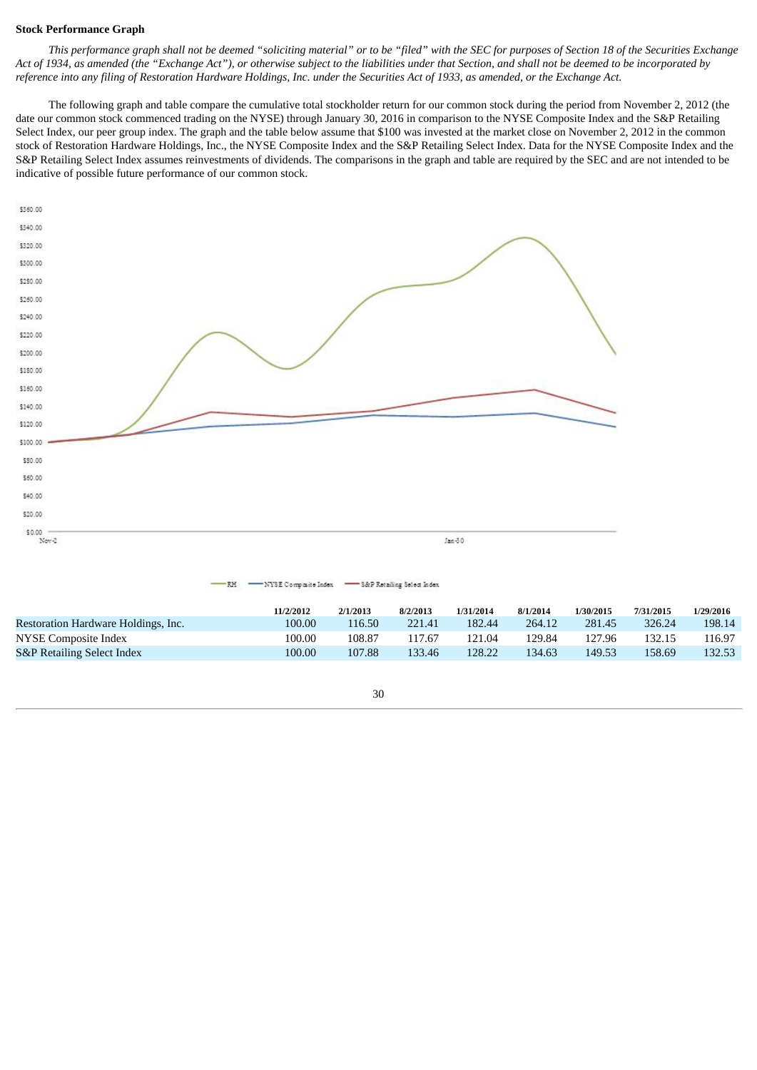**Stock Performance Graph**

*This performance graph shall not be deemed "soliciting material" or to be "filed" with the SEC for purposes of Section 18 of the Securities Exchange Act of 1934, as amended (the "Exchange Act"), or otherwise subject to the liabilities under that Section, and shall not be deemed to be incorporated by reference into any filing of Restoration Hardware Holdings, Inc. under the Securities Act of 1933, as amended, or the Exchange Act.*

The following graph and table compare the cumulative total stockholder return for our common stock during the period from November 2, 2012 (the date our common stock commenced trading on the NYSE) through January 30, 2016 in comparison to the NYSE Composite Index and the S&P Retailing Select Index, our peer group index. The graph and the table below assume that $100 was invested at the market close on November 2, 2012 in the common stock of Restoration Hardware Holdings, Inc., the NYSE Composite Index and the S&P Retailing Select Index. Data for the NYSE Composite Index and the S&P Retailing Select Index assumes reinvestments of dividends. The comparisons in the graph and table are required by the SEC and are not intended to be indicative of possible future performance of our common stock.

| | 11/2/2012 | 2/1/2013 | 8/2/2013 | 1/31/2014 | 8/1/2014 | 1/30/2015 | 7/31/2015 | 1/29/2016 |
|---|---|---|---|---|---|---|---|---|
| Restoration Hardware Holdings, Inc. | 100.00 | 116.50 | 221.41 | 182.44 | 264.12 | 281.45 | 326.24 | 198.14 |
| NYSE Composite Index | 100.00 | 108.87 | 117.67 | 121.04 | 129.84 | 127.96 | 132.15 | 116.97 |
| S&P Retailing Select Index | 100.00 | 107.88 | 133.46 | 128.22 | 134.63 | 149.53 | 158.69 | 132.53 |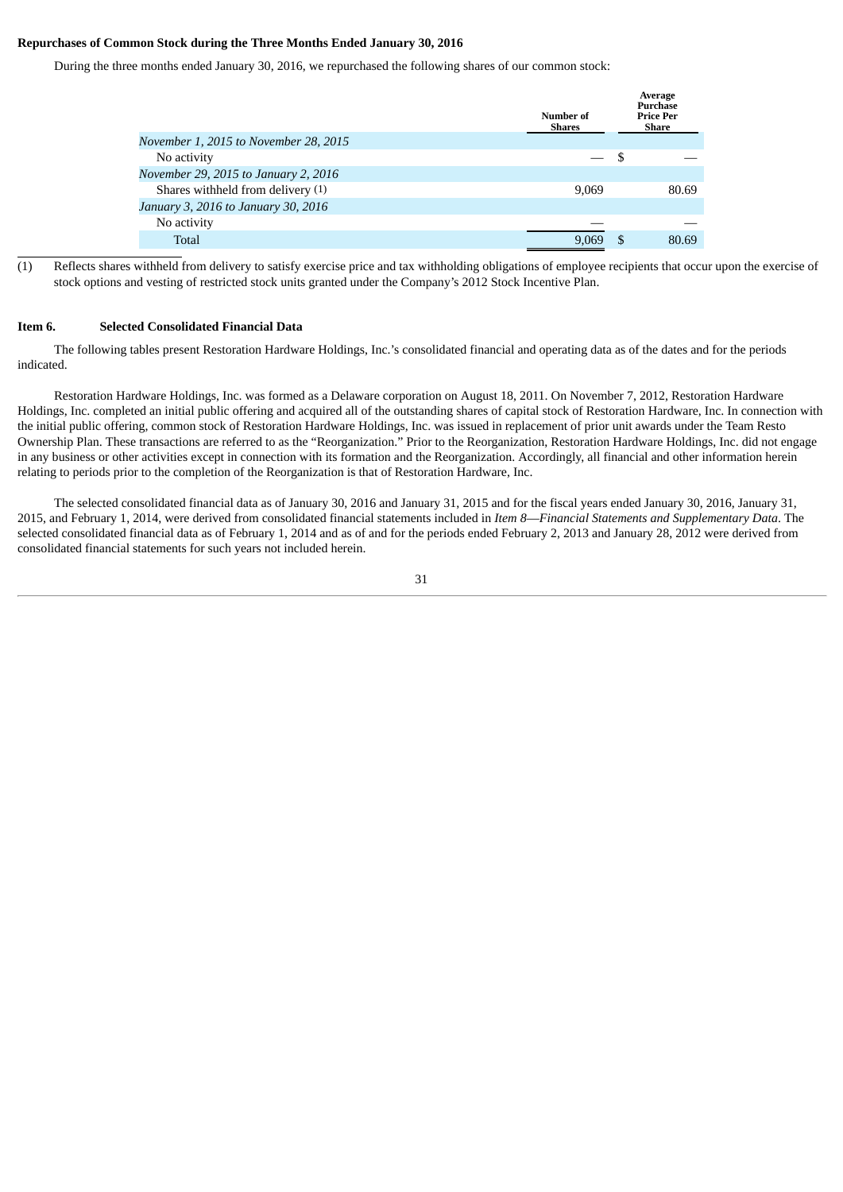**Repurchases of Common Stock during the Three Months Ended January 30, 2016**

During the three months ended January 30, 2016, we repurchased the following shares of our common stock:

| | Number of Shares | Average Purchase Price Per Share |
|---|---|---|
| *November 1, 2015 to November 28, 2015* | | |
| No activity | — | $ — |
| *November 29, 2015 to January 2, 2016* | | |
| Shares withheld from delivery (1) | 9,069 | 80.69 |
| *January 3, 2016 to January 30, 2016* | | |
| No activity | — | — |
| Total | 9,069 | $ 80.69 |

(1) Reflects shares withheld from delivery to satisfy exercise price and tax withholding obligations of employee recipients that occur upon the exercise of stock options and vesting of restricted stock units granted under the Company's 2012 Stock Incentive Plan.

**Item 6. Selected Consolidated Financial Data**

The following tables present Restoration Hardware Holdings, Inc.'s consolidated financial and operating data as of the dates and for the periods indicated.

Restoration Hardware Holdings, Inc. was formed as a Delaware corporation on August 18, 2011. On November 7, 2012, Restoration Hardware Holdings, Inc. completed an initial public offering and acquired all of the outstanding shares of capital stock of Restoration Hardware, Inc. In connection with the initial public offering, common stock of Restoration Hardware Holdings, Inc. was issued in replacement of prior unit awards under the Team Resto Ownership Plan. These transactions are referred to as the "Reorganization." Prior to the Reorganization, Restoration Hardware Holdings, Inc. did not engage in any business or other activities except in connection with its formation and the Reorganization. Accordingly, all financial and other information herein relating to periods prior to the completion of the Reorganization is that of Restoration Hardware, Inc.

The selected consolidated financial data as of January 30, 2016 and January 31, 2015 and for the fiscal years ended January 30, 2016, January 31, 2015, and February 1, 2014, were derived from consolidated financial statements included in *Item 8—Financial Statements and Supplementary Data*. The selected consolidated financial data as of February 1, 2014 and as of and for the periods ended February 2, 2013 and January 28, 2012 were derived from consolidated financial statements for such years not included herein.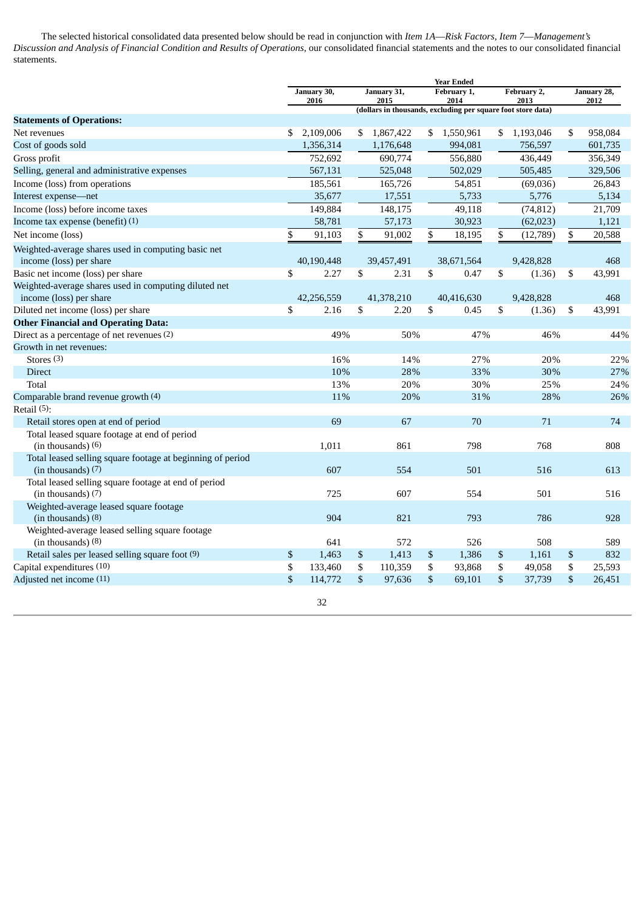The selected historical consolidated data presented below should be read in conjunction with *Item 1A—Risk Factors, Item 7—Management's Discussion and Analysis of Financial Condition and Results of Operations,* our consolidated financial statements and the notes to our consolidated financial statements.

| | Year Ended | | | | |
|---|---|---|---|---|---|
| | January 30, 2016 | January 31, 2015 | February 1, 2014 | February 2, 2013 | January 28, 2012 |
| | (dollars in thousands, excluding per square foot store data) | | | | |
| **Statements of Operations:** | | | | | |
| Net revenues | $ 2,109,006 | $ 1,867,422 | $ 1,550,961 | $ 1,193,046 | $ 958,084 |
| Cost of goods sold | 1,356,314 | 1,176,648 | 994,081 | 756,597 | 601,735 |
| Gross profit | 752,692 | 690,774 | 556,880 | 436,449 | 356,349 |
| Selling, general and administrative expenses | 567,131 | 525,048 | 502,029 | 505,485 | 329,506 |
| Income (loss) from operations | 185,561 | 165,726 | 54,851 | (69,036) | 26,843 |
| Interest expense—net | 35,677 | 17,551 | 5,733 | 5,776 | 5,134 |
| Income (loss) before income taxes | 149,884 | 148,175 | 49,118 | (74,812) | 21,709 |
| Income tax expense (benefit) (1) | 58,781 | 57,173 | 30,923 | (62,023) | 1,121 |
| Net income (loss) | $ 91,103 | $ 91,002 | $ 18,195 | $ (12,789) | $ 20,588 |
| Weighted-average shares used in computing basic net income (loss) per share | 40,190,448 | 39,457,491 | 38,671,564 | 9,428,828 | 468 |
| Basic net income (loss) per share | $ 2.27 | $ 2.31 | $ 0.47 | $ (1.36) | $ 43,991 |
| Weighted-average shares used in computing diluted net income (loss) per share | 42,256,559 | 41,378,210 | 40,416,630 | 9,428,828 | 468 |
| Diluted net income (loss) per share | $ 2.16 | $ 2.20 | $ 0.45 | $ (1.36) | $ 43,991 |
| **Other Financial and Operating Data:** | | | | | |
| Direct as a percentage of net revenues (2) | 49% | 50% | 47% | 46% | 44% |
| Growth in net revenues: | | | | | |
| Stores (3) | 16% | 14% | 27% | 20% | 22% |
| Direct | 10% | 28% | 33% | 30% | 27% |
| Total | 13% | 20% | 30% | 25% | 24% |
| Comparable brand revenue growth (4) | 11% | 20% | 31% | 28% | 26% |
| Retail (5): | | | | | |
| Retail stores open at end of period | 69 | 67 | 70 | 71 | 74 |
| Total leased square footage at end of period (in thousands) (6) | 1,011 | 861 | 798 | 768 | 808 |
| Total leased selling square footage at beginning of period (in thousands) (7) | 607 | 554 | 501 | 516 | 613 |
| Total leased selling square footage at end of period (in thousands) (7) | 725 | 607 | 554 | 501 | 516 |
| Weighted-average leased square footage (in thousands) (8) | 904 | 821 | 793 | 786 | 928 |
| Weighted-average leased selling square footage (in thousands) (8) | 641 | 572 | 526 | 508 | 589 |
| Retail sales per leased selling square foot (9) | $ 1,463 | $ 1,413 | $ 1,386 | $ 1,161 | $ 832 |
| Capital expenditures (10) | $ 133,460 | $ 110,359 | $ 93,868 | $ 49,058 | $ 25,593 |
| Adjusted net income (11) | $ 114,772 | $ 97,636 | $ 69,101 | $ 37,739 | $ 26,451 |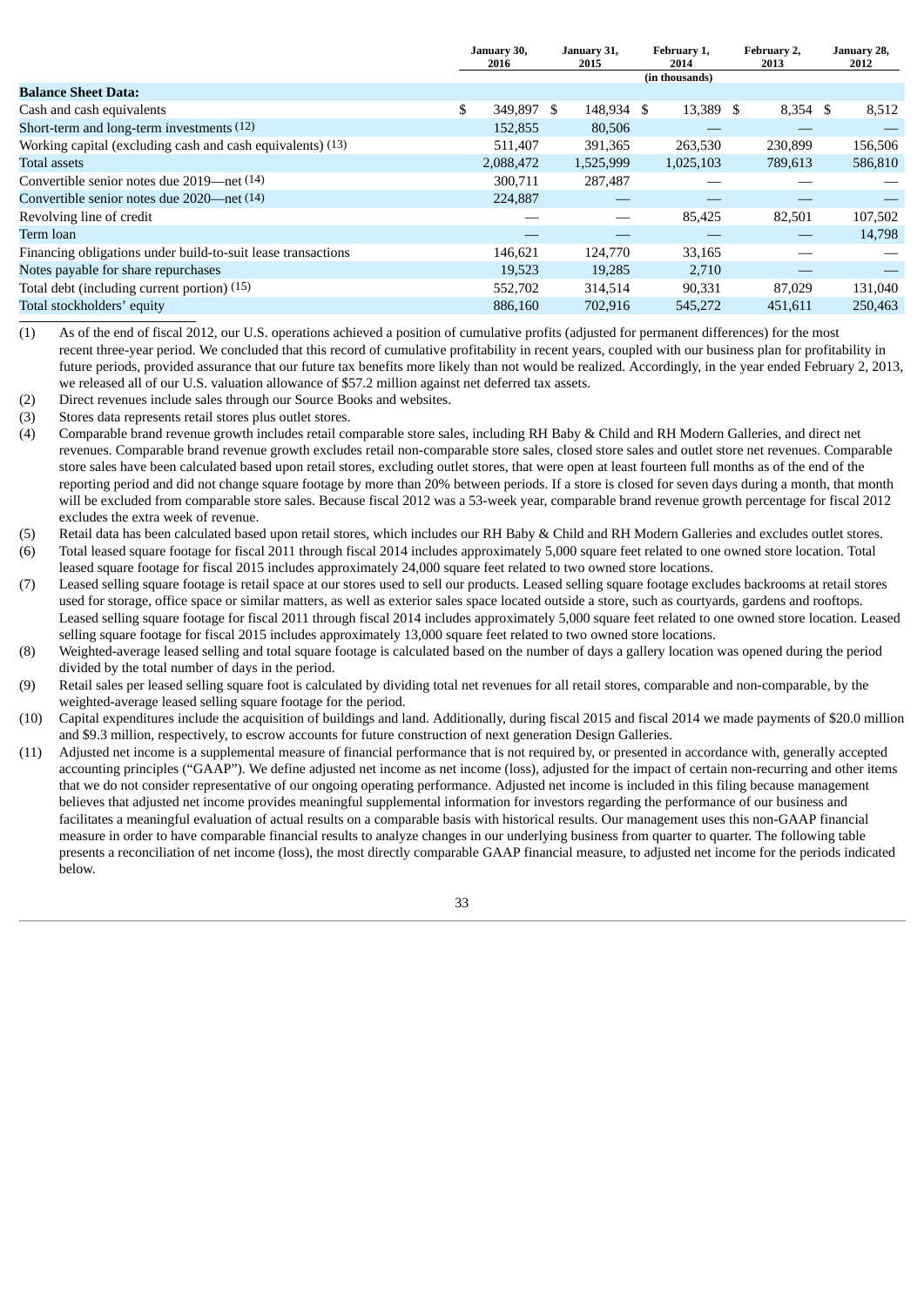| | January 30, 2016 | January 31, 2015 | February 1, 2014 | February 2, 2013 | January 28, 2012 |
|---|---|---|---|---|---|
| | | | (in thousands) | | |
| **Balance Sheet Data:** | | | | | |
| Cash and cash equivalents | $ 349,897 | $ 148,934 | $ 13,389 | $ 8,354 | $ 8,512 |
| Short-term and long-term investments (12) | 152,855 | 80,506 | — | — | — |
| Working capital (excluding cash and cash equivalents) (13) | 511,407 | 391,365 | 263,530 | 230,899 | 156,506 |
| Total assets | 2,088,472 | 1,525,999 | 1,025,103 | 789,613 | 586,810 |
| Convertible senior notes due 2019—net (14) | 300,711 | 287,487 | — | — | — |
| Convertible senior notes due 2020—net (14) | 224,887 | — | — | — | — |
| Revolving line of credit | — | — | 85,425 | 82,501 | 107,502 |
| Term loan | — | — | — | — | 14,798 |
| Financing obligations under build-to-suit lease transactions | 146,621 | 124,770 | 33,165 | — | — |
| Notes payable for share repurchases | 19,523 | 19,285 | 2,710 | — | — |
| Total debt (including current portion) (15) | 552,702 | 314,514 | 90,331 | 87,029 | 131,040 |
| Total stockholders' equity | 886,160 | 702,916 | 545,272 | 451,611 | 250,463 |

(1) As of the end of fiscal 2012, our U.S. operations achieved a position of cumulative profits (adjusted for permanent differences) for the most recent three-year period. We concluded that this record of cumulative profitability in recent years, coupled with our business plan for profitability in future periods, provided assurance that our future tax benefits more likely than not would be realized. Accordingly, in the year ended February 2, 2013, we released all of our U.S. valuation allowance of $57.2 million against net deferred tax assets.

(2) Direct revenues include sales through our Source Books and websites.

(3) Stores data represents retail stores plus outlet stores.

(4) Comparable brand revenue growth includes retail comparable store sales, including RH Baby & Child and RH Modern Galleries, and direct net revenues. Comparable brand revenue growth excludes retail non-comparable store sales, closed store sales and outlet store net revenues. Comparable store sales have been calculated based upon retail stores, excluding outlet stores, that were open at least fourteen full months as of the end of the reporting period and did not change square footage by more than 20% between periods. If a store is closed for seven days during a month, that month will be excluded from comparable store sales. Because fiscal 2012 was a 53-week year, comparable brand revenue growth percentage for fiscal 2012 excludes the extra week of revenue.

(5) Retail data has been calculated based upon retail stores, which includes our RH Baby & Child and RH Modern Galleries and excludes outlet stores.

(6) Total leased square footage for fiscal 2011 through fiscal 2014 includes approximately 5,000 square feet related to one owned store location. Total leased square footage for fiscal 2015 includes approximately 24,000 square feet related to two owned store locations.

(7) Leased selling square footage is retail space at our stores used to sell our products. Leased selling square footage excludes backrooms at retail stores used for storage, office space or similar matters, as well as exterior sales space located outside a store, such as courtyards, gardens and rooftops. Leased selling square footage for fiscal 2011 through fiscal 2014 includes approximately 5,000 square feet related to one owned store location. Leased selling square footage for fiscal 2015 includes approximately 13,000 square feet related to two owned store locations.

(8) Weighted-average leased selling and total square footage is calculated based on the number of days a gallery location was opened during the period divided by the total number of days in the period.

(9) Retail sales per leased selling square foot is calculated by dividing total net revenues for all retail stores, comparable and non-comparable, by the weighted-average leased selling square footage for the period.

(10) Capital expenditures include the acquisition of buildings and land. Additionally, during fiscal 2015 and fiscal 2014 we made payments of $20.0 million and $9.3 million, respectively, to escrow accounts for future construction of next generation Design Galleries.

(11) Adjusted net income is a supplemental measure of financial performance that is not required by, or presented in accordance with, generally accepted accounting principles ("GAAP"). We define adjusted net income as net income (loss), adjusted for the impact of certain non-recurring and other items that we do not consider representative of our ongoing operating performance. Adjusted net income is included in this filing because management believes that adjusted net income provides meaningful supplemental information for investors regarding the performance of our business and facilitates a meaningful evaluation of actual results on a comparable basis with historical results. Our management uses this non-GAAP financial measure in order to have comparable financial results to analyze changes in our underlying business from quarter to quarter. The following table presents a reconciliation of net income (loss), the most directly comparable GAAP financial measure, to adjusted net income for the periods indicated below.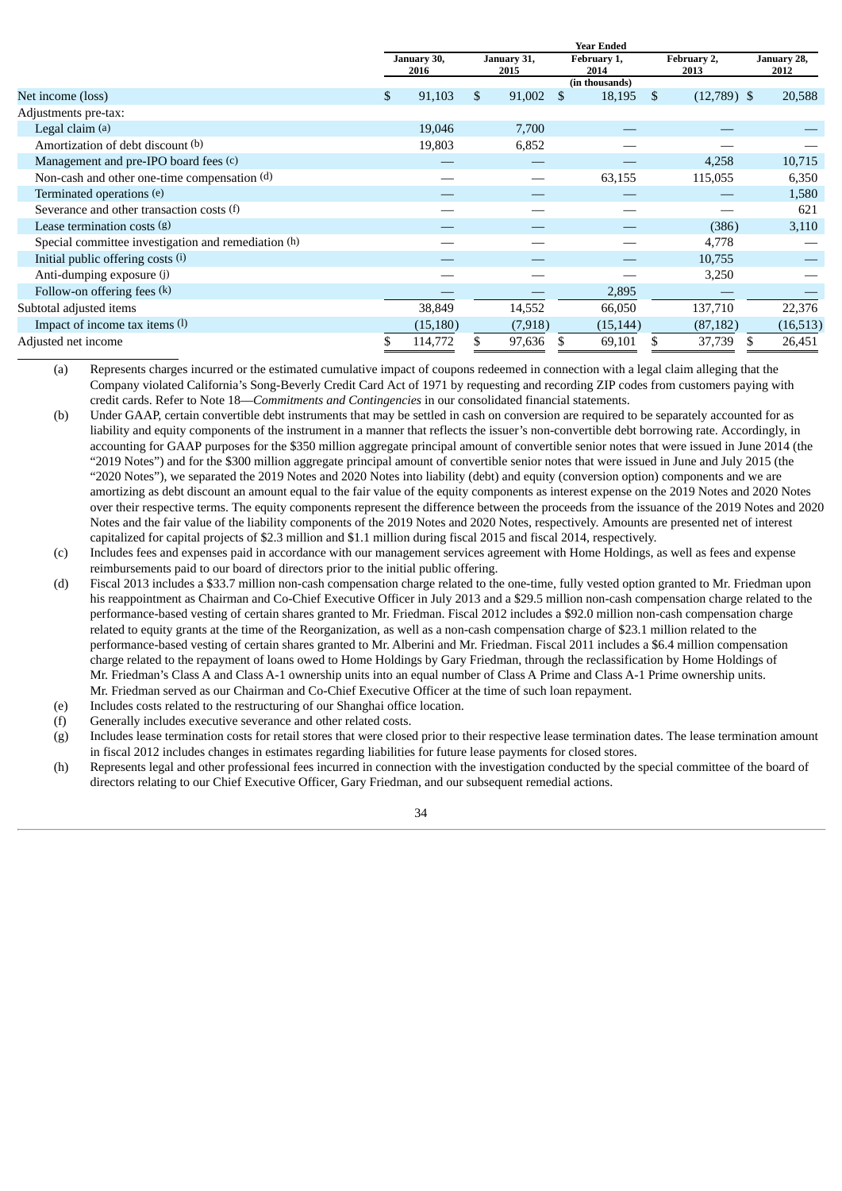| | Year Ended | | | | |
|---|---|---|---|---|---|
| | January 30, 2016 | January 31, 2015 | February 1, 2014 | February 2, 2013 | January 28, 2012 |
| | (in thousands) | | | | |
| Net income (loss) | $ 91,103 | $ 91,002 | $ 18,195 | $ (12,789) | $ 20,588 |
| Adjustments pre-tax: | | | | | |
| Legal claim (a) | 19,046 | 7,700 | — | — | — |
| Amortization of debt discount (b) | 19,803 | 6,852 | — | — | — |
| Management and pre-IPO board fees (c) | — | — | — | 4,258 | 10,715 |
| Non-cash and other one-time compensation (d) | — | — | 63,155 | 115,055 | 6,350 |
| Terminated operations (e) | — | — | — | — | 1,580 |
| Severance and other transaction costs (f) | — | — | — | — | 621 |
| Lease termination costs (g) | — | — | — | (386) | 3,110 |
| Special committee investigation and remediation (h) | — | — | — | 4,778 | — |
| Initial public offering costs (i) | — | — | — | 10,755 | — |
| Anti-dumping exposure (j) | — | — | — | 3,250 | — |
| Follow-on offering fees (k) | — | — | 2,895 | — | — |
| Subtotal adjusted items | 38,849 | 14,552 | 66,050 | 137,710 | 22,376 |
| Impact of income tax items (l) | (15,180) | (7,918) | (15,144) | (87,182) | (16,513) |
| Adjusted net income | $ 114,772 | $ 97,636 | $ 69,101 | $ 37,739 | $ 26,451 |

(a) Represents charges incurred or the estimated cumulative impact of coupons redeemed in connection with a legal claim alleging that the Company violated California's Song-Beverly Credit Card Act of 1971 by requesting and recording ZIP codes from customers paying with credit cards. Refer to Note 18—*Commitments and Contingencies* in our consolidated financial statements.

(b) Under GAAP, certain convertible debt instruments that may be settled in cash on conversion are required to be separately accounted for as liability and equity components of the instrument in a manner that reflects the issuer's non-convertible debt borrowing rate. Accordingly, in accounting for GAAP purposes for the $350 million aggregate principal amount of convertible senior notes that were issued in June 2014 (the "2019 Notes") and for the $300 million aggregate principal amount of convertible senior notes that were issued in June and July 2015 (the "2020 Notes"), we separated the 2019 Notes and 2020 Notes into liability (debt) and equity (conversion option) components and we are amortizing as debt discount an amount equal to the fair value of the equity components as interest expense on the 2019 Notes and 2020 Notes over their respective terms. The equity components represent the difference between the proceeds from the issuance of the 2019 Notes and 2020 Notes and the fair value of the liability components of the 2019 Notes and 2020 Notes, respectively. Amounts are presented net of interest capitalized for capital projects of $2.3 million and $1.1 million during fiscal 2015 and fiscal 2014, respectively.

(c) Includes fees and expenses paid in accordance with our management services agreement with Home Holdings, as well as fees and expense reimbursements paid to our board of directors prior to the initial public offering.

(d) Fiscal 2013 includes a $33.7 million non-cash compensation charge related to the one-time, fully vested option granted to Mr. Friedman upon his reappointment as Chairman and Co-Chief Executive Officer in July 2013 and a $29.5 million non-cash compensation charge related to the performance-based vesting of certain shares granted to Mr. Friedman. Fiscal 2012 includes a $92.0 million non-cash compensation charge related to equity grants at the time of the Reorganization, as well as a non-cash compensation charge of $23.1 million related to the performance-based vesting of certain shares granted to Mr. Alberini and Mr. Friedman. Fiscal 2011 includes a $6.4 million compensation charge related to the repayment of loans owed to Home Holdings by Gary Friedman, through the reclassification by Home Holdings of Mr. Friedman's Class A and Class A-1 ownership units into an equal number of Class A Prime and Class A-1 Prime ownership units. Mr. Friedman served as our Chairman and Co-Chief Executive Officer at the time of such loan repayment.

(e) Includes costs related to the restructuring of our Shanghai office location.

(f) Generally includes executive severance and other related costs.

(g) Includes lease termination costs for retail stores that were closed prior to their respective lease termination dates. The lease termination amount in fiscal 2012 includes changes in estimates regarding liabilities for future lease payments for closed stores.

(h) Represents legal and other professional fees incurred in connection with the investigation conducted by the special committee of the board of directors relating to our Chief Executive Officer, Gary Friedman, and our subsequent remedial actions.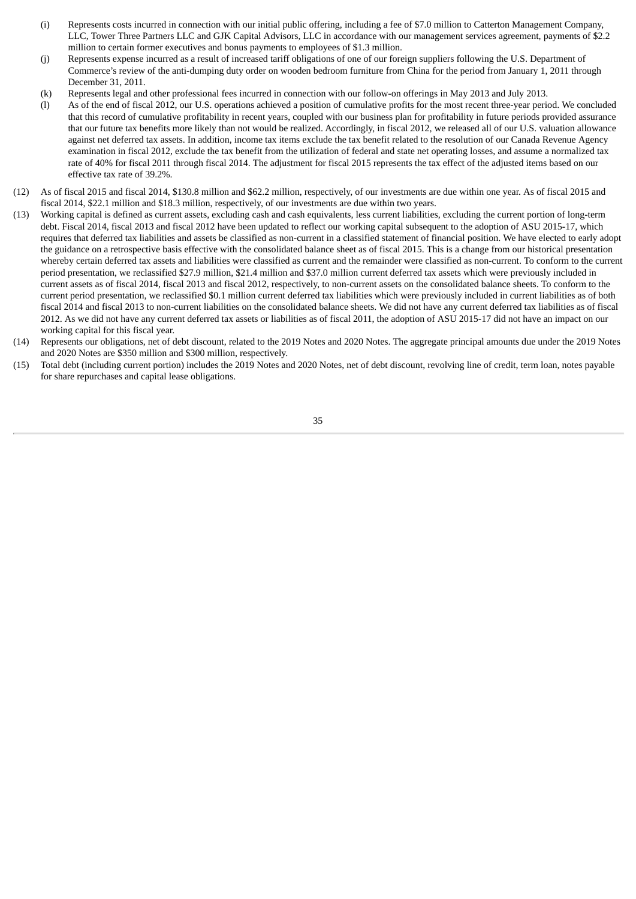(i) Represents costs incurred in connection with our initial public offering, including a fee of $7.0 million to Catterton Management Company, LLC, Tower Three Partners LLC and GJK Capital Advisors, LLC in accordance with our management services agreement, payments of $2.2 million to certain former executives and bonus payments to employees of $1.3 million.

(j) Represents expense incurred as a result of increased tariff obligations of one of our foreign suppliers following the U.S. Department of Commerce's review of the anti-dumping duty order on wooden bedroom furniture from China for the period from January 1, 2011 through December 31, 2011.

(k) Represents legal and other professional fees incurred in connection with our follow-on offerings in May 2013 and July 2013.

(l) As of the end of fiscal 2012, our U.S. operations achieved a position of cumulative profits for the most recent three-year period. We concluded that this record of cumulative profitability in recent years, coupled with our business plan for profitability in future periods provided assurance that our future tax benefits more likely than not would be realized. Accordingly, in fiscal 2012, we released all of our U.S. valuation allowance against net deferred tax assets. In addition, income tax items exclude the tax benefit related to the resolution of our Canada Revenue Agency examination in fiscal 2012, exclude the tax benefit from the utilization of federal and state net operating losses, and assume a normalized tax rate of 40% for fiscal 2011 through fiscal 2014. The adjustment for fiscal 2015 represents the tax effect of the adjusted items based on our effective tax rate of 39.2%.

(12) As of fiscal 2015 and fiscal 2014, $130.8 million and $62.2 million, respectively, of our investments are due within one year. As of fiscal 2015 and fiscal 2014, $22.1 million and $18.3 million, respectively, of our investments are due within two years.

(13) Working capital is defined as current assets, excluding cash and cash equivalents, less current liabilities, excluding the current portion of long-term debt. Fiscal 2014, fiscal 2013 and fiscal 2012 have been updated to reflect our working capital subsequent to the adoption of ASU 2015-17, which requires that deferred tax liabilities and assets be classified as non-current in a classified statement of financial position. We have elected to early adopt the guidance on a retrospective basis effective with the consolidated balance sheet as of fiscal 2015. This is a change from our historical presentation whereby certain deferred tax assets and liabilities were classified as current and the remainder were classified as non-current. To conform to the current period presentation, we reclassified $27.9 million, $21.4 million and $37.0 million current deferred tax assets which were previously included in current assets as of fiscal 2014, fiscal 2013 and fiscal 2012, respectively, to non-current assets on the consolidated balance sheets. To conform to the current period presentation, we reclassified $0.1 million current deferred tax liabilities which were previously included in current liabilities as of both fiscal 2014 and fiscal 2013 to non-current liabilities on the consolidated balance sheets. We did not have any current deferred tax liabilities as of fiscal 2012. As we did not have any current deferred tax assets or liabilities as of fiscal 2011, the adoption of ASU 2015-17 did not have an impact on our working capital for this fiscal year.

(14) Represents our obligations, net of debt discount, related to the 2019 Notes and 2020 Notes. The aggregate principal amounts due under the 2019 Notes and 2020 Notes are $350 million and $300 million, respectively.

(15) Total debt (including current portion) includes the 2019 Notes and 2020 Notes, net of debt discount, revolving line of credit, term loan, notes payable for share repurchases and capital lease obligations.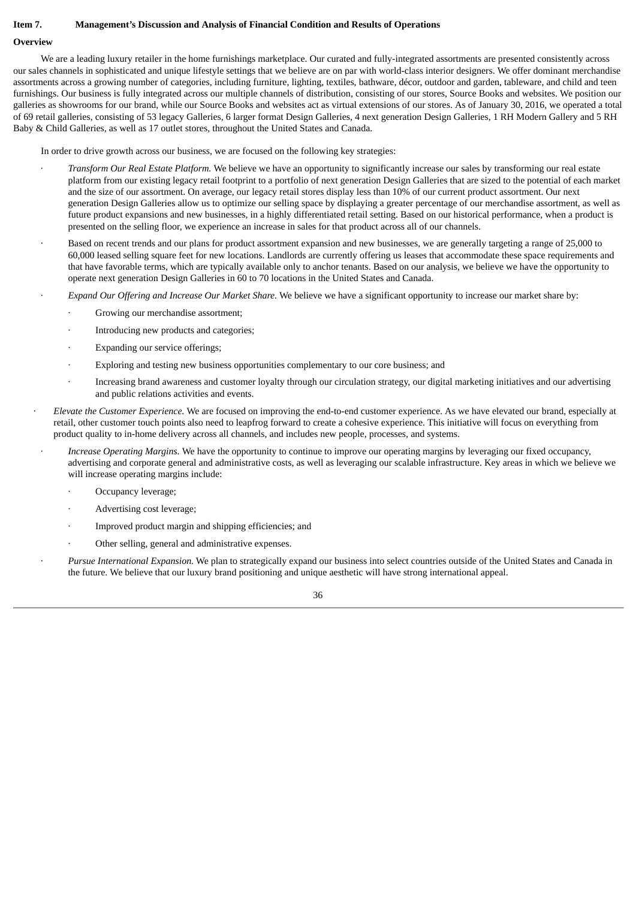## Item 7. Management's Discussion and Analysis of Financial Condition and Results of Operations

### Overview

We are a leading luxury retailer in the home furnishings marketplace. Our curated and fully-integrated assortments are presented consistently across our sales channels in sophisticated and unique lifestyle settings that we believe are on par with world-class interior designers. We offer dominant merchandise assortments across a growing number of categories, including furniture, lighting, textiles, bathware, décor, outdoor and garden, tableware, and child and teen furnishings. Our business is fully integrated across our multiple channels of distribution, consisting of our stores, Source Books and websites. We position our galleries as showrooms for our brand, while our Source Books and websites act as virtual extensions of our stores. As of January 30, 2016, we operated a total of 69 retail galleries, consisting of 53 legacy Galleries, 6 larger format Design Galleries, 4 next generation Design Galleries, 1 RH Modern Gallery and 5 RH Baby & Child Galleries, as well as 17 outlet stores, throughout the United States and Canada.

In order to drive growth across our business, we are focused on the following key strategies:

- *Transform Our Real Estate Platform.* We believe we have an opportunity to significantly increase our sales by transforming our real estate platform from our existing legacy retail footprint to a portfolio of next generation Design Galleries that are sized to the potential of each market and the size of our assortment. On average, our legacy retail stores display less than 10% of our current product assortment. Our next generation Design Galleries allow us to optimize our selling space by displaying a greater percentage of our merchandise assortment, as well as future product expansions and new businesses, in a highly differentiated retail setting. Based on our historical performance, when a product is presented on the selling floor, we experience an increase in sales for that product across all of our channels.
- Based on recent trends and our plans for product assortment expansion and new businesses, we are generally targeting a range of 25,000 to 60,000 leased selling square feet for new locations. Landlords are currently offering us leases that accommodate these space requirements and that have favorable terms, which are typically available only to anchor tenants. Based on our analysis, we believe we have the opportunity to operate next generation Design Galleries in 60 to 70 locations in the United States and Canada.
- *Expand Our Offering and Increase Our Market Share.* We believe we have a significant opportunity to increase our market share by:
  - Growing our merchandise assortment;
  - Introducing new products and categories;
  - Expanding our service offerings;
  - Exploring and testing new business opportunities complementary to our core business; and
  - Increasing brand awareness and customer loyalty through our circulation strategy, our digital marketing initiatives and our advertising and public relations activities and events.
- *Elevate the Customer Experience.* We are focused on improving the end-to-end customer experience. As we have elevated our brand, especially at retail, other customer touch points also need to leapfrog forward to create a cohesive experience. This initiative will focus on everything from product quality to in-home delivery across all channels, and includes new people, processes, and systems.
- *Increase Operating Margins.* We have the opportunity to continue to improve our operating margins by leveraging our fixed occupancy, advertising and corporate general and administrative costs, as well as leveraging our scalable infrastructure. Key areas in which we believe we will increase operating margins include:
  - Occupancy leverage;
  - Advertising cost leverage;
  - Improved product margin and shipping efficiencies; and
  - Other selling, general and administrative expenses.
- *Pursue International Expansion.* We plan to strategically expand our business into select countries outside of the United States and Canada in the future. We believe that our luxury brand positioning and unique aesthetic will have strong international appeal.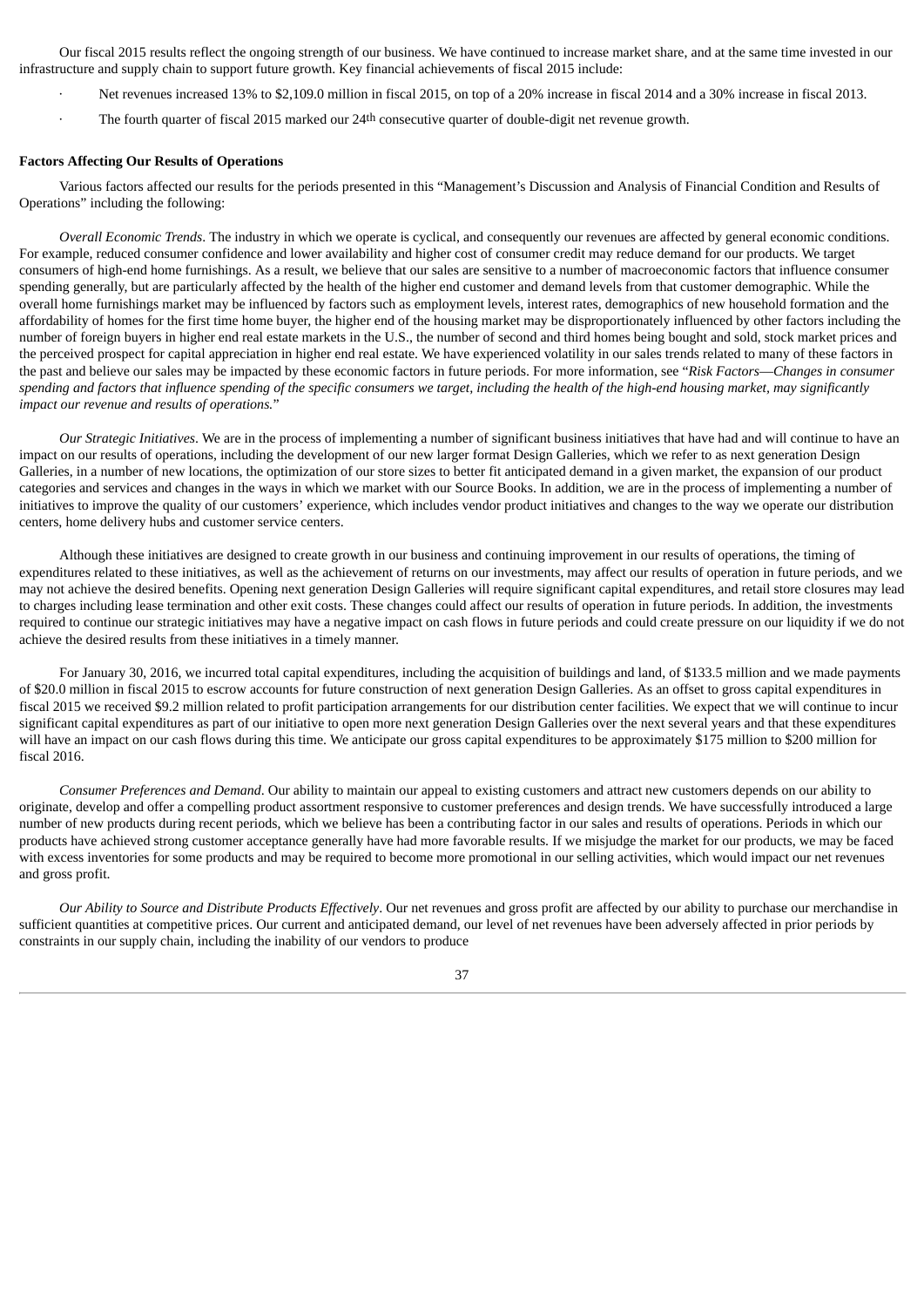Our fiscal 2015 results reflect the ongoing strength of our business. We have continued to increase market share, and at the same time invested in our infrastructure and supply chain to support future growth. Key financial achievements of fiscal 2015 include:

- Net revenues increased 13% to $2,109.0 million in fiscal 2015, on top of a 20% increase in fiscal 2014 and a 30% increase in fiscal 2013.
- The fourth quarter of fiscal 2015 marked our 24th consecutive quarter of double-digit net revenue growth.

**Factors Affecting Our Results of Operations**

Various factors affected our results for the periods presented in this "Management's Discussion and Analysis of Financial Condition and Results of Operations" including the following:

*Overall Economic Trends*. The industry in which we operate is cyclical, and consequently our revenues are affected by general economic conditions. For example, reduced consumer confidence and lower availability and higher cost of consumer credit may reduce demand for our products. We target consumers of high-end home furnishings. As a result, we believe that our sales are sensitive to a number of macroeconomic factors that influence consumer spending generally, but are particularly affected by the health of the higher end customer and demand levels from that customer demographic. While the overall home furnishings market may be influenced by factors such as employment levels, interest rates, demographics of new household formation and the affordability of homes for the first time home buyer, the higher end of the housing market may be disproportionately influenced by other factors including the number of foreign buyers in higher end real estate markets in the U.S., the number of second and third homes being bought and sold, stock market prices and the perceived prospect for capital appreciation in higher end real estate. We have experienced volatility in our sales trends related to many of these factors in the past and believe our sales may be impacted by these economic factors in future periods. For more information, see "*Risk Factors—Changes in consumer spending and factors that influence spending of the specific consumers we target, including the health of the high-end housing market, may significantly impact our revenue and results of operations.*"

*Our Strategic Initiatives*. We are in the process of implementing a number of significant business initiatives that have had and will continue to have an impact on our results of operations, including the development of our new larger format Design Galleries, which we refer to as next generation Design Galleries, in a number of new locations, the optimization of our store sizes to better fit anticipated demand in a given market, the expansion of our product categories and services and changes in the ways in which we market with our Source Books. In addition, we are in the process of implementing a number of initiatives to improve the quality of our customers' experience, which includes vendor product initiatives and changes to the way we operate our distribution centers, home delivery hubs and customer service centers.

Although these initiatives are designed to create growth in our business and continuing improvement in our results of operations, the timing of expenditures related to these initiatives, as well as the achievement of returns on our investments, may affect our results of operation in future periods, and we may not achieve the desired benefits. Opening next generation Design Galleries will require significant capital expenditures, and retail store closures may lead to charges including lease termination and other exit costs. These changes could affect our results of operation in future periods. In addition, the investments required to continue our strategic initiatives may have a negative impact on cash flows in future periods and could create pressure on our liquidity if we do not achieve the desired results from these initiatives in a timely manner.

For January 30, 2016, we incurred total capital expenditures, including the acquisition of buildings and land, of $133.5 million and we made payments of $20.0 million in fiscal 2015 to escrow accounts for future construction of next generation Design Galleries. As an offset to gross capital expenditures in fiscal 2015 we received $9.2 million related to profit participation arrangements for our distribution center facilities. We expect that we will continue to incur significant capital expenditures as part of our initiative to open more next generation Design Galleries over the next several years and that these expenditures will have an impact on our cash flows during this time. We anticipate our gross capital expenditures to be approximately $175 million to $200 million for fiscal 2016.

*Consumer Preferences and Demand*. Our ability to maintain our appeal to existing customers and attract new customers depends on our ability to originate, develop and offer a compelling product assortment responsive to customer preferences and design trends. We have successfully introduced a large number of new products during recent periods, which we believe has been a contributing factor in our sales and results of operations. Periods in which our products have achieved strong customer acceptance generally have had more favorable results. If we misjudge the market for our products, we may be faced with excess inventories for some products and may be required to become more promotional in our selling activities, which would impact our net revenues and gross profit.

*Our Ability to Source and Distribute Products Effectively*. Our net revenues and gross profit are affected by our ability to purchase our merchandise in sufficient quantities at competitive prices. Our current and anticipated demand, our level of net revenues have been adversely affected in prior periods by constraints in our supply chain, including the inability of our vendors to produce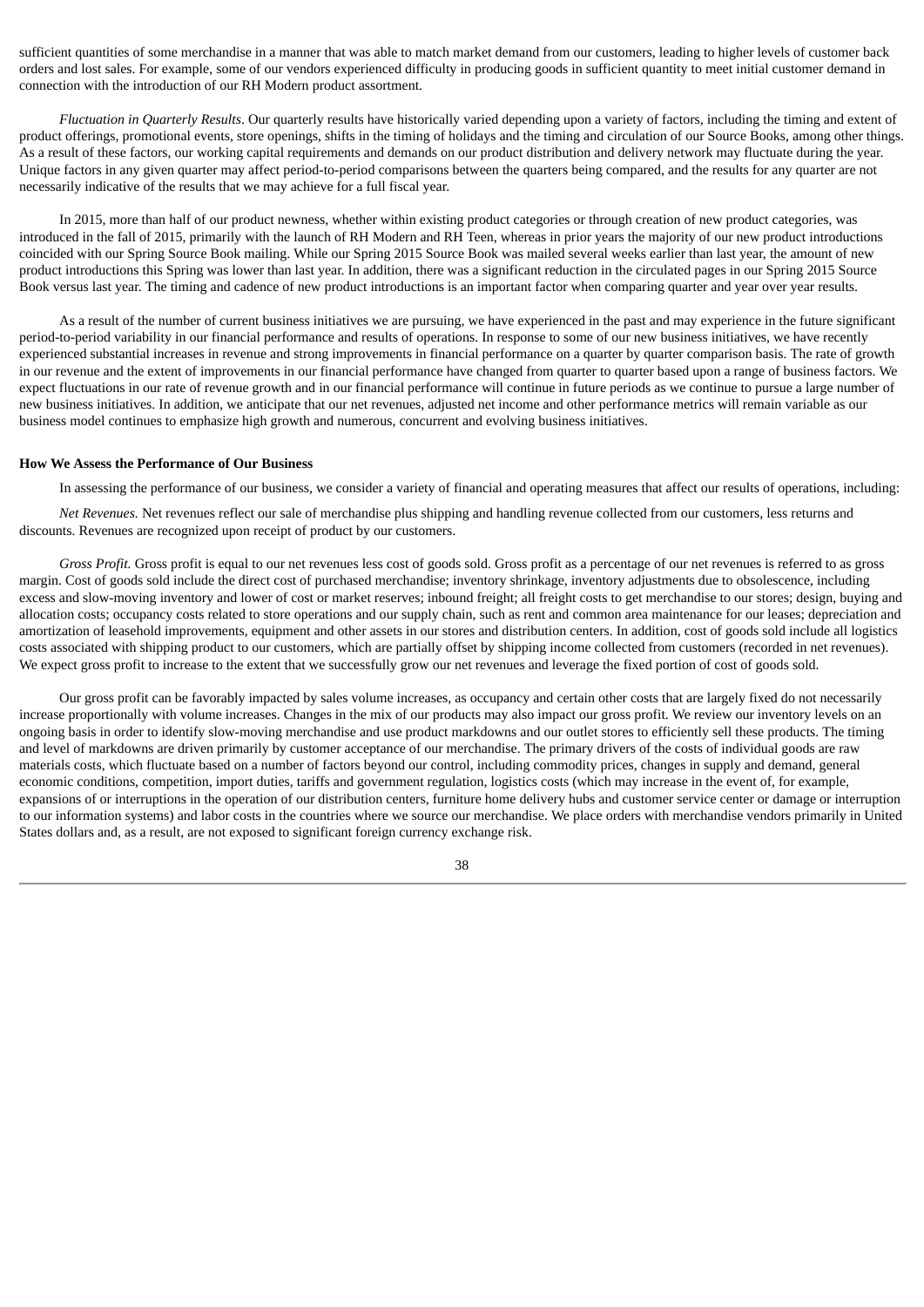sufficient quantities of some merchandise in a manner that was able to match market demand from our customers, leading to higher levels of customer back orders and lost sales. For example, some of our vendors experienced difficulty in producing goods in sufficient quantity to meet initial customer demand in connection with the introduction of our RH Modern product assortment.

*Fluctuation in Quarterly Results*. Our quarterly results have historically varied depending upon a variety of factors, including the timing and extent of product offerings, promotional events, store openings, shifts in the timing of holidays and the timing and circulation of our Source Books, among other things. As a result of these factors, our working capital requirements and demands on our product distribution and delivery network may fluctuate during the year. Unique factors in any given quarter may affect period-to-period comparisons between the quarters being compared, and the results for any quarter are not necessarily indicative of the results that we may achieve for a full fiscal year.

In 2015, more than half of our product newness, whether within existing product categories or through creation of new product categories, was introduced in the fall of 2015, primarily with the launch of RH Modern and RH Teen, whereas in prior years the majority of our new product introductions coincided with our Spring Source Book mailing. While our Spring 2015 Source Book was mailed several weeks earlier than last year, the amount of new product introductions this Spring was lower than last year. In addition, there was a significant reduction in the circulated pages in our Spring 2015 Source Book versus last year. The timing and cadence of new product introductions is an important factor when comparing quarter and year over year results.

As a result of the number of current business initiatives we are pursuing, we have experienced in the past and may experience in the future significant period-to-period variability in our financial performance and results of operations. In response to some of our new business initiatives, we have recently experienced substantial increases in revenue and strong improvements in financial performance on a quarter by quarter comparison basis. The rate of growth in our revenue and the extent of improvements in our financial performance have changed from quarter to quarter based upon a range of business factors. We expect fluctuations in our rate of revenue growth and in our financial performance will continue in future periods as we continue to pursue a large number of new business initiatives. In addition, we anticipate that our net revenues, adjusted net income and other performance metrics will remain variable as our business model continues to emphasize high growth and numerous, concurrent and evolving business initiatives.

**How We Assess the Performance of Our Business**

In assessing the performance of our business, we consider a variety of financial and operating measures that affect our results of operations, including:

*Net Revenues.* Net revenues reflect our sale of merchandise plus shipping and handling revenue collected from our customers, less returns and discounts. Revenues are recognized upon receipt of product by our customers.

*Gross Profit.* Gross profit is equal to our net revenues less cost of goods sold. Gross profit as a percentage of our net revenues is referred to as gross margin. Cost of goods sold include the direct cost of purchased merchandise; inventory shrinkage, inventory adjustments due to obsolescence, including excess and slow-moving inventory and lower of cost or market reserves; inbound freight; all freight costs to get merchandise to our stores; design, buying and allocation costs; occupancy costs related to store operations and our supply chain, such as rent and common area maintenance for our leases; depreciation and amortization of leasehold improvements, equipment and other assets in our stores and distribution centers. In addition, cost of goods sold include all logistics costs associated with shipping product to our customers, which are partially offset by shipping income collected from customers (recorded in net revenues). We expect gross profit to increase to the extent that we successfully grow our net revenues and leverage the fixed portion of cost of goods sold.

Our gross profit can be favorably impacted by sales volume increases, as occupancy and certain other costs that are largely fixed do not necessarily increase proportionally with volume increases. Changes in the mix of our products may also impact our gross profit. We review our inventory levels on an ongoing basis in order to identify slow-moving merchandise and use product markdowns and our outlet stores to efficiently sell these products. The timing and level of markdowns are driven primarily by customer acceptance of our merchandise. The primary drivers of the costs of individual goods are raw materials costs, which fluctuate based on a number of factors beyond our control, including commodity prices, changes in supply and demand, general economic conditions, competition, import duties, tariffs and government regulation, logistics costs (which may increase in the event of, for example, expansions of or interruptions in the operation of our distribution centers, furniture home delivery hubs and customer service center or damage or interruption to our information systems) and labor costs in the countries where we source our merchandise. We place orders with merchandise vendors primarily in United States dollars and, as a result, are not exposed to significant foreign currency exchange risk.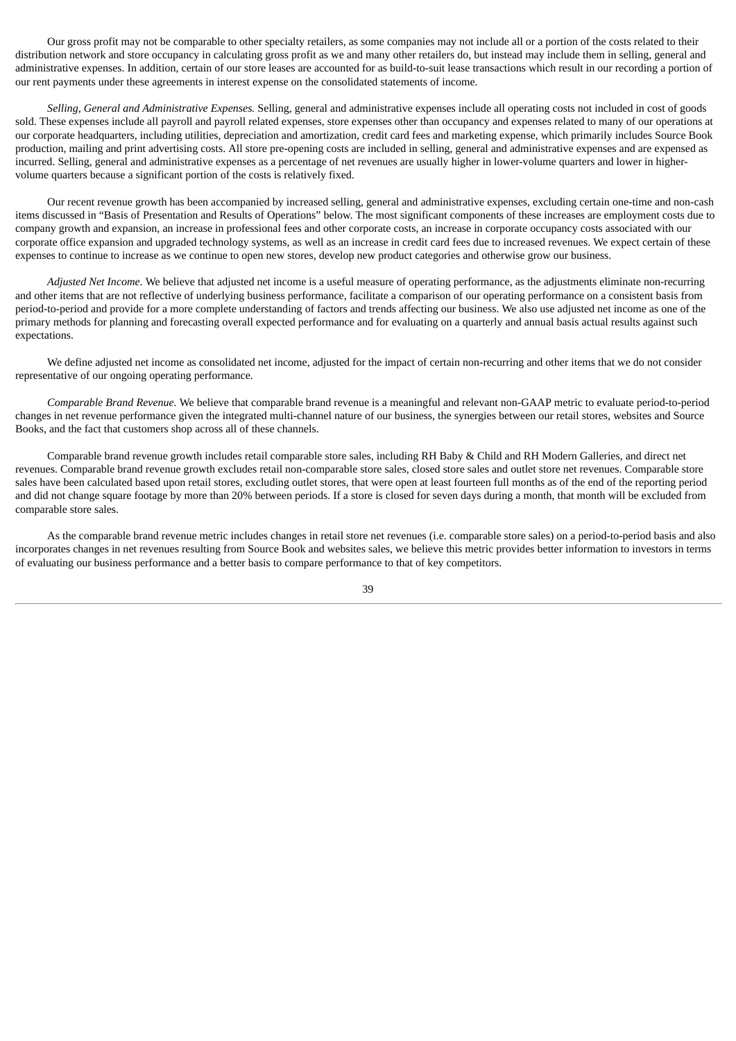Our gross profit may not be comparable to other specialty retailers, as some companies may not include all or a portion of the costs related to their distribution network and store occupancy in calculating gross profit as we and many other retailers do, but instead may include them in selling, general and administrative expenses. In addition, certain of our store leases are accounted for as build-to-suit lease transactions which result in our recording a portion of our rent payments under these agreements in interest expense on the consolidated statements of income.

*Selling, General and Administrative Expenses.* Selling, general and administrative expenses include all operating costs not included in cost of goods sold. These expenses include all payroll and payroll related expenses, store expenses other than occupancy and expenses related to many of our operations at our corporate headquarters, including utilities, depreciation and amortization, credit card fees and marketing expense, which primarily includes Source Book production, mailing and print advertising costs. All store pre-opening costs are included in selling, general and administrative expenses and are expensed as incurred. Selling, general and administrative expenses as a percentage of net revenues are usually higher in lower-volume quarters and lower in higher-volume quarters because a significant portion of the costs is relatively fixed.

Our recent revenue growth has been accompanied by increased selling, general and administrative expenses, excluding certain one-time and non-cash items discussed in "Basis of Presentation and Results of Operations" below. The most significant components of these increases are employment costs due to company growth and expansion, an increase in professional fees and other corporate costs, an increase in corporate occupancy costs associated with our corporate office expansion and upgraded technology systems, as well as an increase in credit card fees due to increased revenues. We expect certain of these expenses to continue to increase as we continue to open new stores, develop new product categories and otherwise grow our business.

*Adjusted Net Income.* We believe that adjusted net income is a useful measure of operating performance, as the adjustments eliminate non-recurring and other items that are not reflective of underlying business performance, facilitate a comparison of our operating performance on a consistent basis from period-to-period and provide for a more complete understanding of factors and trends affecting our business. We also use adjusted net income as one of the primary methods for planning and forecasting overall expected performance and for evaluating on a quarterly and annual basis actual results against such expectations.

We define adjusted net income as consolidated net income, adjusted for the impact of certain non-recurring and other items that we do not consider representative of our ongoing operating performance.

*Comparable Brand Revenue.* We believe that comparable brand revenue is a meaningful and relevant non-GAAP metric to evaluate period-to-period changes in net revenue performance given the integrated multi-channel nature of our business, the synergies between our retail stores, websites and Source Books, and the fact that customers shop across all of these channels.

Comparable brand revenue growth includes retail comparable store sales, including RH Baby & Child and RH Modern Galleries, and direct net revenues. Comparable brand revenue growth excludes retail non-comparable store sales, closed store sales and outlet store net revenues. Comparable store sales have been calculated based upon retail stores, excluding outlet stores, that were open at least fourteen full months as of the end of the reporting period and did not change square footage by more than 20% between periods. If a store is closed for seven days during a month, that month will be excluded from comparable store sales.

As the comparable brand revenue metric includes changes in retail store net revenues (i.e. comparable store sales) on a period-to-period basis and also incorporates changes in net revenues resulting from Source Book and websites sales, we believe this metric provides better information to investors in terms of evaluating our business performance and a better basis to compare performance to that of key competitors.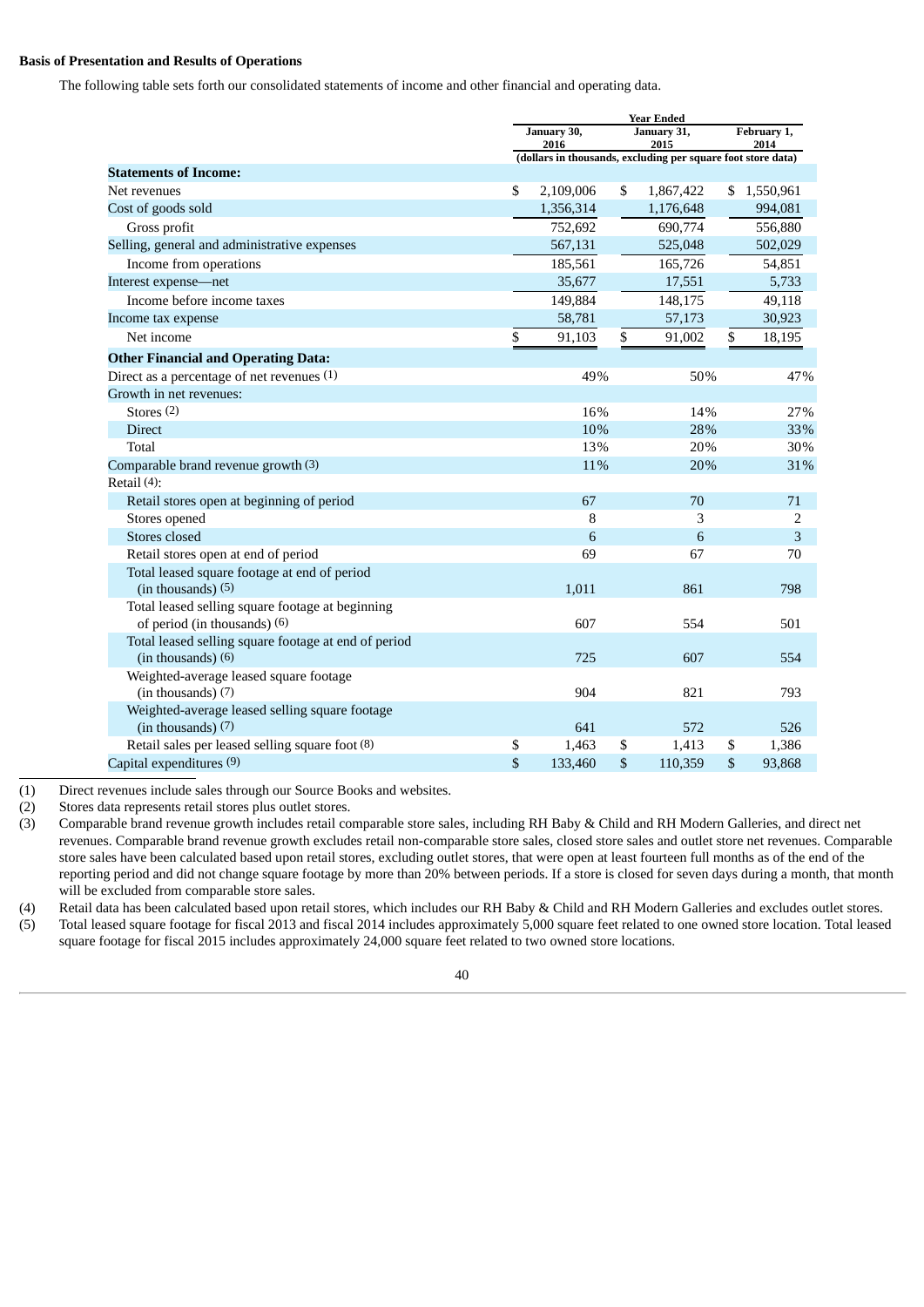**Basis of Presentation and Results of Operations**

The following table sets forth our consolidated statements of income and other financial and operating data.

| | Year Ended | | |
|---|---|---|---|
| | January 30, 2016 | January 31, 2015 | February 1, 2014 |
| | (dollars in thousands, excluding per square foot store data) | | |
| **Statements of Income:** | | | |
| Net revenues | $ 2,109,006 | $ 1,867,422 | $ 1,550,961 |
| Cost of goods sold | 1,356,314 | 1,176,648 | 994,081 |
| Gross profit | 752,692 | 690,774 | 556,880 |
| Selling, general and administrative expenses | 567,131 | 525,048 | 502,029 |
| Income from operations | 185,561 | 165,726 | 54,851 |
| Interest expense—net | 35,677 | 17,551 | 5,733 |
| Income before income taxes | 149,884 | 148,175 | 49,118 |
| Income tax expense | 58,781 | 57,173 | 30,923 |
| Net income | $ 91,103 | $ 91,002 | $ 18,195 |
| **Other Financial and Operating Data:** | | | |
| Direct as a percentage of net revenues (1) | 49% | 50% | 47% |
| Growth in net revenues: | | | |
| Stores (2) | 16% | 14% | 27% |
| Direct | 10% | 28% | 33% |
| Total | 13% | 20% | 30% |
| Comparable brand revenue growth (3) | 11% | 20% | 31% |
| Retail (4): | | | |
| Retail stores open at beginning of period | 67 | 70 | 71 |
| Stores opened | 8 | 3 | 2 |
| Stores closed | 6 | 6 | 3 |
| Retail stores open at end of period | 69 | 67 | 70 |
| Total leased square footage at end of period (in thousands) (5) | 1,011 | 861 | 798 |
| Total leased selling square footage at beginning of period (in thousands) (6) | 607 | 554 | 501 |
| Total leased selling square footage at end of period (in thousands) (6) | 725 | 607 | 554 |
| Weighted-average leased square footage (in thousands) (7) | 904 | 821 | 793 |
| Weighted-average leased selling square footage (in thousands) (7) | 641 | 572 | 526 |
| Retail sales per leased selling square foot (8) | $ 1,463 | $ 1,413 | $ 1,386 |
| Capital expenditures (9) | $ 133,460 | $ 110,359 | $ 93,868 |

(1) Direct revenues include sales through our Source Books and websites.

(2) Stores data represents retail stores plus outlet stores.

(3) Comparable brand revenue growth includes retail comparable store sales, including RH Baby & Child and RH Modern Galleries, and direct net revenues. Comparable brand revenue growth excludes retail non-comparable store sales, closed store sales and outlet store net revenues. Comparable store sales have been calculated based upon retail stores, excluding outlet stores, that were open at least fourteen full months as of the end of the reporting period and did not change square footage by more than 20% between periods. If a store is closed for seven days during a month, that month will be excluded from comparable store sales.

(4) Retail data has been calculated based upon retail stores, which includes our RH Baby & Child and RH Modern Galleries and excludes outlet stores.

(5) Total leased square footage for fiscal 2013 and fiscal 2014 includes approximately 5,000 square feet related to one owned store location. Total leased square footage for fiscal 2015 includes approximately 24,000 square feet related to two owned store locations.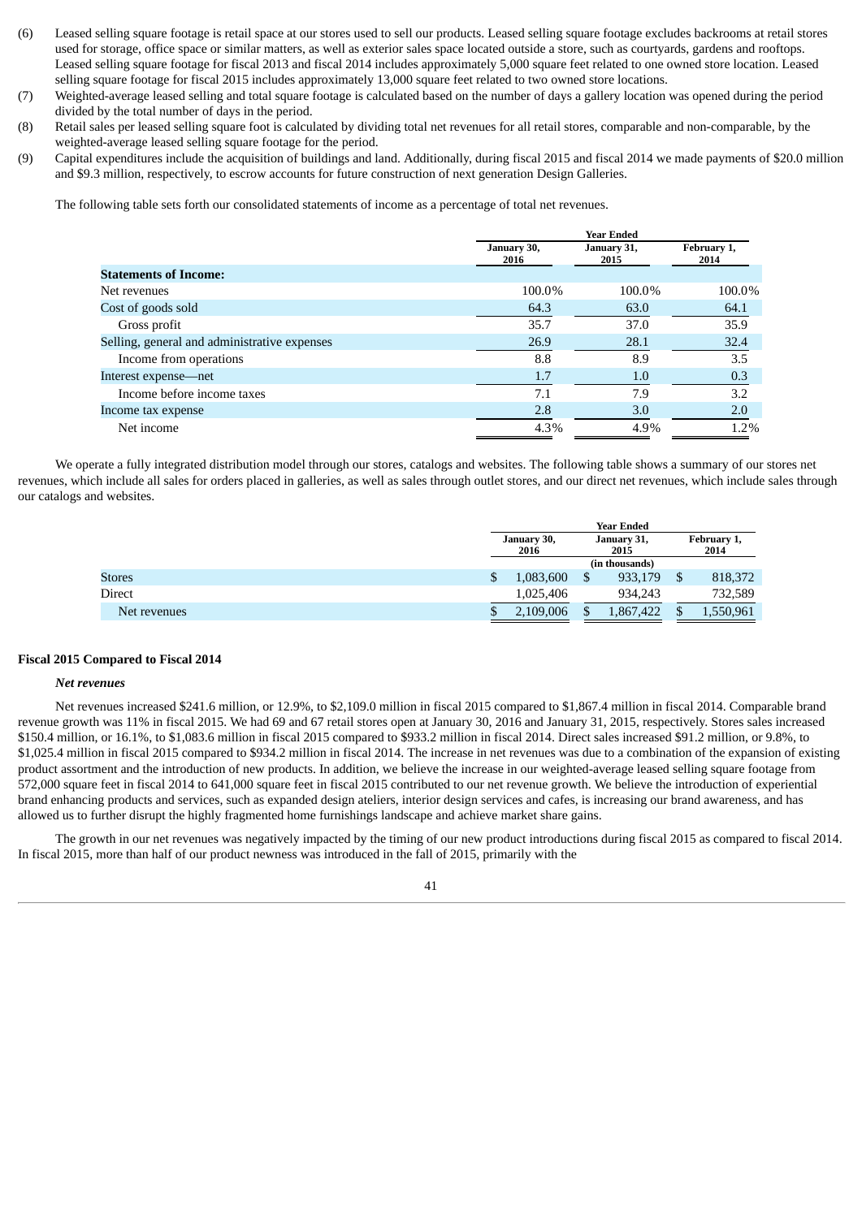(6) Leased selling square footage is retail space at our stores used to sell our products. Leased selling square footage excludes backrooms at retail stores used for storage, office space or similar matters, as well as exterior sales space located outside a store, such as courtyards, gardens and rooftops. Leased selling square footage for fiscal 2013 and fiscal 2014 includes approximately 5,000 square feet related to one owned store location. Leased selling square footage for fiscal 2015 includes approximately 13,000 square feet related to two owned store locations.

(7) Weighted-average leased selling and total square footage is calculated based on the number of days a gallery location was opened during the period divided by the total number of days in the period.

(8) Retail sales per leased selling square foot is calculated by dividing total net revenues for all retail stores, comparable and non-comparable, by the weighted-average leased selling square footage for the period.

(9) Capital expenditures include the acquisition of buildings and land. Additionally, during fiscal 2015 and fiscal 2014 we made payments of $20.0 million and $9.3 million, respectively, to escrow accounts for future construction of next generation Design Galleries.

The following table sets forth our consolidated statements of income as a percentage of total net revenues.

| | Year Ended | | |
|---|---|---|---|
| | January 30, 2016 | January 31, 2015 | February 1, 2014 |
| **Statements of Income:** | | | |
| Net revenues | 100.0% | 100.0% | 100.0% |
| Cost of goods sold | 64.3 | 63.0 | 64.1 |
| Gross profit | 35.7 | 37.0 | 35.9 |
| Selling, general and administrative expenses | 26.9 | 28.1 | 32.4 |
| Income from operations | 8.8 | 8.9 | 3.5 |
| Interest expense—net | 1.7 | 1.0 | 0.3 |
| Income before income taxes | 7.1 | 7.9 | 3.2 |
| Income tax expense | 2.8 | 3.0 | 2.0 |
| Net income | 4.3% | 4.9% | 1.2% |

We operate a fully integrated distribution model through our stores, catalogs and websites. The following table shows a summary of our stores net revenues, which include all sales for orders placed in galleries, as well as sales through outlet stores, and our direct net revenues, which include sales through our catalogs and websites.

| | Year Ended | | |
|---|---|---|---|
| | January 30, 2016 | January 31, 2015 | February 1, 2014 |
| | (in thousands) | | |
| Stores | $ 1,083,600 | $ 933,179 | $ 818,372 |
| Direct | 1,025,406 | 934,243 | 732,589 |
| Net revenues | $ 2,109,006 | $ 1,867,422 | $ 1,550,961 |

### Fiscal 2015 Compared to Fiscal 2014

#### *Net revenues*

Net revenues increased $241.6 million, or 12.9%, to $2,109.0 million in fiscal 2015 compared to $1,867.4 million in fiscal 2014. Comparable brand revenue growth was 11% in fiscal 2015. We had 69 and 67 retail stores open at January 30, 2016 and January 31, 2015, respectively. Stores sales increased $150.4 million, or 16.1%, to $1,083.6 million in fiscal 2015 compared to $933.2 million in fiscal 2014. Direct sales increased $91.2 million, or 9.8%, to $1,025.4 million in fiscal 2015 compared to $934.2 million in fiscal 2014. The increase in net revenues was due to a combination of the expansion of existing product assortment and the introduction of new products. In addition, we believe the increase in our weighted-average leased selling square footage from 572,000 square feet in fiscal 2014 to 641,000 square feet in fiscal 2015 contributed to our net revenue growth. We believe the introduction of experiential brand enhancing products and services, such as expanded design ateliers, interior design services and cafes, is increasing our brand awareness, and has allowed us to further disrupt the highly fragmented home furnishings landscape and achieve market share gains.

The growth in our net revenues was negatively impacted by the timing of our new product introductions during fiscal 2015 as compared to fiscal 2014. In fiscal 2015, more than half of our product newness was introduced in the fall of 2015, primarily with the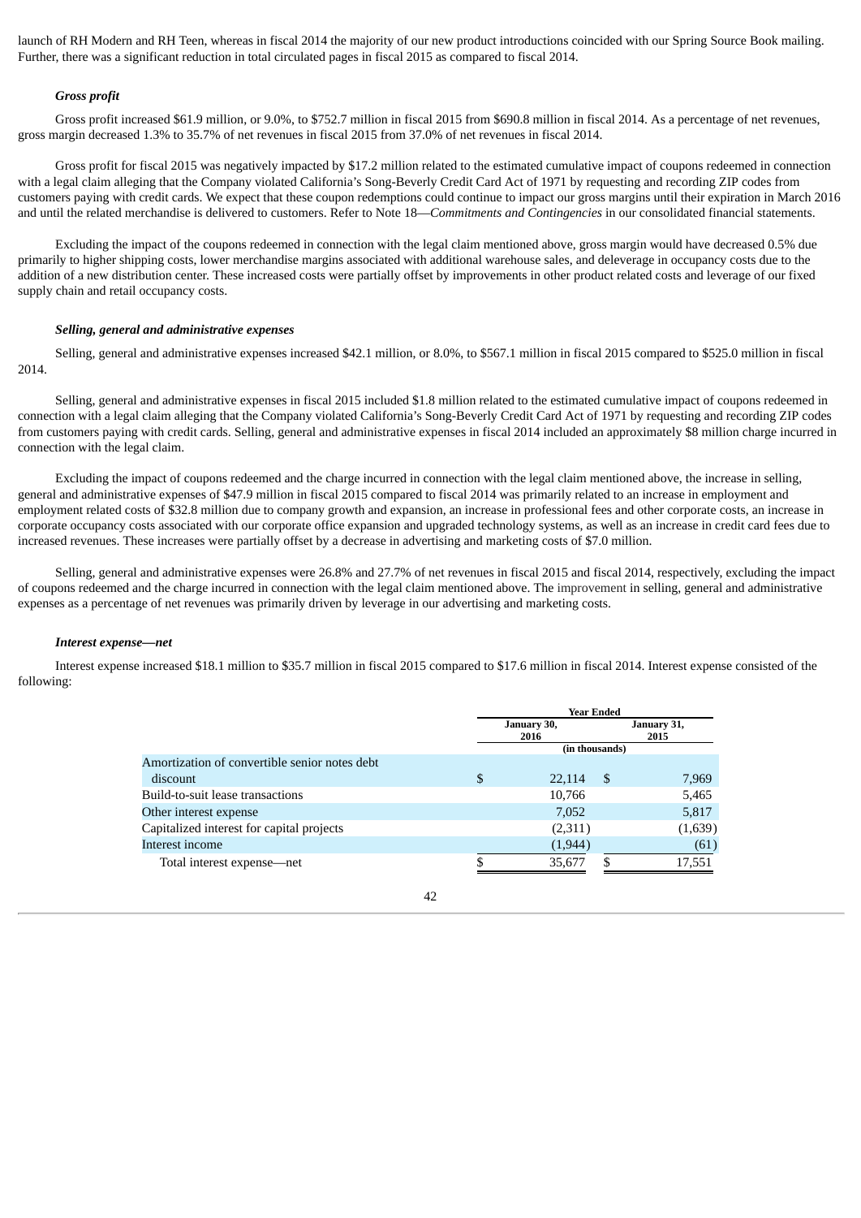launch of RH Modern and RH Teen, whereas in fiscal 2014 the majority of our new product introductions coincided with our Spring Source Book mailing. Further, there was a significant reduction in total circulated pages in fiscal 2015 as compared to fiscal 2014.

***Gross profit***

Gross profit increased $61.9 million, or 9.0%, to $752.7 million in fiscal 2015 from $690.8 million in fiscal 2014. As a percentage of net revenues, gross margin decreased 1.3% to 35.7% of net revenues in fiscal 2015 from 37.0% of net revenues in fiscal 2014.

Gross profit for fiscal 2015 was negatively impacted by $17.2 million related to the estimated cumulative impact of coupons redeemed in connection with a legal claim alleging that the Company violated California's Song-Beverly Credit Card Act of 1971 by requesting and recording ZIP codes from customers paying with credit cards. We expect that these coupon redemptions could continue to impact our gross margins until their expiration in March 2016 and until the related merchandise is delivered to customers. Refer to Note 18—*Commitments and Contingencies* in our consolidated financial statements.

Excluding the impact of the coupons redeemed in connection with the legal claim mentioned above, gross margin would have decreased 0.5% due primarily to higher shipping costs, lower merchandise margins associated with additional warehouse sales, and deleverage in occupancy costs due to the addition of a new distribution center. These increased costs were partially offset by improvements in other product related costs and leverage of our fixed supply chain and retail occupancy costs.

***Selling, general and administrative expenses***

Selling, general and administrative expenses increased $42.1 million, or 8.0%, to $567.1 million in fiscal 2015 compared to $525.0 million in fiscal 2014.

Selling, general and administrative expenses in fiscal 2015 included $1.8 million related to the estimated cumulative impact of coupons redeemed in connection with a legal claim alleging that the Company violated California's Song-Beverly Credit Card Act of 1971 by requesting and recording ZIP codes from customers paying with credit cards. Selling, general and administrative expenses in fiscal 2014 included an approximately $8 million charge incurred in connection with the legal claim.

Excluding the impact of coupons redeemed and the charge incurred in connection with the legal claim mentioned above, the increase in selling, general and administrative expenses of $47.9 million in fiscal 2015 compared to fiscal 2014 was primarily related to an increase in employment and employment related costs of $32.8 million due to company growth and expansion, an increase in professional fees and other corporate costs, an increase in corporate occupancy costs associated with our corporate office expansion and upgraded technology systems, as well as an increase in credit card fees due to increased revenues. These increases were partially offset by a decrease in advertising and marketing costs of $7.0 million.

Selling, general and administrative expenses were 26.8% and 27.7% of net revenues in fiscal 2015 and fiscal 2014, respectively, excluding the impact of coupons redeemed and the charge incurred in connection with the legal claim mentioned above. The improvement in selling, general and administrative expenses as a percentage of net revenues was primarily driven by leverage in our advertising and marketing costs.

***Interest expense—net***

Interest expense increased $18.1 million to $35.7 million in fiscal 2015 compared to $17.6 million in fiscal 2014. Interest expense consisted of the following:

| | Year Ended | |
|---|---|---|
| | January 30, 2016 | January 31, 2015 |
| | (in thousands) | |
| Amortization of convertible senior notes debt discount | $ 22,114 | $ 7,969 |
| Build-to-suit lease transactions | 10,766 | 5,465 |
| Other interest expense | 7,052 | 5,817 |
| Capitalized interest for capital projects | (2,311) | (1,639) |
| Interest income | (1,944) | (61) |
| Total interest expense—net | $ 35,677 | $ 17,551 |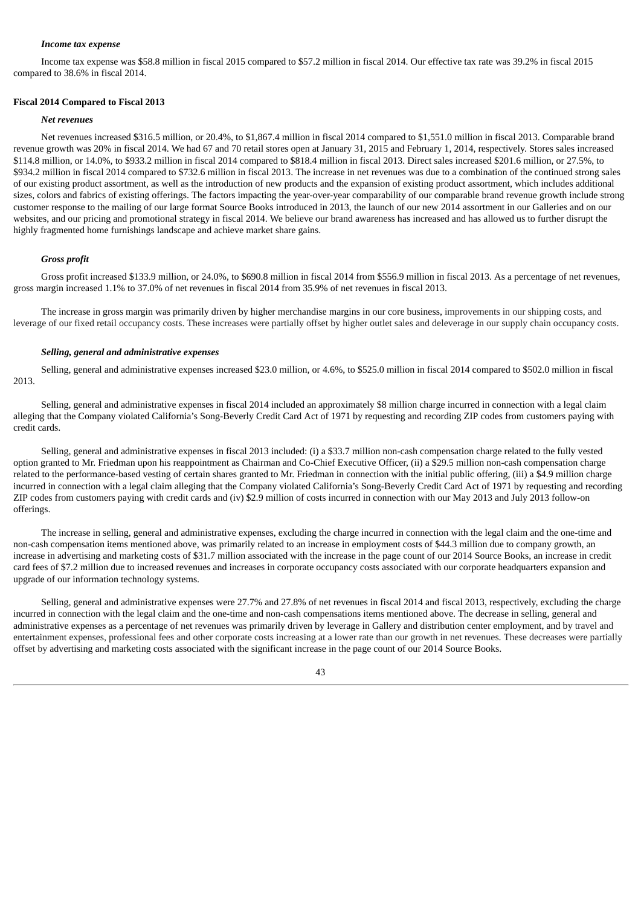***Income tax expense***

Income tax expense was $58.8 million in fiscal 2015 compared to $57.2 million in fiscal 2014. Our effective tax rate was 39.2% in fiscal 2015 compared to 38.6% in fiscal 2014.

**Fiscal 2014 Compared to Fiscal 2013**

***Net revenues***

Net revenues increased $316.5 million, or 20.4%, to $1,867.4 million in fiscal 2014 compared to $1,551.0 million in fiscal 2013. Comparable brand revenue growth was 20% in fiscal 2014. We had 67 and 70 retail stores open at January 31, 2015 and February 1, 2014, respectively. Stores sales increased $114.8 million, or 14.0%, to $933.2 million in fiscal 2014 compared to $818.4 million in fiscal 2013. Direct sales increased $201.6 million, or 27.5%, to $934.2 million in fiscal 2014 compared to $732.6 million in fiscal 2013. The increase in net revenues was due to a combination of the continued strong sales of our existing product assortment, as well as the introduction of new products and the expansion of existing product assortment, which includes additional sizes, colors and fabrics of existing offerings. The factors impacting the year-over-year comparability of our comparable brand revenue growth include strong customer response to the mailing of our large format Source Books introduced in 2013, the launch of our new 2014 assortment in our Galleries and on our websites, and our pricing and promotional strategy in fiscal 2014. We believe our brand awareness has increased and has allowed us to further disrupt the highly fragmented home furnishings landscape and achieve market share gains.

***Gross profit***

Gross profit increased $133.9 million, or 24.0%, to $690.8 million in fiscal 2014 from $556.9 million in fiscal 2013. As a percentage of net revenues, gross margin increased 1.1% to 37.0% of net revenues in fiscal 2014 from 35.9% of net revenues in fiscal 2013.

The increase in gross margin was primarily driven by higher merchandise margins in our core business, improvements in our shipping costs, and leverage of our fixed retail occupancy costs. These increases were partially offset by higher outlet sales and deleverage in our supply chain occupancy costs.

***Selling, general and administrative expenses***

Selling, general and administrative expenses increased $23.0 million, or 4.6%, to $525.0 million in fiscal 2014 compared to $502.0 million in fiscal 2013.

Selling, general and administrative expenses in fiscal 2014 included an approximately $8 million charge incurred in connection with a legal claim alleging that the Company violated California's Song-Beverly Credit Card Act of 1971 by requesting and recording ZIP codes from customers paying with credit cards.

Selling, general and administrative expenses in fiscal 2013 included: (i) a $33.7 million non-cash compensation charge related to the fully vested option granted to Mr. Friedman upon his reappointment as Chairman and Co-Chief Executive Officer, (ii) a $29.5 million non-cash compensation charge related to the performance-based vesting of certain shares granted to Mr. Friedman in connection with the initial public offering, (iii) a $4.9 million charge incurred in connection with a legal claim alleging that the Company violated California's Song-Beverly Credit Card Act of 1971 by requesting and recording ZIP codes from customers paying with credit cards and (iv) $2.9 million of costs incurred in connection with our May 2013 and July 2013 follow-on offerings.

The increase in selling, general and administrative expenses, excluding the charge incurred in connection with the legal claim and the one-time and non-cash compensation items mentioned above, was primarily related to an increase in employment costs of $44.3 million due to company growth, an increase in advertising and marketing costs of $31.7 million associated with the increase in the page count of our 2014 Source Books, an increase in credit card fees of $7.2 million due to increased revenues and increases in corporate occupancy costs associated with our corporate headquarters expansion and upgrade of our information technology systems.

Selling, general and administrative expenses were 27.7% and 27.8% of net revenues in fiscal 2014 and fiscal 2013, respectively, excluding the charge incurred in connection with the legal claim and the one-time and non-cash compensations items mentioned above. The decrease in selling, general and administrative expenses as a percentage of net revenues was primarily driven by leverage in Gallery and distribution center employment, and by travel and entertainment expenses, professional fees and other corporate costs increasing at a lower rate than our growth in net revenues. These decreases were partially offset by advertising and marketing costs associated with the significant increase in the page count of our 2014 Source Books.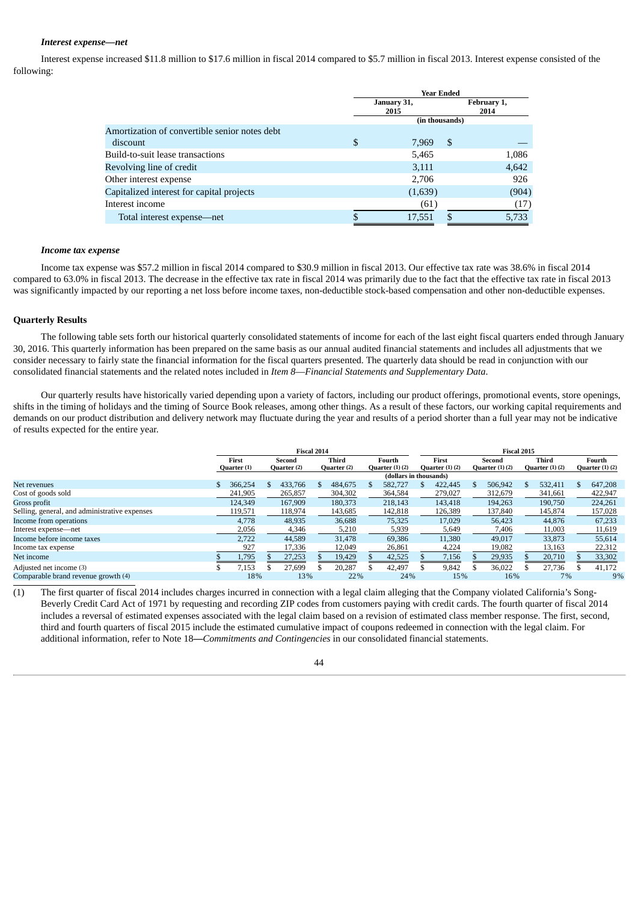#### *Interest expense—net*

Interest expense increased $11.8 million to $17.6 million in fiscal 2014 compared to $5.7 million in fiscal 2013. Interest expense consisted of the following:

| | Year Ended | |
|---|---|---|
| | January 31, 2015 | February 1, 2014 |
| | (in thousands) | |
| Amortization of convertible senior notes debt discount | $ 7,969 | $ — |
| Build-to-suit lease transactions | 5,465 | 1,086 |
| Revolving line of credit | 3,111 | 4,642 |
| Other interest expense | 2,706 | 926 |
| Capitalized interest for capital projects | (1,639) | (904) |
| Interest income | (61) | (17) |
| Total interest expense—net | $ 17,551 | $ 5,733 |

#### *Income tax expense*

Income tax expense was $57.2 million in fiscal 2014 compared to $30.9 million in fiscal 2013. Our effective tax rate was 38.6% in fiscal 2014 compared to 63.0% in fiscal 2013. The decrease in the effective tax rate in fiscal 2014 was primarily due to the fact that the effective tax rate in fiscal 2013 was significantly impacted by our reporting a net loss before income taxes, non-deductible stock-based compensation and other non-deductible expenses.

### Quarterly Results

The following table sets forth our historical quarterly consolidated statements of income for each of the last eight fiscal quarters ended through January 30, 2016. This quarterly information has been prepared on the same basis as our annual audited financial statements and includes all adjustments that we consider necessary to fairly state the financial information for the fiscal quarters presented. The quarterly data should be read in conjunction with our consolidated financial statements and the related notes included in *Item 8—Financial Statements and Supplementary Data*.

Our quarterly results have historically varied depending upon a variety of factors, including our product offerings, promotional events, store openings, shifts in the timing of holidays and the timing of Source Book releases, among other things. As a result of these factors, our working capital requirements and demands on our product distribution and delivery network may fluctuate during the year and results of a period shorter than a full year may not be indicative of results expected for the entire year.

| | Fiscal 2014 | | | | Fiscal 2015 | | | |
|---|---|---|---|---|---|---|---|---|
| | First Quarter (1) | Second Quarter (2) | Third Quarter (2) | Fourth Quarter (1) (2) | First Quarter (1) (2) | Second Quarter (1) (2) | Third Quarter (1) (2) | Fourth Quarter (1) (2) |
| | (dollars in thousands) | | | | | | | |
| Net revenues | $ 366,254 | $ 433,766 | $ 484,675 | $ 582,727 | $ 422,445 | $ 506,942 | $ 532,411 | $ 647,208 |
| Cost of goods sold | 241,905 | 265,857 | 304,302 | 364,584 | 279,027 | 312,679 | 341,661 | 422,947 |
| Gross profit | 124,349 | 167,909 | 180,373 | 218,143 | 143,418 | 194,263 | 190,750 | 224,261 |
| Selling, general, and administrative expenses | 119,571 | 118,974 | 143,685 | 142,818 | 126,389 | 137,840 | 145,874 | 157,028 |
| Income from operations | 4,778 | 48,935 | 36,688 | 75,325 | 17,029 | 56,423 | 44,876 | 67,233 |
| Interest expense—net | 2,056 | 4,346 | 5,210 | 5,939 | 5,649 | 7,406 | 11,003 | 11,619 |
| Income before income taxes | 2,722 | 44,589 | 31,478 | 69,386 | 11,380 | 49,017 | 33,873 | 55,614 |
| Income tax expense | 927 | 17,336 | 12,049 | 26,861 | 4,224 | 19,082 | 13,163 | 22,312 |
| Net income | $ 1,795 | $ 27,253 | $ 19,429 | $ 42,525 | $ 7,156 | $ 29,935 | $ 20,710 | $ 33,302 |
| Adjusted net income (3) | $ 7,153 | $ 27,699 | $ 20,287 | $ 42,497 | $ 9,842 | $ 36,022 | $ 27,736 | $ 41,172 |
| Comparable brand revenue growth (4) | 18% | 13% | 22% | 24% | 15% | 16% | 7% | 9% |

(1) The first quarter of fiscal 2014 includes charges incurred in connection with a legal claim alleging that the Company violated California's Song-Beverly Credit Card Act of 1971 by requesting and recording ZIP codes from customers paying with credit cards. The fourth quarter of fiscal 2014 includes a reversal of estimated expenses associated with the legal claim based on a revision of estimated class member response. The first, second, third and fourth quarters of fiscal 2015 include the estimated cumulative impact of coupons redeemed in connection with the legal claim. For additional information, refer to Note 18—*Commitments and Contingencies* in our consolidated financial statements.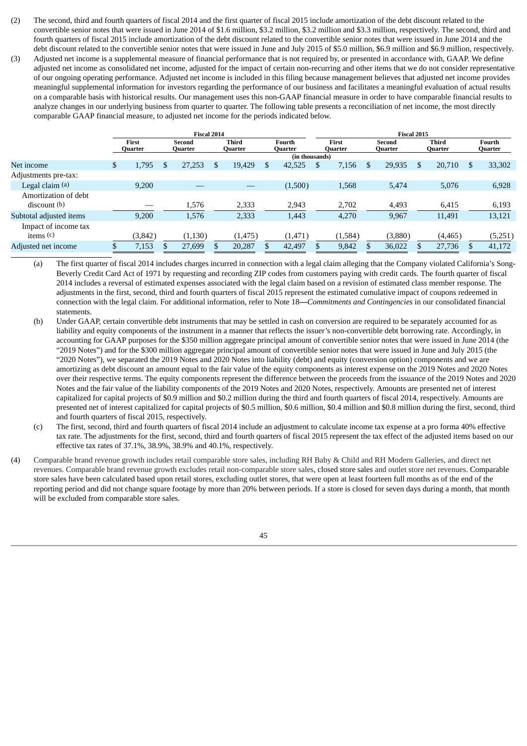(2) The second, third and fourth quarters of fiscal 2014 and the first quarter of fiscal 2015 include amortization of the debt discount related to the convertible senior notes that were issued in June 2014 of $1.6 million, $3.2 million, $3.2 million and $3.3 million, respectively. The second, third and fourth quarters of fiscal 2015 include amortization of the debt discount related to the convertible senior notes that were issued in June 2014 and the debt discount related to the convertible senior notes that were issued in June and July 2015 of $5.0 million, $6.9 million and $6.9 million, respectively.

(3) Adjusted net income is a supplemental measure of financial performance that is not required by, or presented in accordance with, GAAP. We define adjusted net income as consolidated net income, adjusted for the impact of certain non-recurring and other items that we do not consider representative of our ongoing operating performance. Adjusted net income is included in this filing because management believes that adjusted net income provides meaningful supplemental information for investors regarding the performance of our business and facilitates a meaningful evaluation of actual results on a comparable basis with historical results. Our management uses this non-GAAP financial measure in order to have comparable financial results to analyze changes in our underlying business from quarter to quarter. The following table presents a reconciliation of net income, the most directly comparable GAAP financial measure, to adjusted net income for the periods indicated below.

| | Fiscal 2014 | | | | Fiscal 2015 | | | |
|---|---|---|---|---|---|---|---|---|
| | First Quarter | Second Quarter | Third Quarter | Fourth Quarter | First Quarter | Second Quarter | Third Quarter | Fourth Quarter |
| | (in thousands) | | | | | | | |
| Net income | $ 1,795 | $ 27,253 | $ 19,429 | $ 42,525 | $ 7,156 | $ 29,935 | $ 20,710 | $ 33,302 |
| Adjustments pre-tax: | | | | | | | | |
| Legal claim (a) | 9,200 | — | — | (1,500) | 1,568 | 5,474 | 5,076 | 6,928 |
| Amortization of debt discount (b) | — | 1,576 | 2,333 | 2,943 | 2,702 | 4,493 | 6,415 | 6,193 |
| Subtotal adjusted items | 9,200 | 1,576 | 2,333 | 1,443 | 4,270 | 9,967 | 11,491 | 13,121 |
| Impact of income tax items (c) | (3,842) | (1,130) | (1,475) | (1,471) | (1,584) | (3,880) | (4,465) | (5,251) |
| Adjusted net income | $ 7,153 | $ 27,699 | $ 20,287 | $ 42,497 | $ 9,842 | $ 36,022 | $ 27,736 | $ 41,172 |

(a) The first quarter of fiscal 2014 includes charges incurred in connection with a legal claim alleging that the Company violated California's Song-Beverly Credit Card Act of 1971 by requesting and recording ZIP codes from customers paying with credit cards. The fourth quarter of fiscal 2014 includes a reversal of estimated expenses associated with the legal claim based on a revision of estimated class member response. The adjustments in the first, second, third and fourth quarters of fiscal 2015 represent the estimated cumulative impact of coupons redeemed in connection with the legal claim. For additional information, refer to Note 18—*Commitments and Contingencies* in our consolidated financial statements.

(b) Under GAAP, certain convertible debt instruments that may be settled in cash on conversion are required to be separately accounted for as liability and equity components of the instrument in a manner that reflects the issuer's non-convertible debt borrowing rate. Accordingly, in accounting for GAAP purposes for the $350 million aggregate principal amount of convertible senior notes that were issued in June 2014 (the "2019 Notes") and for the $300 million aggregate principal amount of convertible senior notes that were issued in June and July 2015 (the "2020 Notes"), we separated the 2019 Notes and 2020 Notes into liability (debt) and equity (conversion option) components and we are amortizing as debt discount an amount equal to the fair value of the equity components as interest expense on the 2019 Notes and 2020 Notes over their respective terms. The equity components represent the difference between the proceeds from the issuance of the 2019 Notes and 2020 Notes and the fair value of the liability components of the 2019 Notes and 2020 Notes, respectively. Amounts are presented net of interest capitalized for capital projects of $0.9 million and $0.2 million during the third and fourth quarters of fiscal 2014, respectively. Amounts are presented net of interest capitalized for capital projects of $0.5 million, $0.6 million, $0.4 million and $0.8 million during the first, second, third and fourth quarters of fiscal 2015, respectively.

(c) The first, second, third and fourth quarters of fiscal 2014 include an adjustment to calculate income tax expense at a pro forma 40% effective tax rate. The adjustments for the first, second, third and fourth quarters of fiscal 2015 represent the tax effect of the adjusted items based on our effective tax rates of 37.1%, 38.9%, 38.9% and 40.1%, respectively.

(4) Comparable brand revenue growth includes retail comparable store sales, including RH Baby & Child and RH Modern Galleries, and direct net revenues. Comparable brand revenue growth excludes retail non-comparable store sales, closed store sales and outlet store net revenues. Comparable store sales have been calculated based upon retail stores, excluding outlet stores, that were open at least fourteen full months as of the end of the reporting period and did not change square footage by more than 20% between periods. If a store is closed for seven days during a month, that month will be excluded from comparable store sales.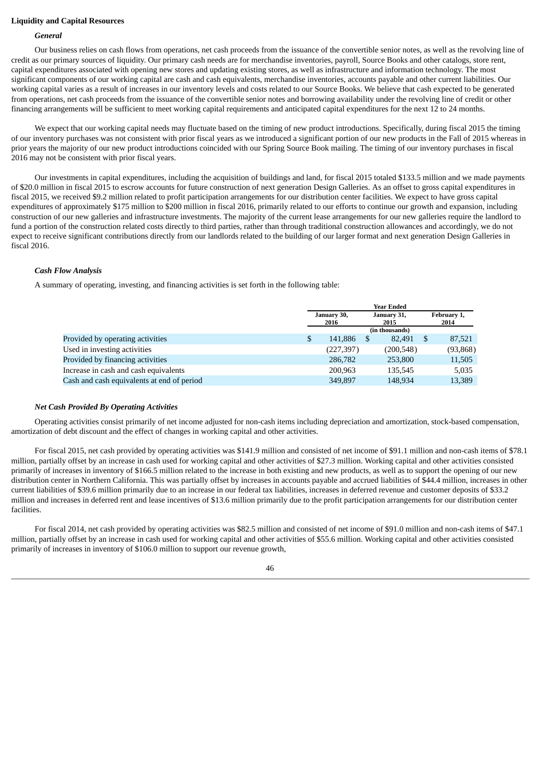**Liquidity and Capital Resources**

***General***

Our business relies on cash flows from operations, net cash proceeds from the issuance of the convertible senior notes, as well as the revolving line of credit as our primary sources of liquidity. Our primary cash needs are for merchandise inventories, payroll, Source Books and other catalogs, store rent, capital expenditures associated with opening new stores and updating existing stores, as well as infrastructure and information technology. The most significant components of our working capital are cash and cash equivalents, merchandise inventories, accounts payable and other current liabilities. Our working capital varies as a result of increases in our inventory levels and costs related to our Source Books. We believe that cash expected to be generated from operations, net cash proceeds from the issuance of the convertible senior notes and borrowing availability under the revolving line of credit or other financing arrangements will be sufficient to meet working capital requirements and anticipated capital expenditures for the next 12 to 24 months.

We expect that our working capital needs may fluctuate based on the timing of new product introductions. Specifically, during fiscal 2015 the timing of our inventory purchases was not consistent with prior fiscal years as we introduced a significant portion of our new products in the Fall of 2015 whereas in prior years the majority of our new product introductions coincided with our Spring Source Book mailing. The timing of our inventory purchases in fiscal 2016 may not be consistent with prior fiscal years.

Our investments in capital expenditures, including the acquisition of buildings and land, for fiscal 2015 totaled $133.5 million and we made payments of $20.0 million in fiscal 2015 to escrow accounts for future construction of next generation Design Galleries. As an offset to gross capital expenditures in fiscal 2015, we received $9.2 million related to profit participation arrangements for our distribution center facilities. We expect to have gross capital expenditures of approximately $175 million to $200 million in fiscal 2016, primarily related to our efforts to continue our growth and expansion, including construction of our new galleries and infrastructure investments. The majority of the current lease arrangements for our new galleries require the landlord to fund a portion of the construction related costs directly to third parties, rather than through traditional construction allowances and accordingly, we do not expect to receive significant contributions directly from our landlords related to the building of our larger format and next generation Design Galleries in fiscal 2016.

***Cash Flow Analysis***

A summary of operating, investing, and financing activities is set forth in the following table:

| | Year Ended | | |
|---|---|---|---|
| | January 30, 2016 | January 31, 2015 | February 1, 2014 |
| | (in thousands) | | |
| Provided by operating activities | $ 141,886 | $ 82,491 | $ 87,521 |
| Used in investing activities | (227,397) | (200,548) | (93,868) |
| Provided by financing activities | 286,782 | 253,800 | 11,505 |
| Increase in cash and cash equivalents | 200,963 | 135,545 | 5,035 |
| Cash and cash equivalents at end of period | 349,897 | 148,934 | 13,389 |

***Net Cash Provided By Operating Activities***

Operating activities consist primarily of net income adjusted for non-cash items including depreciation and amortization, stock-based compensation, amortization of debt discount and the effect of changes in working capital and other activities.

For fiscal 2015, net cash provided by operating activities was $141.9 million and consisted of net income of $91.1 million and non-cash items of $78.1 million, partially offset by an increase in cash used for working capital and other activities of $27.3 million. Working capital and other activities consisted primarily of increases in inventory of $166.5 million related to the increase in both existing and new products, as well as to support the opening of our new distribution center in Northern California. This was partially offset by increases in accounts payable and accrued liabilities of $44.4 million, increases in other current liabilities of $39.6 million primarily due to an increase in our federal tax liabilities, increases in deferred revenue and customer deposits of $33.2 million and increases in deferred rent and lease incentives of $13.6 million primarily due to the profit participation arrangements for our distribution center facilities.

For fiscal 2014, net cash provided by operating activities was $82.5 million and consisted of net income of $91.0 million and non-cash items of $47.1 million, partially offset by an increase in cash used for working capital and other activities of $55.6 million. Working capital and other activities consisted primarily of increases in inventory of $106.0 million to support our revenue growth,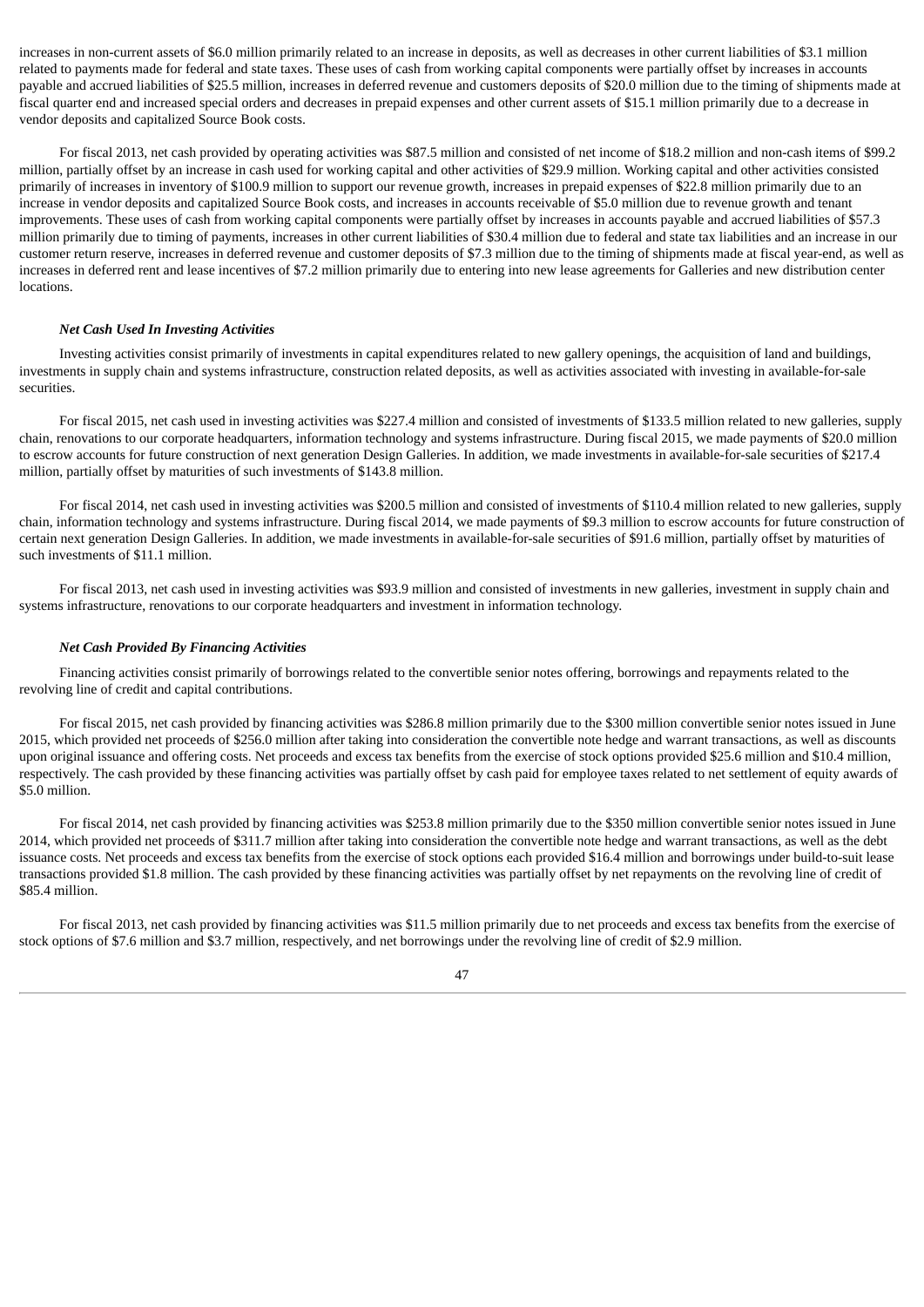increases in non-current assets of $6.0 million primarily related to an increase in deposits, as well as decreases in other current liabilities of $3.1 million related to payments made for federal and state taxes. These uses of cash from working capital components were partially offset by increases in accounts payable and accrued liabilities of $25.5 million, increases in deferred revenue and customers deposits of $20.0 million due to the timing of shipments made at fiscal quarter end and increased special orders and decreases in prepaid expenses and other current assets of $15.1 million primarily due to a decrease in vendor deposits and capitalized Source Book costs.

For fiscal 2013, net cash provided by operating activities was $87.5 million and consisted of net income of $18.2 million and non-cash items of $99.2 million, partially offset by an increase in cash used for working capital and other activities of $29.9 million. Working capital and other activities consisted primarily of increases in inventory of $100.9 million to support our revenue growth, increases in prepaid expenses of $22.8 million primarily due to an increase in vendor deposits and capitalized Source Book costs, and increases in accounts receivable of $5.0 million due to revenue growth and tenant improvements. These uses of cash from working capital components were partially offset by increases in accounts payable and accrued liabilities of $57.3 million primarily due to timing of payments, increases in other current liabilities of $30.4 million due to federal and state tax liabilities and an increase in our customer return reserve, increases in deferred revenue and customer deposits of $7.3 million due to the timing of shipments made at fiscal year-end, as well as increases in deferred rent and lease incentives of $7.2 million primarily due to entering into new lease agreements for Galleries and new distribution center locations.

***Net Cash Used In Investing Activities***

Investing activities consist primarily of investments in capital expenditures related to new gallery openings, the acquisition of land and buildings, investments in supply chain and systems infrastructure, construction related deposits, as well as activities associated with investing in available-for-sale securities.

For fiscal 2015, net cash used in investing activities was $227.4 million and consisted of investments of $133.5 million related to new galleries, supply chain, renovations to our corporate headquarters, information technology and systems infrastructure. During fiscal 2015, we made payments of $20.0 million to escrow accounts for future construction of next generation Design Galleries. In addition, we made investments in available-for-sale securities of $217.4 million, partially offset by maturities of such investments of $143.8 million.

For fiscal 2014, net cash used in investing activities was $200.5 million and consisted of investments of $110.4 million related to new galleries, supply chain, information technology and systems infrastructure. During fiscal 2014, we made payments of $9.3 million to escrow accounts for future construction of certain next generation Design Galleries. In addition, we made investments in available-for-sale securities of $91.6 million, partially offset by maturities of such investments of $11.1 million.

For fiscal 2013, net cash used in investing activities was $93.9 million and consisted of investments in new galleries, investment in supply chain and systems infrastructure, renovations to our corporate headquarters and investment in information technology.

***Net Cash Provided By Financing Activities***

Financing activities consist primarily of borrowings related to the convertible senior notes offering, borrowings and repayments related to the revolving line of credit and capital contributions.

For fiscal 2015, net cash provided by financing activities was $286.8 million primarily due to the $300 million convertible senior notes issued in June 2015, which provided net proceeds of $256.0 million after taking into consideration the convertible note hedge and warrant transactions, as well as discounts upon original issuance and offering costs. Net proceeds and excess tax benefits from the exercise of stock options provided $25.6 million and $10.4 million, respectively. The cash provided by these financing activities was partially offset by cash paid for employee taxes related to net settlement of equity awards of $5.0 million.

For fiscal 2014, net cash provided by financing activities was $253.8 million primarily due to the $350 million convertible senior notes issued in June 2014, which provided net proceeds of $311.7 million after taking into consideration the convertible note hedge and warrant transactions, as well as the debt issuance costs. Net proceeds and excess tax benefits from the exercise of stock options each provided $16.4 million and borrowings under build-to-suit lease transactions provided $1.8 million. The cash provided by these financing activities was partially offset by net repayments on the revolving line of credit of $85.4 million.

For fiscal 2013, net cash provided by financing activities was $11.5 million primarily due to net proceeds and excess tax benefits from the exercise of stock options of $7.6 million and $3.7 million, respectively, and net borrowings under the revolving line of credit of $2.9 million.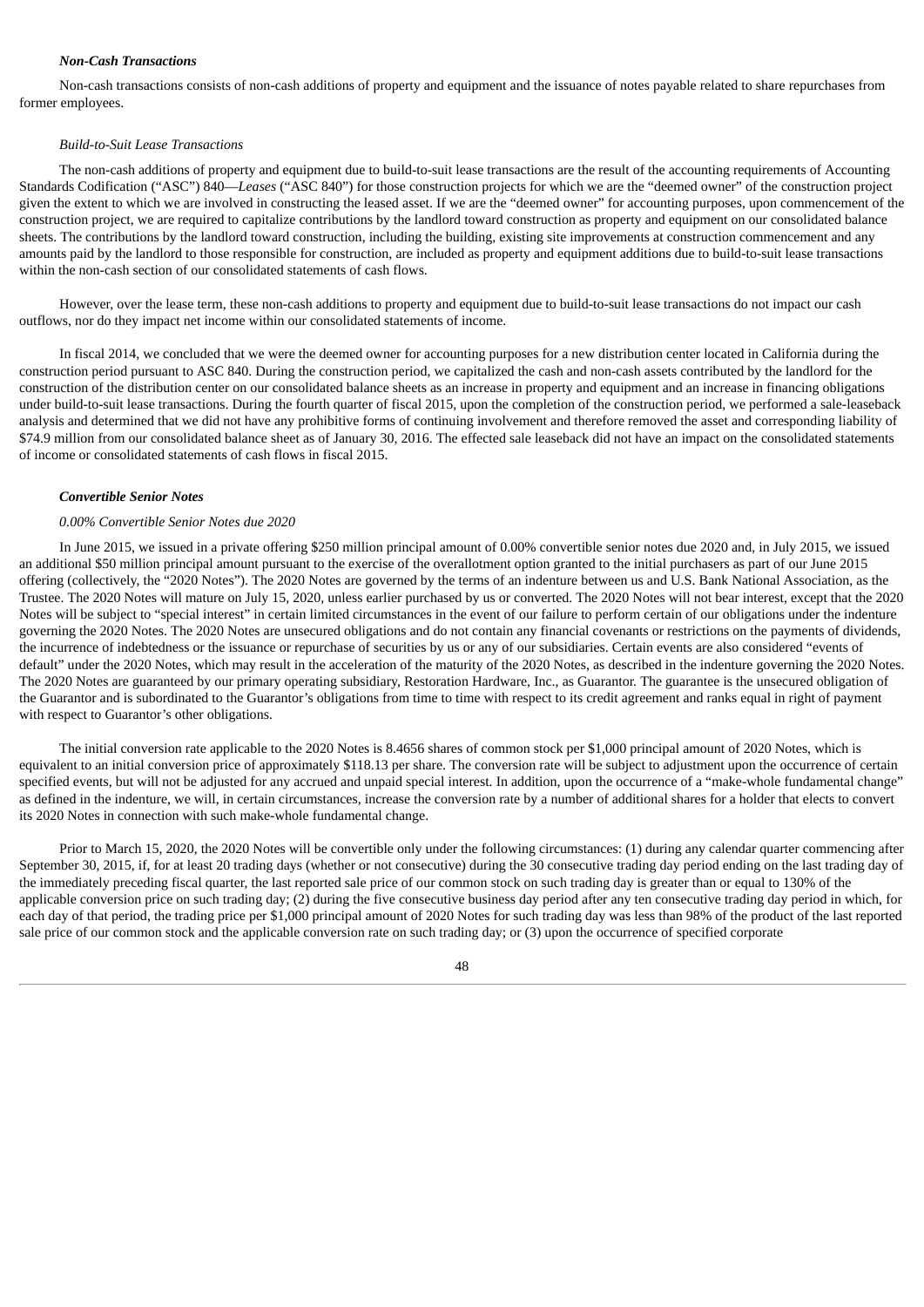#### *Non-Cash Transactions*

Non-cash transactions consists of non-cash additions of property and equipment and the issuance of notes payable related to share repurchases from former employees.

*Build-to-Suit Lease Transactions*

The non-cash additions of property and equipment due to build-to-suit lease transactions are the result of the accounting requirements of Accounting Standards Codification ("ASC") 840—*Leases* ("ASC 840") for those construction projects for which we are the "deemed owner" of the construction project given the extent to which we are involved in constructing the leased asset. If we are the "deemed owner" for accounting purposes, upon commencement of the construction project, we are required to capitalize contributions by the landlord toward construction as property and equipment on our consolidated balance sheets. The contributions by the landlord toward construction, including the building, existing site improvements at construction commencement and any amounts paid by the landlord to those responsible for construction, are included as property and equipment additions due to build-to-suit lease transactions within the non-cash section of our consolidated statements of cash flows.

However, over the lease term, these non-cash additions to property and equipment due to build-to-suit lease transactions do not impact our cash outflows, nor do they impact net income within our consolidated statements of income.

In fiscal 2014, we concluded that we were the deemed owner for accounting purposes for a new distribution center located in California during the construction period pursuant to ASC 840. During the construction period, we capitalized the cash and non-cash assets contributed by the landlord for the construction of the distribution center on our consolidated balance sheets as an increase in property and equipment and an increase in financing obligations under build-to-suit lease transactions. During the fourth quarter of fiscal 2015, upon the completion of the construction period, we performed a sale-leaseback analysis and determined that we did not have any prohibitive forms of continuing involvement and therefore removed the asset and corresponding liability of $74.9 million from our consolidated balance sheet as of January 30, 2016. The effected sale leaseback did not have an impact on the consolidated statements of income or consolidated statements of cash flows in fiscal 2015.

#### *Convertible Senior Notes*

*0.00% Convertible Senior Notes due 2020*

In June 2015, we issued in a private offering $250 million principal amount of 0.00% convertible senior notes due 2020 and, in July 2015, we issued an additional $50 million principal amount pursuant to the exercise of the overallotment option granted to the initial purchasers as part of our June 2015 offering (collectively, the "2020 Notes"). The 2020 Notes are governed by the terms of an indenture between us and U.S. Bank National Association, as the Trustee. The 2020 Notes will mature on July 15, 2020, unless earlier purchased by us or converted. The 2020 Notes will not bear interest, except that the 2020 Notes will be subject to "special interest" in certain limited circumstances in the event of our failure to perform certain of our obligations under the indenture governing the 2020 Notes. The 2020 Notes are unsecured obligations and do not contain any financial covenants or restrictions on the payments of dividends, the incurrence of indebtedness or the issuance or repurchase of securities by us or any of our subsidiaries. Certain events are also considered "events of default" under the 2020 Notes, which may result in the acceleration of the maturity of the 2020 Notes, as described in the indenture governing the 2020 Notes. The 2020 Notes are guaranteed by our primary operating subsidiary, Restoration Hardware, Inc., as Guarantor. The guarantee is the unsecured obligation of the Guarantor and is subordinated to the Guarantor's obligations from time to time with respect to its credit agreement and ranks equal in right of payment with respect to Guarantor's other obligations.

The initial conversion rate applicable to the 2020 Notes is 8.4656 shares of common stock per $1,000 principal amount of 2020 Notes, which is equivalent to an initial conversion price of approximately $118.13 per share. The conversion rate will be subject to adjustment upon the occurrence of certain specified events, but will not be adjusted for any accrued and unpaid special interest. In addition, upon the occurrence of a "make-whole fundamental change" as defined in the indenture, we will, in certain circumstances, increase the conversion rate by a number of additional shares for a holder that elects to convert its 2020 Notes in connection with such make-whole fundamental change.

Prior to March 15, 2020, the 2020 Notes will be convertible only under the following circumstances: (1) during any calendar quarter commencing after September 30, 2015, if, for at least 20 trading days (whether or not consecutive) during the 30 consecutive trading day period ending on the last trading day of the immediately preceding fiscal quarter, the last reported sale price of our common stock on such trading day is greater than or equal to 130% of the applicable conversion price on such trading day; (2) during the five consecutive business day period after any ten consecutive trading day period in which, for each day of that period, the trading price per $1,000 principal amount of 2020 Notes for such trading day was less than 98% of the product of the last reported sale price of our common stock and the applicable conversion rate on such trading day; or (3) upon the occurrence of specified corporate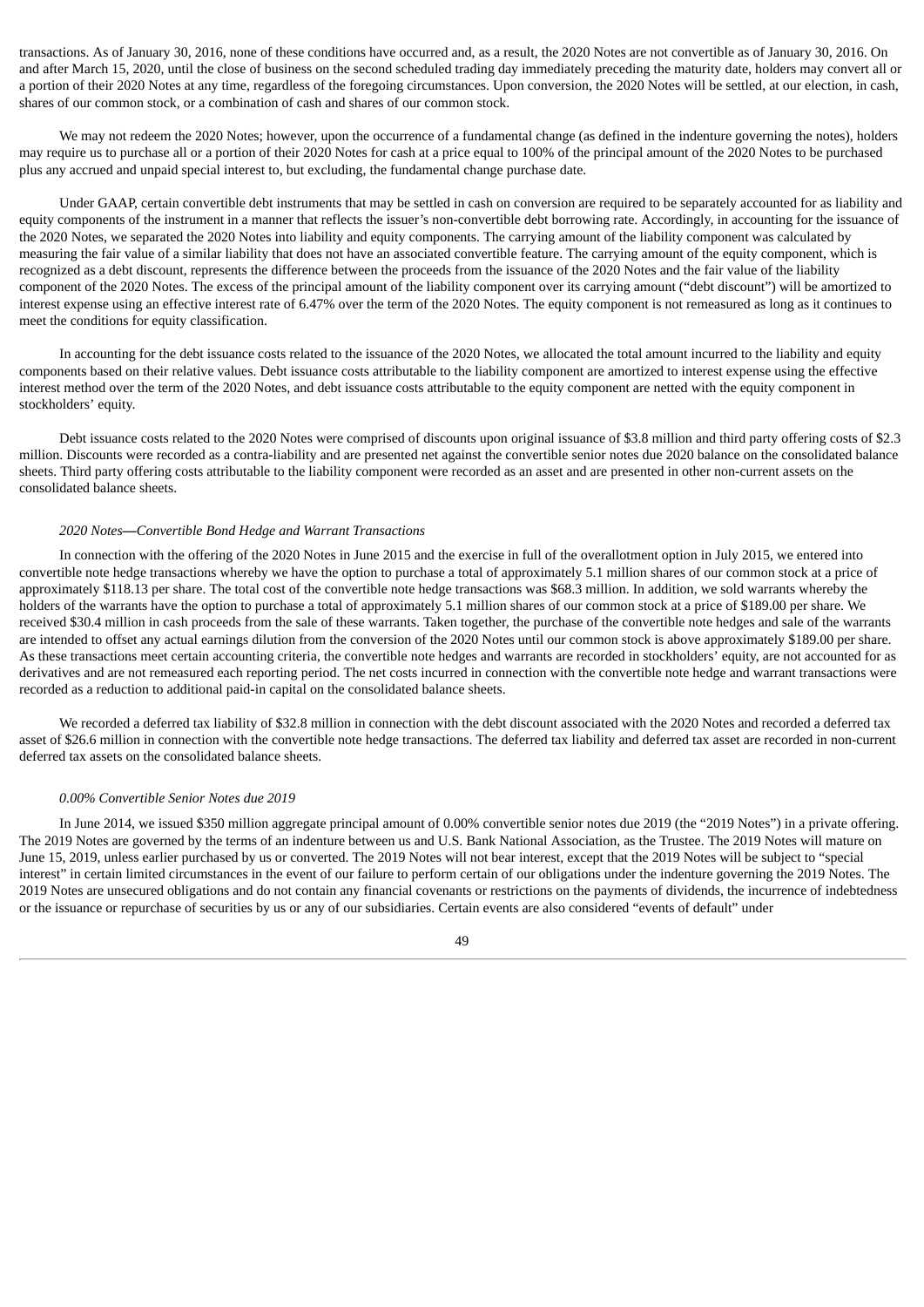transactions. As of January 30, 2016, none of these conditions have occurred and, as a result, the 2020 Notes are not convertible as of January 30, 2016. On and after March 15, 2020, until the close of business on the second scheduled trading day immediately preceding the maturity date, holders may convert all or a portion of their 2020 Notes at any time, regardless of the foregoing circumstances. Upon conversion, the 2020 Notes will be settled, at our election, in cash, shares of our common stock, or a combination of cash and shares of our common stock.

We may not redeem the 2020 Notes; however, upon the occurrence of a fundamental change (as defined in the indenture governing the notes), holders may require us to purchase all or a portion of their 2020 Notes for cash at a price equal to 100% of the principal amount of the 2020 Notes to be purchased plus any accrued and unpaid special interest to, but excluding, the fundamental change purchase date.

Under GAAP, certain convertible debt instruments that may be settled in cash on conversion are required to be separately accounted for as liability and equity components of the instrument in a manner that reflects the issuer's non-convertible debt borrowing rate. Accordingly, in accounting for the issuance of the 2020 Notes, we separated the 2020 Notes into liability and equity components. The carrying amount of the liability component was calculated by measuring the fair value of a similar liability that does not have an associated convertible feature. The carrying amount of the equity component, which is recognized as a debt discount, represents the difference between the proceeds from the issuance of the 2020 Notes and the fair value of the liability component of the 2020 Notes. The excess of the principal amount of the liability component over its carrying amount ("debt discount") will be amortized to interest expense using an effective interest rate of 6.47% over the term of the 2020 Notes. The equity component is not remeasured as long as it continues to meet the conditions for equity classification.

In accounting for the debt issuance costs related to the issuance of the 2020 Notes, we allocated the total amount incurred to the liability and equity components based on their relative values. Debt issuance costs attributable to the liability component are amortized to interest expense using the effective interest method over the term of the 2020 Notes, and debt issuance costs attributable to the equity component are netted with the equity component in stockholders' equity.

Debt issuance costs related to the 2020 Notes were comprised of discounts upon original issuance of $3.8 million and third party offering costs of $2.3 million. Discounts were recorded as a contra-liability and are presented net against the convertible senior notes due 2020 balance on the consolidated balance sheets. Third party offering costs attributable to the liability component were recorded as an asset and are presented in other non-current assets on the consolidated balance sheets.

*2020 Notes—Convertible Bond Hedge and Warrant Transactions*

In connection with the offering of the 2020 Notes in June 2015 and the exercise in full of the overallotment option in July 2015, we entered into convertible note hedge transactions whereby we have the option to purchase a total of approximately 5.1 million shares of our common stock at a price of approximately $118.13 per share. The total cost of the convertible note hedge transactions was $68.3 million. In addition, we sold warrants whereby the holders of the warrants have the option to purchase a total of approximately 5.1 million shares of our common stock at a price of $189.00 per share. We received $30.4 million in cash proceeds from the sale of these warrants. Taken together, the purchase of the convertible note hedges and sale of the warrants are intended to offset any actual earnings dilution from the conversion of the 2020 Notes until our common stock is above approximately $189.00 per share. As these transactions meet certain accounting criteria, the convertible note hedges and warrants are recorded in stockholders' equity, are not accounted for as derivatives and are not remeasured each reporting period. The net costs incurred in connection with the convertible note hedge and warrant transactions were recorded as a reduction to additional paid-in capital on the consolidated balance sheets.

We recorded a deferred tax liability of $32.8 million in connection with the debt discount associated with the 2020 Notes and recorded a deferred tax asset of $26.6 million in connection with the convertible note hedge transactions. The deferred tax liability and deferred tax asset are recorded in non-current deferred tax assets on the consolidated balance sheets.

*0.00% Convertible Senior Notes due 2019*

In June 2014, we issued $350 million aggregate principal amount of 0.00% convertible senior notes due 2019 (the "2019 Notes") in a private offering. The 2019 Notes are governed by the terms of an indenture between us and U.S. Bank National Association, as the Trustee. The 2019 Notes will mature on June 15, 2019, unless earlier purchased by us or converted. The 2019 Notes will not bear interest, except that the 2019 Notes will be subject to "special interest" in certain limited circumstances in the event of our failure to perform certain of our obligations under the indenture governing the 2019 Notes. The 2019 Notes are unsecured obligations and do not contain any financial covenants or restrictions on the payments of dividends, the incurrence of indebtedness or the issuance or repurchase of securities by us or any of our subsidiaries. Certain events are also considered "events of default" under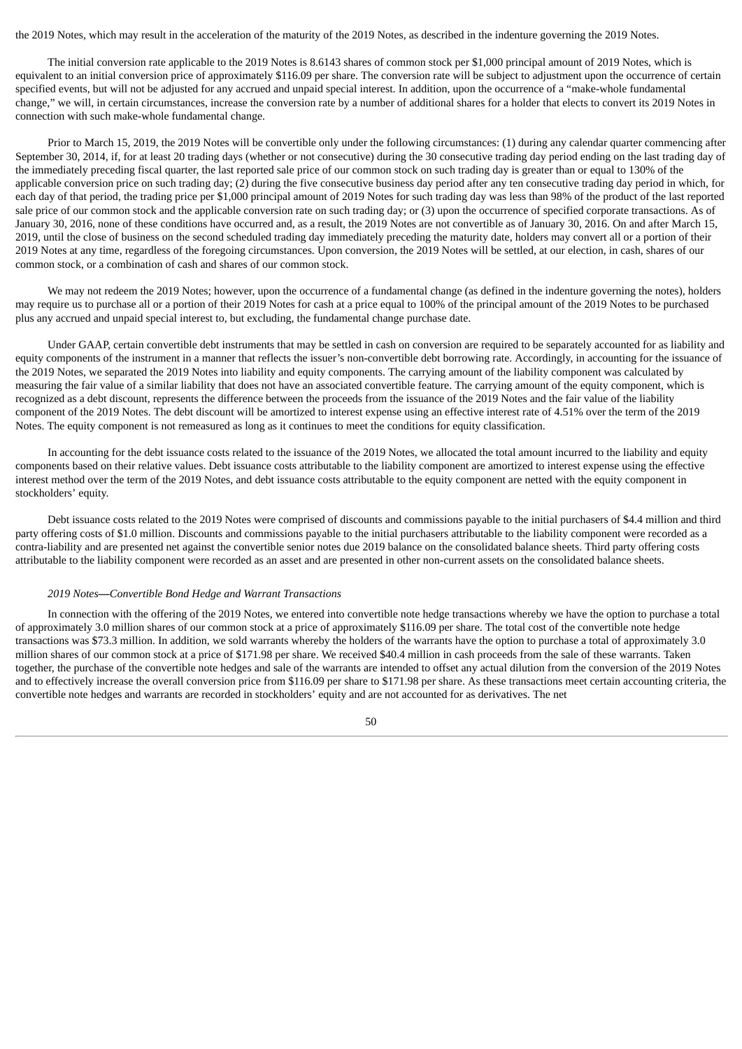the 2019 Notes, which may result in the acceleration of the maturity of the 2019 Notes, as described in the indenture governing the 2019 Notes.

The initial conversion rate applicable to the 2019 Notes is 8.6143 shares of common stock per $1,000 principal amount of 2019 Notes, which is equivalent to an initial conversion price of approximately $116.09 per share. The conversion rate will be subject to adjustment upon the occurrence of certain specified events, but will not be adjusted for any accrued and unpaid special interest. In addition, upon the occurrence of a "make-whole fundamental change," we will, in certain circumstances, increase the conversion rate by a number of additional shares for a holder that elects to convert its 2019 Notes in connection with such make-whole fundamental change.

Prior to March 15, 2019, the 2019 Notes will be convertible only under the following circumstances: (1) during any calendar quarter commencing after September 30, 2014, if, for at least 20 trading days (whether or not consecutive) during the 30 consecutive trading day period ending on the last trading day of the immediately preceding fiscal quarter, the last reported sale price of our common stock on such trading day is greater than or equal to 130% of the applicable conversion price on such trading day; (2) during the five consecutive business day period after any ten consecutive trading day period in which, for each day of that period, the trading price per $1,000 principal amount of 2019 Notes for such trading day was less than 98% of the product of the last reported sale price of our common stock and the applicable conversion rate on such trading day; or (3) upon the occurrence of specified corporate transactions. As of January 30, 2016, none of these conditions have occurred and, as a result, the 2019 Notes are not convertible as of January 30, 2016. On and after March 15, 2019, until the close of business on the second scheduled trading day immediately preceding the maturity date, holders may convert all or a portion of their 2019 Notes at any time, regardless of the foregoing circumstances. Upon conversion, the 2019 Notes will be settled, at our election, in cash, shares of our common stock, or a combination of cash and shares of our common stock.

We may not redeem the 2019 Notes; however, upon the occurrence of a fundamental change (as defined in the indenture governing the notes), holders may require us to purchase all or a portion of their 2019 Notes for cash at a price equal to 100% of the principal amount of the 2019 Notes to be purchased plus any accrued and unpaid special interest to, but excluding, the fundamental change purchase date.

Under GAAP, certain convertible debt instruments that may be settled in cash on conversion are required to be separately accounted for as liability and equity components of the instrument in a manner that reflects the issuer's non-convertible debt borrowing rate. Accordingly, in accounting for the issuance of the 2019 Notes, we separated the 2019 Notes into liability and equity components. The carrying amount of the liability component was calculated by measuring the fair value of a similar liability that does not have an associated convertible feature. The carrying amount of the equity component, which is recognized as a debt discount, represents the difference between the proceeds from the issuance of the 2019 Notes and the fair value of the liability component of the 2019 Notes. The debt discount will be amortized to interest expense using an effective interest rate of 4.51% over the term of the 2019 Notes. The equity component is not remeasured as long as it continues to meet the conditions for equity classification.

In accounting for the debt issuance costs related to the issuance of the 2019 Notes, we allocated the total amount incurred to the liability and equity components based on their relative values. Debt issuance costs attributable to the liability component are amortized to interest expense using the effective interest method over the term of the 2019 Notes, and debt issuance costs attributable to the equity component are netted with the equity component in stockholders' equity.

Debt issuance costs related to the 2019 Notes were comprised of discounts and commissions payable to the initial purchasers of $4.4 million and third party offering costs of $1.0 million. Discounts and commissions payable to the initial purchasers attributable to the liability component were recorded as a contra-liability and are presented net against the convertible senior notes due 2019 balance on the consolidated balance sheets. Third party offering costs attributable to the liability component were recorded as an asset and are presented in other non-current assets on the consolidated balance sheets.

*2019 Notes—Convertible Bond Hedge and Warrant Transactions*

In connection with the offering of the 2019 Notes, we entered into convertible note hedge transactions whereby we have the option to purchase a total of approximately 3.0 million shares of our common stock at a price of approximately $116.09 per share. The total cost of the convertible note hedge transactions was $73.3 million. In addition, we sold warrants whereby the holders of the warrants have the option to purchase a total of approximately 3.0 million shares of our common stock at a price of $171.98 per share. We received $40.4 million in cash proceeds from the sale of these warrants. Taken together, the purchase of the convertible note hedges and sale of the warrants are intended to offset any actual dilution from the conversion of the 2019 Notes and to effectively increase the overall conversion price from $116.09 per share to $171.98 per share. As these transactions meet certain accounting criteria, the convertible note hedges and warrants are recorded in stockholders' equity and are not accounted for as derivatives. The net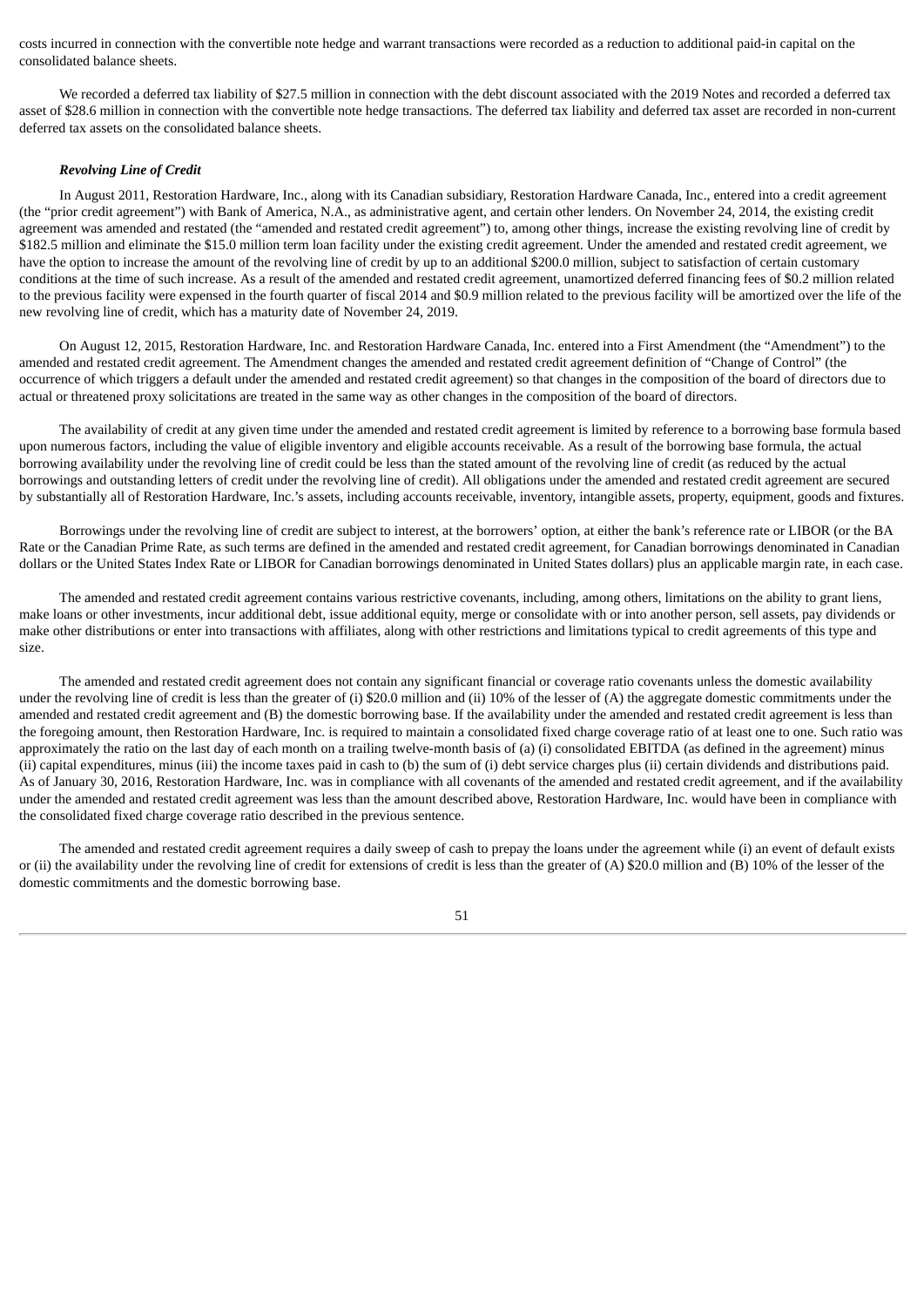costs incurred in connection with the convertible note hedge and warrant transactions were recorded as a reduction to additional paid-in capital on the consolidated balance sheets.

We recorded a deferred tax liability of $27.5 million in connection with the debt discount associated with the 2019 Notes and recorded a deferred tax asset of $28.6 million in connection with the convertible note hedge transactions. The deferred tax liability and deferred tax asset are recorded in non-current deferred tax assets on the consolidated balance sheets.

***Revolving Line of Credit***

In August 2011, Restoration Hardware, Inc., along with its Canadian subsidiary, Restoration Hardware Canada, Inc., entered into a credit agreement (the "prior credit agreement") with Bank of America, N.A., as administrative agent, and certain other lenders. On November 24, 2014, the existing credit agreement was amended and restated (the "amended and restated credit agreement") to, among other things, increase the existing revolving line of credit by $182.5 million and eliminate the $15.0 million term loan facility under the existing credit agreement. Under the amended and restated credit agreement, we have the option to increase the amount of the revolving line of credit by up to an additional $200.0 million, subject to satisfaction of certain customary conditions at the time of such increase. As a result of the amended and restated credit agreement, unamortized deferred financing fees of $0.2 million related to the previous facility were expensed in the fourth quarter of fiscal 2014 and $0.9 million related to the previous facility will be amortized over the life of the new revolving line of credit, which has a maturity date of November 24, 2019.

On August 12, 2015, Restoration Hardware, Inc. and Restoration Hardware Canada, Inc. entered into a First Amendment (the "Amendment") to the amended and restated credit agreement. The Amendment changes the amended and restated credit agreement definition of "Change of Control" (the occurrence of which triggers a default under the amended and restated credit agreement) so that changes in the composition of the board of directors due to actual or threatened proxy solicitations are treated in the same way as other changes in the composition of the board of directors.

The availability of credit at any given time under the amended and restated credit agreement is limited by reference to a borrowing base formula based upon numerous factors, including the value of eligible inventory and eligible accounts receivable. As a result of the borrowing base formula, the actual borrowing availability under the revolving line of credit could be less than the stated amount of the revolving line of credit (as reduced by the actual borrowings and outstanding letters of credit under the revolving line of credit). All obligations under the amended and restated credit agreement are secured by substantially all of Restoration Hardware, Inc.'s assets, including accounts receivable, inventory, intangible assets, property, equipment, goods and fixtures.

Borrowings under the revolving line of credit are subject to interest, at the borrowers' option, at either the bank's reference rate or LIBOR (or the BA Rate or the Canadian Prime Rate, as such terms are defined in the amended and restated credit agreement, for Canadian borrowings denominated in Canadian dollars or the United States Index Rate or LIBOR for Canadian borrowings denominated in United States dollars) plus an applicable margin rate, in each case.

The amended and restated credit agreement contains various restrictive covenants, including, among others, limitations on the ability to grant liens, make loans or other investments, incur additional debt, issue additional equity, merge or consolidate with or into another person, sell assets, pay dividends or make other distributions or enter into transactions with affiliates, along with other restrictions and limitations typical to credit agreements of this type and size.

The amended and restated credit agreement does not contain any significant financial or coverage ratio covenants unless the domestic availability under the revolving line of credit is less than the greater of (i) $20.0 million and (ii) 10% of the lesser of (A) the aggregate domestic commitments under the amended and restated credit agreement and (B) the domestic borrowing base. If the availability under the amended and restated credit agreement is less than the foregoing amount, then Restoration Hardware, Inc. is required to maintain a consolidated fixed charge coverage ratio of at least one to one. Such ratio was approximately the ratio on the last day of each month on a trailing twelve-month basis of (a) (i) consolidated EBITDA (as defined in the agreement) minus (ii) capital expenditures, minus (iii) the income taxes paid in cash to (b) the sum of (i) debt service charges plus (ii) certain dividends and distributions paid. As of January 30, 2016, Restoration Hardware, Inc. was in compliance with all covenants of the amended and restated credit agreement, and if the availability under the amended and restated credit agreement was less than the amount described above, Restoration Hardware, Inc. would have been in compliance with the consolidated fixed charge coverage ratio described in the previous sentence.

The amended and restated credit agreement requires a daily sweep of cash to prepay the loans under the agreement while (i) an event of default exists or (ii) the availability under the revolving line of credit for extensions of credit is less than the greater of (A) $20.0 million and (B) 10% of the lesser of the domestic commitments and the domestic borrowing base.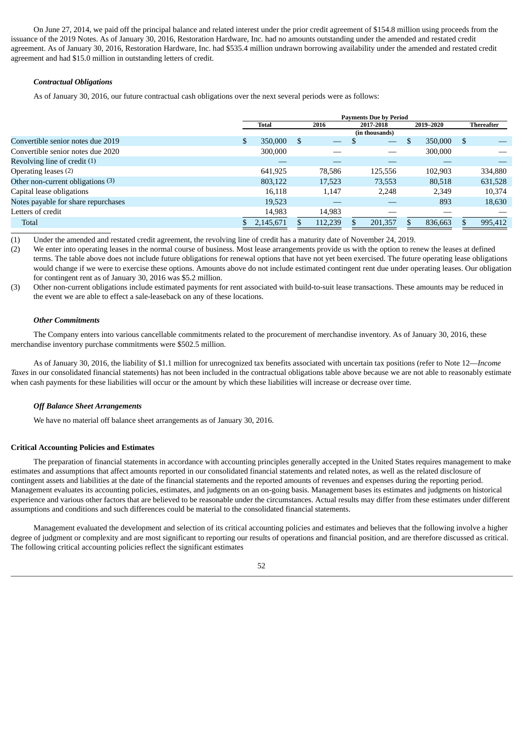On June 27, 2014, we paid off the principal balance and related interest under the prior credit agreement of $154.8 million using proceeds from the issuance of the 2019 Notes. As of January 30, 2016, Restoration Hardware, Inc. had no amounts outstanding under the amended and restated credit agreement. As of January 30, 2016, Restoration Hardware, Inc. had $535.4 million undrawn borrowing availability under the amended and restated credit agreement and had $15.0 million in outstanding letters of credit.

### *Contractual Obligations*

As of January 30, 2016, our future contractual cash obligations over the next several periods were as follows:

| | Payments Due by Period | | | | |
|---|---|---|---|---|---|
| | Total | 2016 | 2017-2018 | 2019–2020 | Thereafter |
| | (in thousands) | | | | |
| Convertible senior notes due 2019 | $ 350,000 | $ — | $ — | $ 350,000 | $ — |
| Convertible senior notes due 2020 | 300,000 | — | — | 300,000 | — |
| Revolving line of credit (1) | — | — | — | — | — |
| Operating leases (2) | 641,925 | 78,586 | 125,556 | 102,903 | 334,880 |
| Other non-current obligations (3) | 803,122 | 17,523 | 73,553 | 80,518 | 631,528 |
| Capital lease obligations | 16,118 | 1,147 | 2,248 | 2,349 | 10,374 |
| Notes payable for share repurchases | 19,523 | — | — | 893 | 18,630 |
| Letters of credit | 14,983 | 14,983 | — | — | — |
| Total | $ 2,145,671 | $ 112,239 | $ 201,357 | $ 836,663 | $ 995,412 |

(1) Under the amended and restated credit agreement, the revolving line of credit has a maturity date of November 24, 2019.

(2) We enter into operating leases in the normal course of business. Most lease arrangements provide us with the option to renew the leases at defined terms. The table above does not include future obligations for renewal options that have not yet been exercised. The future operating lease obligations would change if we were to exercise these options. Amounts above do not include estimated contingent rent due under operating leases. Our obligation for contingent rent as of January 30, 2016 was $5.2 million.

(3) Other non-current obligations include estimated payments for rent associated with build-to-suit lease transactions. These amounts may be reduced in the event we are able to effect a sale-leaseback on any of these locations.

### *Other Commitments*

The Company enters into various cancellable commitments related to the procurement of merchandise inventory. As of January 30, 2016, these merchandise inventory purchase commitments were $502.5 million.

As of January 30, 2016, the liability of $1.1 million for unrecognized tax benefits associated with uncertain tax positions (refer to Note 12—*Income Taxes* in our consolidated financial statements) has not been included in the contractual obligations table above because we are not able to reasonably estimate when cash payments for these liabilities will occur or the amount by which these liabilities will increase or decrease over time.

### *Off Balance Sheet Arrangements*

We have no material off balance sheet arrangements as of January 30, 2016.

## Critical Accounting Policies and Estimates

The preparation of financial statements in accordance with accounting principles generally accepted in the United States requires management to make estimates and assumptions that affect amounts reported in our consolidated financial statements and related notes, as well as the related disclosure of contingent assets and liabilities at the date of the financial statements and the reported amounts of revenues and expenses during the reporting period. Management evaluates its accounting policies, estimates, and judgments on an on-going basis. Management bases its estimates and judgments on historical experience and various other factors that are believed to be reasonable under the circumstances. Actual results may differ from these estimates under different assumptions and conditions and such differences could be material to the consolidated financial statements.

Management evaluated the development and selection of its critical accounting policies and estimates and believes that the following involve a higher degree of judgment or complexity and are most significant to reporting our results of operations and financial position, and are therefore discussed as critical. The following critical accounting policies reflect the significant estimates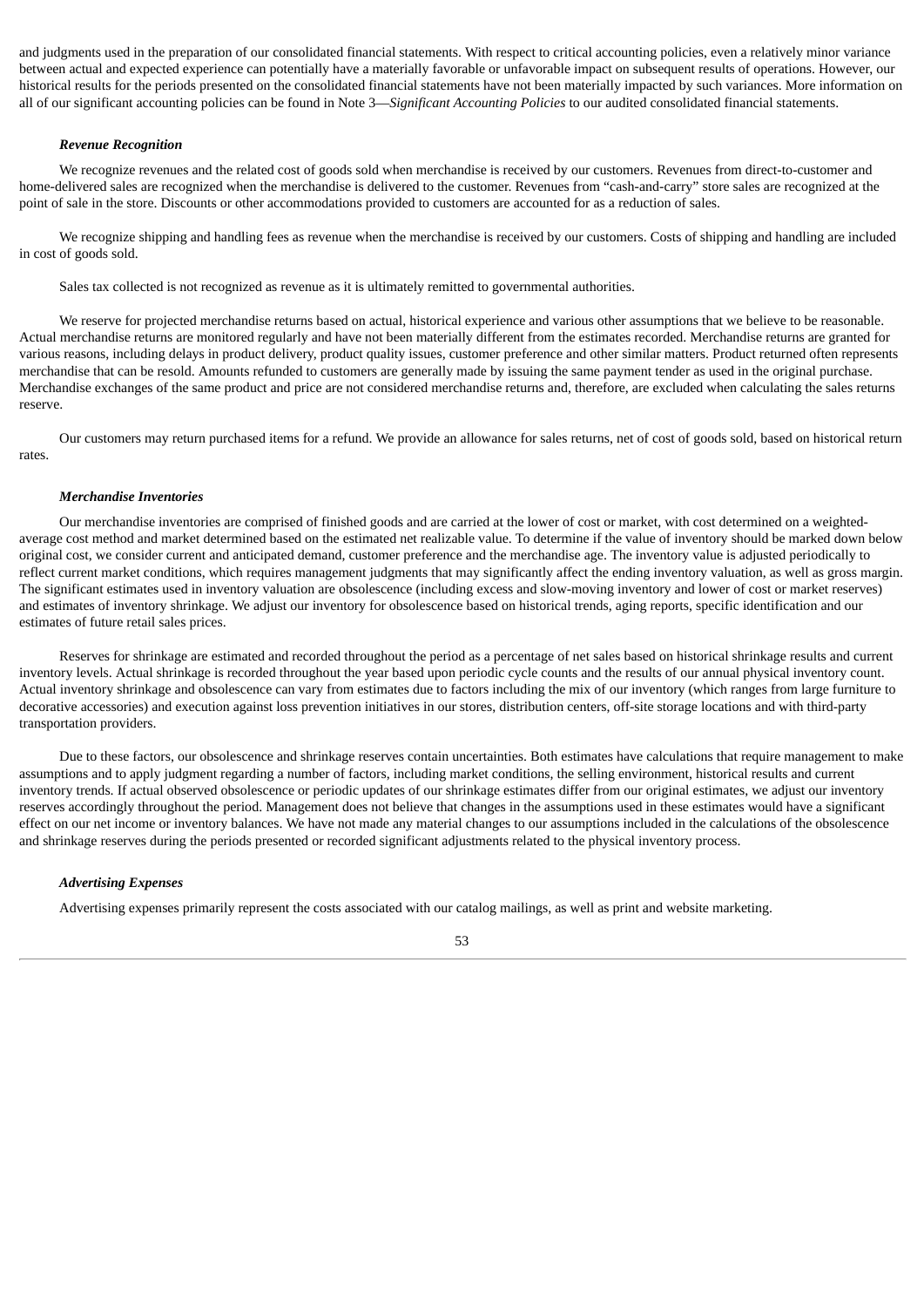and judgments used in the preparation of our consolidated financial statements. With respect to critical accounting policies, even a relatively minor variance between actual and expected experience can potentially have a materially favorable or unfavorable impact on subsequent results of operations. However, our historical results for the periods presented on the consolidated financial statements have not been materially impacted by such variances. More information on all of our significant accounting policies can be found in Note 3—*Significant Accounting Policies* to our audited consolidated financial statements.

***Revenue Recognition***

We recognize revenues and the related cost of goods sold when merchandise is received by our customers. Revenues from direct-to-customer and home-delivered sales are recognized when the merchandise is delivered to the customer. Revenues from "cash-and-carry" store sales are recognized at the point of sale in the store. Discounts or other accommodations provided to customers are accounted for as a reduction of sales.

We recognize shipping and handling fees as revenue when the merchandise is received by our customers. Costs of shipping and handling are included in cost of goods sold.

Sales tax collected is not recognized as revenue as it is ultimately remitted to governmental authorities.

We reserve for projected merchandise returns based on actual, historical experience and various other assumptions that we believe to be reasonable. Actual merchandise returns are monitored regularly and have not been materially different from the estimates recorded. Merchandise returns are granted for various reasons, including delays in product delivery, product quality issues, customer preference and other similar matters. Product returned often represents merchandise that can be resold. Amounts refunded to customers are generally made by issuing the same payment tender as used in the original purchase. Merchandise exchanges of the same product and price are not considered merchandise returns and, therefore, are excluded when calculating the sales returns reserve.

Our customers may return purchased items for a refund. We provide an allowance for sales returns, net of cost of goods sold, based on historical return rates.

***Merchandise Inventories***

Our merchandise inventories are comprised of finished goods and are carried at the lower of cost or market, with cost determined on a weighted-average cost method and market determined based on the estimated net realizable value. To determine if the value of inventory should be marked down below original cost, we consider current and anticipated demand, customer preference and the merchandise age. The inventory value is adjusted periodically to reflect current market conditions, which requires management judgments that may significantly affect the ending inventory valuation, as well as gross margin. The significant estimates used in inventory valuation are obsolescence (including excess and slow-moving inventory and lower of cost or market reserves) and estimates of inventory shrinkage. We adjust our inventory for obsolescence based on historical trends, aging reports, specific identification and our estimates of future retail sales prices.

Reserves for shrinkage are estimated and recorded throughout the period as a percentage of net sales based on historical shrinkage results and current inventory levels. Actual shrinkage is recorded throughout the year based upon periodic cycle counts and the results of our annual physical inventory count. Actual inventory shrinkage and obsolescence can vary from estimates due to factors including the mix of our inventory (which ranges from large furniture to decorative accessories) and execution against loss prevention initiatives in our stores, distribution centers, off-site storage locations and with third-party transportation providers.

Due to these factors, our obsolescence and shrinkage reserves contain uncertainties. Both estimates have calculations that require management to make assumptions and to apply judgment regarding a number of factors, including market conditions, the selling environment, historical results and current inventory trends. If actual observed obsolescence or periodic updates of our shrinkage estimates differ from our original estimates, we adjust our inventory reserves accordingly throughout the period. Management does not believe that changes in the assumptions used in these estimates would have a significant effect on our net income or inventory balances. We have not made any material changes to our assumptions included in the calculations of the obsolescence and shrinkage reserves during the periods presented or recorded significant adjustments related to the physical inventory process.

***Advertising Expenses***

Advertising expenses primarily represent the costs associated with our catalog mailings, as well as print and website marketing.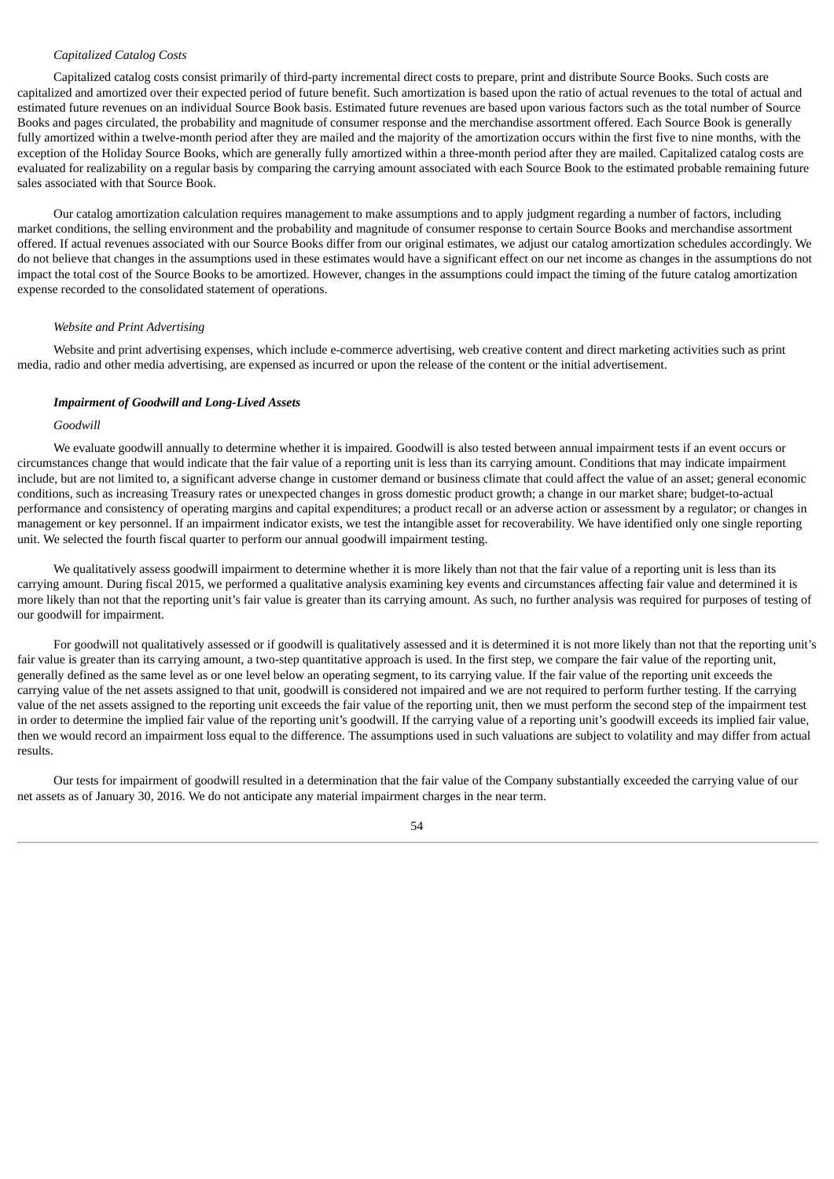*Capitalized Catalog Costs*

Capitalized catalog costs consist primarily of third-party incremental direct costs to prepare, print and distribute Source Books. Such costs are capitalized and amortized over their expected period of future benefit. Such amortization is based upon the ratio of actual revenues to the total of actual and estimated future revenues on an individual Source Book basis. Estimated future revenues are based upon various factors such as the total number of Source Books and pages circulated, the probability and magnitude of consumer response and the merchandise assortment offered. Each Source Book is generally fully amortized within a twelve-month period after they are mailed and the majority of the amortization occurs within the first five to nine months, with the exception of the Holiday Source Books, which are generally fully amortized within a three-month period after they are mailed. Capitalized catalog costs are evaluated for realizability on a regular basis by comparing the carrying amount associated with each Source Book to the estimated probable remaining future sales associated with that Source Book.

Our catalog amortization calculation requires management to make assumptions and to apply judgment regarding a number of factors, including market conditions, the selling environment and the probability and magnitude of consumer response to certain Source Books and merchandise assortment offered. If actual revenues associated with our Source Books differ from our original estimates, we adjust our catalog amortization schedules accordingly. We do not believe that changes in the assumptions used in these estimates would have a significant effect on our net income as changes in the assumptions do not impact the total cost of the Source Books to be amortized. However, changes in the assumptions could impact the timing of the future catalog amortization expense recorded to the consolidated statement of operations.

*Website and Print Advertising*

Website and print advertising expenses, which include e-commerce advertising, web creative content and direct marketing activities such as print media, radio and other media advertising, are expensed as incurred or upon the release of the content or the initial advertisement.

***Impairment of Goodwill and Long-Lived Assets***

*Goodwill*

We evaluate goodwill annually to determine whether it is impaired. Goodwill is also tested between annual impairment tests if an event occurs or circumstances change that would indicate that the fair value of a reporting unit is less than its carrying amount. Conditions that may indicate impairment include, but are not limited to, a significant adverse change in customer demand or business climate that could affect the value of an asset; general economic conditions, such as increasing Treasury rates or unexpected changes in gross domestic product growth; a change in our market share; budget-to-actual performance and consistency of operating margins and capital expenditures; a product recall or an adverse action or assessment by a regulator; or changes in management or key personnel. If an impairment indicator exists, we test the intangible asset for recoverability. We have identified only one single reporting unit. We selected the fourth fiscal quarter to perform our annual goodwill impairment testing.

We qualitatively assess goodwill impairment to determine whether it is more likely than not that the fair value of a reporting unit is less than its carrying amount. During fiscal 2015, we performed a qualitative analysis examining key events and circumstances affecting fair value and determined it is more likely than not that the reporting unit's fair value is greater than its carrying amount. As such, no further analysis was required for purposes of testing of our goodwill for impairment.

For goodwill not qualitatively assessed or if goodwill is qualitatively assessed and it is determined it is not more likely than not that the reporting unit's fair value is greater than its carrying amount, a two-step quantitative approach is used. In the first step, we compare the fair value of the reporting unit, generally defined as the same level as or one level below an operating segment, to its carrying value. If the fair value of the reporting unit exceeds the carrying value of the net assets assigned to that unit, goodwill is considered not impaired and we are not required to perform further testing. If the carrying value of the net assets assigned to the reporting unit exceeds the fair value of the reporting unit, then we must perform the second step of the impairment test in order to determine the implied fair value of the reporting unit's goodwill. If the carrying value of a reporting unit's goodwill exceeds its implied fair value, then we would record an impairment loss equal to the difference. The assumptions used in such valuations are subject to volatility and may differ from actual results.

Our tests for impairment of goodwill resulted in a determination that the fair value of the Company substantially exceeded the carrying value of our net assets as of January 30, 2016. We do not anticipate any material impairment charges in the near term.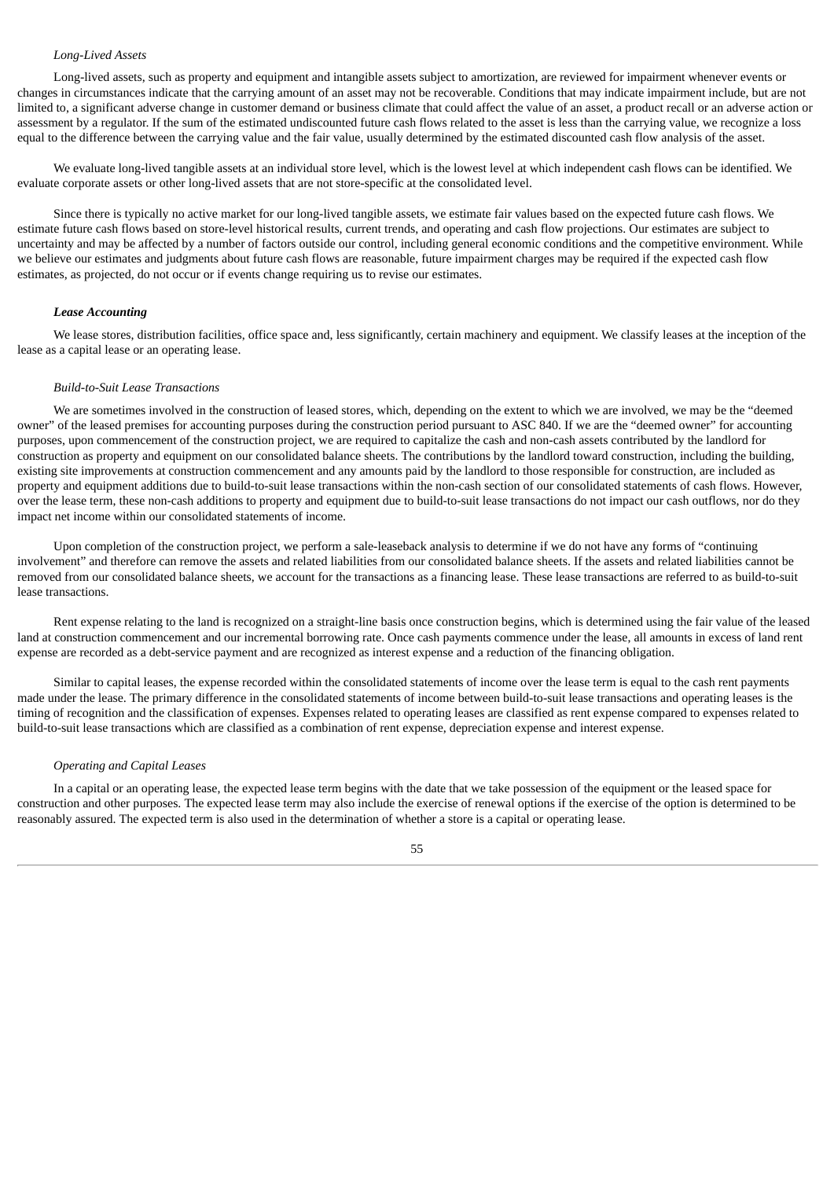*Long-Lived Assets*

Long-lived assets, such as property and equipment and intangible assets subject to amortization, are reviewed for impairment whenever events or changes in circumstances indicate that the carrying amount of an asset may not be recoverable. Conditions that may indicate impairment include, but are not limited to, a significant adverse change in customer demand or business climate that could affect the value of an asset, a product recall or an adverse action or assessment by a regulator. If the sum of the estimated undiscounted future cash flows related to the asset is less than the carrying value, we recognize a loss equal to the difference between the carrying value and the fair value, usually determined by the estimated discounted cash flow analysis of the asset.

We evaluate long-lived tangible assets at an individual store level, which is the lowest level at which independent cash flows can be identified. We evaluate corporate assets or other long-lived assets that are not store-specific at the consolidated level.

Since there is typically no active market for our long-lived tangible assets, we estimate fair values based on the expected future cash flows. We estimate future cash flows based on store-level historical results, current trends, and operating and cash flow projections. Our estimates are subject to uncertainty and may be affected by a number of factors outside our control, including general economic conditions and the competitive environment. While we believe our estimates and judgments about future cash flows are reasonable, future impairment charges may be required if the expected cash flow estimates, as projected, do not occur or if events change requiring us to revise our estimates.

***Lease Accounting***

We lease stores, distribution facilities, office space and, less significantly, certain machinery and equipment. We classify leases at the inception of the lease as a capital lease or an operating lease.

*Build-to-Suit Lease Transactions*

We are sometimes involved in the construction of leased stores, which, depending on the extent to which we are involved, we may be the "deemed owner" of the leased premises for accounting purposes during the construction period pursuant to ASC 840. If we are the "deemed owner" for accounting purposes, upon commencement of the construction project, we are required to capitalize the cash and non-cash assets contributed by the landlord for construction as property and equipment on our consolidated balance sheets. The contributions by the landlord toward construction, including the building, existing site improvements at construction commencement and any amounts paid by the landlord to those responsible for construction, are included as property and equipment additions due to build-to-suit lease transactions within the non-cash section of our consolidated statements of cash flows. However, over the lease term, these non-cash additions to property and equipment due to build-to-suit lease transactions do not impact our cash outflows, nor do they impact net income within our consolidated statements of income.

Upon completion of the construction project, we perform a sale-leaseback analysis to determine if we do not have any forms of "continuing involvement" and therefore can remove the assets and related liabilities from our consolidated balance sheets. If the assets and related liabilities cannot be removed from our consolidated balance sheets, we account for the transactions as a financing lease. These lease transactions are referred to as build-to-suit lease transactions.

Rent expense relating to the land is recognized on a straight-line basis once construction begins, which is determined using the fair value of the leased land at construction commencement and our incremental borrowing rate. Once cash payments commence under the lease, all amounts in excess of land rent expense are recorded as a debt-service payment and are recognized as interest expense and a reduction of the financing obligation.

Similar to capital leases, the expense recorded within the consolidated statements of income over the lease term is equal to the cash rent payments made under the lease. The primary difference in the consolidated statements of income between build-to-suit lease transactions and operating leases is the timing of recognition and the classification of expenses. Expenses related to operating leases are classified as rent expense compared to expenses related to build-to-suit lease transactions which are classified as a combination of rent expense, depreciation expense and interest expense.

*Operating and Capital Leases*

In a capital or an operating lease, the expected lease term begins with the date that we take possession of the equipment or the leased space for construction and other purposes. The expected lease term may also include the exercise of renewal options if the exercise of the option is determined to be reasonably assured. The expected term is also used in the determination of whether a store is a capital or operating lease.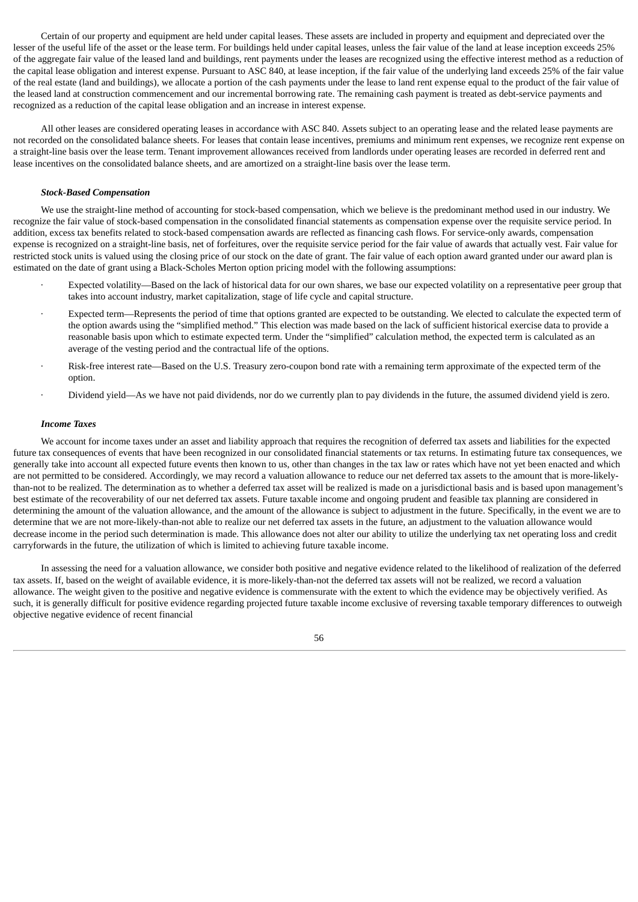Certain of our property and equipment are held under capital leases. These assets are included in property and equipment and depreciated over the lesser of the useful life of the asset or the lease term. For buildings held under capital leases, unless the fair value of the land at lease inception exceeds 25% of the aggregate fair value of the leased land and buildings, rent payments under the leases are recognized using the effective interest method as a reduction of the capital lease obligation and interest expense. Pursuant to ASC 840, at lease inception, if the fair value of the underlying land exceeds 25% of the fair value of the real estate (land and buildings), we allocate a portion of the cash payments under the lease to land rent expense equal to the product of the fair value of the leased land at construction commencement and our incremental borrowing rate. The remaining cash payment is treated as debt-service payments and recognized as a reduction of the capital lease obligation and an increase in interest expense.

All other leases are considered operating leases in accordance with ASC 840. Assets subject to an operating lease and the related lease payments are not recorded on the consolidated balance sheets. For leases that contain lease incentives, premiums and minimum rent expenses, we recognize rent expense on a straight-line basis over the lease term. Tenant improvement allowances received from landlords under operating leases are recorded in deferred rent and lease incentives on the consolidated balance sheets, and are amortized on a straight-line basis over the lease term.

***Stock-Based Compensation***

We use the straight-line method of accounting for stock-based compensation, which we believe is the predominant method used in our industry. We recognize the fair value of stock-based compensation in the consolidated financial statements as compensation expense over the requisite service period. In addition, excess tax benefits related to stock-based compensation awards are reflected as financing cash flows. For service-only awards, compensation expense is recognized on a straight-line basis, net of forfeitures, over the requisite service period for the fair value of awards that actually vest. Fair value for restricted stock units is valued using the closing price of our stock on the date of grant. The fair value of each option award granted under our award plan is estimated on the date of grant using a Black-Scholes Merton option pricing model with the following assumptions:

- Expected volatility—Based on the lack of historical data for our own shares, we base our expected volatility on a representative peer group that takes into account industry, market capitalization, stage of life cycle and capital structure.
- Expected term—Represents the period of time that options granted are expected to be outstanding. We elected to calculate the expected term of the option awards using the "simplified method." This election was made based on the lack of sufficient historical exercise data to provide a reasonable basis upon which to estimate expected term. Under the "simplified" calculation method, the expected term is calculated as an average of the vesting period and the contractual life of the options.
- Risk-free interest rate—Based on the U.S. Treasury zero-coupon bond rate with a remaining term approximate of the expected term of the option.
- Dividend yield—As we have not paid dividends, nor do we currently plan to pay dividends in the future, the assumed dividend yield is zero.

***Income Taxes***

We account for income taxes under an asset and liability approach that requires the recognition of deferred tax assets and liabilities for the expected future tax consequences of events that have been recognized in our consolidated financial statements or tax returns. In estimating future tax consequences, we generally take into account all expected future events then known to us, other than changes in the tax law or rates which have not yet been enacted and which are not permitted to be considered. Accordingly, we may record a valuation allowance to reduce our net deferred tax assets to the amount that is more-likely-than-not to be realized. The determination as to whether a deferred tax asset will be realized is made on a jurisdictional basis and is based upon management's best estimate of the recoverability of our net deferred tax assets. Future taxable income and ongoing prudent and feasible tax planning are considered in determining the amount of the valuation allowance, and the amount of the allowance is subject to adjustment in the future. Specifically, in the event we are to determine that we are not more-likely-than-not able to realize our net deferred tax assets in the future, an adjustment to the valuation allowance would decrease income in the period such determination is made. This allowance does not alter our ability to utilize the underlying tax net operating loss and credit carryforwards in the future, the utilization of which is limited to achieving future taxable income.

In assessing the need for a valuation allowance, we consider both positive and negative evidence related to the likelihood of realization of the deferred tax assets. If, based on the weight of available evidence, it is more-likely-than-not the deferred tax assets will not be realized, we record a valuation allowance. The weight given to the positive and negative evidence is commensurate with the extent to which the evidence may be objectively verified. As such, it is generally difficult for positive evidence regarding projected future taxable income exclusive of reversing taxable temporary differences to outweigh objective negative evidence of recent financial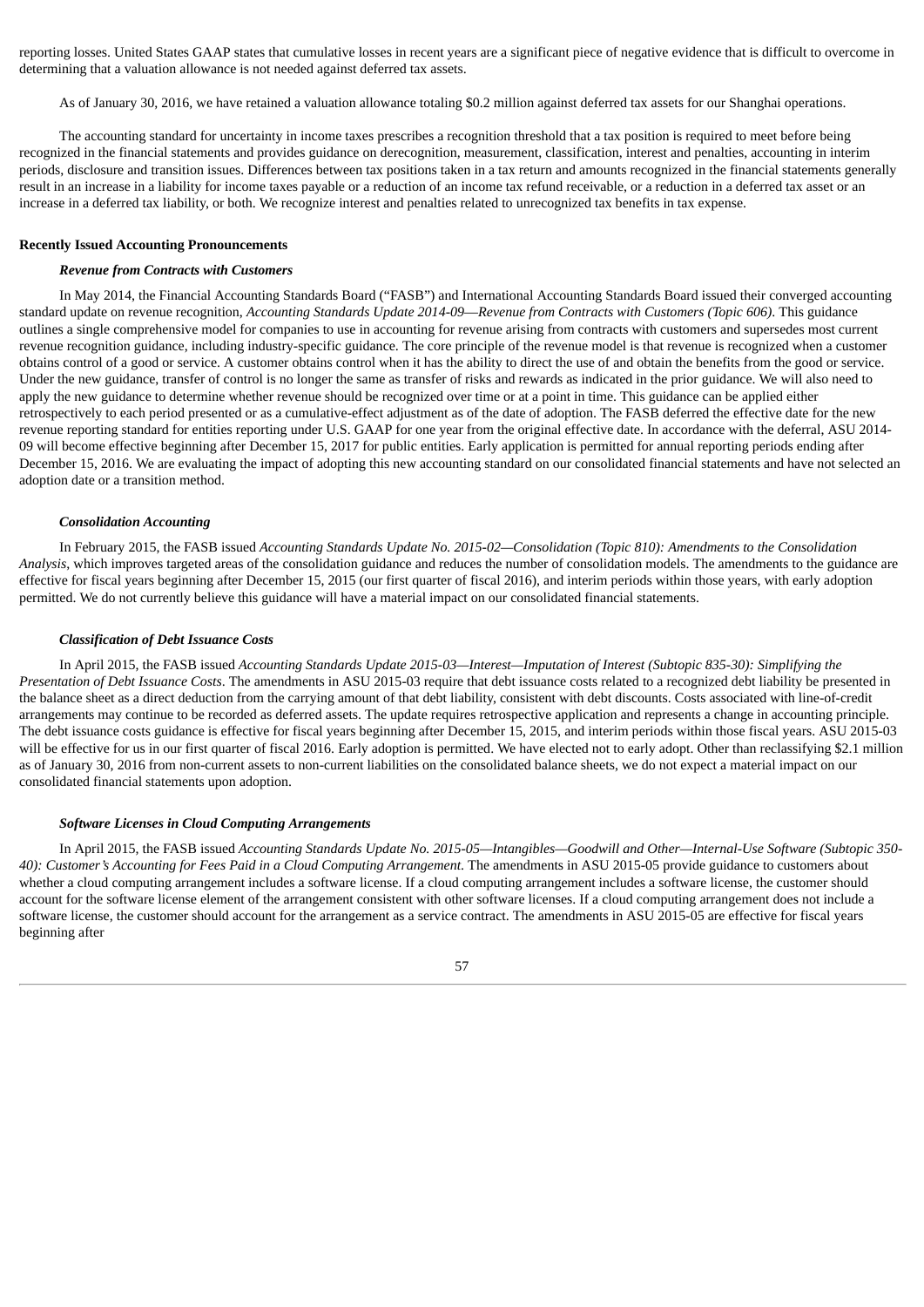reporting losses. United States GAAP states that cumulative losses in recent years are a significant piece of negative evidence that is difficult to overcome in determining that a valuation allowance is not needed against deferred tax assets.

As of January 30, 2016, we have retained a valuation allowance totaling $0.2 million against deferred tax assets for our Shanghai operations.

The accounting standard for uncertainty in income taxes prescribes a recognition threshold that a tax position is required to meet before being recognized in the financial statements and provides guidance on derecognition, measurement, classification, interest and penalties, accounting in interim periods, disclosure and transition issues. Differences between tax positions taken in a tax return and amounts recognized in the financial statements generally result in an increase in a liability for income taxes payable or a reduction of an income tax refund receivable, or a reduction in a deferred tax asset or an increase in a deferred tax liability, or both. We recognize interest and penalties related to unrecognized tax benefits in tax expense.

**Recently Issued Accounting Pronouncements**

***Revenue from Contracts with Customers***

In May 2014, the Financial Accounting Standards Board ("FASB") and International Accounting Standards Board issued their converged accounting standard update on revenue recognition, *Accounting Standards Update 2014-09—Revenue from Contracts with Customers (Topic 606)*. This guidance outlines a single comprehensive model for companies to use in accounting for revenue arising from contracts with customers and supersedes most current revenue recognition guidance, including industry-specific guidance. The core principle of the revenue model is that revenue is recognized when a customer obtains control of a good or service. A customer obtains control when it has the ability to direct the use of and obtain the benefits from the good or service. Under the new guidance, transfer of control is no longer the same as transfer of risks and rewards as indicated in the prior guidance. We will also need to apply the new guidance to determine whether revenue should be recognized over time or at a point in time. This guidance can be applied either retrospectively to each period presented or as a cumulative-effect adjustment as of the date of adoption. The FASB deferred the effective date for the new revenue reporting standard for entities reporting under U.S. GAAP for one year from the original effective date. In accordance with the deferral, ASU 2014-09 will become effective beginning after December 15, 2017 for public entities. Early application is permitted for annual reporting periods ending after December 15, 2016. We are evaluating the impact of adopting this new accounting standard on our consolidated financial statements and have not selected an adoption date or a transition method.

***Consolidation Accounting***

In February 2015, the FASB issued *Accounting Standards Update No. 2015-02—Consolidation (Topic 810): Amendments to the Consolidation Analysis*, which improves targeted areas of the consolidation guidance and reduces the number of consolidation models. The amendments to the guidance are effective for fiscal years beginning after December 15, 2015 (our first quarter of fiscal 2016), and interim periods within those years, with early adoption permitted. We do not currently believe this guidance will have a material impact on our consolidated financial statements.

***Classification of Debt Issuance Costs***

In April 2015, the FASB issued *Accounting Standards Update 2015-03—Interest—Imputation of Interest (Subtopic 835-30): Simplifying the Presentation of Debt Issuance Costs*. The amendments in ASU 2015-03 require that debt issuance costs related to a recognized debt liability be presented in the balance sheet as a direct deduction from the carrying amount of that debt liability, consistent with debt discounts. Costs associated with line-of-credit arrangements may continue to be recorded as deferred assets. The update requires retrospective application and represents a change in accounting principle. The debt issuance costs guidance is effective for fiscal years beginning after December 15, 2015, and interim periods within those fiscal years. ASU 2015-03 will be effective for us in our first quarter of fiscal 2016. Early adoption is permitted. We have elected not to early adopt. Other than reclassifying $2.1 million as of January 30, 2016 from non-current assets to non-current liabilities on the consolidated balance sheets, we do not expect a material impact on our consolidated financial statements upon adoption.

***Software Licenses in Cloud Computing Arrangements***

In April 2015, the FASB issued *Accounting Standards Update No. 2015-05—Intangibles—Goodwill and Other—Internal-Use Software (Subtopic 350-40): Customer's Accounting for Fees Paid in a Cloud Computing Arrangement*. The amendments in ASU 2015-05 provide guidance to customers about whether a cloud computing arrangement includes a software license. If a cloud computing arrangement includes a software license, the customer should account for the software license element of the arrangement consistent with other software licenses. If a cloud computing arrangement does not include a software license, the customer should account for the arrangement as a service contract. The amendments in ASU 2015-05 are effective for fiscal years beginning after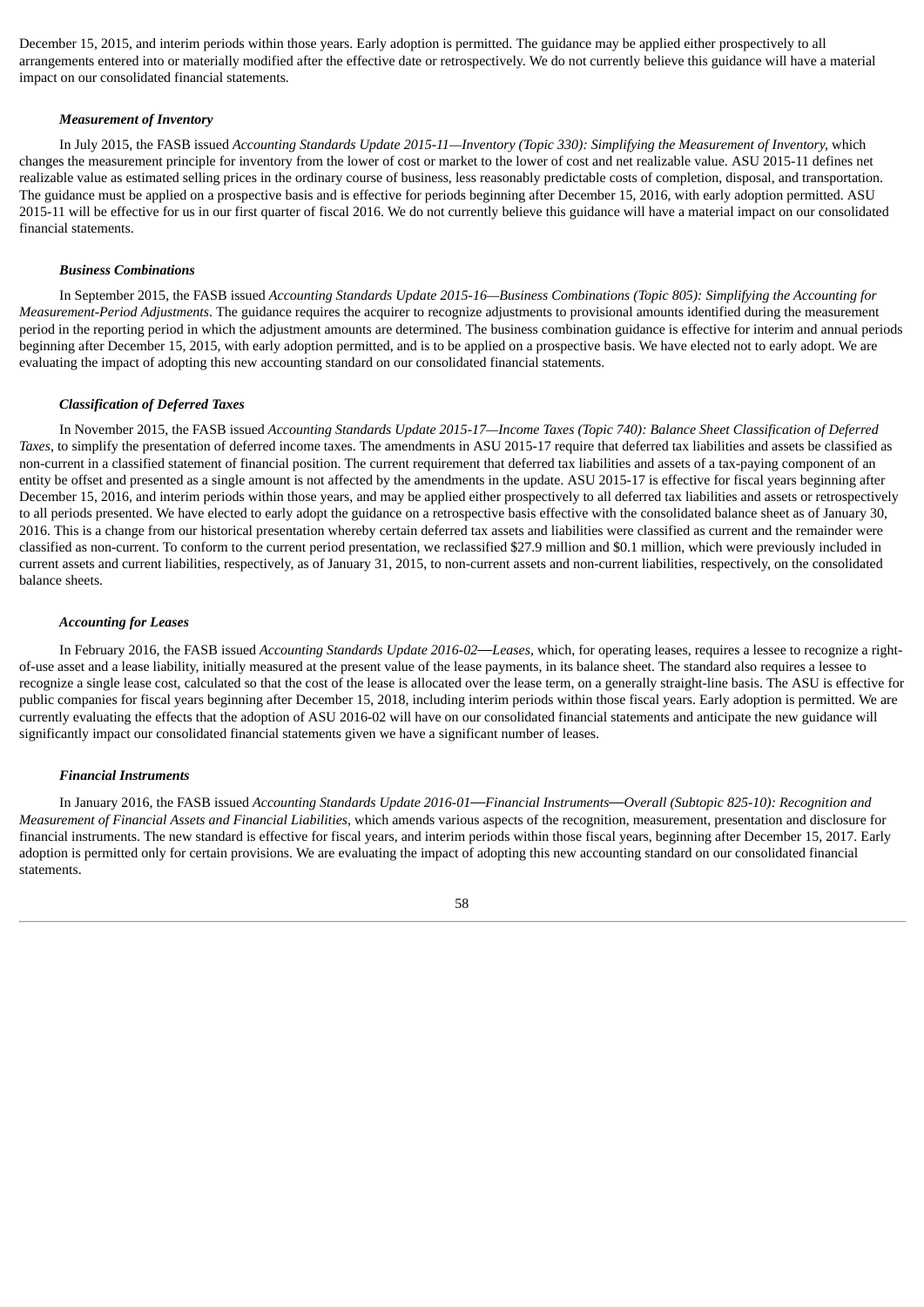December 15, 2015, and interim periods within those years. Early adoption is permitted. The guidance may be applied either prospectively to all arrangements entered into or materially modified after the effective date or retrospectively. We do not currently believe this guidance will have a material impact on our consolidated financial statements.

***Measurement of Inventory***

In July 2015, the FASB issued *Accounting Standards Update 2015-11—Inventory (Topic 330): Simplifying the Measurement of Inventory*, which changes the measurement principle for inventory from the lower of cost or market to the lower of cost and net realizable value. ASU 2015-11 defines net realizable value as estimated selling prices in the ordinary course of business, less reasonably predictable costs of completion, disposal, and transportation. The guidance must be applied on a prospective basis and is effective for periods beginning after December 15, 2016, with early adoption permitted. ASU 2015-11 will be effective for us in our first quarter of fiscal 2016. We do not currently believe this guidance will have a material impact on our consolidated financial statements.

***Business Combinations***

In September 2015, the FASB issued *Accounting Standards Update 2015-16—Business Combinations (Topic 805): Simplifying the Accounting for Measurement-Period Adjustments*. The guidance requires the acquirer to recognize adjustments to provisional amounts identified during the measurement period in the reporting period in which the adjustment amounts are determined. The business combination guidance is effective for interim and annual periods beginning after December 15, 2015, with early adoption permitted, and is to be applied on a prospective basis. We have elected not to early adopt. We are evaluating the impact of adopting this new accounting standard on our consolidated financial statements.

***Classification of Deferred Taxes***

In November 2015, the FASB issued *Accounting Standards Update 2015-17—Income Taxes (Topic 740): Balance Sheet Classification of Deferred Taxes*, to simplify the presentation of deferred income taxes. The amendments in ASU 2015-17 require that deferred tax liabilities and assets be classified as non-current in a classified statement of financial position. The current requirement that deferred tax liabilities and assets of a tax-paying component of an entity be offset and presented as a single amount is not affected by the amendments in the update. ASU 2015-17 is effective for fiscal years beginning after December 15, 2016, and interim periods within those years, and may be applied either prospectively to all deferred tax liabilities and assets or retrospectively to all periods presented. We have elected to early adopt the guidance on a retrospective basis effective with the consolidated balance sheet as of January 30, 2016. This is a change from our historical presentation whereby certain deferred tax assets and liabilities were classified as current and the remainder were classified as non-current. To conform to the current period presentation, we reclassified $27.9 million and $0.1 million, which were previously included in current assets and current liabilities, respectively, as of January 31, 2015, to non-current assets and non-current liabilities, respectively, on the consolidated balance sheets.

***Accounting for Leases***

In February 2016, the FASB issued *Accounting Standards Update 2016-02—Leases*, which, for operating leases, requires a lessee to recognize a right-of-use asset and a lease liability, initially measured at the present value of the lease payments, in its balance sheet. The standard also requires a lessee to recognize a single lease cost, calculated so that the cost of the lease is allocated over the lease term, on a generally straight-line basis. The ASU is effective for public companies for fiscal years beginning after December 15, 2018, including interim periods within those fiscal years. Early adoption is permitted. We are currently evaluating the effects that the adoption of ASU 2016-02 will have on our consolidated financial statements and anticipate the new guidance will significantly impact our consolidated financial statements given we have a significant number of leases.

***Financial Instruments***

In January 2016, the FASB issued *Accounting Standards Update 2016-01—Financial Instruments—Overall (Subtopic 825-10): Recognition and Measurement of Financial Assets and Financial Liabilities*, which amends various aspects of the recognition, measurement, presentation and disclosure for financial instruments. The new standard is effective for fiscal years, and interim periods within those fiscal years, beginning after December 15, 2017. Early adoption is permitted only for certain provisions. We are evaluating the impact of adopting this new accounting standard on our consolidated financial statements.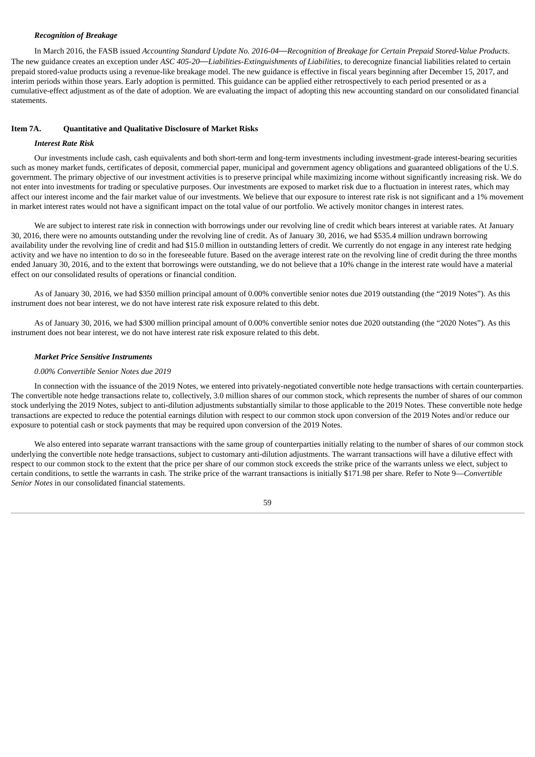### *Recognition of Breakage*

In March 2016, the FASB issued *Accounting Standard Update No. 2016-04—Recognition of Breakage for Certain Prepaid Stored-Value Products*. The new guidance creates an exception under *ASC 405-20—Liabilities-Extinguishments of Liabilities*, to derecognize financial liabilities related to certain prepaid stored-value products using a revenue-like breakage model. The new guidance is effective in fiscal years beginning after December 15, 2017, and interim periods within those years. Early adoption is permitted. This guidance can be applied either retrospectively to each period presented or as a cumulative-effect adjustment as of the date of adoption. We are evaluating the impact of adopting this new accounting standard on our consolidated financial statements.

## Item 7A. Quantitative and Qualitative Disclosure of Market Risks

### *Interest Rate Risk*

Our investments include cash, cash equivalents and both short-term and long-term investments including investment-grade interest-bearing securities such as money market funds, certificates of deposit, commercial paper, municipal and government agency obligations and guaranteed obligations of the U.S. government. The primary objective of our investment activities is to preserve principal while maximizing income without significantly increasing risk. We do not enter into investments for trading or speculative purposes. Our investments are exposed to market risk due to a fluctuation in interest rates, which may affect our interest income and the fair market value of our investments. We believe that our exposure to interest rate risk is not significant and a 1% movement in market interest rates would not have a significant impact on the total value of our portfolio. We actively monitor changes in interest rates.

We are subject to interest rate risk in connection with borrowings under our revolving line of credit which bears interest at variable rates. At January 30, 2016, there were no amounts outstanding under the revolving line of credit. As of January 30, 2016, we had $535.4 million undrawn borrowing availability under the revolving line of credit and had $15.0 million in outstanding letters of credit. We currently do not engage in any interest rate hedging activity and we have no intention to do so in the foreseeable future. Based on the average interest rate on the revolving line of credit during the three months ended January 30, 2016, and to the extent that borrowings were outstanding, we do not believe that a 10% change in the interest rate would have a material effect on our consolidated results of operations or financial condition.

As of January 30, 2016, we had $350 million principal amount of 0.00% convertible senior notes due 2019 outstanding (the "2019 Notes"). As this instrument does not bear interest, we do not have interest rate risk exposure related to this debt.

As of January 30, 2016, we had $300 million principal amount of 0.00% convertible senior notes due 2020 outstanding (the "2020 Notes"). As this instrument does not bear interest, we do not have interest rate risk exposure related to this debt.

### *Market Price Sensitive Instruments*

*0.00% Convertible Senior Notes due 2019*

In connection with the issuance of the 2019 Notes, we entered into privately-negotiated convertible note hedge transactions with certain counterparties. The convertible note hedge transactions relate to, collectively, 3.0 million shares of our common stock, which represents the number of shares of our common stock underlying the 2019 Notes, subject to anti-dilution adjustments substantially similar to those applicable to the 2019 Notes. These convertible note hedge transactions are expected to reduce the potential earnings dilution with respect to our common stock upon conversion of the 2019 Notes and/or reduce our exposure to potential cash or stock payments that may be required upon conversion of the 2019 Notes.

We also entered into separate warrant transactions with the same group of counterparties initially relating to the number of shares of our common stock underlying the convertible note hedge transactions, subject to customary anti-dilution adjustments. The warrant transactions will have a dilutive effect with respect to our common stock to the extent that the price per share of our common stock exceeds the strike price of the warrants unless we elect, subject to certain conditions, to settle the warrants in cash. The strike price of the warrant transactions is initially $171.98 per share. Refer to Note 9—*Convertible Senior Notes* in our consolidated financial statements.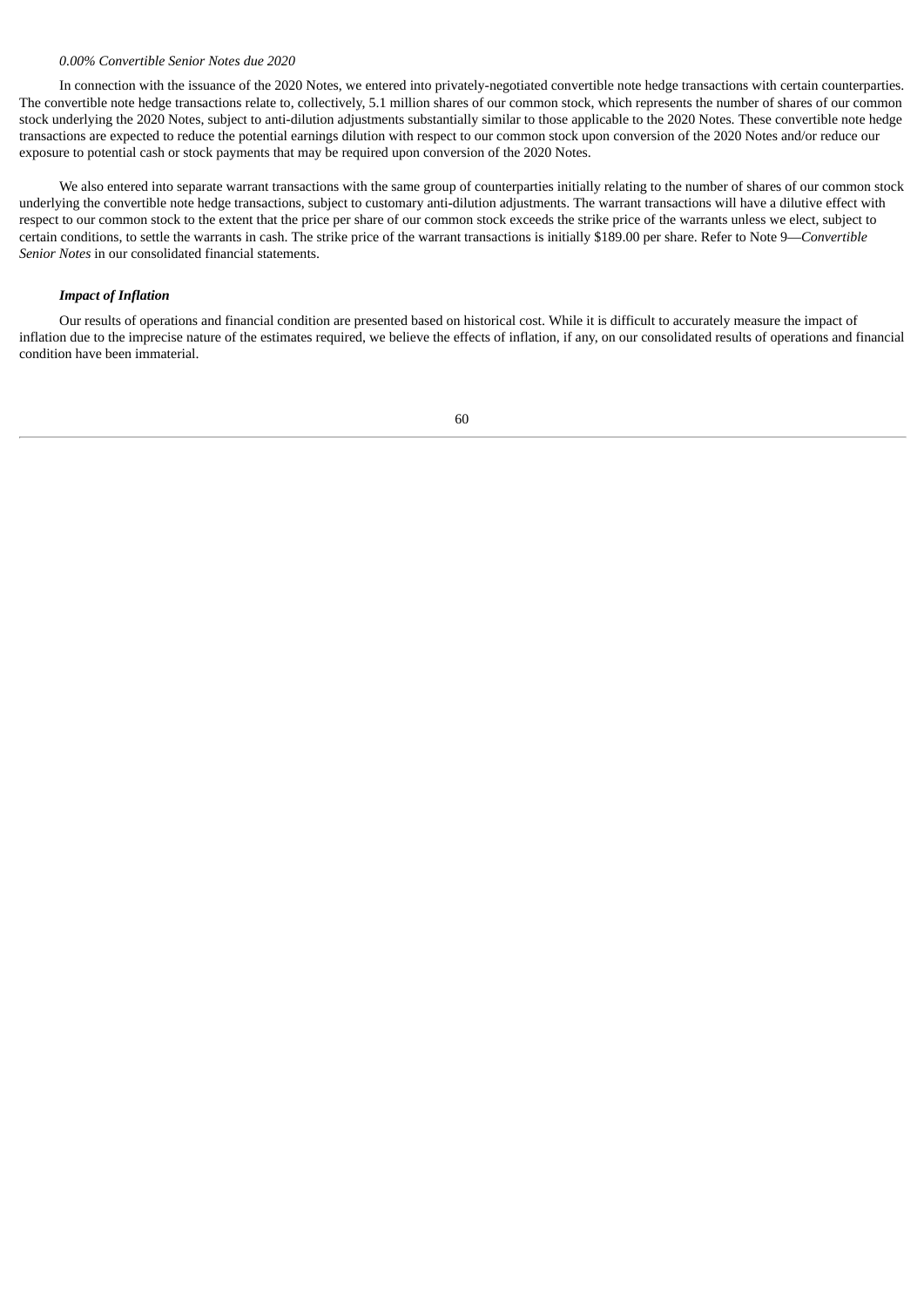*0.00% Convertible Senior Notes due 2020*

In connection with the issuance of the 2020 Notes, we entered into privately-negotiated convertible note hedge transactions with certain counterparties. The convertible note hedge transactions relate to, collectively, 5.1 million shares of our common stock, which represents the number of shares of our common stock underlying the 2020 Notes, subject to anti-dilution adjustments substantially similar to those applicable to the 2020 Notes. These convertible note hedge transactions are expected to reduce the potential earnings dilution with respect to our common stock upon conversion of the 2020 Notes and/or reduce our exposure to potential cash or stock payments that may be required upon conversion of the 2020 Notes.

We also entered into separate warrant transactions with the same group of counterparties initially relating to the number of shares of our common stock underlying the convertible note hedge transactions, subject to customary anti-dilution adjustments. The warrant transactions will have a dilutive effect with respect to our common stock to the extent that the price per share of our common stock exceeds the strike price of the warrants unless we elect, subject to certain conditions, to settle the warrants in cash. The strike price of the warrant transactions is initially $189.00 per share. Refer to Note 9—*Convertible Senior Notes* in our consolidated financial statements.

***Impact of Inflation***

Our results of operations and financial condition are presented based on historical cost. While it is difficult to accurately measure the impact of inflation due to the imprecise nature of the estimates required, we believe the effects of inflation, if any, on our consolidated results of operations and financial condition have been immaterial.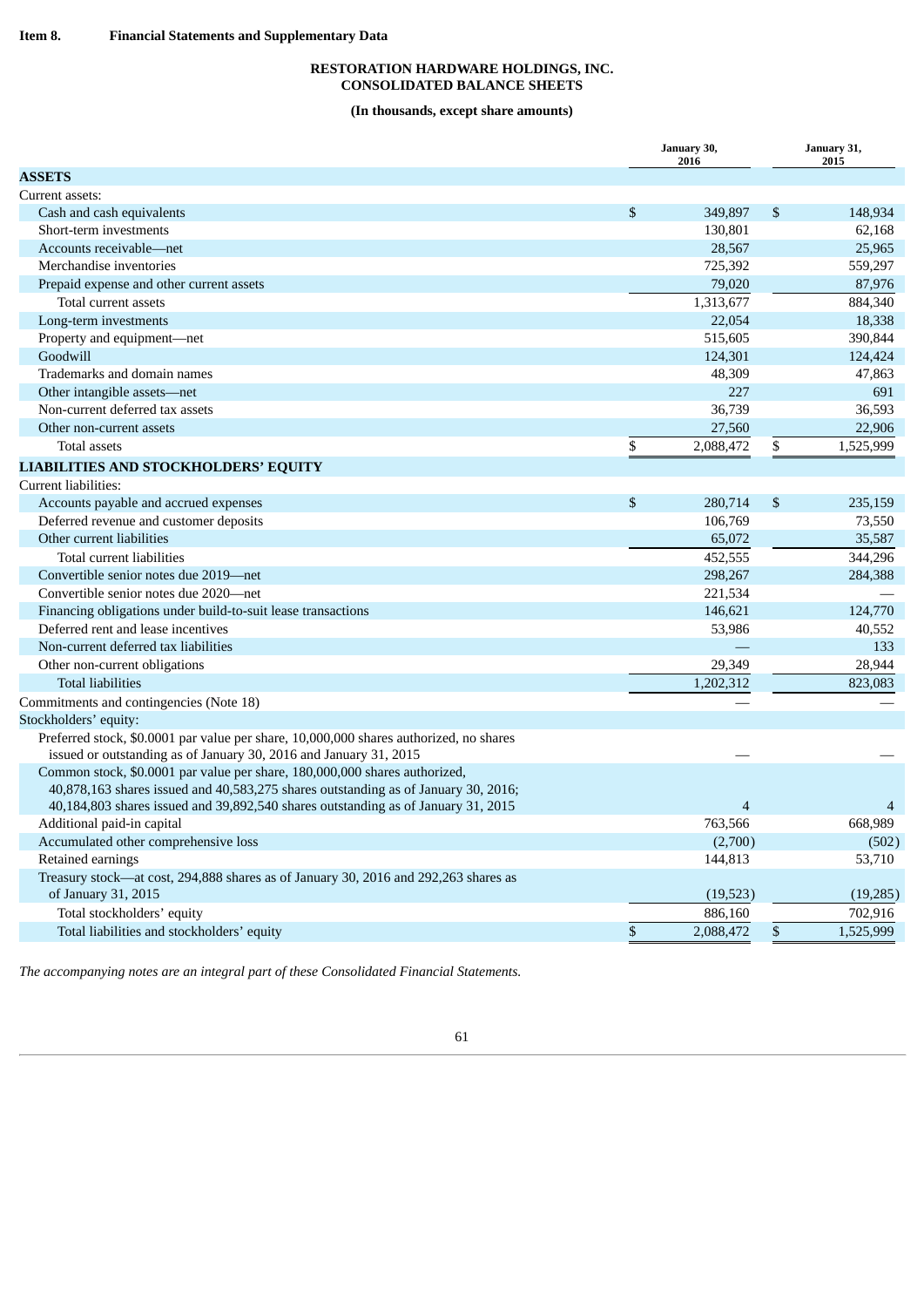**Item 8. Financial Statements and Supplementary Data**

# RESTORATION HARDWARE HOLDINGS, INC.
## CONSOLIDATED BALANCE SHEETS

**(In thousands, except share amounts)**

| | January 30, 2016 | January 31, 2015 |
|---|---|---|
| **ASSETS** | | |
| Current assets: | | |
| Cash and cash equivalents | $ 349,897 | $ 148,934 |
| Short-term investments | 130,801 | 62,168 |
| Accounts receivable—net | 28,567 | 25,965 |
| Merchandise inventories | 725,392 | 559,297 |
| Prepaid expense and other current assets | 79,020 | 87,976 |
| Total current assets | 1,313,677 | 884,340 |
| Long-term investments | 22,054 | 18,338 |
| Property and equipment—net | 515,605 | 390,844 |
| Goodwill | 124,301 | 124,424 |
| Trademarks and domain names | 48,309 | 47,863 |
| Other intangible assets—net | 227 | 691 |
| Non-current deferred tax assets | 36,739 | 36,593 |
| Other non-current assets | 27,560 | 22,906 |
| Total assets | $ 2,088,472 | $ 1,525,999 |
| **LIABILITIES AND STOCKHOLDERS' EQUITY** | | |
| Current liabilities: | | |
| Accounts payable and accrued expenses | $ 280,714 | $ 235,159 |
| Deferred revenue and customer deposits | 106,769 | 73,550 |
| Other current liabilities | 65,072 | 35,587 |
| Total current liabilities | 452,555 | 344,296 |
| Convertible senior notes due 2019—net | 298,267 | 284,388 |
| Convertible senior notes due 2020—net | 221,534 | — |
| Financing obligations under build-to-suit lease transactions | 146,621 | 124,770 |
| Deferred rent and lease incentives | 53,986 | 40,552 |
| Non-current deferred tax liabilities | — | 133 |
| Other non-current obligations | 29,349 | 28,944 |
| Total liabilities | 1,202,312 | 823,083 |
| Commitments and contingencies (Note 18) | — | — |
| Stockholders' equity: | | |
| Preferred stock, $0.0001 par value per share, 10,000,000 shares authorized, no shares issued or outstanding as of January 30, 2016 and January 31, 2015 | — | — |
| Common stock, $0.0001 par value per share, 180,000,000 shares authorized, 40,878,163 shares issued and 40,583,275 shares outstanding as of January 30, 2016; 40,184,803 shares issued and 39,892,540 shares outstanding as of January 31, 2015 | 4 | 4 |
| Additional paid-in capital | 763,566 | 668,989 |
| Accumulated other comprehensive loss | (2,700) | (502) |
| Retained earnings | 144,813 | 53,710 |
| Treasury stock—at cost, 294,888 shares as of January 30, 2016 and 292,263 shares as of January 31, 2015 | (19,523) | (19,285) |
| Total stockholders' equity | 886,160 | 702,916 |
| Total liabilities and stockholders' equity | $ 2,088,472 | $ 1,525,999 |

*The accompanying notes are an integral part of these Consolidated Financial Statements.*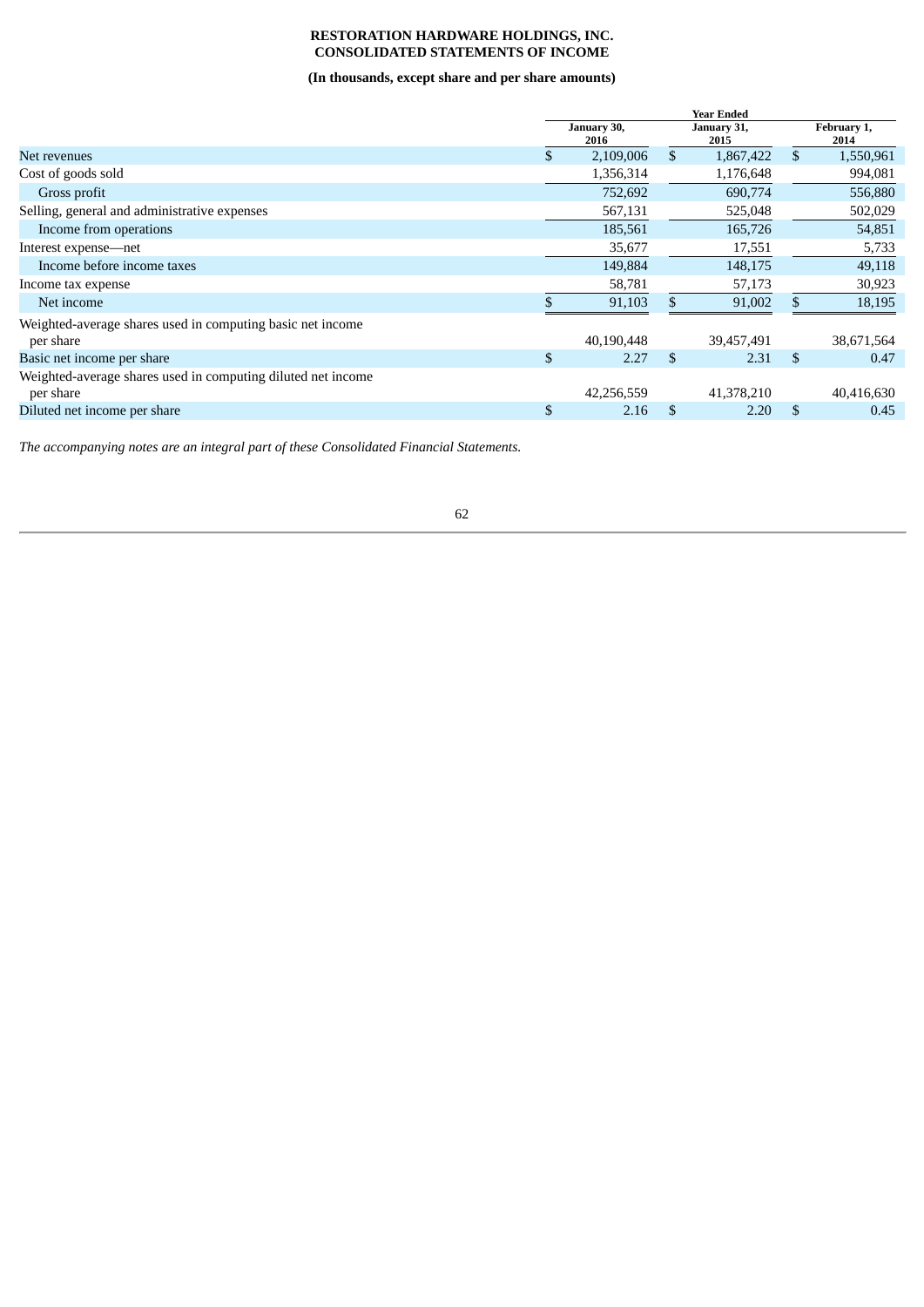**RESTORATION HARDWARE HOLDINGS, INC.**
**CONSOLIDATED STATEMENTS OF INCOME**

**(In thousands, except share and per share amounts)**

| | Year Ended | | |
|---|---|---|---|
| | January 30, 2016 | January 31, 2015 | February 1, 2014 |
| Net revenues | $ 2,109,006 | $ 1,867,422 | $ 1,550,961 |
| Cost of goods sold | 1,356,314 | 1,176,648 | 994,081 |
| Gross profit | 752,692 | 690,774 | 556,880 |
| Selling, general and administrative expenses | 567,131 | 525,048 | 502,029 |
| Income from operations | 185,561 | 165,726 | 54,851 |
| Interest expense—net | 35,677 | 17,551 | 5,733 |
| Income before income taxes | 149,884 | 148,175 | 49,118 |
| Income tax expense | 58,781 | 57,173 | 30,923 |
| Net income | $ 91,103 | $ 91,002 | $ 18,195 |
| Weighted-average shares used in computing basic net income per share | 40,190,448 | 39,457,491 | 38,671,564 |
| Basic net income per share | $ 2.27 | $ 2.31 | $ 0.47 |
| Weighted-average shares used in computing diluted net income per share | 42,256,559 | 41,378,210 | 40,416,630 |
| Diluted net income per share | $ 2.16 | $ 2.20 | $ 0.45 |

*The accompanying notes are an integral part of these Consolidated Financial Statements.*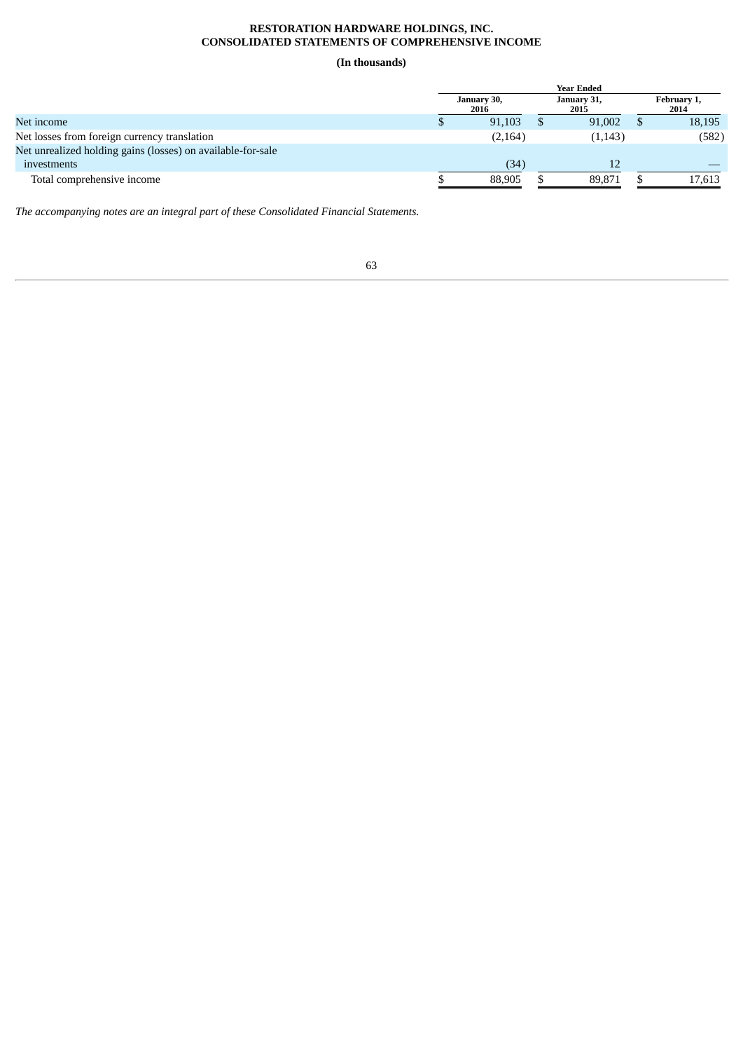**RESTORATION HARDWARE HOLDINGS, INC.**
**CONSOLIDATED STATEMENTS OF COMPREHENSIVE INCOME**

**(In thousands)**

| | Year Ended | | |
|---|---|---|---|
| | January 30, 2016 | January 31, 2015 | February 1, 2014 |
| Net income | $ 91,103 | $ 91,002 | $ 18,195 |
| Net losses from foreign currency translation | (2,164) | (1,143) | (582) |
| Net unrealized holding gains (losses) on available-for-sale investments | (34) | 12 | — |
| Total comprehensive income | $ 88,905 | $ 89,871 | $ 17,613 |

*The accompanying notes are an integral part of these Consolidated Financial Statements.*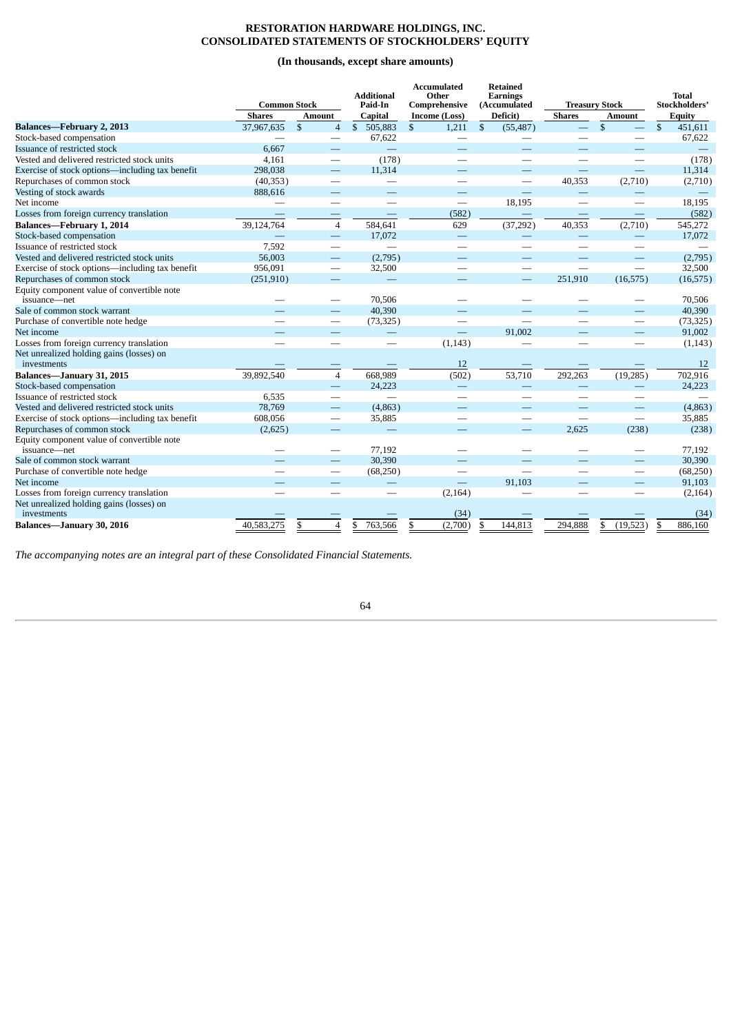# RESTORATION HARDWARE HOLDINGS, INC.
# CONSOLIDATED STATEMENTS OF STOCKHOLDERS' EQUITY

**(In thousands, except share amounts)**

| | Common Stock | | Additional Paid-In Capital | Accumulated Other Comprehensive Income (Loss) | Retained Earnings (Accumulated Deficit) | Treasury Stock | | Total Stockholders' Equity |
|---|---|---|---|---|---|---|---|---|
| | Shares | Amount | | | | Shares | Amount | |
| **Balances—February 2, 2013** | 37,967,635 | $ 4 | $ 505,883 | $ 1,211 | $ (55,487) | — | $ — | $ 451,611 |
| Stock-based compensation | — | — | 67,622 | — | — | — | — | 67,622 |
| Issuance of restricted stock | 6,667 | — | — | — | — | — | — | — |
| Vested and delivered restricted stock units | 4,161 | — | (178) | — | — | — | — | (178) |
| Exercise of stock options—including tax benefit | 298,038 | — | 11,314 | — | — | — | — | 11,314 |
| Repurchases of common stock | (40,353) | — | — | — | — | 40,353 | (2,710) | (2,710) |
| Vesting of stock awards | 888,616 | — | — | — | — | — | — | — |
| Net income | — | — | — | — | 18,195 | — | — | 18,195 |
| Losses from foreign currency translation | — | — | — | (582) | — | — | — | (582) |
| **Balances—February 1, 2014** | 39,124,764 | 4 | 584,641 | 629 | (37,292) | 40,353 | (2,710) | 545,272 |
| Stock-based compensation | — | — | 17,072 | — | — | — | — | 17,072 |
| Issuance of restricted stock | 7,592 | — | — | — | — | — | — | — |
| Vested and delivered restricted stock units | 56,003 | — | (2,795) | — | — | — | — | (2,795) |
| Exercise of stock options—including tax benefit | 956,091 | — | 32,500 | — | — | — | — | 32,500 |
| Repurchases of common stock | (251,910) | — | — | — | — | 251,910 | (16,575) | (16,575) |
| Equity component value of convertible note issuance—net | — | — | 70,506 | — | — | — | — | 70,506 |
| Sale of common stock warrant | — | — | 40,390 | — | — | — | — | 40,390 |
| Purchase of convertible note hedge | — | — | (73,325) | — | — | — | — | (73,325) |
| Net income | — | — | — | — | 91,002 | — | — | 91,002 |
| Losses from foreign currency translation | — | — | — | (1,143) | — | — | — | (1,143) |
| Net unrealized holding gains (losses) on investments | — | — | — | 12 | — | — | — | 12 |
| **Balances—January 31, 2015** | 39,892,540 | 4 | 668,989 | (502) | 53,710 | 292,263 | (19,285) | 702,916 |
| Stock-based compensation | — | — | 24,223 | — | — | — | — | 24,223 |
| Issuance of restricted stock | 6,535 | — | — | — | — | — | — | — |
| Vested and delivered restricted stock units | 78,769 | — | (4,863) | — | — | — | — | (4,863) |
| Exercise of stock options—including tax benefit | 608,056 | — | 35,885 | — | — | — | — | 35,885 |
| Repurchases of common stock | (2,625) | — | — | — | — | 2,625 | (238) | (238) |
| Equity component value of convertible note issuance—net | — | — | 77,192 | — | — | — | — | 77,192 |
| Sale of common stock warrant | — | — | 30,390 | — | — | — | — | 30,390 |
| Purchase of convertible note hedge | — | — | (68,250) | — | — | — | — | (68,250) |
| Net income | — | — | — | — | 91,103 | — | — | 91,103 |
| Losses from foreign currency translation | — | — | — | (2,164) | — | — | — | (2,164) |
| Net unrealized holding gains (losses) on investments | — | — | — | (34) | — | — | — | (34) |
| **Balances—January 30, 2016** | 40,583,275 | $ 4 | $ 763,566 | $ (2,700) | $ 144,813 | 294,888 | $ (19,523) | $ 886,160 |

*The accompanying notes are an integral part of these Consolidated Financial Statements.*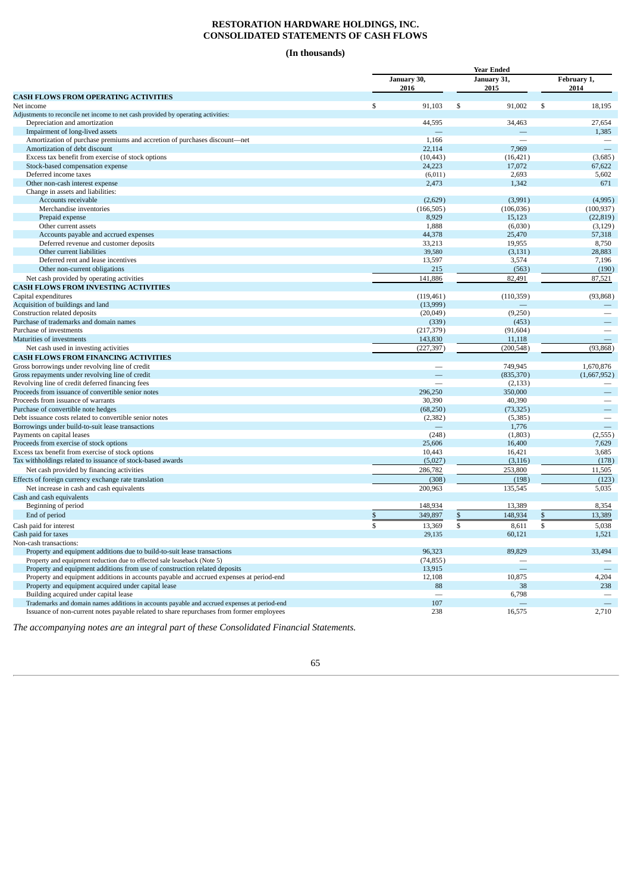# RESTORATION HARDWARE HOLDINGS, INC.
# CONSOLIDATED STATEMENTS OF CASH FLOWS

**(In thousands)**

| | Year Ended | | |
|---|---|---|---|
| | January 30, 2016 | January 31, 2015 | February 1, 2014 |
| **CASH FLOWS FROM OPERATING ACTIVITIES** | | | |
| Net income | $ 91,103 | $ 91,002 | $ 18,195 |
| Adjustments to reconcile net income to net cash provided by operating activities: | | | |
| Depreciation and amortization | 44,595 | 34,463 | 27,654 |
| Impairment of long-lived assets | — | — | 1,385 |
| Amortization of purchase premiums and accretion of purchases discount—net | 1,166 | — | — |
| Amortization of debt discount | 22,114 | 7,969 | — |
| Excess tax benefit from exercise of stock options | (10,443) | (16,421) | (3,685) |
| Stock-based compensation expense | 24,223 | 17,072 | 67,622 |
| Deferred income taxes | (6,011) | 2,693 | 5,602 |
| Other non-cash interest expense | 2,473 | 1,342 | 671 |
| Change in assets and liabilities: | | | |
| Accounts receivable | (2,629) | (3,991) | (4,995) |
| Merchandise inventories | (166,505) | (106,036) | (100,937) |
| Prepaid expense | 8,929 | 15,123 | (22,819) |
| Other current assets | 1,888 | (6,030) | (3,129) |
| Accounts payable and accrued expenses | 44,378 | 25,470 | 57,318 |
| Deferred revenue and customer deposits | 33,213 | 19,955 | 8,750 |
| Other current liabilities | 39,580 | (3,131) | 28,883 |
| Deferred rent and lease incentives | 13,597 | 3,574 | 7,196 |
| Other non-current obligations | 215 | (563) | (190) |
| Net cash provided by operating activities | 141,886 | 82,491 | 87,521 |
| **CASH FLOWS FROM INVESTING ACTIVITIES** | | | |
| Capital expenditures | (119,461) | (110,359) | (93,868) |
| Acquisition of buildings and land | (13,999) | — | — |
| Construction related deposits | (20,049) | (9,250) | — |
| Purchase of trademarks and domain names | (339) | (453) | — |
| Purchase of investments | (217,379) | (91,604) | — |
| Maturities of investments | 143,830 | 11,118 | — |
| Net cash used in investing activities | (227,397) | (200,548) | (93,868) |
| **CASH FLOWS FROM FINANCING ACTIVITIES** | | | |
| Gross borrowings under revolving line of credit | — | 749,945 | 1,670,876 |
| Gross repayments under revolving line of credit | — | (835,370) | (1,667,952) |
| Revolving line of credit deferred financing fees | — | (2,133) | — |
| Proceeds from issuance of convertible senior notes | 296,250 | 350,000 | — |
| Proceeds from issuance of warrants | 30,390 | 40,390 | — |
| Purchase of convertible note hedges | (68,250) | (73,325) | — |
| Debt issuance costs related to convertible senior notes | (2,382) | (5,385) | — |
| Borrowings under build-to-suit lease transactions | — | 1,776 | — |
| Payments on capital leases | (248) | (1,803) | (2,555) |
| Proceeds from exercise of stock options | 25,606 | 16,400 | 7,629 |
| Excess tax benefit from exercise of stock options | 10,443 | 16,421 | 3,685 |
| Tax withholdings related to issuance of stock-based awards | (5,027) | (3,116) | (178) |
| Net cash provided by financing activities | 286,782 | 253,800 | 11,505 |
| Effects of foreign currency exchange rate translation | (308) | (198) | (123) |
| Net increase in cash and cash equivalents | 200,963 | 135,545 | 5,035 |
| Cash and cash equivalents | | | |
| Beginning of period | 148,934 | 13,389 | 8,354 |
| End of period | $ 349,897 | $ 148,934 | $ 13,389 |
| Cash paid for interest | $ 13,369 | $ 8,611 | $ 5,038 |
| Cash paid for taxes | 29,135 | 60,121 | 1,521 |
| Non-cash transactions: | | | |
| Property and equipment additions due to build-to-suit lease transactions | 96,323 | 89,829 | 33,494 |
| Property and equipment reduction due to effected sale leaseback (Note 5) | (74,855) | — | — |
| Property and equipment additions from use of construction related deposits | 13,915 | — | — |
| Property and equipment additions in accounts payable and accrued expenses at period-end | 12,108 | 10,875 | 4,204 |
| Property and equipment acquired under capital lease | 88 | 38 | 238 |
| Building acquired under capital lease | — | 6,798 | — |
| Trademarks and domain names additions in accounts payable and accrued expenses at period-end | 107 | — | — |
| Issuance of non-current notes payable related to share repurchases from former employees | 238 | 16,575 | 2,710 |

*The accompanying notes are an integral part of these Consolidated Financial Statements.*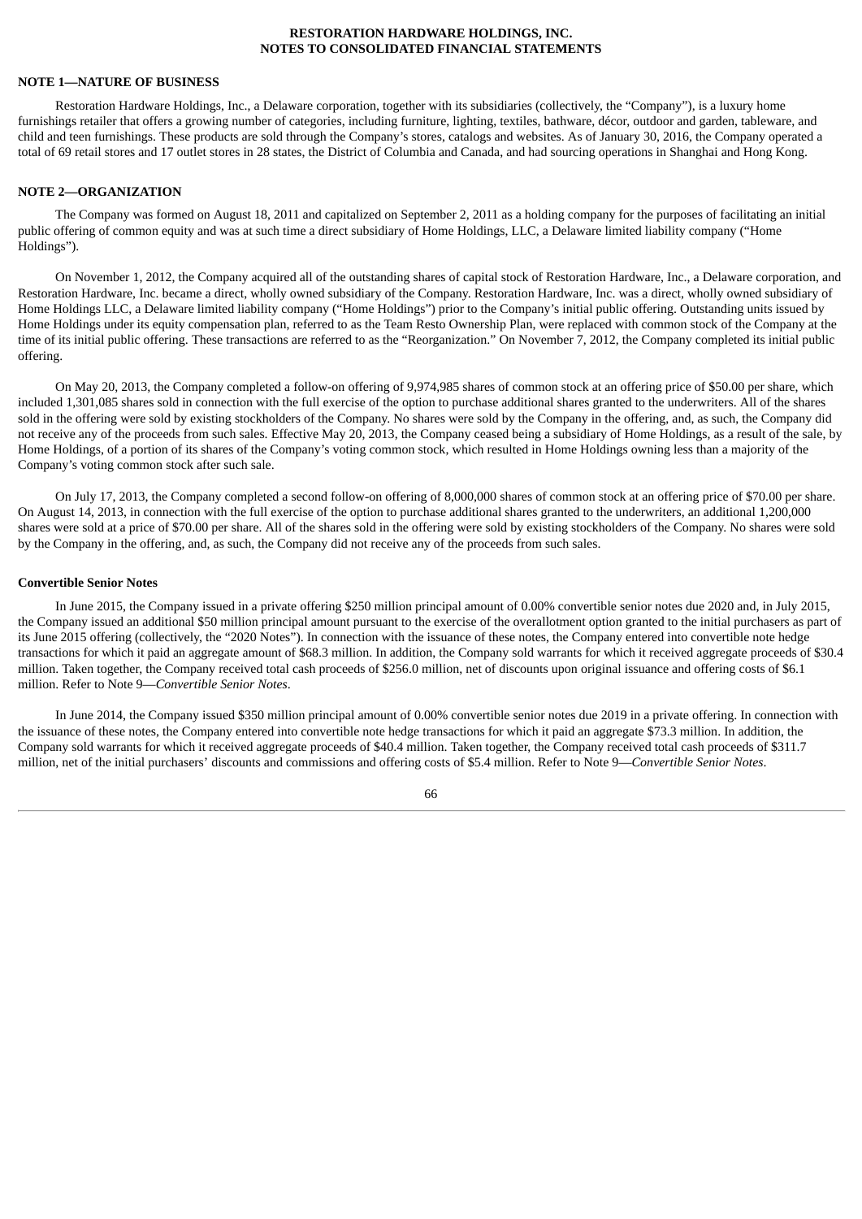# NOTE 1—NATURE OF BUSINESS

Restoration Hardware Holdings, Inc., a Delaware corporation, together with its subsidiaries (collectively, the "Company"), is a luxury home furnishings retailer that offers a growing number of categories, including furniture, lighting, textiles, bathware, décor, outdoor and garden, tableware, and child and teen furnishings. These products are sold through the Company's stores, catalogs and websites. As of January 30, 2016, the Company operated a total of 69 retail stores and 17 outlet stores in 28 states, the District of Columbia and Canada, and had sourcing operations in Shanghai and Hong Kong.

# NOTE 2—ORGANIZATION

The Company was formed on August 18, 2011 and capitalized on September 2, 2011 as a holding company for the purposes of facilitating an initial public offering of common equity and was at such time a direct subsidiary of Home Holdings, LLC, a Delaware limited liability company ("Home Holdings").

On November 1, 2012, the Company acquired all of the outstanding shares of capital stock of Restoration Hardware, Inc., a Delaware corporation, and Restoration Hardware, Inc. became a direct, wholly owned subsidiary of the Company. Restoration Hardware, Inc. was a direct, wholly owned subsidiary of Home Holdings LLC, a Delaware limited liability company ("Home Holdings") prior to the Company's initial public offering. Outstanding units issued by Home Holdings under its equity compensation plan, referred to as the Team Resto Ownership Plan, were replaced with common stock of the Company at the time of its initial public offering. These transactions are referred to as the "Reorganization." On November 7, 2012, the Company completed its initial public offering.

On May 20, 2013, the Company completed a follow-on offering of 9,974,985 shares of common stock at an offering price of $50.00 per share, which included 1,301,085 shares sold in connection with the full exercise of the option to purchase additional shares granted to the underwriters. All of the shares sold in the offering were sold by existing stockholders of the Company. No shares were sold by the Company in the offering, and, as such, the Company did not receive any of the proceeds from such sales. Effective May 20, 2013, the Company ceased being a subsidiary of Home Holdings, as a result of the sale, by Home Holdings, of a portion of its shares of the Company's voting common stock, which resulted in Home Holdings owning less than a majority of the Company's voting common stock after such sale.

On July 17, 2013, the Company completed a second follow-on offering of 8,000,000 shares of common stock at an offering price of $70.00 per share. On August 14, 2013, in connection with the full exercise of the option to purchase additional shares granted to the underwriters, an additional 1,200,000 shares were sold at a price of $70.00 per share. All of the shares sold in the offering were sold by existing stockholders of the Company. No shares were sold by the Company in the offering, and, as such, the Company did not receive any of the proceeds from such sales.

## Convertible Senior Notes

In June 2015, the Company issued in a private offering $250 million principal amount of 0.00% convertible senior notes due 2020 and, in July 2015, the Company issued an additional $50 million principal amount pursuant to the exercise of the overallotment option granted to the initial purchasers as part of its June 2015 offering (collectively, the "2020 Notes"). In connection with the issuance of these notes, the Company entered into convertible note hedge transactions for which it paid an aggregate amount of $68.3 million. In addition, the Company sold warrants for which it received aggregate proceeds of $30.4 million. Taken together, the Company received total cash proceeds of $256.0 million, net of discounts upon original issuance and offering costs of $6.1 million. Refer to Note 9—*Convertible Senior Notes*.

In June 2014, the Company issued $350 million principal amount of 0.00% convertible senior notes due 2019 in a private offering. In connection with the issuance of these notes, the Company entered into convertible note hedge transactions for which it paid an aggregate $73.3 million. In addition, the Company sold warrants for which it received aggregate proceeds of $40.4 million. Taken together, the Company received total cash proceeds of $311.7 million, net of the initial purchasers' discounts and commissions and offering costs of $5.4 million. Refer to Note 9—*Convertible Senior Notes*.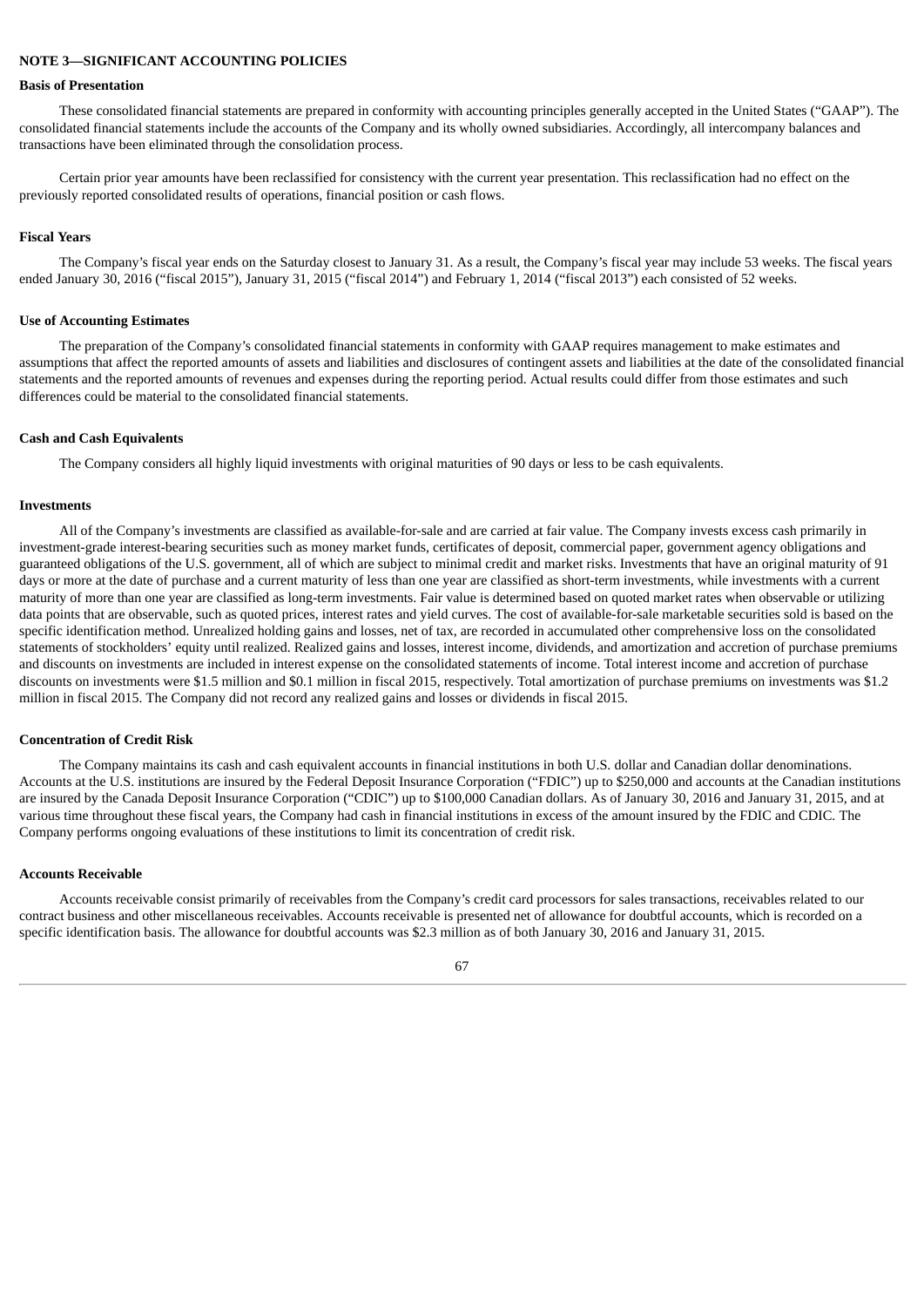## NOTE 3—SIGNIFICANT ACCOUNTING POLICIES

### Basis of Presentation

These consolidated financial statements are prepared in conformity with accounting principles generally accepted in the United States ("GAAP"). The consolidated financial statements include the accounts of the Company and its wholly owned subsidiaries. Accordingly, all intercompany balances and transactions have been eliminated through the consolidation process.

Certain prior year amounts have been reclassified for consistency with the current year presentation. This reclassification had no effect on the previously reported consolidated results of operations, financial position or cash flows.

### Fiscal Years

The Company's fiscal year ends on the Saturday closest to January 31. As a result, the Company's fiscal year may include 53 weeks. The fiscal years ended January 30, 2016 ("fiscal 2015"), January 31, 2015 ("fiscal 2014") and February 1, 2014 ("fiscal 2013") each consisted of 52 weeks.

### Use of Accounting Estimates

The preparation of the Company's consolidated financial statements in conformity with GAAP requires management to make estimates and assumptions that affect the reported amounts of assets and liabilities and disclosures of contingent assets and liabilities at the date of the consolidated financial statements and the reported amounts of revenues and expenses during the reporting period. Actual results could differ from those estimates and such differences could be material to the consolidated financial statements.

### Cash and Cash Equivalents

The Company considers all highly liquid investments with original maturities of 90 days or less to be cash equivalents.

### Investments

All of the Company's investments are classified as available-for-sale and are carried at fair value. The Company invests excess cash primarily in investment-grade interest-bearing securities such as money market funds, certificates of deposit, commercial paper, government agency obligations and guaranteed obligations of the U.S. government, all of which are subject to minimal credit and market risks. Investments that have an original maturity of 91 days or more at the date of purchase and a current maturity of less than one year are classified as short-term investments, while investments with a current maturity of more than one year are classified as long-term investments. Fair value is determined based on quoted market rates when observable or utilizing data points that are observable, such as quoted prices, interest rates and yield curves. The cost of available-for-sale marketable securities sold is based on the specific identification method. Unrealized holding gains and losses, net of tax, are recorded in accumulated other comprehensive loss on the consolidated statements of stockholders' equity until realized. Realized gains and losses, interest income, dividends, and amortization and accretion of purchase premiums and discounts on investments are included in interest expense on the consolidated statements of income. Total interest income and accretion of purchase discounts on investments were $1.5 million and $0.1 million in fiscal 2015, respectively. Total amortization of purchase premiums on investments was $1.2 million in fiscal 2015. The Company did not record any realized gains and losses or dividends in fiscal 2015.

### Concentration of Credit Risk

The Company maintains its cash and cash equivalent accounts in financial institutions in both U.S. dollar and Canadian dollar denominations. Accounts at the U.S. institutions are insured by the Federal Deposit Insurance Corporation ("FDIC") up to $250,000 and accounts at the Canadian institutions are insured by the Canada Deposit Insurance Corporation ("CDIC") up to $100,000 Canadian dollars. As of January 30, 2016 and January 31, 2015, and at various time throughout these fiscal years, the Company had cash in financial institutions in excess of the amount insured by the FDIC and CDIC. The Company performs ongoing evaluations of these institutions to limit its concentration of credit risk.

### Accounts Receivable

Accounts receivable consist primarily of receivables from the Company's credit card processors for sales transactions, receivables related to our contract business and other miscellaneous receivables. Accounts receivable is presented net of allowance for doubtful accounts, which is recorded on a specific identification basis. The allowance for doubtful accounts was $2.3 million as of both January 30, 2016 and January 31, 2015.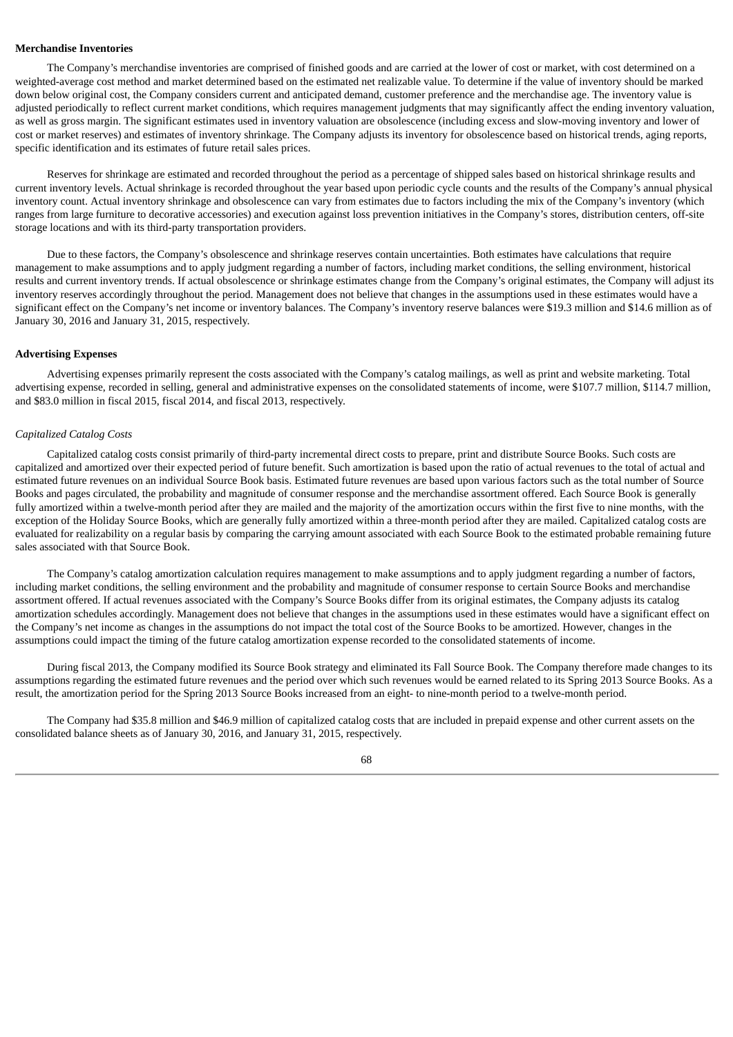**Merchandise Inventories**

The Company's merchandise inventories are comprised of finished goods and are carried at the lower of cost or market, with cost determined on a weighted-average cost method and market determined based on the estimated net realizable value. To determine if the value of inventory should be marked down below original cost, the Company considers current and anticipated demand, customer preference and the merchandise age. The inventory value is adjusted periodically to reflect current market conditions, which requires management judgments that may significantly affect the ending inventory valuation, as well as gross margin. The significant estimates used in inventory valuation are obsolescence (including excess and slow-moving inventory and lower of cost or market reserves) and estimates of inventory shrinkage. The Company adjusts its inventory for obsolescence based on historical trends, aging reports, specific identification and its estimates of future retail sales prices.

Reserves for shrinkage are estimated and recorded throughout the period as a percentage of shipped sales based on historical shrinkage results and current inventory levels. Actual shrinkage is recorded throughout the year based upon periodic cycle counts and the results of the Company's annual physical inventory count. Actual inventory shrinkage and obsolescence can vary from estimates due to factors including the mix of the Company's inventory (which ranges from large furniture to decorative accessories) and execution against loss prevention initiatives in the Company's stores, distribution centers, off-site storage locations and with its third-party transportation providers.

Due to these factors, the Company's obsolescence and shrinkage reserves contain uncertainties. Both estimates have calculations that require management to make assumptions and to apply judgment regarding a number of factors, including market conditions, the selling environment, historical results and current inventory trends. If actual obsolescence or shrinkage estimates change from the Company's original estimates, the Company will adjust its inventory reserves accordingly throughout the period. Management does not believe that changes in the assumptions used in these estimates would have a significant effect on the Company's net income or inventory balances. The Company's inventory reserve balances were $19.3 million and $14.6 million as of January 30, 2016 and January 31, 2015, respectively.

**Advertising Expenses**

Advertising expenses primarily represent the costs associated with the Company's catalog mailings, as well as print and website marketing. Total advertising expense, recorded in selling, general and administrative expenses on the consolidated statements of income, were $107.7 million, $114.7 million, and $83.0 million in fiscal 2015, fiscal 2014, and fiscal 2013, respectively.

*Capitalized Catalog Costs*

Capitalized catalog costs consist primarily of third-party incremental direct costs to prepare, print and distribute Source Books. Such costs are capitalized and amortized over their expected period of future benefit. Such amortization is based upon the ratio of actual revenues to the total of actual and estimated future revenues on an individual Source Book basis. Estimated future revenues are based upon various factors such as the total number of Source Books and pages circulated, the probability and magnitude of consumer response and the merchandise assortment offered. Each Source Book is generally fully amortized within a twelve-month period after they are mailed and the majority of the amortization occurs within the first five to nine months, with the exception of the Holiday Source Books, which are generally fully amortized within a three-month period after they are mailed. Capitalized catalog costs are evaluated for realizability on a regular basis by comparing the carrying amount associated with each Source Book to the estimated probable remaining future sales associated with that Source Book.

The Company's catalog amortization calculation requires management to make assumptions and to apply judgment regarding a number of factors, including market conditions, the selling environment and the probability and magnitude of consumer response to certain Source Books and merchandise assortment offered. If actual revenues associated with the Company's Source Books differ from its original estimates, the Company adjusts its catalog amortization schedules accordingly. Management does not believe that changes in the assumptions used in these estimates would have a significant effect on the Company's net income as changes in the assumptions do not impact the total cost of the Source Books to be amortized. However, changes in the assumptions could impact the timing of the future catalog amortization expense recorded to the consolidated statements of income.

During fiscal 2013, the Company modified its Source Book strategy and eliminated its Fall Source Book. The Company therefore made changes to its assumptions regarding the estimated future revenues and the period over which such revenues would be earned related to its Spring 2013 Source Books. As a result, the amortization period for the Spring 2013 Source Books increased from an eight- to nine-month period to a twelve-month period.

The Company had $35.8 million and $46.9 million of capitalized catalog costs that are included in prepaid expense and other current assets on the consolidated balance sheets as of January 30, 2016, and January 31, 2015, respectively.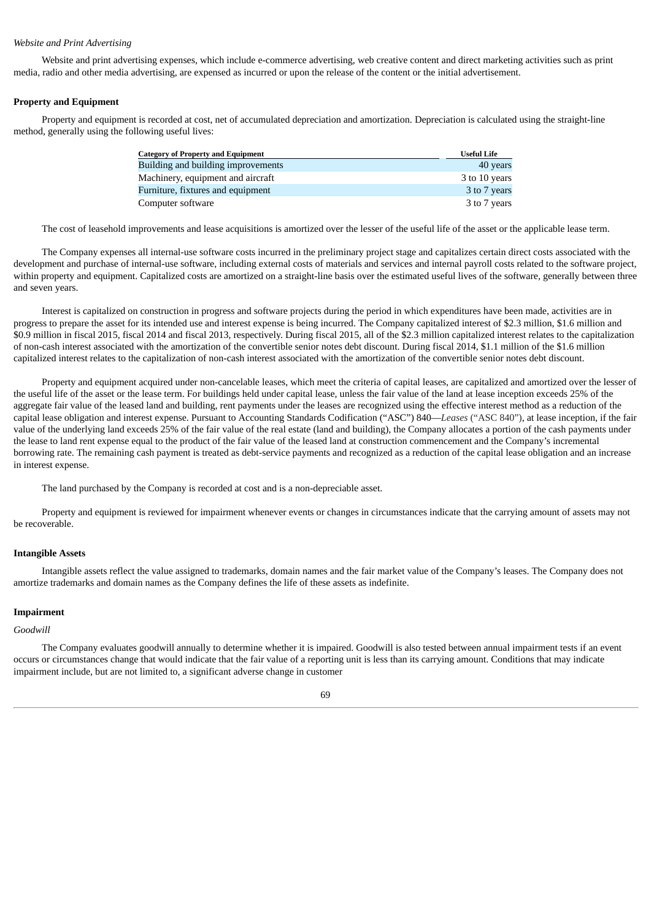*Website and Print Advertising*

Website and print advertising expenses, which include e-commerce advertising, web creative content and direct marketing activities such as print media, radio and other media advertising, are expensed as incurred or upon the release of the content or the initial advertisement.

**Property and Equipment**

Property and equipment is recorded at cost, net of accumulated depreciation and amortization. Depreciation is calculated using the straight-line method, generally using the following useful lives:

| Category of Property and Equipment | Useful Life |
|---|---|
| Building and building improvements | 40 years |
| Machinery, equipment and aircraft | 3 to 10 years |
| Furniture, fixtures and equipment | 3 to 7 years |
| Computer software | 3 to 7 years |

The cost of leasehold improvements and lease acquisitions is amortized over the lesser of the useful life of the asset or the applicable lease term.

The Company expenses all internal-use software costs incurred in the preliminary project stage and capitalizes certain direct costs associated with the development and purchase of internal-use software, including external costs of materials and services and internal payroll costs related to the software project, within property and equipment. Capitalized costs are amortized on a straight-line basis over the estimated useful lives of the software, generally between three and seven years.

Interest is capitalized on construction in progress and software projects during the period in which expenditures have been made, activities are in progress to prepare the asset for its intended use and interest expense is being incurred. The Company capitalized interest of $2.3 million, $1.6 million and $0.9 million in fiscal 2015, fiscal 2014 and fiscal 2013, respectively. During fiscal 2015, all of the $2.3 million capitalized interest relates to the capitalization of non-cash interest associated with the amortization of the convertible senior notes debt discount. During fiscal 2014, $1.1 million of the $1.6 million capitalized interest relates to the capitalization of non-cash interest associated with the amortization of the convertible senior notes debt discount.

Property and equipment acquired under non-cancelable leases, which meet the criteria of capital leases, are capitalized and amortized over the lesser of the useful life of the asset or the lease term. For buildings held under capital lease, unless the fair value of the land at lease inception exceeds 25% of the aggregate fair value of the leased land and building, rent payments under the leases are recognized using the effective interest method as a reduction of the capital lease obligation and interest expense. Pursuant to Accounting Standards Codification ("ASC") 840—*Leases* ("ASC 840"), at lease inception, if the fair value of the underlying land exceeds 25% of the fair value of the real estate (land and building), the Company allocates a portion of the cash payments under the lease to land rent expense equal to the product of the fair value of the leased land at construction commencement and the Company's incremental borrowing rate. The remaining cash payment is treated as debt-service payments and recognized as a reduction of the capital lease obligation and an increase in interest expense.

The land purchased by the Company is recorded at cost and is a non-depreciable asset.

Property and equipment is reviewed for impairment whenever events or changes in circumstances indicate that the carrying amount of assets may not be recoverable.

**Intangible Assets**

Intangible assets reflect the value assigned to trademarks, domain names and the fair market value of the Company's leases. The Company does not amortize trademarks and domain names as the Company defines the life of these assets as indefinite.

**Impairment**

*Goodwill*

The Company evaluates goodwill annually to determine whether it is impaired. Goodwill is also tested between annual impairment tests if an event occurs or circumstances change that would indicate that the fair value of a reporting unit is less than its carrying amount. Conditions that may indicate impairment include, but are not limited to, a significant adverse change in customer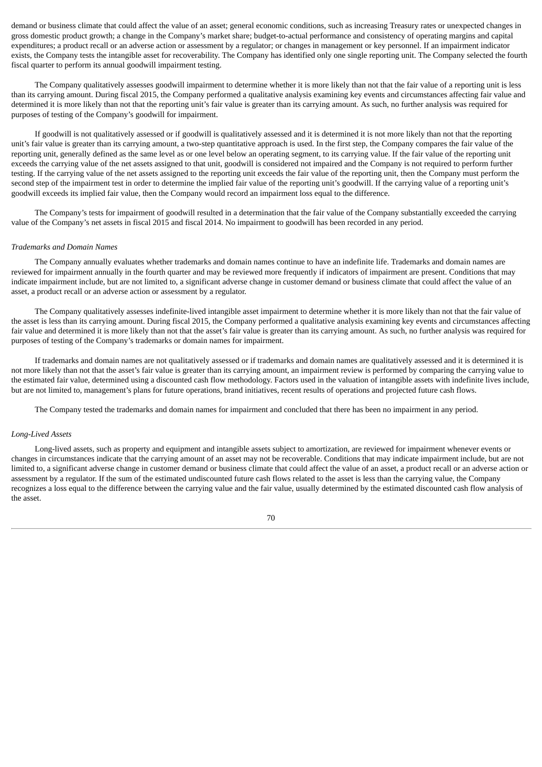demand or business climate that could affect the value of an asset; general economic conditions, such as increasing Treasury rates or unexpected changes in gross domestic product growth; a change in the Company's market share; budget-to-actual performance and consistency of operating margins and capital expenditures; a product recall or an adverse action or assessment by a regulator; or changes in management or key personnel. If an impairment indicator exists, the Company tests the intangible asset for recoverability. The Company has identified only one single reporting unit. The Company selected the fourth fiscal quarter to perform its annual goodwill impairment testing.

The Company qualitatively assesses goodwill impairment to determine whether it is more likely than not that the fair value of a reporting unit is less than its carrying amount. During fiscal 2015, the Company performed a qualitative analysis examining key events and circumstances affecting fair value and determined it is more likely than not that the reporting unit's fair value is greater than its carrying amount. As such, no further analysis was required for purposes of testing of the Company's goodwill for impairment.

If goodwill is not qualitatively assessed or if goodwill is qualitatively assessed and it is determined it is not more likely than not that the reporting unit's fair value is greater than its carrying amount, a two-step quantitative approach is used. In the first step, the Company compares the fair value of the reporting unit, generally defined as the same level as or one level below an operating segment, to its carrying value. If the fair value of the reporting unit exceeds the carrying value of the net assets assigned to that unit, goodwill is considered not impaired and the Company is not required to perform further testing. If the carrying value of the net assets assigned to the reporting unit exceeds the fair value of the reporting unit, then the Company must perform the second step of the impairment test in order to determine the implied fair value of the reporting unit's goodwill. If the carrying value of a reporting unit's goodwill exceeds its implied fair value, then the Company would record an impairment loss equal to the difference.

The Company's tests for impairment of goodwill resulted in a determination that the fair value of the Company substantially exceeded the carrying value of the Company's net assets in fiscal 2015 and fiscal 2014. No impairment to goodwill has been recorded in any period.

*Trademarks and Domain Names*

The Company annually evaluates whether trademarks and domain names continue to have an indefinite life. Trademarks and domain names are reviewed for impairment annually in the fourth quarter and may be reviewed more frequently if indicators of impairment are present. Conditions that may indicate impairment include, but are not limited to, a significant adverse change in customer demand or business climate that could affect the value of an asset, a product recall or an adverse action or assessment by a regulator.

The Company qualitatively assesses indefinite-lived intangible asset impairment to determine whether it is more likely than not that the fair value of the asset is less than its carrying amount. During fiscal 2015, the Company performed a qualitative analysis examining key events and circumstances affecting fair value and determined it is more likely than not that the asset's fair value is greater than its carrying amount. As such, no further analysis was required for purposes of testing of the Company's trademarks or domain names for impairment.

If trademarks and domain names are not qualitatively assessed or if trademarks and domain names are qualitatively assessed and it is determined it is not more likely than not that the asset's fair value is greater than its carrying amount, an impairment review is performed by comparing the carrying value to the estimated fair value, determined using a discounted cash flow methodology. Factors used in the valuation of intangible assets with indefinite lives include, but are not limited to, management's plans for future operations, brand initiatives, recent results of operations and projected future cash flows.

The Company tested the trademarks and domain names for impairment and concluded that there has been no impairment in any period.

*Long-Lived Assets*

Long-lived assets, such as property and equipment and intangible assets subject to amortization, are reviewed for impairment whenever events or changes in circumstances indicate that the carrying amount of an asset may not be recoverable. Conditions that may indicate impairment include, but are not limited to, a significant adverse change in customer demand or business climate that could affect the value of an asset, a product recall or an adverse action or assessment by a regulator. If the sum of the estimated undiscounted future cash flows related to the asset is less than the carrying value, the Company recognizes a loss equal to the difference between the carrying value and the fair value, usually determined by the estimated discounted cash flow analysis of the asset.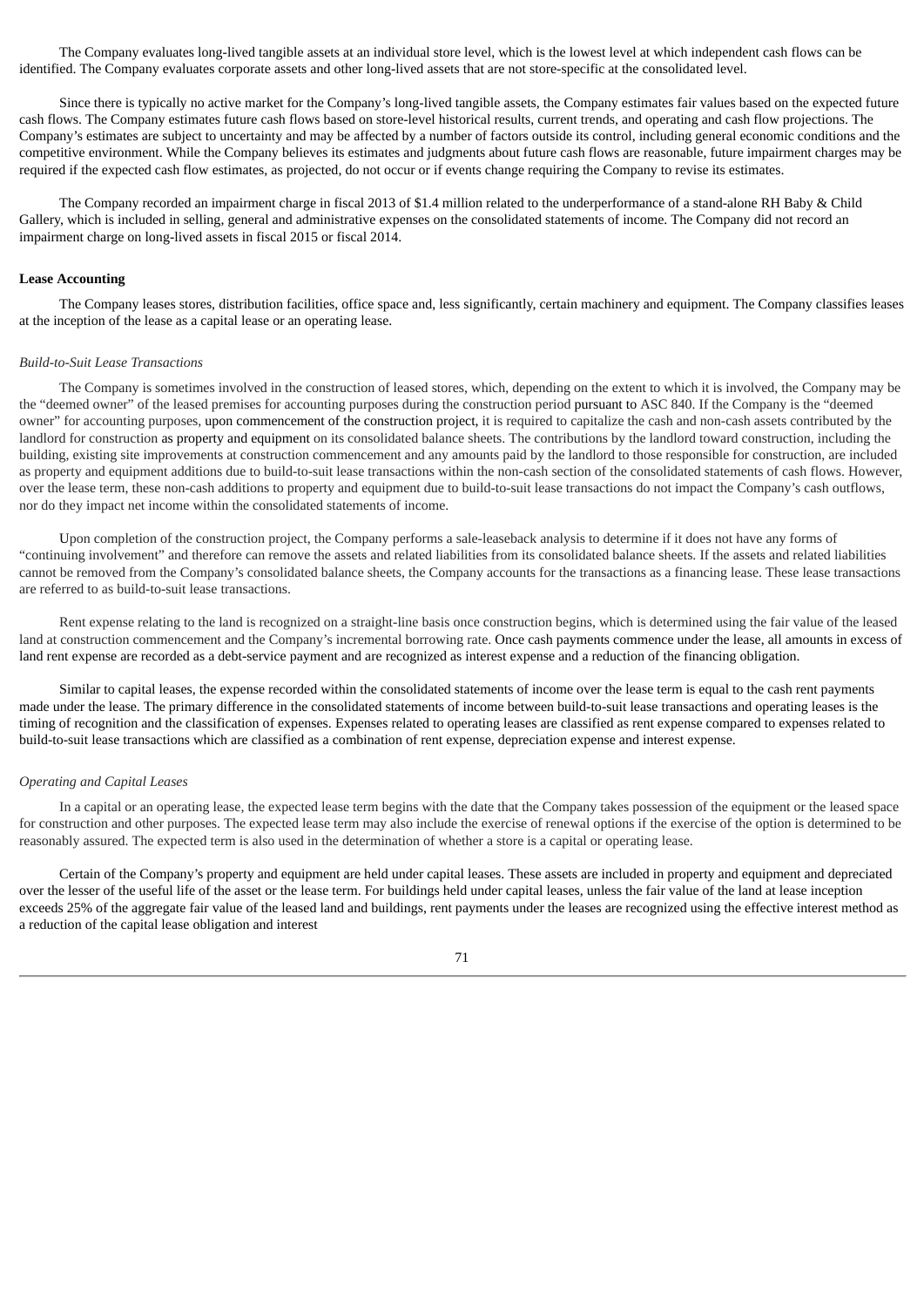The Company evaluates long-lived tangible assets at an individual store level, which is the lowest level at which independent cash flows can be identified. The Company evaluates corporate assets and other long-lived assets that are not store-specific at the consolidated level.

Since there is typically no active market for the Company's long-lived tangible assets, the Company estimates fair values based on the expected future cash flows. The Company estimates future cash flows based on store-level historical results, current trends, and operating and cash flow projections. The Company's estimates are subject to uncertainty and may be affected by a number of factors outside its control, including general economic conditions and the competitive environment. While the Company believes its estimates and judgments about future cash flows are reasonable, future impairment charges may be required if the expected cash flow estimates, as projected, do not occur or if events change requiring the Company to revise its estimates.

The Company recorded an impairment charge in fiscal 2013 of $1.4 million related to the underperformance of a stand-alone RH Baby & Child Gallery, which is included in selling, general and administrative expenses on the consolidated statements of income. The Company did not record an impairment charge on long-lived assets in fiscal 2015 or fiscal 2014.

**Lease Accounting**

The Company leases stores, distribution facilities, office space and, less significantly, certain machinery and equipment. The Company classifies leases at the inception of the lease as a capital lease or an operating lease.

*Build-to-Suit Lease Transactions*

The Company is sometimes involved in the construction of leased stores, which, depending on the extent to which it is involved, the Company may be the "deemed owner" of the leased premises for accounting purposes during the construction period pursuant to ASC 840. If the Company is the "deemed owner" for accounting purposes, upon commencement of the construction project, it is required to capitalize the cash and non-cash assets contributed by the landlord for construction as property and equipment on its consolidated balance sheets. The contributions by the landlord toward construction, including the building, existing site improvements at construction commencement and any amounts paid by the landlord to those responsible for construction, are included as property and equipment additions due to build-to-suit lease transactions within the non-cash section of the consolidated statements of cash flows. However, over the lease term, these non-cash additions to property and equipment due to build-to-suit lease transactions do not impact the Company's cash outflows, nor do they impact net income within the consolidated statements of income.

Upon completion of the construction project, the Company performs a sale-leaseback analysis to determine if it does not have any forms of "continuing involvement" and therefore can remove the assets and related liabilities from its consolidated balance sheets. If the assets and related liabilities cannot be removed from the Company's consolidated balance sheets, the Company accounts for the transactions as a financing lease. These lease transactions are referred to as build-to-suit lease transactions.

Rent expense relating to the land is recognized on a straight-line basis once construction begins, which is determined using the fair value of the leased land at construction commencement and the Company's incremental borrowing rate. Once cash payments commence under the lease, all amounts in excess of land rent expense are recorded as a debt-service payment and are recognized as interest expense and a reduction of the financing obligation.

Similar to capital leases, the expense recorded within the consolidated statements of income over the lease term is equal to the cash rent payments made under the lease. The primary difference in the consolidated statements of income between build-to-suit lease transactions and operating leases is the timing of recognition and the classification of expenses. Expenses related to operating leases are classified as rent expense compared to expenses related to build-to-suit lease transactions which are classified as a combination of rent expense, depreciation expense and interest expense.

*Operating and Capital Leases*

In a capital or an operating lease, the expected lease term begins with the date that the Company takes possession of the equipment or the leased space for construction and other purposes. The expected lease term may also include the exercise of renewal options if the exercise of the option is determined to be reasonably assured. The expected term is also used in the determination of whether a store is a capital or operating lease.

Certain of the Company's property and equipment are held under capital leases. These assets are included in property and equipment and depreciated over the lesser of the useful life of the asset or the lease term. For buildings held under capital leases, unless the fair value of the land at lease inception exceeds 25% of the aggregate fair value of the leased land and buildings, rent payments under the leases are recognized using the effective interest method as a reduction of the capital lease obligation and interest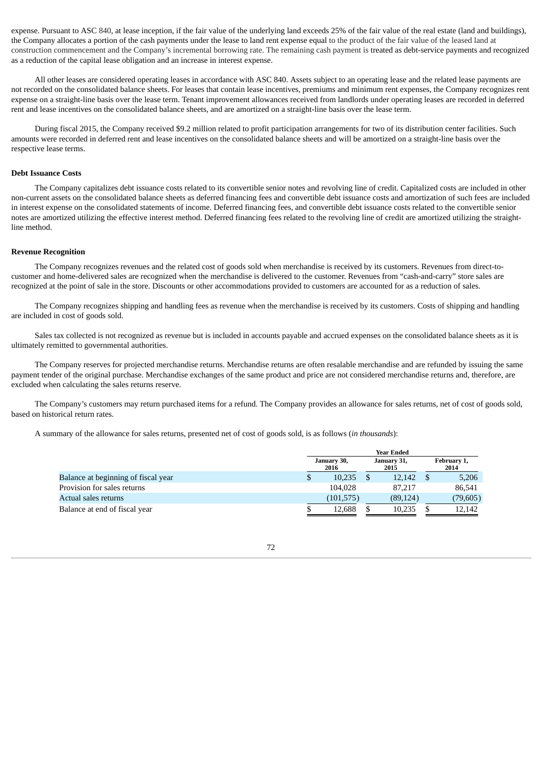expense. Pursuant to ASC 840, at lease inception, if the fair value of the underlying land exceeds 25% of the fair value of the real estate (land and buildings), the Company allocates a portion of the cash payments under the lease to land rent expense equal to the product of the fair value of the leased land at construction commencement and the Company's incremental borrowing rate. The remaining cash payment is treated as debt-service payments and recognized as a reduction of the capital lease obligation and an increase in interest expense.

All other leases are considered operating leases in accordance with ASC 840. Assets subject to an operating lease and the related lease payments are not recorded on the consolidated balance sheets. For leases that contain lease incentives, premiums and minimum rent expenses, the Company recognizes rent expense on a straight-line basis over the lease term. Tenant improvement allowances received from landlords under operating leases are recorded in deferred rent and lease incentives on the consolidated balance sheets, and are amortized on a straight-line basis over the lease term.

During fiscal 2015, the Company received $9.2 million related to profit participation arrangements for two of its distribution center facilities. Such amounts were recorded in deferred rent and lease incentives on the consolidated balance sheets and will be amortized on a straight-line basis over the respective lease terms.

**Debt Issuance Costs**

The Company capitalizes debt issuance costs related to its convertible senior notes and revolving line of credit. Capitalized costs are included in other non-current assets on the consolidated balance sheets as deferred financing fees and convertible debt issuance costs and amortization of such fees are included in interest expense on the consolidated statements of income. Deferred financing fees, and convertible debt issuance costs related to the convertible senior notes are amortized utilizing the effective interest method. Deferred financing fees related to the revolving line of credit are amortized utilizing the straight-line method.

**Revenue Recognition**

The Company recognizes revenues and the related cost of goods sold when merchandise is received by its customers. Revenues from direct-to-customer and home-delivered sales are recognized when the merchandise is delivered to the customer. Revenues from "cash-and-carry" store sales are recognized at the point of sale in the store. Discounts or other accommodations provided to customers are accounted for as a reduction of sales.

The Company recognizes shipping and handling fees as revenue when the merchandise is received by its customers. Costs of shipping and handling are included in cost of goods sold.

Sales tax collected is not recognized as revenue but is included in accounts payable and accrued expenses on the consolidated balance sheets as it is ultimately remitted to governmental authorities.

The Company reserves for projected merchandise returns. Merchandise returns are often resalable merchandise and are refunded by issuing the same payment tender of the original purchase. Merchandise exchanges of the same product and price are not considered merchandise returns and, therefore, are excluded when calculating the sales returns reserve.

The Company's customers may return purchased items for a refund. The Company provides an allowance for sales returns, net of cost of goods sold, based on historical return rates.

A summary of the allowance for sales returns, presented net of cost of goods sold, is as follows (*in thousands*):

| | Year Ended | | |
|---|---|---|---|
| | January 30, 2016 | January 31, 2015 | February 1, 2014 |
| Balance at beginning of fiscal year | $ 10,235 | $ 12,142 | $ 5,206 |
| Provision for sales returns | 104,028 | 87,217 | 86,541 |
| Actual sales returns | (101,575) | (89,124) | (79,605) |
| Balance at end of fiscal year | $ 12,688 | $ 10,235 | $ 12,142 |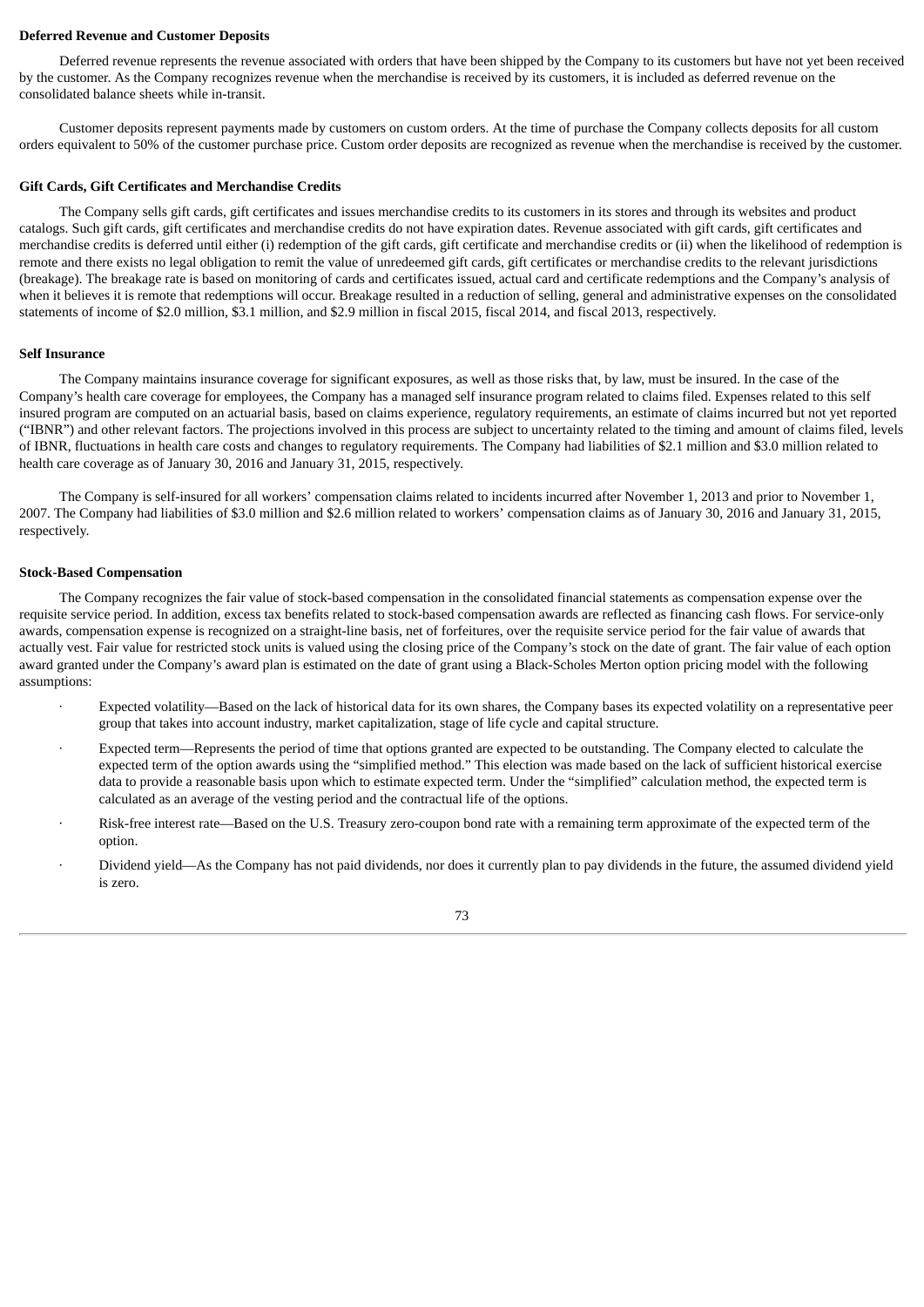**Deferred Revenue and Customer Deposits**

Deferred revenue represents the revenue associated with orders that have been shipped by the Company to its customers but have not yet been received by the customer. As the Company recognizes revenue when the merchandise is received by its customers, it is included as deferred revenue on the consolidated balance sheets while in-transit.

Customer deposits represent payments made by customers on custom orders. At the time of purchase the Company collects deposits for all custom orders equivalent to 50% of the customer purchase price. Custom order deposits are recognized as revenue when the merchandise is received by the customer.

**Gift Cards, Gift Certificates and Merchandise Credits**

The Company sells gift cards, gift certificates and issues merchandise credits to its customers in its stores and through its websites and product catalogs. Such gift cards, gift certificates and merchandise credits do not have expiration dates. Revenue associated with gift cards, gift certificates and merchandise credits is deferred until either (i) redemption of the gift cards, gift certificate and merchandise credits or (ii) when the likelihood of redemption is remote and there exists no legal obligation to remit the value of unredeemed gift cards, gift certificates or merchandise credits to the relevant jurisdictions (breakage). The breakage rate is based on monitoring of cards and certificates issued, actual card and certificate redemptions and the Company's analysis of when it believes it is remote that redemptions will occur. Breakage resulted in a reduction of selling, general and administrative expenses on the consolidated statements of income of $2.0 million, $3.1 million, and $2.9 million in fiscal 2015, fiscal 2014, and fiscal 2013, respectively.

**Self Insurance**

The Company maintains insurance coverage for significant exposures, as well as those risks that, by law, must be insured. In the case of the Company's health care coverage for employees, the Company has a managed self insurance program related to claims filed. Expenses related to this self insured program are computed on an actuarial basis, based on claims experience, regulatory requirements, an estimate of claims incurred but not yet reported ("IBNR") and other relevant factors. The projections involved in this process are subject to uncertainty related to the timing and amount of claims filed, levels of IBNR, fluctuations in health care costs and changes to regulatory requirements. The Company had liabilities of $2.1 million and $3.0 million related to health care coverage as of January 30, 2016 and January 31, 2015, respectively.

The Company is self-insured for all workers' compensation claims related to incidents incurred after November 1, 2013 and prior to November 1, 2007. The Company had liabilities of $3.0 million and $2.6 million related to workers' compensation claims as of January 30, 2016 and January 31, 2015, respectively.

**Stock-Based Compensation**

The Company recognizes the fair value of stock-based compensation in the consolidated financial statements as compensation expense over the requisite service period. In addition, excess tax benefits related to stock-based compensation awards are reflected as financing cash flows. For service-only awards, compensation expense is recognized on a straight-line basis, net of forfeitures, over the requisite service period for the fair value of awards that actually vest. Fair value for restricted stock units is valued using the closing price of the Company's stock on the date of grant. The fair value of each option award granted under the Company's award plan is estimated on the date of grant using a Black-Scholes Merton option pricing model with the following assumptions:

- Expected volatility—Based on the lack of historical data for its own shares, the Company bases its expected volatility on a representative peer group that takes into account industry, market capitalization, stage of life cycle and capital structure.
- Expected term—Represents the period of time that options granted are expected to be outstanding. The Company elected to calculate the expected term of the option awards using the "simplified method." This election was made based on the lack of sufficient historical exercise data to provide a reasonable basis upon which to estimate expected term. Under the "simplified" calculation method, the expected term is calculated as an average of the vesting period and the contractual life of the options.
- Risk-free interest rate—Based on the U.S. Treasury zero-coupon bond rate with a remaining term approximate of the expected term of the option.
- Dividend yield—As the Company has not paid dividends, nor does it currently plan to pay dividends in the future, the assumed dividend yield is zero.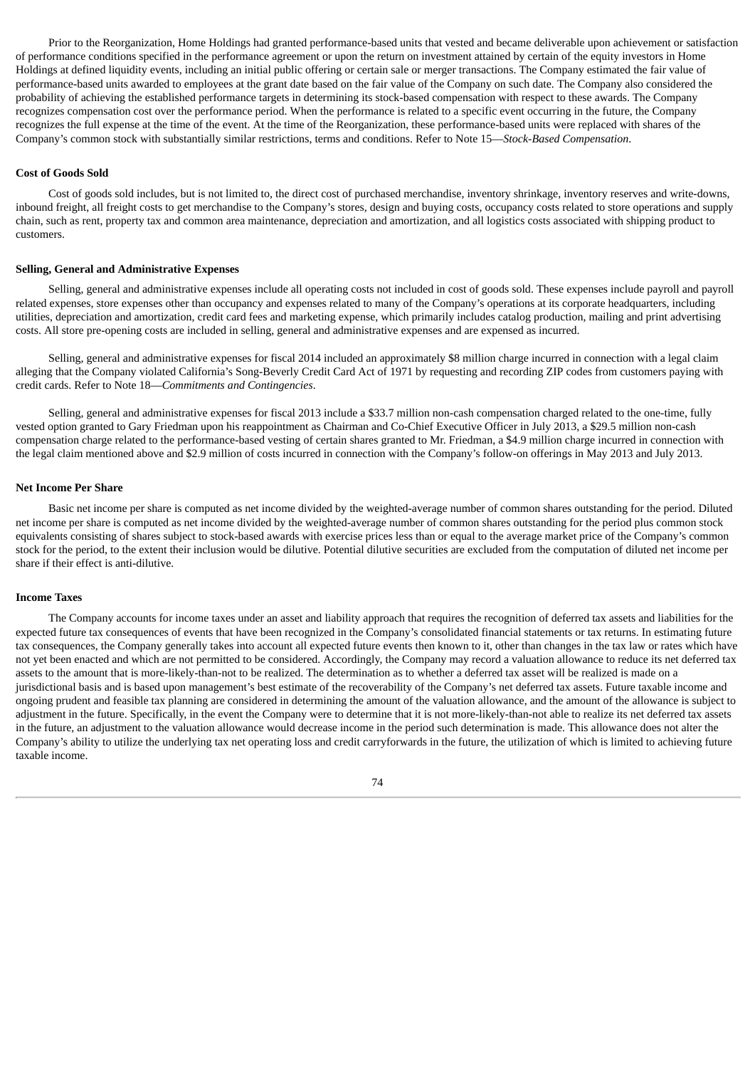Prior to the Reorganization, Home Holdings had granted performance-based units that vested and became deliverable upon achievement or satisfaction of performance conditions specified in the performance agreement or upon the return on investment attained by certain of the equity investors in Home Holdings at defined liquidity events, including an initial public offering or certain sale or merger transactions. The Company estimated the fair value of performance-based units awarded to employees at the grant date based on the fair value of the Company on such date. The Company also considered the probability of achieving the established performance targets in determining its stock-based compensation with respect to these awards. The Company recognizes compensation cost over the performance period. When the performance is related to a specific event occurring in the future, the Company recognizes the full expense at the time of the event. At the time of the Reorganization, these performance-based units were replaced with shares of the Company's common stock with substantially similar restrictions, terms and conditions. Refer to Note 15—*Stock-Based Compensation*.

**Cost of Goods Sold**

Cost of goods sold includes, but is not limited to, the direct cost of purchased merchandise, inventory shrinkage, inventory reserves and write-downs, inbound freight, all freight costs to get merchandise to the Company's stores, design and buying costs, occupancy costs related to store operations and supply chain, such as rent, property tax and common area maintenance, depreciation and amortization, and all logistics costs associated with shipping product to customers.

**Selling, General and Administrative Expenses**

Selling, general and administrative expenses include all operating costs not included in cost of goods sold. These expenses include payroll and payroll related expenses, store expenses other than occupancy and expenses related to many of the Company's operations at its corporate headquarters, including utilities, depreciation and amortization, credit card fees and marketing expense, which primarily includes catalog production, mailing and print advertising costs. All store pre-opening costs are included in selling, general and administrative expenses and are expensed as incurred.

Selling, general and administrative expenses for fiscal 2014 included an approximately $8 million charge incurred in connection with a legal claim alleging that the Company violated California's Song-Beverly Credit Card Act of 1971 by requesting and recording ZIP codes from customers paying with credit cards. Refer to Note 18—*Commitments and Contingencies*.

Selling, general and administrative expenses for fiscal 2013 include a $33.7 million non-cash compensation charged related to the one-time, fully vested option granted to Gary Friedman upon his reappointment as Chairman and Co-Chief Executive Officer in July 2013, a $29.5 million non-cash compensation charge related to the performance-based vesting of certain shares granted to Mr. Friedman, a $4.9 million charge incurred in connection with the legal claim mentioned above and $2.9 million of costs incurred in connection with the Company's follow-on offerings in May 2013 and July 2013.

**Net Income Per Share**

Basic net income per share is computed as net income divided by the weighted-average number of common shares outstanding for the period. Diluted net income per share is computed as net income divided by the weighted-average number of common shares outstanding for the period plus common stock equivalents consisting of shares subject to stock-based awards with exercise prices less than or equal to the average market price of the Company's common stock for the period, to the extent their inclusion would be dilutive. Potential dilutive securities are excluded from the computation of diluted net income per share if their effect is anti-dilutive.

**Income Taxes**

The Company accounts for income taxes under an asset and liability approach that requires the recognition of deferred tax assets and liabilities for the expected future tax consequences of events that have been recognized in the Company's consolidated financial statements or tax returns. In estimating future tax consequences, the Company generally takes into account all expected future events then known to it, other than changes in the tax law or rates which have not yet been enacted and which are not permitted to be considered. Accordingly, the Company may record a valuation allowance to reduce its net deferred tax assets to the amount that is more-likely-than-not to be realized. The determination as to whether a deferred tax asset will be realized is made on a jurisdictional basis and is based upon management's best estimate of the recoverability of the Company's net deferred tax assets. Future taxable income and ongoing prudent and feasible tax planning are considered in determining the amount of the valuation allowance, and the amount of the allowance is subject to adjustment in the future. Specifically, in the event the Company were to determine that it is not more-likely-than-not able to realize its net deferred tax assets in the future, an adjustment to the valuation allowance would decrease income in the period such determination is made. This allowance does not alter the Company's ability to utilize the underlying tax net operating loss and credit carryforwards in the future, the utilization of which is limited to achieving future taxable income.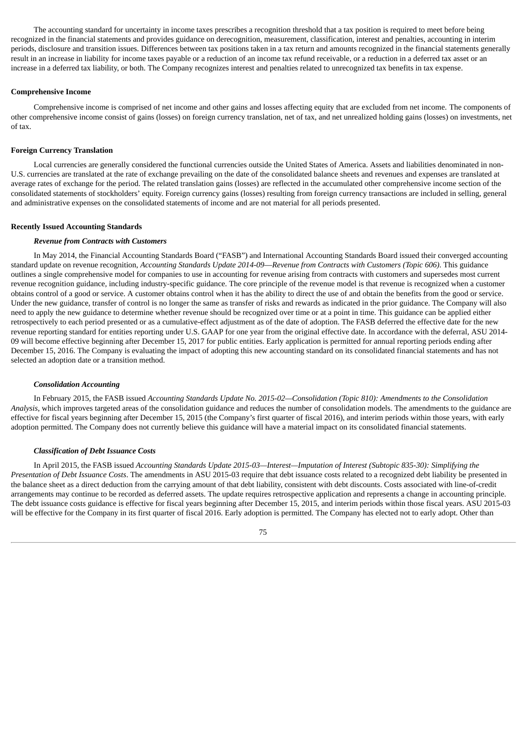The accounting standard for uncertainty in income taxes prescribes a recognition threshold that a tax position is required to meet before being recognized in the financial statements and provides guidance on derecognition, measurement, classification, interest and penalties, accounting in interim periods, disclosure and transition issues. Differences between tax positions taken in a tax return and amounts recognized in the financial statements generally result in an increase in liability for income taxes payable or a reduction of an income tax refund receivable, or a reduction in a deferred tax asset or an increase in a deferred tax liability, or both. The Company recognizes interest and penalties related to unrecognized tax benefits in tax expense.

**Comprehensive Income**

Comprehensive income is comprised of net income and other gains and losses affecting equity that are excluded from net income. The components of other comprehensive income consist of gains (losses) on foreign currency translation, net of tax, and net unrealized holding gains (losses) on investments, net of tax.

**Foreign Currency Translation**

Local currencies are generally considered the functional currencies outside the United States of America. Assets and liabilities denominated in non-U.S. currencies are translated at the rate of exchange prevailing on the date of the consolidated balance sheets and revenues and expenses are translated at average rates of exchange for the period. The related translation gains (losses) are reflected in the accumulated other comprehensive income section of the consolidated statements of stockholders' equity. Foreign currency gains (losses) resulting from foreign currency transactions are included in selling, general and administrative expenses on the consolidated statements of income and are not material for all periods presented.

**Recently Issued Accounting Standards**

***Revenue from Contracts with Customers***

In May 2014, the Financial Accounting Standards Board ("FASB") and International Accounting Standards Board issued their converged accounting standard update on revenue recognition, *Accounting Standards Update 2014-09—Revenue from Contracts with Customers (Topic 606)*. This guidance outlines a single comprehensive model for companies to use in accounting for revenue arising from contracts with customers and supersedes most current revenue recognition guidance, including industry-specific guidance. The core principle of the revenue model is that revenue is recognized when a customer obtains control of a good or service. A customer obtains control when it has the ability to direct the use of and obtain the benefits from the good or service. Under the new guidance, transfer of control is no longer the same as transfer of risks and rewards as indicated in the prior guidance. The Company will also need to apply the new guidance to determine whether revenue should be recognized over time or at a point in time. This guidance can be applied either retrospectively to each period presented or as a cumulative-effect adjustment as of the date of adoption. The FASB deferred the effective date for the new revenue reporting standard for entities reporting under U.S. GAAP for one year from the original effective date. In accordance with the deferral, ASU 2014-09 will become effective beginning after December 15, 2017 for public entities. Early application is permitted for annual reporting periods ending after December 15, 2016. The Company is evaluating the impact of adopting this new accounting standard on its consolidated financial statements and has not selected an adoption date or a transition method.

***Consolidation Accounting***

In February 2015, the FASB issued *Accounting Standards Update No. 2015-02—Consolidation (Topic 810): Amendments to the Consolidation Analysis*, which improves targeted areas of the consolidation guidance and reduces the number of consolidation models. The amendments to the guidance are effective for fiscal years beginning after December 15, 2015 (the Company's first quarter of fiscal 2016), and interim periods within those years, with early adoption permitted. The Company does not currently believe this guidance will have a material impact on its consolidated financial statements.

***Classification of Debt Issuance Costs***

In April 2015, the FASB issued *Accounting Standards Update 2015-03—Interest—Imputation of Interest (Subtopic 835-30): Simplifying the Presentation of Debt Issuance Costs*. The amendments in ASU 2015-03 require that debt issuance costs related to a recognized debt liability be presented in the balance sheet as a direct deduction from the carrying amount of that debt liability, consistent with debt discounts. Costs associated with line-of-credit arrangements may continue to be recorded as deferred assets. The update requires retrospective application and represents a change in accounting principle. The debt issuance costs guidance is effective for fiscal years beginning after December 15, 2015, and interim periods within those fiscal years. ASU 2015-03 will be effective for the Company in its first quarter of fiscal 2016. Early adoption is permitted. The Company has elected not to early adopt. Other than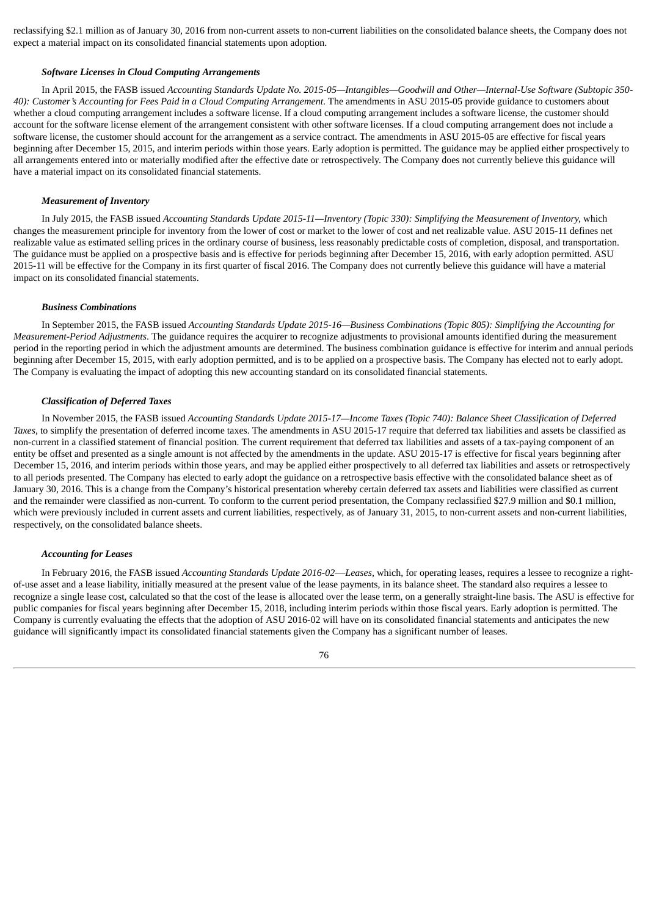reclassifying $2.1 million as of January 30, 2016 from non-current assets to non-current liabilities on the consolidated balance sheets, the Company does not expect a material impact on its consolidated financial statements upon adoption.

***Software Licenses in Cloud Computing Arrangements***

In April 2015, the FASB issued *Accounting Standards Update No. 2015-05—Intangibles—Goodwill and Other—Internal-Use Software (Subtopic 350-40): Customer's Accounting for Fees Paid in a Cloud Computing Arrangement*. The amendments in ASU 2015-05 provide guidance to customers about whether a cloud computing arrangement includes a software license. If a cloud computing arrangement includes a software license, the customer should account for the software license element of the arrangement consistent with other software licenses. If a cloud computing arrangement does not include a software license, the customer should account for the arrangement as a service contract. The amendments in ASU 2015-05 are effective for fiscal years beginning after December 15, 2015, and interim periods within those years. Early adoption is permitted. The guidance may be applied either prospectively to all arrangements entered into or materially modified after the effective date or retrospectively. The Company does not currently believe this guidance will have a material impact on its consolidated financial statements.

***Measurement of Inventory***

In July 2015, the FASB issued *Accounting Standards Update 2015-11—Inventory (Topic 330): Simplifying the Measurement of Inventory*, which changes the measurement principle for inventory from the lower of cost or market to the lower of cost and net realizable value. ASU 2015-11 defines net realizable value as estimated selling prices in the ordinary course of business, less reasonably predictable costs of completion, disposal, and transportation. The guidance must be applied on a prospective basis and is effective for periods beginning after December 15, 2016, with early adoption permitted. ASU 2015-11 will be effective for the Company in its first quarter of fiscal 2016. The Company does not currently believe this guidance will have a material impact on its consolidated financial statements.

***Business Combinations***

In September 2015, the FASB issued *Accounting Standards Update 2015-16—Business Combinations (Topic 805): Simplifying the Accounting for Measurement-Period Adjustments*. The guidance requires the acquirer to recognize adjustments to provisional amounts identified during the measurement period in the reporting period in which the adjustment amounts are determined. The business combination guidance is effective for interim and annual periods beginning after December 15, 2015, with early adoption permitted, and is to be applied on a prospective basis. The Company has elected not to early adopt. The Company is evaluating the impact of adopting this new accounting standard on its consolidated financial statements.

***Classification of Deferred Taxes***

In November 2015, the FASB issued *Accounting Standards Update 2015-17—Income Taxes (Topic 740): Balance Sheet Classification of Deferred Taxes*, to simplify the presentation of deferred income taxes. The amendments in ASU 2015-17 require that deferred tax liabilities and assets be classified as non-current in a classified statement of financial position. The current requirement that deferred tax liabilities and assets of a tax-paying component of an entity be offset and presented as a single amount is not affected by the amendments in the update. ASU 2015-17 is effective for fiscal years beginning after December 15, 2016, and interim periods within those years, and may be applied either prospectively to all deferred tax liabilities and assets or retrospectively to all periods presented. The Company has elected to early adopt the guidance on a retrospective basis effective with the consolidated balance sheet as of January 30, 2016. This is a change from the Company's historical presentation whereby certain deferred tax assets and liabilities were classified as current and the remainder were classified as non-current. To conform to the current period presentation, the Company reclassified $27.9 million and $0.1 million, which were previously included in current assets and current liabilities, respectively, as of January 31, 2015, to non-current assets and non-current liabilities, respectively, on the consolidated balance sheets.

***Accounting for Leases***

In February 2016, the FASB issued *Accounting Standards Update 2016-02—Leases*, which, for operating leases, requires a lessee to recognize a right-of-use asset and a lease liability, initially measured at the present value of the lease payments, in its balance sheet. The standard also requires a lessee to recognize a single lease cost, calculated so that the cost of the lease is allocated over the lease term, on a generally straight-line basis. The ASU is effective for public companies for fiscal years beginning after December 15, 2018, including interim periods within those fiscal years. Early adoption is permitted. The Company is currently evaluating the effects that the adoption of ASU 2016-02 will have on its consolidated financial statements and anticipates the new guidance will significantly impact its consolidated financial statements given the Company has a significant number of leases.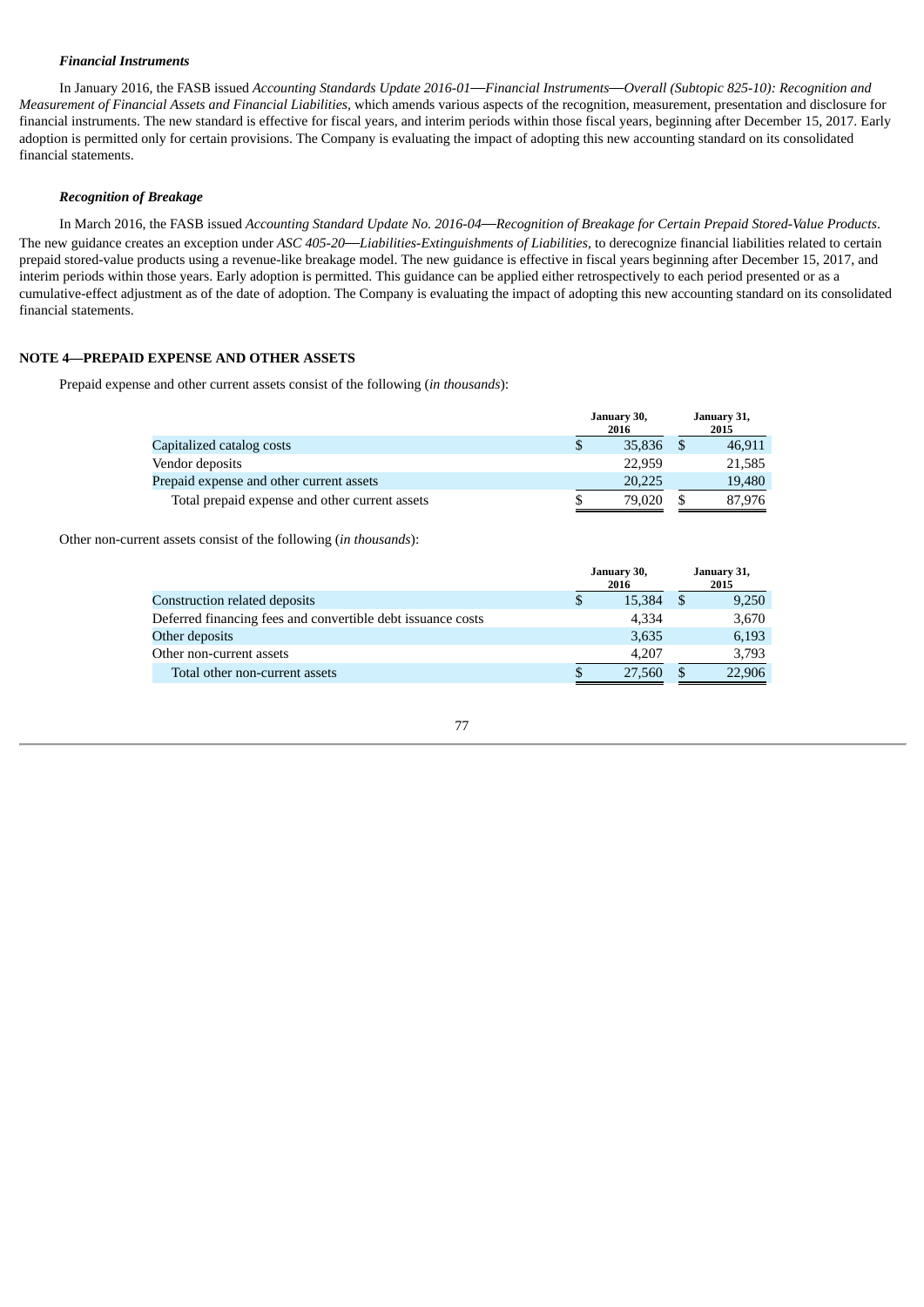***Financial Instruments***

In January 2016, the FASB issued *Accounting Standards Update 2016-01—Financial Instruments—Overall (Subtopic 825-10): Recognition and Measurement of Financial Assets and Financial Liabilities*, which amends various aspects of the recognition, measurement, presentation and disclosure for financial instruments. The new standard is effective for fiscal years, and interim periods within those fiscal years, beginning after December 15, 2017. Early adoption is permitted only for certain provisions. The Company is evaluating the impact of adopting this new accounting standard on its consolidated financial statements.

***Recognition of Breakage***

In March 2016, the FASB issued *Accounting Standard Update No. 2016-04—Recognition of Breakage for Certain Prepaid Stored-Value Products*. The new guidance creates an exception under *ASC 405-20—Liabilities-Extinguishments of Liabilities*, to derecognize financial liabilities related to certain prepaid stored-value products using a revenue-like breakage model. The new guidance is effective in fiscal years beginning after December 15, 2017, and interim periods within those years. Early adoption is permitted. This guidance can be applied either retrospectively to each period presented or as a cumulative-effect adjustment as of the date of adoption. The Company is evaluating the impact of adopting this new accounting standard on its consolidated financial statements.

**NOTE 4—PREPAID EXPENSE AND OTHER ASSETS**

Prepaid expense and other current assets consist of the following (*in thousands*):

| | January 30, 2016 | January 31, 2015 |
|---|---|---|
| Capitalized catalog costs | $ 35,836 | $ 46,911 |
| Vendor deposits | 22,959 | 21,585 |
| Prepaid expense and other current assets | 20,225 | 19,480 |
| Total prepaid expense and other current assets | $ 79,020 | $ 87,976 |

Other non-current assets consist of the following (*in thousands*):

| | January 30, 2016 | January 31, 2015 |
|---|---|---|
| Construction related deposits | $ 15,384 | $ 9,250 |
| Deferred financing fees and convertible debt issuance costs | 4,334 | 3,670 |
| Other deposits | 3,635 | 6,193 |
| Other non-current assets | 4,207 | 3,793 |
| Total other non-current assets | $ 27,560 | $ 22,906 |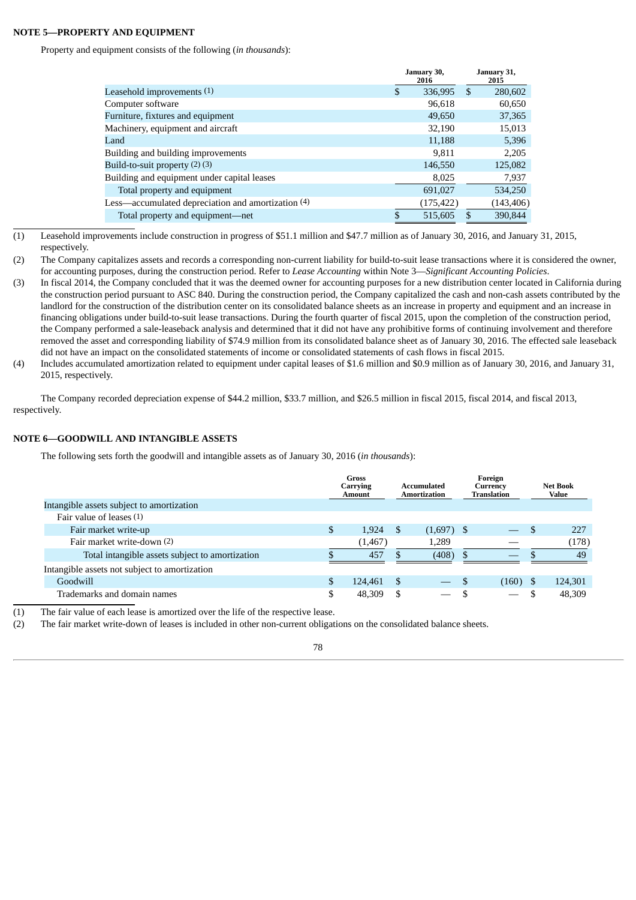## NOTE 5—PROPERTY AND EQUIPMENT

Property and equipment consists of the following (*in thousands*):

| | January 30, 2016 | January 31, 2015 |
|---|---|---|
| Leasehold improvements (1) | $ 336,995 | $ 280,602 |
| Computer software | 96,618 | 60,650 |
| Furniture, fixtures and equipment | 49,650 | 37,365 |
| Machinery, equipment and aircraft | 32,190 | 15,013 |
| Land | 11,188 | 5,396 |
| Building and building improvements | 9,811 | 2,205 |
| Build-to-suit property (2) (3) | 146,550 | 125,082 |
| Building and equipment under capital leases | 8,025 | 7,937 |
| Total property and equipment | 691,027 | 534,250 |
| Less—accumulated depreciation and amortization (4) | (175,422) | (143,406) |
| Total property and equipment—net | $ 515,605 | $ 390,844 |

(1) Leasehold improvements include construction in progress of $51.1 million and $47.7 million as of January 30, 2016, and January 31, 2015, respectively.

(2) The Company capitalizes assets and records a corresponding non-current liability for build-to-suit lease transactions where it is considered the owner, for accounting purposes, during the construction period. Refer to *Lease Accounting* within Note 3—*Significant Accounting Policies*.

(3) In fiscal 2014, the Company concluded that it was the deemed owner for accounting purposes for a new distribution center located in California during the construction period pursuant to ASC 840. During the construction period, the Company capitalized the cash and non-cash assets contributed by the landlord for the construction of the distribution center on its consolidated balance sheets as an increase in property and equipment and an increase in financing obligations under build-to-suit lease transactions. During the fourth quarter of fiscal 2015, upon the completion of the construction period, the Company performed a sale-leaseback analysis and determined that it did not have any prohibitive forms of continuing involvement and therefore removed the asset and corresponding liability of $74.9 million from its consolidated balance sheet as of January 30, 2016. The effected sale leaseback did not have an impact on the consolidated statements of income or consolidated statements of cash flows in fiscal 2015.

(4) Includes accumulated amortization related to equipment under capital leases of $1.6 million and $0.9 million as of January 30, 2016, and January 31, 2015, respectively.

The Company recorded depreciation expense of $44.2 million, $33.7 million, and $26.5 million in fiscal 2015, fiscal 2014, and fiscal 2013, respectively.

## NOTE 6—GOODWILL AND INTANGIBLE ASSETS

The following sets forth the goodwill and intangible assets as of January 30, 2016 (*in thousands*):

| | Gross Carrying Amount | Accumulated Amortization | Foreign Currency Translation | Net Book Value |
|---|---|---|---|---|
| Intangible assets subject to amortization | | | | |
| Fair value of leases (1) | | | | |
| Fair market write-up | $ 1,924 | $ (1,697) | $ — | $ 227 |
| Fair market write-down (2) | (1,467) | 1,289 | — | (178) |
| Total intangible assets subject to amortization | $ 457 | $ (408) | $ — | $ 49 |
| Intangible assets not subject to amortization | | | | |
| Goodwill | $ 124,461 | $ — | $ (160) | $ 124,301 |
| Trademarks and domain names | $ 48,309 | $ — | $ — | $ 48,309 |

(1) The fair value of each lease is amortized over the life of the respective lease.

(2) The fair market write-down of leases is included in other non-current obligations on the consolidated balance sheets.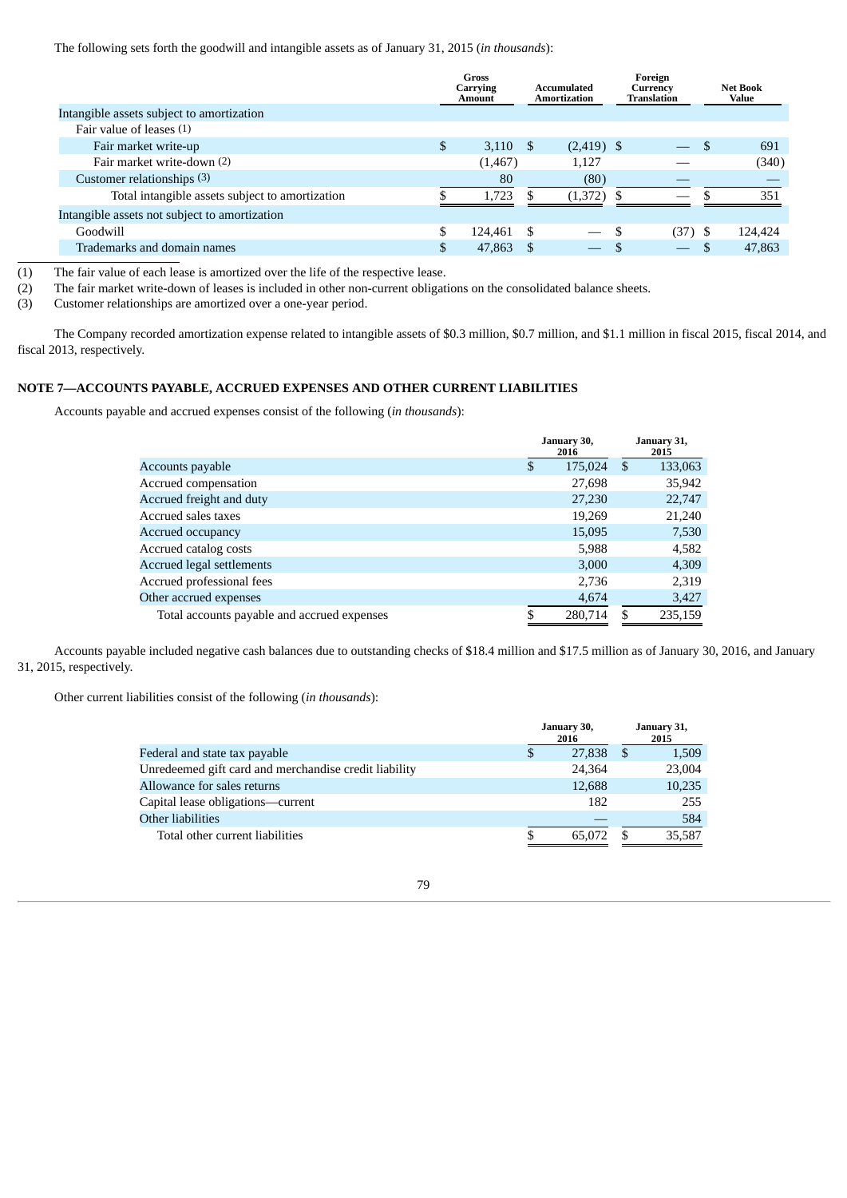The following sets forth the goodwill and intangible assets as of January 31, 2015 (*in thousands*):

| | Gross Carrying Amount | Accumulated Amortization | Foreign Currency Translation | Net Book Value |
|---|---|---|---|---|
| Intangible assets subject to amortization | | | | |
| Fair value of leases (1) | | | | |
| Fair market write-up | $ 3,110 | $ (2,419) | $ — | $ 691 |
| Fair market write-down (2) | (1,467) | 1,127 | — | (340) |
| Customer relationships (3) | 80 | (80) | — | — |
| Total intangible assets subject to amortization | $ 1,723 | $ (1,372) | $ — | $ 351 |
| Intangible assets not subject to amortization | | | | |
| Goodwill | $ 124,461 | $ — | $ (37) | $ 124,424 |
| Trademarks and domain names | $ 47,863 | $ — | $ — | $ 47,863 |

(1) The fair value of each lease is amortized over the life of the respective lease.
(2) The fair market write-down of leases is included in other non-current obligations on the consolidated balance sheets.
(3) Customer relationships are amortized over a one-year period.

The Company recorded amortization expense related to intangible assets of $0.3 million, $0.7 million, and $1.1 million in fiscal 2015, fiscal 2014, and fiscal 2013, respectively.

## NOTE 7—ACCOUNTS PAYABLE, ACCRUED EXPENSES AND OTHER CURRENT LIABILITIES

Accounts payable and accrued expenses consist of the following (*in thousands*):

| | January 30, 2016 | January 31, 2015 |
|---|---|---|
| Accounts payable | $ 175,024 | $ 133,063 |
| Accrued compensation | 27,698 | 35,942 |
| Accrued freight and duty | 27,230 | 22,747 |
| Accrued sales taxes | 19,269 | 21,240 |
| Accrued occupancy | 15,095 | 7,530 |
| Accrued catalog costs | 5,988 | 4,582 |
| Accrued legal settlements | 3,000 | 4,309 |
| Accrued professional fees | 2,736 | 2,319 |
| Other accrued expenses | 4,674 | 3,427 |
| Total accounts payable and accrued expenses | $ 280,714 | $ 235,159 |

Accounts payable included negative cash balances due to outstanding checks of $18.4 million and $17.5 million as of January 30, 2016, and January 31, 2015, respectively.

Other current liabilities consist of the following (*in thousands*):

| | January 30, 2016 | January 31, 2015 |
|---|---|---|
| Federal and state tax payable | $ 27,838 | $ 1,509 |
| Unredeemed gift card and merchandise credit liability | 24,364 | 23,004 |
| Allowance for sales returns | 12,688 | 10,235 |
| Capital lease obligations—current | 182 | 255 |
| Other liabilities | — | 584 |
| Total other current liabilities | $ 65,072 | $ 35,587 |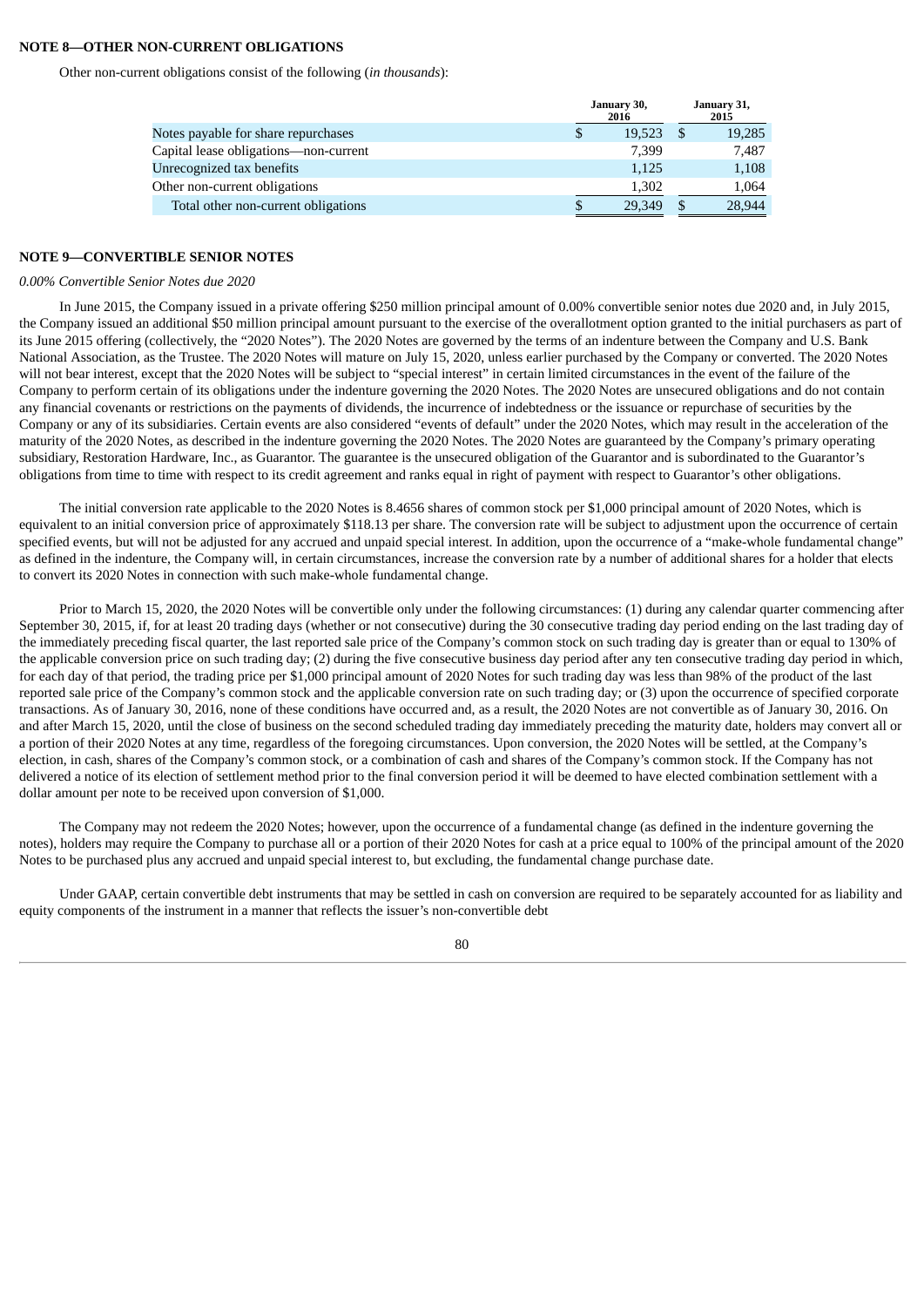**NOTE 8—OTHER NON-CURRENT OBLIGATIONS**

Other non-current obligations consist of the following (*in thousands*):

| | January 30, 2016 | January 31, 2015 |
|---|---|---|
| Notes payable for share repurchases | $ 19,523 | $ 19,285 |
| Capital lease obligations—non-current | 7,399 | 7,487 |
| Unrecognized tax benefits | 1,125 | 1,108 |
| Other non-current obligations | 1,302 | 1,064 |
| Total other non-current obligations | $ 29,349 | $ 28,944 |

**NOTE 9—CONVERTIBLE SENIOR NOTES**

*0.00% Convertible Senior Notes due 2020*

In June 2015, the Company issued in a private offering $250 million principal amount of 0.00% convertible senior notes due 2020 and, in July 2015, the Company issued an additional $50 million principal amount pursuant to the exercise of the overallotment option granted to the initial purchasers as part of its June 2015 offering (collectively, the "2020 Notes"). The 2020 Notes are governed by the terms of an indenture between the Company and U.S. Bank National Association, as the Trustee. The 2020 Notes will mature on July 15, 2020, unless earlier purchased by the Company or converted. The 2020 Notes will not bear interest, except that the 2020 Notes will be subject to "special interest" in certain limited circumstances in the event of the failure of the Company to perform certain of its obligations under the indenture governing the 2020 Notes. The 2020 Notes are unsecured obligations and do not contain any financial covenants or restrictions on the payments of dividends, the incurrence of indebtedness or the issuance or repurchase of securities by the Company or any of its subsidiaries. Certain events are also considered "events of default" under the 2020 Notes, which may result in the acceleration of the maturity of the 2020 Notes, as described in the indenture governing the 2020 Notes. The 2020 Notes are guaranteed by the Company's primary operating subsidiary, Restoration Hardware, Inc., as Guarantor. The guarantee is the unsecured obligation of the Guarantor and is subordinated to the Guarantor's obligations from time to time with respect to its credit agreement and ranks equal in right of payment with respect to Guarantor's other obligations.

The initial conversion rate applicable to the 2020 Notes is 8.4656 shares of common stock per $1,000 principal amount of 2020 Notes, which is equivalent to an initial conversion price of approximately $118.13 per share. The conversion rate will be subject to adjustment upon the occurrence of certain specified events, but will not be adjusted for any accrued and unpaid special interest. In addition, upon the occurrence of a "make-whole fundamental change" as defined in the indenture, the Company will, in certain circumstances, increase the conversion rate by a number of additional shares for a holder that elects to convert its 2020 Notes in connection with such make-whole fundamental change.

Prior to March 15, 2020, the 2020 Notes will be convertible only under the following circumstances: (1) during any calendar quarter commencing after September 30, 2015, if, for at least 20 trading days (whether or not consecutive) during the 30 consecutive trading day period ending on the last trading day of the immediately preceding fiscal quarter, the last reported sale price of the Company's common stock on such trading day is greater than or equal to 130% of the applicable conversion price on such trading day; (2) during the five consecutive business day period after any ten consecutive trading day period in which, for each day of that period, the trading price per $1,000 principal amount of 2020 Notes for such trading day was less than 98% of the product of the last reported sale price of the Company's common stock and the applicable conversion rate on such trading day; or (3) upon the occurrence of specified corporate transactions. As of January 30, 2016, none of these conditions have occurred and, as a result, the 2020 Notes are not convertible as of January 30, 2016. On and after March 15, 2020, until the close of business on the second scheduled trading day immediately preceding the maturity date, holders may convert all or a portion of their 2020 Notes at any time, regardless of the foregoing circumstances. Upon conversion, the 2020 Notes will be settled, at the Company's election, in cash, shares of the Company's common stock, or a combination of cash and shares of the Company's common stock. If the Company has not delivered a notice of its election of settlement method prior to the final conversion period it will be deemed to have elected combination settlement with a dollar amount per note to be received upon conversion of $1,000.

The Company may not redeem the 2020 Notes; however, upon the occurrence of a fundamental change (as defined in the indenture governing the notes), holders may require the Company to purchase all or a portion of their 2020 Notes for cash at a price equal to 100% of the principal amount of the 2020 Notes to be purchased plus any accrued and unpaid special interest to, but excluding, the fundamental change purchase date.

Under GAAP, certain convertible debt instruments that may be settled in cash on conversion are required to be separately accounted for as liability and equity components of the instrument in a manner that reflects the issuer's non-convertible debt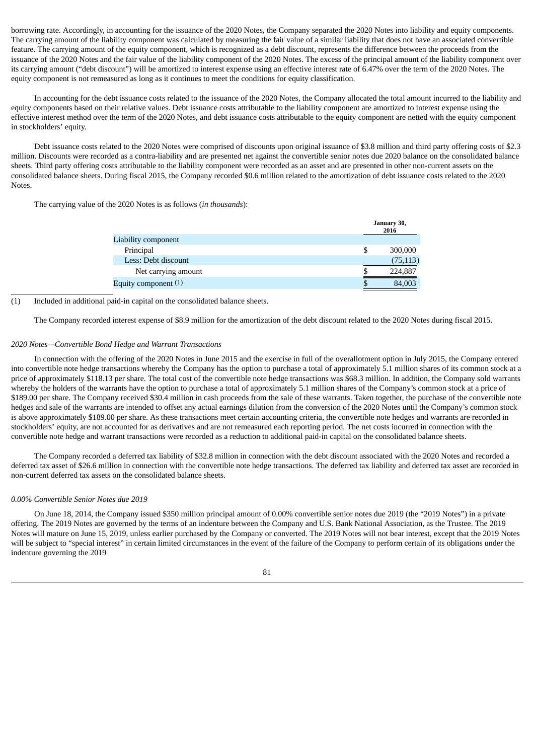borrowing rate. Accordingly, in accounting for the issuance of the 2020 Notes, the Company separated the 2020 Notes into liability and equity components. The carrying amount of the liability component was calculated by measuring the fair value of a similar liability that does not have an associated convertible feature. The carrying amount of the equity component, which is recognized as a debt discount, represents the difference between the proceeds from the issuance of the 2020 Notes and the fair value of the liability component of the 2020 Notes. The excess of the principal amount of the liability component over its carrying amount ("debt discount") will be amortized to interest expense using an effective interest rate of 6.47% over the term of the 2020 Notes. The equity component is not remeasured as long as it continues to meet the conditions for equity classification.

In accounting for the debt issuance costs related to the issuance of the 2020 Notes, the Company allocated the total amount incurred to the liability and equity components based on their relative values. Debt issuance costs attributable to the liability component are amortized to interest expense using the effective interest method over the term of the 2020 Notes, and debt issuance costs attributable to the equity component are netted with the equity component in stockholders' equity.

Debt issuance costs related to the 2020 Notes were comprised of discounts upon original issuance of $3.8 million and third party offering costs of $2.3 million. Discounts were recorded as a contra-liability and are presented net against the convertible senior notes due 2020 balance on the consolidated balance sheets. Third party offering costs attributable to the liability component were recorded as an asset and are presented in other non-current assets on the consolidated balance sheets. During fiscal 2015, the Company recorded $0.6 million related to the amortization of debt issuance costs related to the 2020 Notes.

The carrying value of the 2020 Notes is as follows (*in thousands*):

| | January 30, 2016 |
|---|---|
| Liability component | |
| Principal | $ 300,000 |
| Less: Debt discount | (75,113) |
| Net carrying amount | $ 224,887 |
| Equity component (1) | $ 84,003 |

(1) Included in additional paid-in capital on the consolidated balance sheets.

The Company recorded interest expense of $8.9 million for the amortization of the debt discount related to the 2020 Notes during fiscal 2015.

*2020 Notes—Convertible Bond Hedge and Warrant Transactions*

In connection with the offering of the 2020 Notes in June 2015 and the exercise in full of the overallotment option in July 2015, the Company entered into convertible note hedge transactions whereby the Company has the option to purchase a total of approximately 5.1 million shares of its common stock at a price of approximately $118.13 per share. The total cost of the convertible note hedge transactions was $68.3 million. In addition, the Company sold warrants whereby the holders of the warrants have the option to purchase a total of approximately 5.1 million shares of the Company's common stock at a price of $189.00 per share. The Company received $30.4 million in cash proceeds from the sale of these warrants. Taken together, the purchase of the convertible note hedges and sale of the warrants are intended to offset any actual earnings dilution from the conversion of the 2020 Notes until the Company's common stock is above approximately $189.00 per share. As these transactions meet certain accounting criteria, the convertible note hedges and warrants are recorded in stockholders' equity, are not accounted for as derivatives and are not remeasured each reporting period. The net costs incurred in connection with the convertible note hedge and warrant transactions were recorded as a reduction to additional paid-in capital on the consolidated balance sheets.

The Company recorded a deferred tax liability of $32.8 million in connection with the debt discount associated with the 2020 Notes and recorded a deferred tax asset of $26.6 million in connection with the convertible note hedge transactions. The deferred tax liability and deferred tax asset are recorded in non-current deferred tax assets on the consolidated balance sheets.

*0.00% Convertible Senior Notes due 2019*

On June 18, 2014, the Company issued $350 million principal amount of 0.00% convertible senior notes due 2019 (the "2019 Notes") in a private offering. The 2019 Notes are governed by the terms of an indenture between the Company and U.S. Bank National Association, as the Trustee. The 2019 Notes will mature on June 15, 2019, unless earlier purchased by the Company or converted. The 2019 Notes will not bear interest, except that the 2019 Notes will be subject to "special interest" in certain limited circumstances in the event of the failure of the Company to perform certain of its obligations under the indenture governing the 2019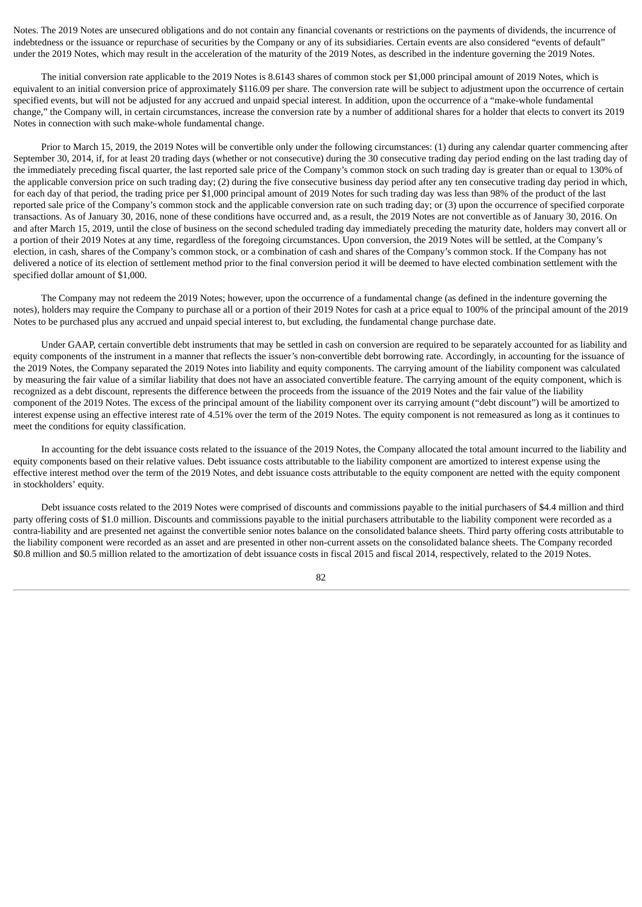Notes. The 2019 Notes are unsecured obligations and do not contain any financial covenants or restrictions on the payments of dividends, the incurrence of indebtedness or the issuance or repurchase of securities by the Company or any of its subsidiaries. Certain events are also considered “events of default” under the 2019 Notes, which may result in the acceleration of the maturity of the 2019 Notes, as described in the indenture governing the 2019 Notes.

The initial conversion rate applicable to the 2019 Notes is 8.6143 shares of common stock per $1,000 principal amount of 2019 Notes, which is equivalent to an initial conversion price of approximately $116.09 per share. The conversion rate will be subject to adjustment upon the occurrence of certain specified events, but will not be adjusted for any accrued and unpaid special interest. In addition, upon the occurrence of a “make-whole fundamental change,” the Company will, in certain circumstances, increase the conversion rate by a number of additional shares for a holder that elects to convert its 2019 Notes in connection with such make-whole fundamental change.

Prior to March 15, 2019, the 2019 Notes will be convertible only under the following circumstances: (1) during any calendar quarter commencing after September 30, 2014, if, for at least 20 trading days (whether or not consecutive) during the 30 consecutive trading day period ending on the last trading day of the immediately preceding fiscal quarter, the last reported sale price of the Company’s common stock on such trading day is greater than or equal to 130% of the applicable conversion price on such trading day; (2) during the five consecutive business day period after any ten consecutive trading day period in which, for each day of that period, the trading price per $1,000 principal amount of 2019 Notes for such trading day was less than 98% of the product of the last reported sale price of the Company’s common stock and the applicable conversion rate on such trading day; or (3) upon the occurrence of specified corporate transactions. As of January 30, 2016, none of these conditions have occurred and, as a result, the 2019 Notes are not convertible as of January 30, 2016. On and after March 15, 2019, until the close of business on the second scheduled trading day immediately preceding the maturity date, holders may convert all or a portion of their 2019 Notes at any time, regardless of the foregoing circumstances. Upon conversion, the 2019 Notes will be settled, at the Company’s election, in cash, shares of the Company’s common stock, or a combination of cash and shares of the Company’s common stock. If the Company has not delivered a notice of its election of settlement method prior to the final conversion period it will be deemed to have elected combination settlement with the specified dollar amount of $1,000.

The Company may not redeem the 2019 Notes; however, upon the occurrence of a fundamental change (as defined in the indenture governing the notes), holders may require the Company to purchase all or a portion of their 2019 Notes for cash at a price equal to 100% of the principal amount of the 2019 Notes to be purchased plus any accrued and unpaid special interest to, but excluding, the fundamental change purchase date.

Under GAAP, certain convertible debt instruments that may be settled in cash on conversion are required to be separately accounted for as liability and equity components of the instrument in a manner that reflects the issuer’s non-convertible debt borrowing rate. Accordingly, in accounting for the issuance of the 2019 Notes, the Company separated the 2019 Notes into liability and equity components. The carrying amount of the liability component was calculated by measuring the fair value of a similar liability that does not have an associated convertible feature. The carrying amount of the equity component, which is recognized as a debt discount, represents the difference between the proceeds from the issuance of the 2019 Notes and the fair value of the liability component of the 2019 Notes. The excess of the principal amount of the liability component over its carrying amount (“debt discount”) will be amortized to interest expense using an effective interest rate of 4.51% over the term of the 2019 Notes. The equity component is not remeasured as long as it continues to meet the conditions for equity classification.

In accounting for the debt issuance costs related to the issuance of the 2019 Notes, the Company allocated the total amount incurred to the liability and equity components based on their relative values. Debt issuance costs attributable to the liability component are amortized to interest expense using the effective interest method over the term of the 2019 Notes, and debt issuance costs attributable to the equity component are netted with the equity component in stockholders’ equity.

Debt issuance costs related to the 2019 Notes were comprised of discounts and commissions payable to the initial purchasers of $4.4 million and third party offering costs of $1.0 million. Discounts and commissions payable to the initial purchasers attributable to the liability component were recorded as a contra-liability and are presented net against the convertible senior notes balance on the consolidated balance sheets. Third party offering costs attributable to the liability component were recorded as an asset and are presented in other non-current assets on the consolidated balance sheets. The Company recorded $0.8 million and $0.5 million related to the amortization of debt issuance costs in fiscal 2015 and fiscal 2014, respectively, related to the 2019 Notes.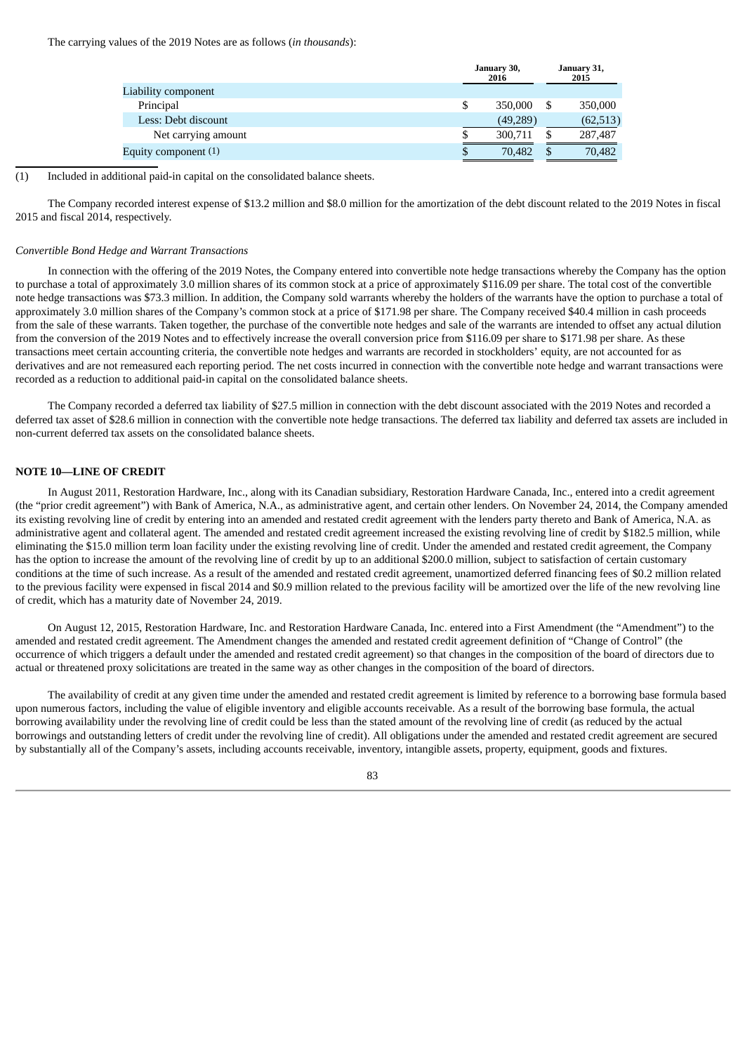The carrying values of the 2019 Notes are as follows (*in thousands*):

| | January 30, 2016 | January 31, 2015 |
|---|---|---|
| Liability component | | |
| Principal | $ 350,000 | $ 350,000 |
| Less: Debt discount | (49,289) | (62,513) |
| Net carrying amount | $ 300,711 | $ 287,487 |
| Equity component (1) | $ 70,482 | $ 70,482 |

(1) Included in additional paid-in capital on the consolidated balance sheets.

The Company recorded interest expense of $13.2 million and $8.0 million for the amortization of the debt discount related to the 2019 Notes in fiscal 2015 and fiscal 2014, respectively.

*Convertible Bond Hedge and Warrant Transactions*

In connection with the offering of the 2019 Notes, the Company entered into convertible note hedge transactions whereby the Company has the option to purchase a total of approximately 3.0 million shares of its common stock at a price of approximately $116.09 per share. The total cost of the convertible note hedge transactions was $73.3 million. In addition, the Company sold warrants whereby the holders of the warrants have the option to purchase a total of approximately 3.0 million shares of the Company's common stock at a price of $171.98 per share. The Company received $40.4 million in cash proceeds from the sale of these warrants. Taken together, the purchase of the convertible note hedges and sale of the warrants are intended to offset any actual dilution from the conversion of the 2019 Notes and to effectively increase the overall conversion price from $116.09 per share to $171.98 per share. As these transactions meet certain accounting criteria, the convertible note hedges and warrants are recorded in stockholders' equity, are not accounted for as derivatives and are not remeasured each reporting period. The net costs incurred in connection with the convertible note hedge and warrant transactions were recorded as a reduction to additional paid-in capital on the consolidated balance sheets.

The Company recorded a deferred tax liability of $27.5 million in connection with the debt discount associated with the 2019 Notes and recorded a deferred tax asset of $28.6 million in connection with the convertible note hedge transactions. The deferred tax liability and deferred tax assets are included in non-current deferred tax assets on the consolidated balance sheets.

## NOTE 10—LINE OF CREDIT

In August 2011, Restoration Hardware, Inc., along with its Canadian subsidiary, Restoration Hardware Canada, Inc., entered into a credit agreement (the "prior credit agreement") with Bank of America, N.A., as administrative agent, and certain other lenders. On November 24, 2014, the Company amended its existing revolving line of credit by entering into an amended and restated credit agreement with the lenders party thereto and Bank of America, N.A. as administrative agent and collateral agent. The amended and restated credit agreement increased the existing revolving line of credit by $182.5 million, while eliminating the $15.0 million term loan facility under the existing revolving line of credit. Under the amended and restated credit agreement, the Company has the option to increase the amount of the revolving line of credit by up to an additional $200.0 million, subject to satisfaction of certain customary conditions at the time of such increase. As a result of the amended and restated credit agreement, unamortized deferred financing fees of $0.2 million related to the previous facility were expensed in fiscal 2014 and $0.9 million related to the previous facility will be amortized over the life of the new revolving line of credit, which has a maturity date of November 24, 2019.

On August 12, 2015, Restoration Hardware, Inc. and Restoration Hardware Canada, Inc. entered into a First Amendment (the "Amendment") to the amended and restated credit agreement. The Amendment changes the amended and restated credit agreement definition of "Change of Control" (the occurrence of which triggers a default under the amended and restated credit agreement) so that changes in the composition of the board of directors due to actual or threatened proxy solicitations are treated in the same way as other changes in the composition of the board of directors.

The availability of credit at any given time under the amended and restated credit agreement is limited by reference to a borrowing base formula based upon numerous factors, including the value of eligible inventory and eligible accounts receivable. As a result of the borrowing base formula, the actual borrowing availability under the revolving line of credit could be less than the stated amount of the revolving line of credit (as reduced by the actual borrowings and outstanding letters of credit under the revolving line of credit). All obligations under the amended and restated credit agreement are secured by substantially all of the Company's assets, including accounts receivable, inventory, intangible assets, property, equipment, goods and fixtures.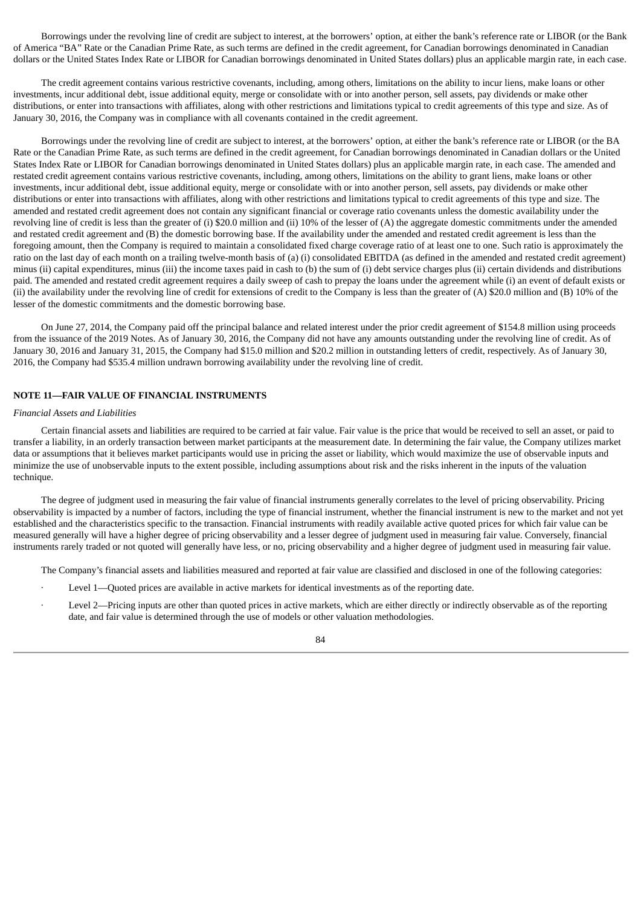Borrowings under the revolving line of credit are subject to interest, at the borrowers' option, at either the bank's reference rate or LIBOR (or the Bank of America "BA" Rate or the Canadian Prime Rate, as such terms are defined in the credit agreement, for Canadian borrowings denominated in Canadian dollars or the United States Index Rate or LIBOR for Canadian borrowings denominated in United States dollars) plus an applicable margin rate, in each case.

The credit agreement contains various restrictive covenants, including, among others, limitations on the ability to incur liens, make loans or other investments, incur additional debt, issue additional equity, merge or consolidate with or into another person, sell assets, pay dividends or make other distributions, or enter into transactions with affiliates, along with other restrictions and limitations typical to credit agreements of this type and size. As of January 30, 2016, the Company was in compliance with all covenants contained in the credit agreement.

Borrowings under the revolving line of credit are subject to interest, at the borrowers' option, at either the bank's reference rate or LIBOR (or the BA Rate or the Canadian Prime Rate, as such terms are defined in the credit agreement, for Canadian borrowings denominated in Canadian dollars or the United States Index Rate or LIBOR for Canadian borrowings denominated in United States dollars) plus an applicable margin rate, in each case. The amended and restated credit agreement contains various restrictive covenants, including, among others, limitations on the ability to grant liens, make loans or other investments, incur additional debt, issue additional equity, merge or consolidate with or into another person, sell assets, pay dividends or make other distributions or enter into transactions with affiliates, along with other restrictions and limitations typical to credit agreements of this type and size. The amended and restated credit agreement does not contain any significant financial or coverage ratio covenants unless the domestic availability under the revolving line of credit is less than the greater of (i) $20.0 million and (ii) 10% of the lesser of (A) the aggregate domestic commitments under the amended and restated credit agreement and (B) the domestic borrowing base. If the availability under the amended and restated credit agreement is less than the foregoing amount, then the Company is required to maintain a consolidated fixed charge coverage ratio of at least one to one. Such ratio is approximately the ratio on the last day of each month on a trailing twelve-month basis of (a) (i) consolidated EBITDA (as defined in the amended and restated credit agreement) minus (ii) capital expenditures, minus (iii) the income taxes paid in cash to (b) the sum of (i) debt service charges plus (ii) certain dividends and distributions paid. The amended and restated credit agreement requires a daily sweep of cash to prepay the loans under the agreement while (i) an event of default exists or (ii) the availability under the revolving line of credit for extensions of credit to the Company is less than the greater of (A) $20.0 million and (B) 10% of the lesser of the domestic commitments and the domestic borrowing base.

On June 27, 2014, the Company paid off the principal balance and related interest under the prior credit agreement of $154.8 million using proceeds from the issuance of the 2019 Notes. As of January 30, 2016, the Company did not have any amounts outstanding under the revolving line of credit. As of January 30, 2016 and January 31, 2015, the Company had $15.0 million and $20.2 million in outstanding letters of credit, respectively. As of January 30, 2016, the Company had $535.4 million undrawn borrowing availability under the revolving line of credit.

## NOTE 11—FAIR VALUE OF FINANCIAL INSTRUMENTS

*Financial Assets and Liabilities*

Certain financial assets and liabilities are required to be carried at fair value. Fair value is the price that would be received to sell an asset, or paid to transfer a liability, in an orderly transaction between market participants at the measurement date. In determining the fair value, the Company utilizes market data or assumptions that it believes market participants would use in pricing the asset or liability, which would maximize the use of observable inputs and minimize the use of unobservable inputs to the extent possible, including assumptions about risk and the risks inherent in the inputs of the valuation technique.

The degree of judgment used in measuring the fair value of financial instruments generally correlates to the level of pricing observability. Pricing observability is impacted by a number of factors, including the type of financial instrument, whether the financial instrument is new to the market and not yet established and the characteristics specific to the transaction. Financial instruments with readily available active quoted prices for which fair value can be measured generally will have a higher degree of pricing observability and a lesser degree of judgment used in measuring fair value. Conversely, financial instruments rarely traded or not quoted will generally have less, or no, pricing observability and a higher degree of judgment used in measuring fair value.

The Company's financial assets and liabilities measured and reported at fair value are classified and disclosed in one of the following categories:

- Level 1—Quoted prices are available in active markets for identical investments as of the reporting date.
- Level 2—Pricing inputs are other than quoted prices in active markets, which are either directly or indirectly observable as of the reporting date, and fair value is determined through the use of models or other valuation methodologies.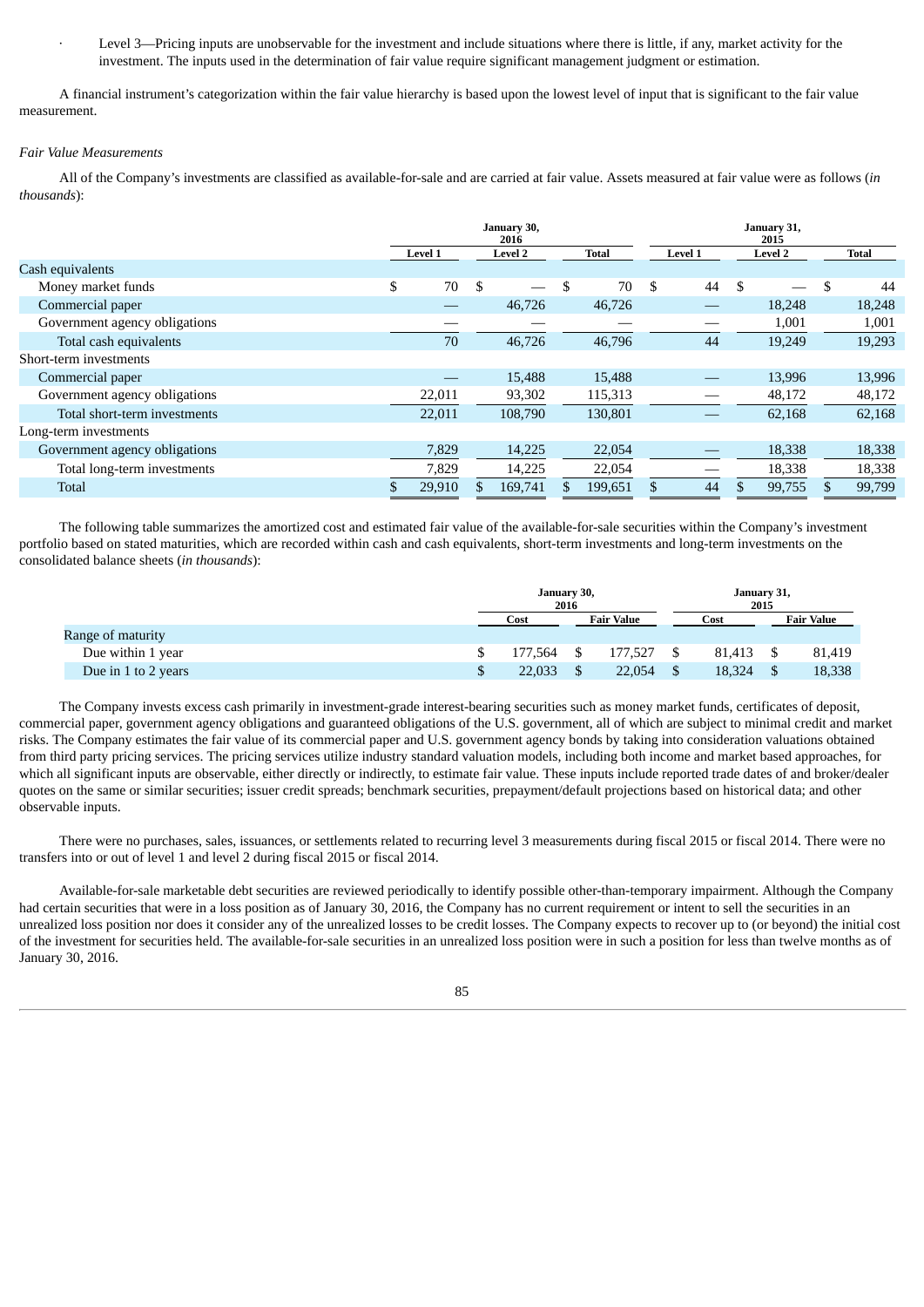- Level 3—Pricing inputs are unobservable for the investment and include situations where there is little, if any, market activity for the investment. The inputs used in the determination of fair value require significant management judgment or estimation.

A financial instrument's categorization within the fair value hierarchy is based upon the lowest level of input that is significant to the fair value measurement.

*Fair Value Measurements*

All of the Company's investments are classified as available-for-sale and are carried at fair value. Assets measured at fair value were as follows (*in thousands*):

| | January 30, 2016 | | | January 31, 2015 | | |
|---|---|---|---|---|---|---|
| | Level 1 | Level 2 | Total | Level 1 | Level 2 | Total |
| Cash equivalents | | | | | | |
| Money market funds | $ 70 | $ — | $ 70 | $ 44 | $ — | $ 44 |
| Commercial paper | — | 46,726 | 46,726 | — | 18,248 | 18,248 |
| Government agency obligations | — | — | — | — | 1,001 | 1,001 |
| Total cash equivalents | 70 | 46,726 | 46,796 | 44 | 19,249 | 19,293 |
| Short-term investments | | | | | | |
| Commercial paper | — | 15,488 | 15,488 | — | 13,996 | 13,996 |
| Government agency obligations | 22,011 | 93,302 | 115,313 | — | 48,172 | 48,172 |
| Total short-term investments | 22,011 | 108,790 | 130,801 | — | 62,168 | 62,168 |
| Long-term investments | | | | | | |
| Government agency obligations | 7,829 | 14,225 | 22,054 | — | 18,338 | 18,338 |
| Total long-term investments | 7,829 | 14,225 | 22,054 | — | 18,338 | 18,338 |
| Total | $ 29,910 | $ 169,741 | $ 199,651 | $ 44 | $ 99,755 | $ 99,799 |

The following table summarizes the amortized cost and estimated fair value of the available-for-sale securities within the Company's investment portfolio based on stated maturities, which are recorded within cash and cash equivalents, short-term investments and long-term investments on the consolidated balance sheets (*in thousands*):

| | January 30, 2016 | | January 31, 2015 | |
|---|---|---|---|---|
| | Cost | Fair Value | Cost | Fair Value |
| Range of maturity | | | | |
| Due within 1 year | $ 177,564 | $ 177,527 | $ 81,413 | $ 81,419 |
| Due in 1 to 2 years | $ 22,033 | $ 22,054 | $ 18,324 | $ 18,338 |

The Company invests excess cash primarily in investment-grade interest-bearing securities such as money market funds, certificates of deposit, commercial paper, government agency obligations and guaranteed obligations of the U.S. government, all of which are subject to minimal credit and market risks. The Company estimates the fair value of its commercial paper and U.S. government agency bonds by taking into consideration valuations obtained from third party pricing services. The pricing services utilize industry standard valuation models, including both income and market based approaches, for which all significant inputs are observable, either directly or indirectly, to estimate fair value. These inputs include reported trade dates of and broker/dealer quotes on the same or similar securities; issuer credit spreads; benchmark securities, prepayment/default projections based on historical data; and other observable inputs.

There were no purchases, sales, issuances, or settlements related to recurring level 3 measurements during fiscal 2015 or fiscal 2014. There were no transfers into or out of level 1 and level 2 during fiscal 2015 or fiscal 2014.

Available-for-sale marketable debt securities are reviewed periodically to identify possible other-than-temporary impairment. Although the Company had certain securities that were in a loss position as of January 30, 2016, the Company has no current requirement or intent to sell the securities in an unrealized loss position nor does it consider any of the unrealized losses to be credit losses. The Company expects to recover up to (or beyond) the initial cost of the investment for securities held. The available-for-sale securities in an unrealized loss position were in such a position for less than twelve months as of January 30, 2016.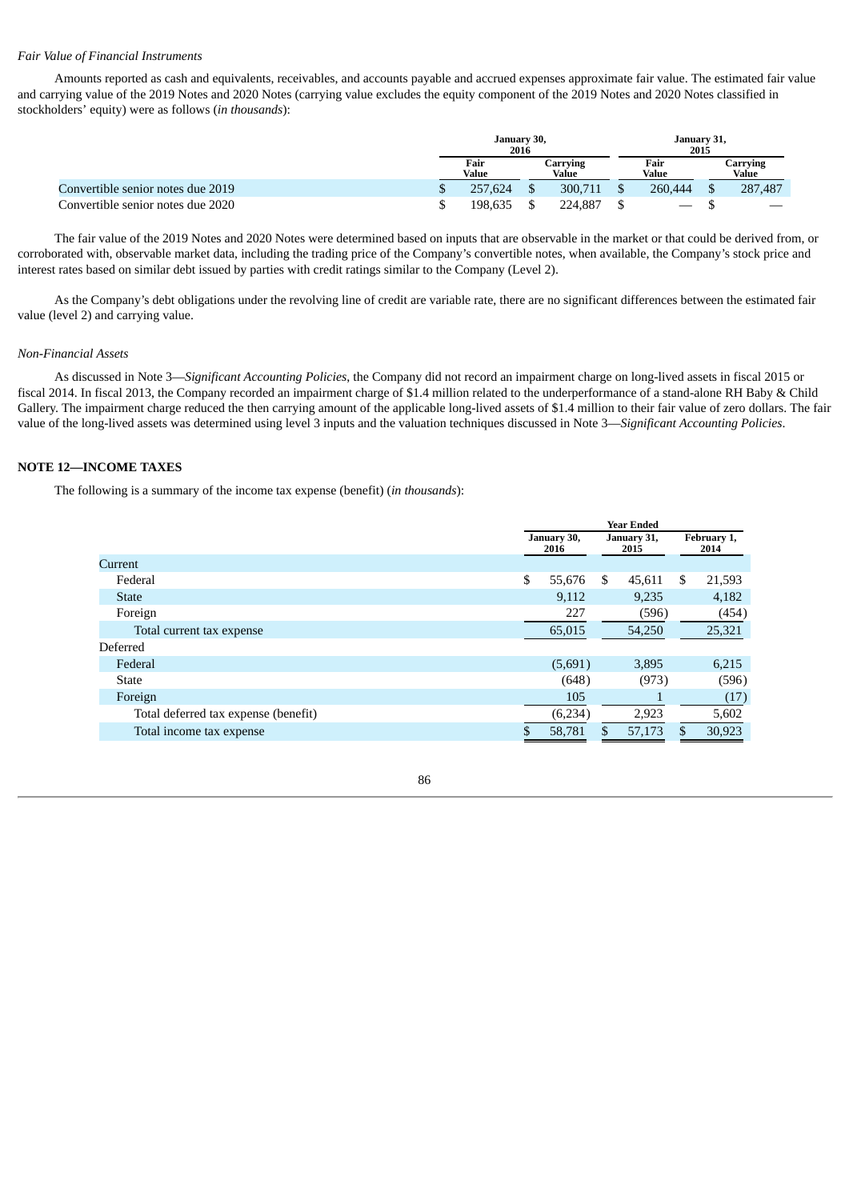*Fair Value of Financial Instruments*

Amounts reported as cash and equivalents, receivables, and accounts payable and accrued expenses approximate fair value. The estimated fair value and carrying value of the 2019 Notes and 2020 Notes (carrying value excludes the equity component of the 2019 Notes and 2020 Notes classified in stockholders' equity) were as follows (*in thousands*):

| | January 30, 2016 | | January 31, 2015 | |
|---|---|---|---|---|
| | Fair Value | Carrying Value | Fair Value | Carrying Value |
| Convertible senior notes due 2019 | $ 257,624 | $ 300,711 | $ 260,444 | $ 287,487 |
| Convertible senior notes due 2020 | $ 198,635 | $ 224,887 | $ — | $ — |

The fair value of the 2019 Notes and 2020 Notes were determined based on inputs that are observable in the market or that could be derived from, or corroborated with, observable market data, including the trading price of the Company's convertible notes, when available, the Company's stock price and interest rates based on similar debt issued by parties with credit ratings similar to the Company (Level 2).

As the Company's debt obligations under the revolving line of credit are variable rate, there are no significant differences between the estimated fair value (level 2) and carrying value.

*Non-Financial Assets*

As discussed in Note 3—*Significant Accounting Policies*, the Company did not record an impairment charge on long-lived assets in fiscal 2015 or fiscal 2014. In fiscal 2013, the Company recorded an impairment charge of $1.4 million related to the underperformance of a stand-alone RH Baby & Child Gallery. The impairment charge reduced the then carrying amount of the applicable long-lived assets of $1.4 million to their fair value of zero dollars. The fair value of the long-lived assets was determined using level 3 inputs and the valuation techniques discussed in Note 3—*Significant Accounting Policies*.

## NOTE 12—INCOME TAXES

The following is a summary of the income tax expense (benefit) (*in thousands*):

| | Year Ended | | |
|---|---|---|---|
| | January 30, 2016 | January 31, 2015 | February 1, 2014 |
| Current | | | |
| Federal | $ 55,676 | $ 45,611 | $ 21,593 |
| State | 9,112 | 9,235 | 4,182 |
| Foreign | 227 | (596) | (454) |
| Total current tax expense | 65,015 | 54,250 | 25,321 |
| Deferred | | | |
| Federal | (5,691) | 3,895 | 6,215 |
| State | (648) | (973) | (596) |
| Foreign | 105 | 1 | (17) |
| Total deferred tax expense (benefit) | (6,234) | 2,923 | 5,602 |
| Total income tax expense | $ 58,781 | $ 57,173 | $ 30,923 |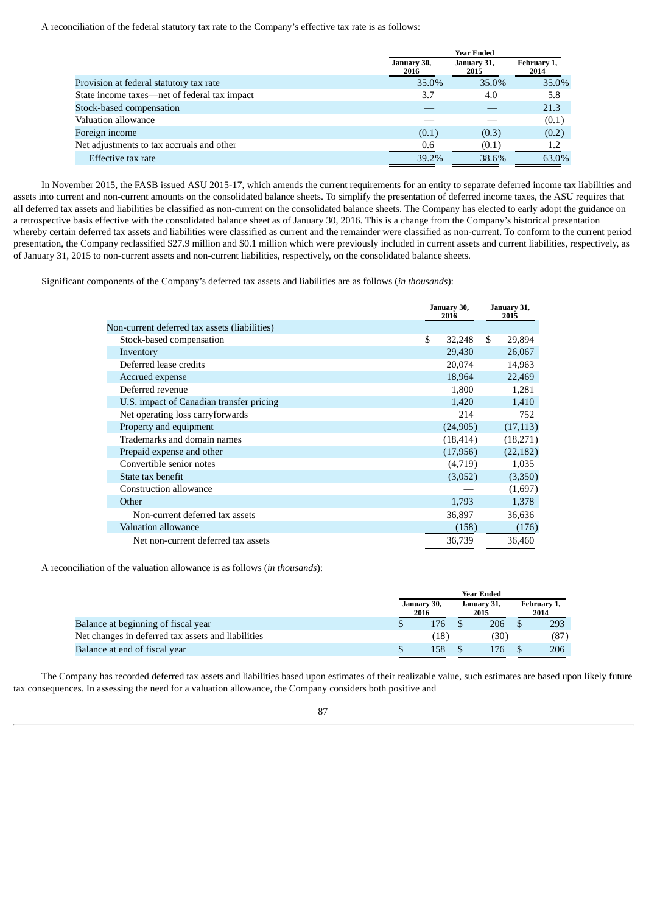A reconciliation of the federal statutory tax rate to the Company's effective tax rate is as follows:

| | Year Ended | | |
|---|---|---|---|
| | January 30, 2016 | January 31, 2015 | February 1, 2014 |
| Provision at federal statutory tax rate | 35.0% | 35.0% | 35.0% |
| State income taxes—net of federal tax impact | 3.7 | 4.0 | 5.8 |
| Stock-based compensation | — | — | 21.3 |
| Valuation allowance | — | — | (0.1) |
| Foreign income | (0.1) | (0.3) | (0.2) |
| Net adjustments to tax accruals and other | 0.6 | (0.1) | 1.2 |
| Effective tax rate | 39.2% | 38.6% | 63.0% |

In November 2015, the FASB issued ASU 2015-17, which amends the current requirements for an entity to separate deferred income tax liabilities and assets into current and non-current amounts on the consolidated balance sheets. To simplify the presentation of deferred income taxes, the ASU requires that all deferred tax assets and liabilities be classified as non-current on the consolidated balance sheets. The Company has elected to early adopt the guidance on a retrospective basis effective with the consolidated balance sheet as of January 30, 2016. This is a change from the Company's historical presentation whereby certain deferred tax assets and liabilities were classified as current and the remainder were classified as non-current. To conform to the current period presentation, the Company reclassified $27.9 million and $0.1 million which were previously included in current assets and current liabilities, respectively, as of January 31, 2015 to non-current assets and non-current liabilities, respectively, on the consolidated balance sheets.

Significant components of the Company's deferred tax assets and liabilities are as follows (*in thousands*):

| | January 30, 2016 | January 31, 2015 |
|---|---|---|
| Non-current deferred tax assets (liabilities) | | |
| Stock-based compensation | $ 32,248 | $ 29,894 |
| Inventory | 29,430 | 26,067 |
| Deferred lease credits | 20,074 | 14,963 |
| Accrued expense | 18,964 | 22,469 |
| Deferred revenue | 1,800 | 1,281 |
| U.S. impact of Canadian transfer pricing | 1,420 | 1,410 |
| Net operating loss carryforwards | 214 | 752 |
| Property and equipment | (24,905) | (17,113) |
| Trademarks and domain names | (18,414) | (18,271) |
| Prepaid expense and other | (17,956) | (22,182) |
| Convertible senior notes | (4,719) | 1,035 |
| State tax benefit | (3,052) | (3,350) |
| Construction allowance | — | (1,697) |
| Other | 1,793 | 1,378 |
| Non-current deferred tax assets | 36,897 | 36,636 |
| Valuation allowance | (158) | (176) |
| Net non-current deferred tax assets | 36,739 | 36,460 |

A reconciliation of the valuation allowance is as follows (*in thousands*):

| | Year Ended | | |
|---|---|---|---|
| | January 30, 2016 | January 31, 2015 | February 1, 2014 |
| Balance at beginning of fiscal year | $ 176 | $ 206 | $ 293 |
| Net changes in deferred tax assets and liabilities | (18) | (30) | (87) |
| Balance at end of fiscal year | $ 158 | $ 176 | $ 206 |

The Company has recorded deferred tax assets and liabilities based upon estimates of their realizable value, such estimates are based upon likely future tax consequences. In assessing the need for a valuation allowance, the Company considers both positive and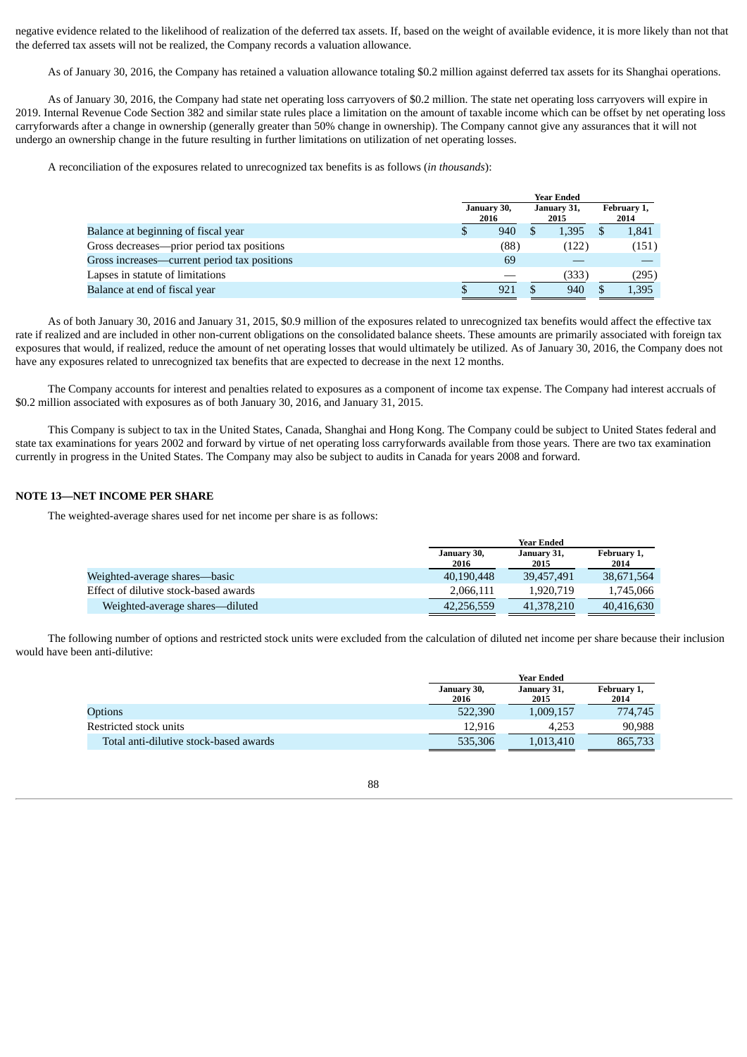negative evidence related to the likelihood of realization of the deferred tax assets. If, based on the weight of available evidence, it is more likely than not that the deferred tax assets will not be realized, the Company records a valuation allowance.

As of January 30, 2016, the Company has retained a valuation allowance totaling $0.2 million against deferred tax assets for its Shanghai operations.

As of January 30, 2016, the Company had state net operating loss carryovers of $0.2 million. The state net operating loss carryovers will expire in 2019. Internal Revenue Code Section 382 and similar state rules place a limitation on the amount of taxable income which can be offset by net operating loss carryforwards after a change in ownership (generally greater than 50% change in ownership). The Company cannot give any assurances that it will not undergo an ownership change in the future resulting in further limitations on utilization of net operating losses.

A reconciliation of the exposures related to unrecognized tax benefits is as follows (*in thousands*):

| | Year Ended | | |
|---|---|---|---|
| | January 30, 2016 | January 31, 2015 | February 1, 2014 |
| Balance at beginning of fiscal year | $ 940 | $ 1,395 | $ 1,841 |
| Gross decreases—prior period tax positions | (88) | (122) | (151) |
| Gross increases—current period tax positions | 69 | — | — |
| Lapses in statute of limitations | — | (333) | (295) |
| Balance at end of fiscal year | $ 921 | $ 940 | $ 1,395 |

As of both January 30, 2016 and January 31, 2015, $0.9 million of the exposures related to unrecognized tax benefits would affect the effective tax rate if realized and are included in other non-current obligations on the consolidated balance sheets. These amounts are primarily associated with foreign tax exposures that would, if realized, reduce the amount of net operating losses that would ultimately be utilized. As of January 30, 2016, the Company does not have any exposures related to unrecognized tax benefits that are expected to decrease in the next 12 months.

The Company accounts for interest and penalties related to exposures as a component of income tax expense. The Company had interest accruals of $0.2 million associated with exposures as of both January 30, 2016, and January 31, 2015.

This Company is subject to tax in the United States, Canada, Shanghai and Hong Kong. The Company could be subject to United States federal and state tax examinations for years 2002 and forward by virtue of net operating loss carryforwards available from those years. There are two tax examination currently in progress in the United States. The Company may also be subject to audits in Canada for years 2008 and forward.

## NOTE 13—NET INCOME PER SHARE

The weighted-average shares used for net income per share is as follows:

| | Year Ended | | |
|---|---|---|---|
| | January 30, 2016 | January 31, 2015 | February 1, 2014 |
| Weighted-average shares—basic | 40,190,448 | 39,457,491 | 38,671,564 |
| Effect of dilutive stock-based awards | 2,066,111 | 1,920,719 | 1,745,066 |
| Weighted-average shares—diluted | 42,256,559 | 41,378,210 | 40,416,630 |

The following number of options and restricted stock units were excluded from the calculation of diluted net income per share because their inclusion would have been anti-dilutive:

| | Year Ended | | |
|---|---|---|---|
| | January 30, 2016 | January 31, 2015 | February 1, 2014 |
| Options | 522,390 | 1,009,157 | 774,745 |
| Restricted stock units | 12,916 | 4,253 | 90,988 |
| Total anti-dilutive stock-based awards | 535,306 | 1,013,410 | 865,733 |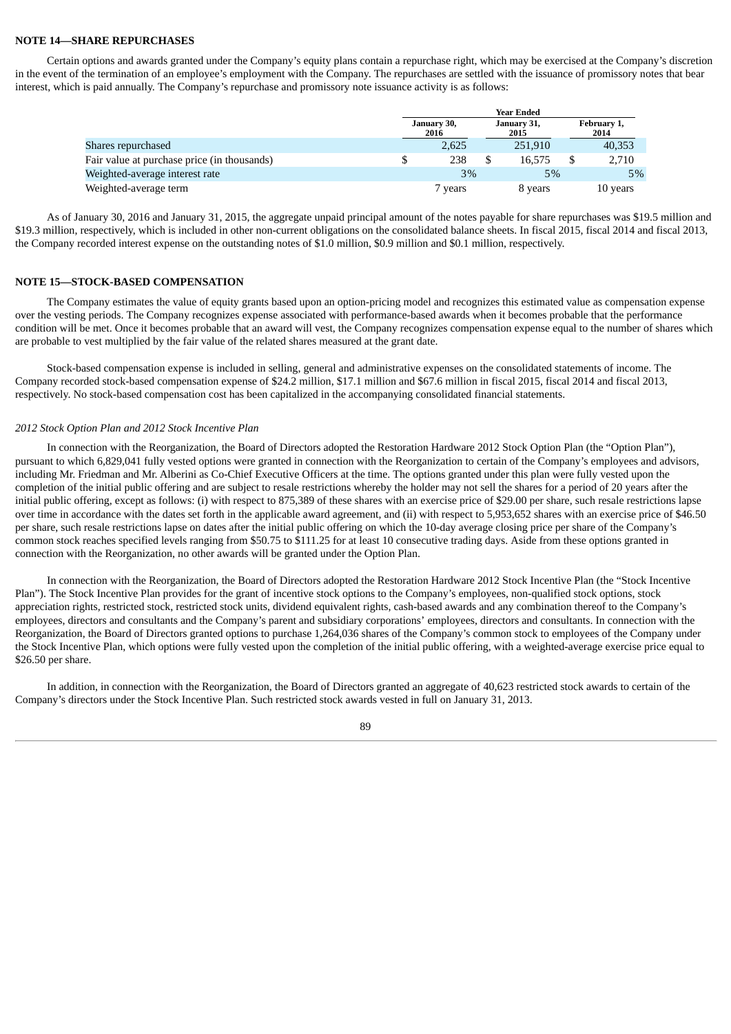**NOTE 14—SHARE REPURCHASES**

Certain options and awards granted under the Company's equity plans contain a repurchase right, which may be exercised at the Company's discretion in the event of the termination of an employee's employment with the Company. The repurchases are settled with the issuance of promissory notes that bear interest, which is paid annually. The Company's repurchase and promissory note issuance activity is as follows:

| | Year Ended | | |
|---|---|---|---|
| | January 30, 2016 | January 31, 2015 | February 1, 2014 |
| Shares repurchased | 2,625 | 251,910 | 40,353 |
| Fair value at purchase price (in thousands) | $ 238 | $ 16,575 | $ 2,710 |
| Weighted-average interest rate | 3% | 5% | 5% |
| Weighted-average term | 7 years | 8 years | 10 years |

As of January 30, 2016 and January 31, 2015, the aggregate unpaid principal amount of the notes payable for share repurchases was $19.5 million and $19.3 million, respectively, which is included in other non-current obligations on the consolidated balance sheets. In fiscal 2015, fiscal 2014 and fiscal 2013, the Company recorded interest expense on the outstanding notes of $1.0 million, $0.9 million and $0.1 million, respectively.

**NOTE 15—STOCK-BASED COMPENSATION**

The Company estimates the value of equity grants based upon an option-pricing model and recognizes this estimated value as compensation expense over the vesting periods. The Company recognizes expense associated with performance-based awards when it becomes probable that the performance condition will be met. Once it becomes probable that an award will vest, the Company recognizes compensation expense equal to the number of shares which are probable to vest multiplied by the fair value of the related shares measured at the grant date.

Stock-based compensation expense is included in selling, general and administrative expenses on the consolidated statements of income. The Company recorded stock-based compensation expense of $24.2 million, $17.1 million and $67.6 million in fiscal 2015, fiscal 2014 and fiscal 2013, respectively. No stock-based compensation cost has been capitalized in the accompanying consolidated financial statements.

*2012 Stock Option Plan and 2012 Stock Incentive Plan*

In connection with the Reorganization, the Board of Directors adopted the Restoration Hardware 2012 Stock Option Plan (the "Option Plan"), pursuant to which 6,829,041 fully vested options were granted in connection with the Reorganization to certain of the Company's employees and advisors, including Mr. Friedman and Mr. Alberini as Co-Chief Executive Officers at the time. The options granted under this plan were fully vested upon the completion of the initial public offering and are subject to resale restrictions whereby the holder may not sell the shares for a period of 20 years after the initial public offering, except as follows: (i) with respect to 875,389 of these shares with an exercise price of $29.00 per share, such resale restrictions lapse over time in accordance with the dates set forth in the applicable award agreement, and (ii) with respect to 5,953,652 shares with an exercise price of $46.50 per share, such resale restrictions lapse on dates after the initial public offering on which the 10-day average closing price per share of the Company's common stock reaches specified levels ranging from $50.75 to $111.25 for at least 10 consecutive trading days. Aside from these options granted in connection with the Reorganization, no other awards will be granted under the Option Plan.

In connection with the Reorganization, the Board of Directors adopted the Restoration Hardware 2012 Stock Incentive Plan (the "Stock Incentive Plan"). The Stock Incentive Plan provides for the grant of incentive stock options to the Company's employees, non-qualified stock options, stock appreciation rights, restricted stock, restricted stock units, dividend equivalent rights, cash-based awards and any combination thereof to the Company's employees, directors and consultants and the Company's parent and subsidiary corporations' employees, directors and consultants. In connection with the Reorganization, the Board of Directors granted options to purchase 1,264,036 shares of the Company's common stock to employees of the Company under the Stock Incentive Plan, which options were fully vested upon the completion of the initial public offering, with a weighted-average exercise price equal to $26.50 per share.

In addition, in connection with the Reorganization, the Board of Directors granted an aggregate of 40,623 restricted stock awards to certain of the Company's directors under the Stock Incentive Plan. Such restricted stock awards vested in full on January 31, 2013.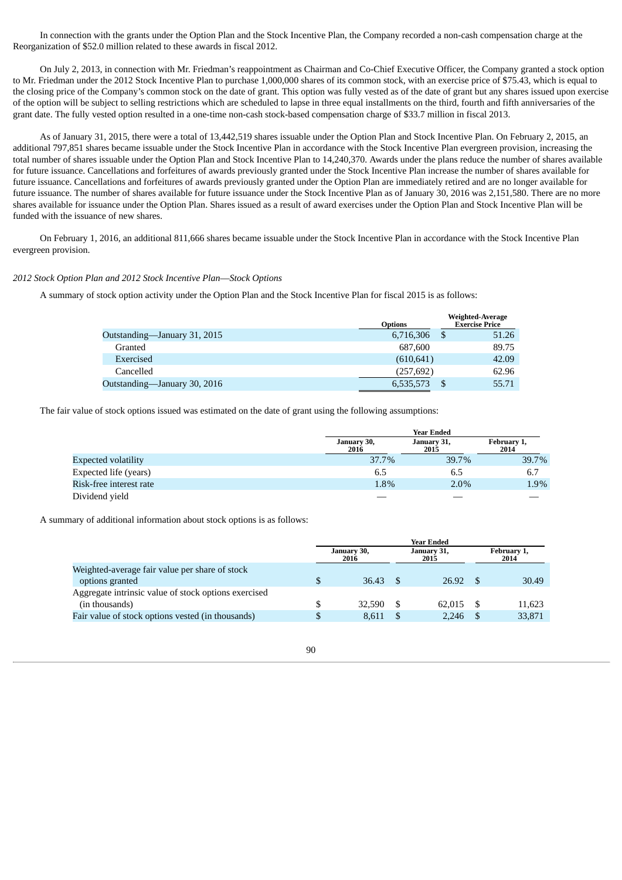In connection with the grants under the Option Plan and the Stock Incentive Plan, the Company recorded a non-cash compensation charge at the Reorganization of $52.0 million related to these awards in fiscal 2012.

On July 2, 2013, in connection with Mr. Friedman's reappointment as Chairman and Co-Chief Executive Officer, the Company granted a stock option to Mr. Friedman under the 2012 Stock Incentive Plan to purchase 1,000,000 shares of its common stock, with an exercise price of $75.43, which is equal to the closing price of the Company's common stock on the date of grant. This option was fully vested as of the date of grant but any shares issued upon exercise of the option will be subject to selling restrictions which are scheduled to lapse in three equal installments on the third, fourth and fifth anniversaries of the grant date. The fully vested option resulted in a one-time non-cash stock-based compensation charge of $33.7 million in fiscal 2013.

As of January 31, 2015, there were a total of 13,442,519 shares issuable under the Option Plan and Stock Incentive Plan. On February 2, 2015, an additional 797,851 shares became issuable under the Stock Incentive Plan in accordance with the Stock Incentive Plan evergreen provision, increasing the total number of shares issuable under the Option Plan and Stock Incentive Plan to 14,240,370. Awards under the plans reduce the number of shares available for future issuance. Cancellations and forfeitures of awards previously granted under the Stock Incentive Plan increase the number of shares available for future issuance. Cancellations and forfeitures of awards previously granted under the Option Plan are immediately retired and are no longer available for future issuance. The number of shares available for future issuance under the Stock Incentive Plan as of January 30, 2016 was 2,151,580. There are no more shares available for issuance under the Option Plan. Shares issued as a result of award exercises under the Option Plan and Stock Incentive Plan will be funded with the issuance of new shares.

On February 1, 2016, an additional 811,666 shares became issuable under the Stock Incentive Plan in accordance with the Stock Incentive Plan evergreen provision.

*2012 Stock Option Plan and 2012 Stock Incentive Plan—Stock Options*

A summary of stock option activity under the Option Plan and the Stock Incentive Plan for fiscal 2015 is as follows:

| | Options | Weighted-Average Exercise Price |
|---|---|---|
| Outstanding—January 31, 2015 | 6,716,306 | $ 51.26 |
| Granted | 687,600 | 89.75 |
| Exercised | (610,641) | 42.09 |
| Cancelled | (257,692) | 62.96 |
| Outstanding—January 30, 2016 | 6,535,573 | $ 55.71 |

The fair value of stock options issued was estimated on the date of grant using the following assumptions:

| | Year Ended | | |
|---|---|---|---|
| | January 30, 2016 | January 31, 2015 | February 1, 2014 |
| Expected volatility | 37.7% | 39.7% | 39.7% |
| Expected life (years) | 6.5 | 6.5 | 6.7 |
| Risk-free interest rate | 1.8% | 2.0% | 1.9% |
| Dividend yield | — | — | — |

A summary of additional information about stock options is as follows:

| | Year Ended | | |
|---|---|---|---|
| | January 30, 2016 | January 31, 2015 | February 1, 2014 |
| Weighted-average fair value per share of stock options granted | $ 36.43 | $ 26.92 | $ 30.49 |
| Aggregate intrinsic value of stock options exercised (in thousands) | $ 32,590 | $ 62,015 | $ 11,623 |
| Fair value of stock options vested (in thousands) | $ 8,611 | $ 2,246 | $ 33,871 |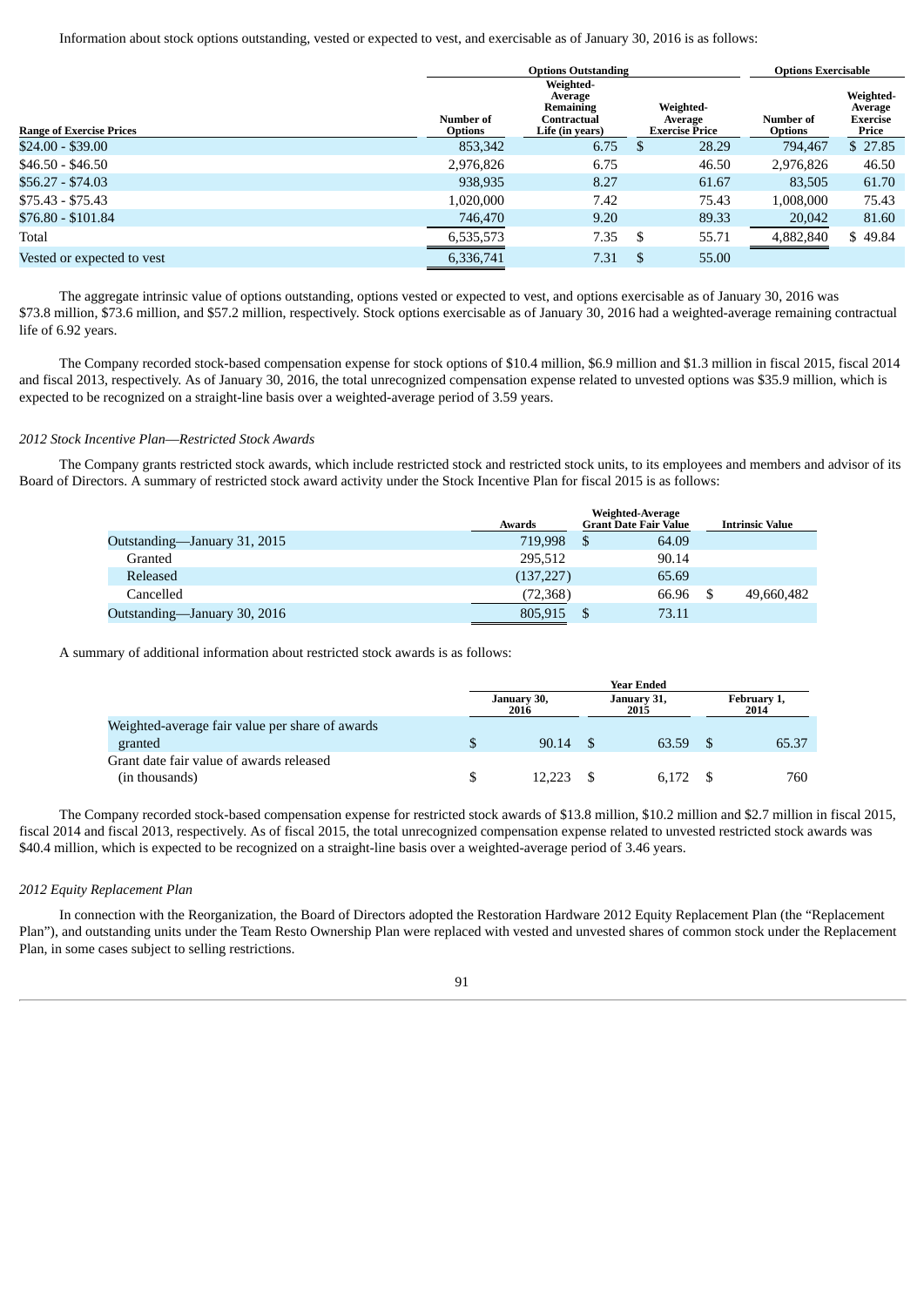Information about stock options outstanding, vested or expected to vest, and exercisable as of January 30, 2016 is as follows:

| | Options Outstanding | | | Options Exercisable | |
|---|---|---|---|---|---|
| Range of Exercise Prices | Number of Options | Weighted-Average Remaining Contractual Life (in years) | Weighted-Average Exercise Price | Number of Options | Weighted-Average Exercise Price |
| $24.00 - $39.00 | 853,342 | 6.75 | $ 28.29 | 794,467 | $ 27.85 |
| $46.50 - $46.50 | 2,976,826 | 6.75 | 46.50 | 2,976,826 | 46.50 |
| $56.27 - $74.03 | 938,935 | 8.27 | 61.67 | 83,505 | 61.70 |
| $75.43 - $75.43 | 1,020,000 | 7.42 | 75.43 | 1,008,000 | 75.43 |
| $76.80 - $101.84 | 746,470 | 9.20 | 89.33 | 20,042 | 81.60 |
| Total | 6,535,573 | 7.35 | $ 55.71 | 4,882,840 | $ 49.84 |
| Vested or expected to vest | 6,336,741 | 7.31 | $ 55.00 | | |

The aggregate intrinsic value of options outstanding, options vested or expected to vest, and options exercisable as of January 30, 2016 was $73.8 million, $73.6 million, and $57.2 million, respectively. Stock options exercisable as of January 30, 2016 had a weighted-average remaining contractual life of 6.92 years.

The Company recorded stock-based compensation expense for stock options of $10.4 million, $6.9 million and $1.3 million in fiscal 2015, fiscal 2014 and fiscal 2013, respectively. As of January 30, 2016, the total unrecognized compensation expense related to unvested options was $35.9 million, which is expected to be recognized on a straight-line basis over a weighted-average period of 3.59 years.

*2012 Stock Incentive Plan—Restricted Stock Awards*

The Company grants restricted stock awards, which include restricted stock and restricted stock units, to its employees and members and advisor of its Board of Directors. A summary of restricted stock award activity under the Stock Incentive Plan for fiscal 2015 is as follows:

| | Awards | Weighted-Average Grant Date Fair Value | Intrinsic Value |
|---|---|---|---|
| Outstanding—January 31, 2015 | 719,998 | $ 64.09 | |
| Granted | 295,512 | 90.14 | |
| Released | (137,227) | 65.69 | |
| Cancelled | (72,368) | 66.96 | $ 49,660,482 |
| Outstanding—January 30, 2016 | 805,915 | $ 73.11 | |

A summary of additional information about restricted stock awards is as follows:

| | Year Ended | | |
|---|---|---|---|
| | January 30, 2016 | January 31, 2015 | February 1, 2014 |
| Weighted-average fair value per share of awards granted | $ 90.14 | $ 63.59 | $ 65.37 |
| Grant date fair value of awards released (in thousands) | $ 12,223 | $ 6,172 | $ 760 |

The Company recorded stock-based compensation expense for restricted stock awards of $13.8 million, $10.2 million and $2.7 million in fiscal 2015, fiscal 2014 and fiscal 2013, respectively. As of fiscal 2015, the total unrecognized compensation expense related to unvested restricted stock awards was $40.4 million, which is expected to be recognized on a straight-line basis over a weighted-average period of 3.46 years.

*2012 Equity Replacement Plan*

In connection with the Reorganization, the Board of Directors adopted the Restoration Hardware 2012 Equity Replacement Plan (the "Replacement Plan"), and outstanding units under the Team Resto Ownership Plan were replaced with vested and unvested shares of common stock under the Replacement Plan, in some cases subject to selling restrictions.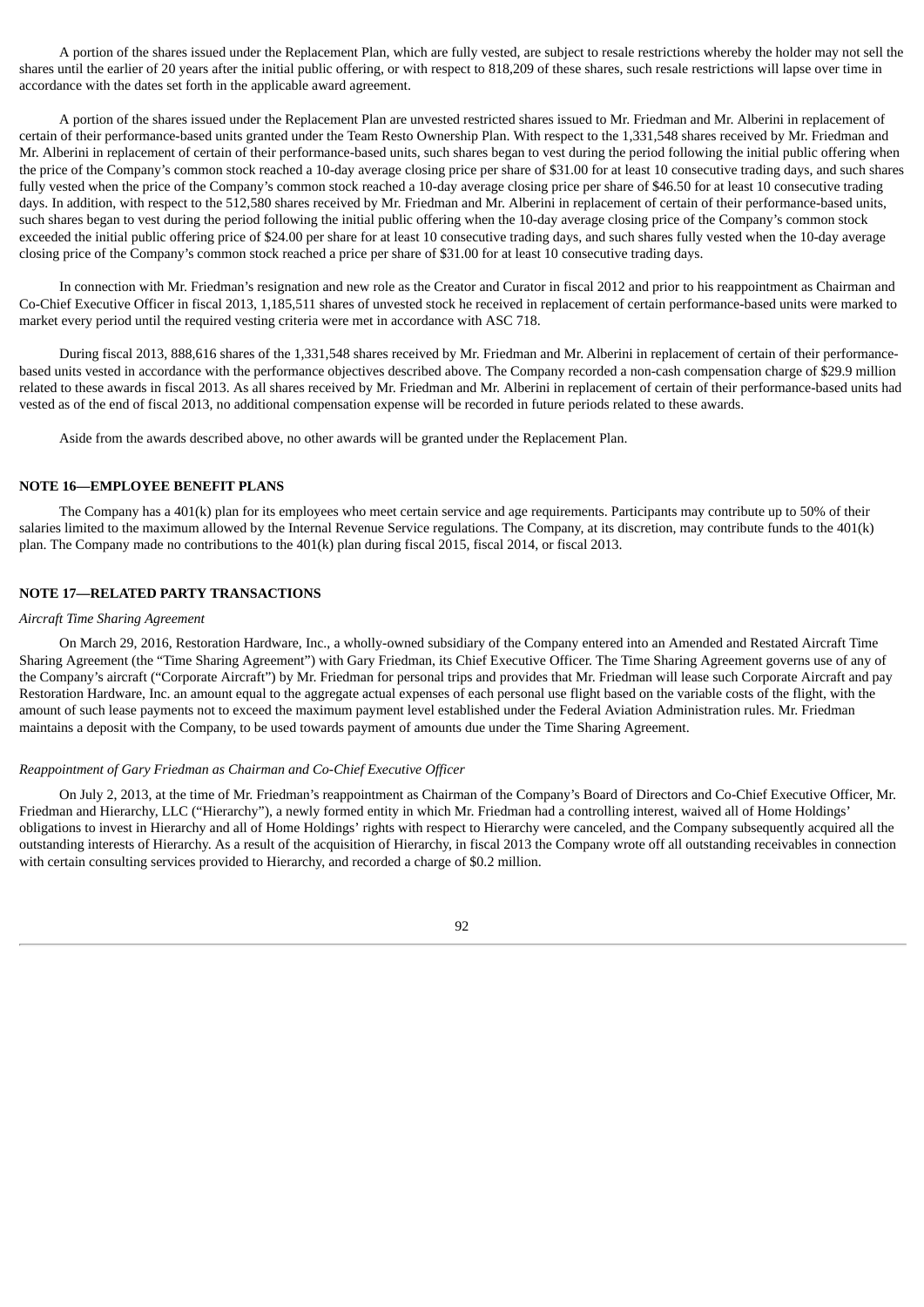A portion of the shares issued under the Replacement Plan, which are fully vested, are subject to resale restrictions whereby the holder may not sell the shares until the earlier of 20 years after the initial public offering, or with respect to 818,209 of these shares, such resale restrictions will lapse over time in accordance with the dates set forth in the applicable award agreement.

A portion of the shares issued under the Replacement Plan are unvested restricted shares issued to Mr. Friedman and Mr. Alberini in replacement of certain of their performance-based units granted under the Team Resto Ownership Plan. With respect to the 1,331,548 shares received by Mr. Friedman and Mr. Alberini in replacement of certain of their performance-based units, such shares began to vest during the period following the initial public offering when the price of the Company's common stock reached a 10-day average closing price per share of $31.00 for at least 10 consecutive trading days, and such shares fully vested when the price of the Company's common stock reached a 10-day average closing price per share of $46.50 for at least 10 consecutive trading days. In addition, with respect to the 512,580 shares received by Mr. Friedman and Mr. Alberini in replacement of certain of their performance-based units, such shares began to vest during the period following the initial public offering when the 10-day average closing price of the Company's common stock exceeded the initial public offering price of $24.00 per share for at least 10 consecutive trading days, and such shares fully vested when the 10-day average closing price of the Company's common stock reached a price per share of $31.00 for at least 10 consecutive trading days.

In connection with Mr. Friedman's resignation and new role as the Creator and Curator in fiscal 2012 and prior to his reappointment as Chairman and Co-Chief Executive Officer in fiscal 2013, 1,185,511 shares of unvested stock he received in replacement of certain performance-based units were marked to market every period until the required vesting criteria were met in accordance with ASC 718.

During fiscal 2013, 888,616 shares of the 1,331,548 shares received by Mr. Friedman and Mr. Alberini in replacement of certain of their performance-based units vested in accordance with the performance objectives described above. The Company recorded a non-cash compensation charge of $29.9 million related to these awards in fiscal 2013. As all shares received by Mr. Friedman and Mr. Alberini in replacement of certain of their performance-based units had vested as of the end of fiscal 2013, no additional compensation expense will be recorded in future periods related to these awards.

Aside from the awards described above, no other awards will be granted under the Replacement Plan.

## NOTE 16—EMPLOYEE BENEFIT PLANS

The Company has a 401(k) plan for its employees who meet certain service and age requirements. Participants may contribute up to 50% of their salaries limited to the maximum allowed by the Internal Revenue Service regulations. The Company, at its discretion, may contribute funds to the 401(k) plan. The Company made no contributions to the 401(k) plan during fiscal 2015, fiscal 2014, or fiscal 2013.

## NOTE 17—RELATED PARTY TRANSACTIONS

*Aircraft Time Sharing Agreement*

On March 29, 2016, Restoration Hardware, Inc., a wholly-owned subsidiary of the Company entered into an Amended and Restated Aircraft Time Sharing Agreement (the "Time Sharing Agreement") with Gary Friedman, its Chief Executive Officer. The Time Sharing Agreement governs use of any of the Company's aircraft ("Corporate Aircraft") by Mr. Friedman for personal trips and provides that Mr. Friedman will lease such Corporate Aircraft and pay Restoration Hardware, Inc. an amount equal to the aggregate actual expenses of each personal use flight based on the variable costs of the flight, with the amount of such lease payments not to exceed the maximum payment level established under the Federal Aviation Administration rules. Mr. Friedman maintains a deposit with the Company, to be used towards payment of amounts due under the Time Sharing Agreement.

*Reappointment of Gary Friedman as Chairman and Co-Chief Executive Officer*

On July 2, 2013, at the time of Mr. Friedman's reappointment as Chairman of the Company's Board of Directors and Co-Chief Executive Officer, Mr. Friedman and Hierarchy, LLC ("Hierarchy"), a newly formed entity in which Mr. Friedman had a controlling interest, waived all of Home Holdings' obligations to invest in Hierarchy and all of Home Holdings' rights with respect to Hierarchy were canceled, and the Company subsequently acquired all the outstanding interests of Hierarchy. As a result of the acquisition of Hierarchy, in fiscal 2013 the Company wrote off all outstanding receivables in connection with certain consulting services provided to Hierarchy, and recorded a charge of $0.2 million.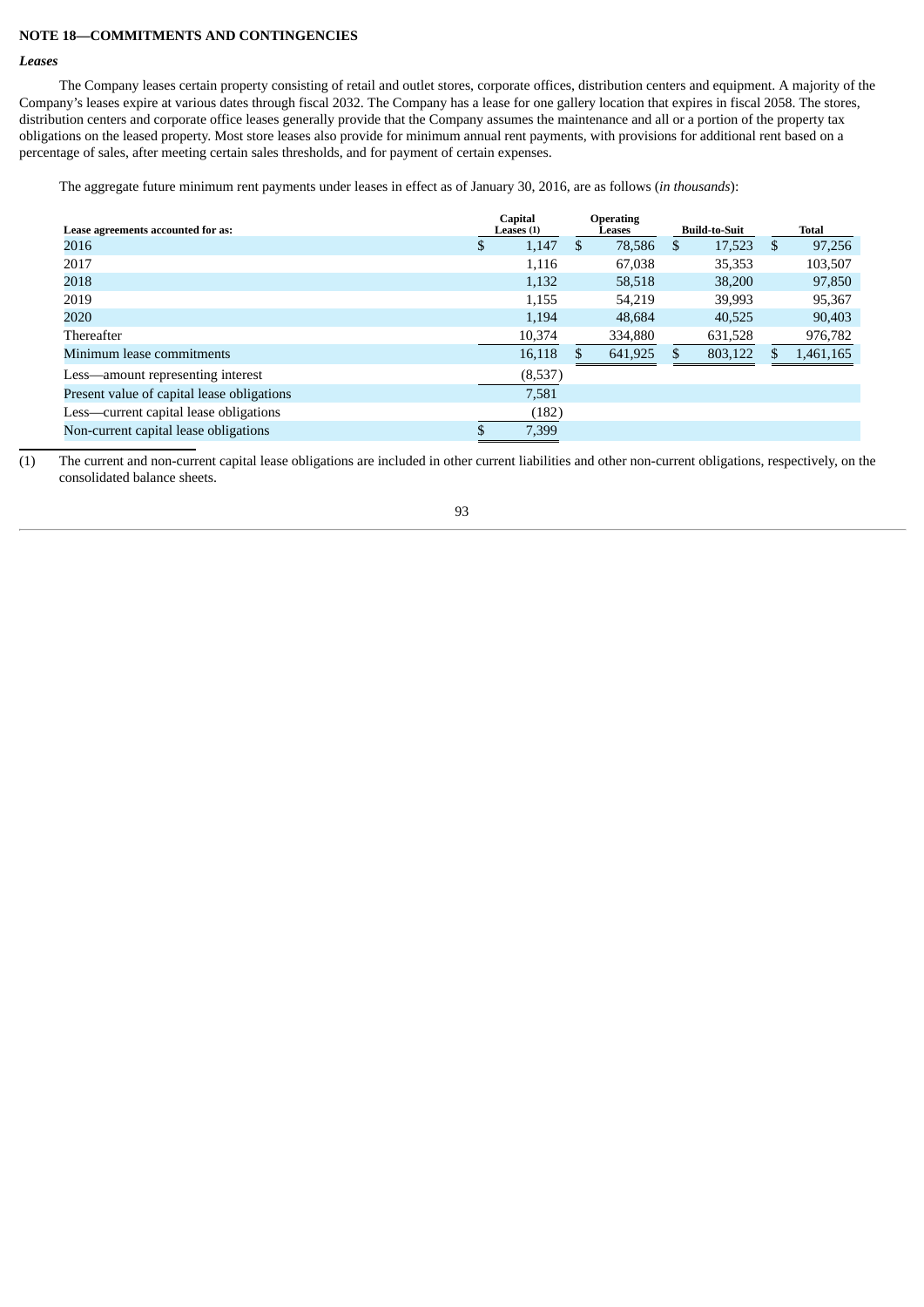**NOTE 18—COMMITMENTS AND CONTINGENCIES**

***Leases***

The Company leases certain property consisting of retail and outlet stores, corporate offices, distribution centers and equipment. A majority of the Company's leases expire at various dates through fiscal 2032. The Company has a lease for one gallery location that expires in fiscal 2058. The stores, distribution centers and corporate office leases generally provide that the Company assumes the maintenance and all or a portion of the property tax obligations on the leased property. Most store leases also provide for minimum annual rent payments, with provisions for additional rent based on a percentage of sales, after meeting certain sales thresholds, and for payment of certain expenses.

The aggregate future minimum rent payments under leases in effect as of January 30, 2016, are as follows (*in thousands*):

| Lease agreements accounted for as: | Capital Leases (1) | Operating Leases | Build-to-Suit | Total |
|---|---|---|---|---|
| 2016 | $ 1,147 | $ 78,586 | $ 17,523 | $ 97,256 |
| 2017 | 1,116 | 67,038 | 35,353 | 103,507 |
| 2018 | 1,132 | 58,518 | 38,200 | 97,850 |
| 2019 | 1,155 | 54,219 | 39,993 | 95,367 |
| 2020 | 1,194 | 48,684 | 40,525 | 90,403 |
| Thereafter | 10,374 | 334,880 | 631,528 | 976,782 |
| Minimum lease commitments | 16,118 | $ 641,925 | $ 803,122 | $ 1,461,165 |
| Less—amount representing interest | (8,537) | | | |
| Present value of capital lease obligations | 7,581 | | | |
| Less—current capital lease obligations | (182) | | | |
| Non-current capital lease obligations | $ 7,399 | | | |

(1) The current and non-current capital lease obligations are included in other current liabilities and other non-current obligations, respectively, on the consolidated balance sheets.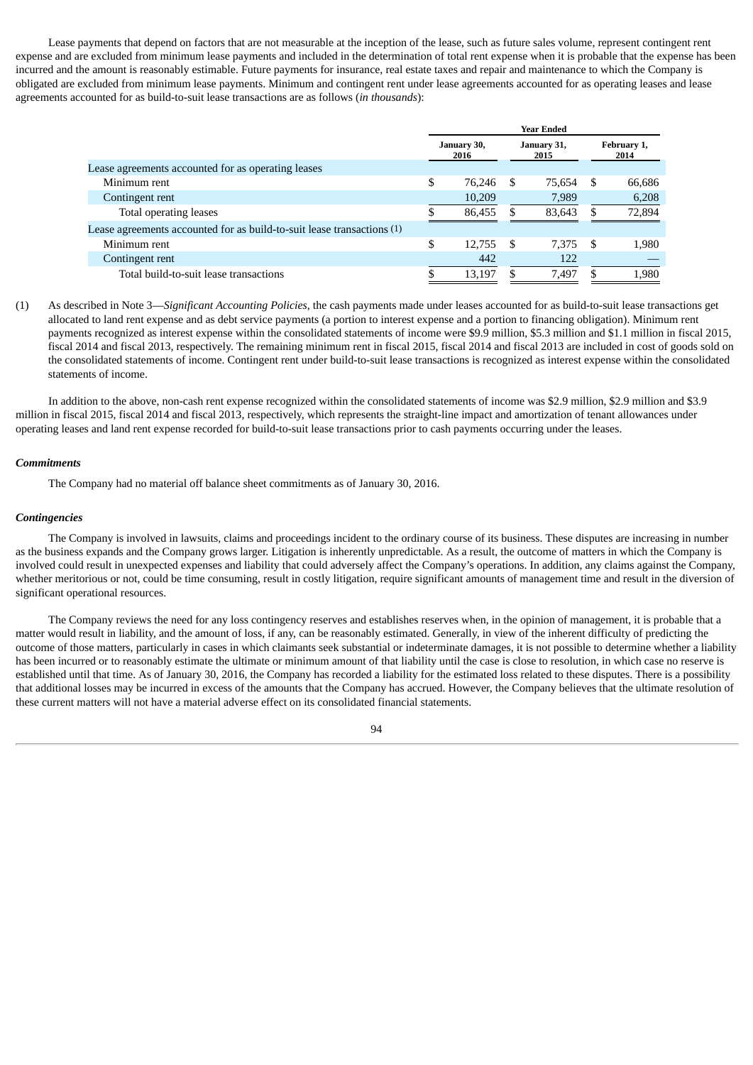Lease payments that depend on factors that are not measurable at the inception of the lease, such as future sales volume, represent contingent rent expense and are excluded from minimum lease payments and included in the determination of total rent expense when it is probable that the expense has been incurred and the amount is reasonably estimable. Future payments for insurance, real estate taxes and repair and maintenance to which the Company is obligated are excluded from minimum lease payments. Minimum and contingent rent under lease agreements accounted for as operating leases and lease agreements accounted for as build-to-suit lease transactions are as follows (*in thousands*):

| | Year Ended | | |
|---|---|---|---|
| | January 30, 2016 | January 31, 2015 | February 1, 2014 |
| Lease agreements accounted for as operating leases | | | |
| Minimum rent | $ 76,246 | $ 75,654 | $ 66,686 |
| Contingent rent | 10,209 | 7,989 | 6,208 |
| Total operating leases | $ 86,455 | $ 83,643 | $ 72,894 |
| Lease agreements accounted for as build-to-suit lease transactions (1) | | | |
| Minimum rent | $ 12,755 | $ 7,375 | $ 1,980 |
| Contingent rent | 442 | 122 | — |
| Total build-to-suit lease transactions | $ 13,197 | $ 7,497 | $ 1,980 |

(1) As described in Note 3—*Significant Accounting Policies*, the cash payments made under leases accounted for as build-to-suit lease transactions get allocated to land rent expense and as debt service payments (a portion to interest expense and a portion to financing obligation). Minimum rent payments recognized as interest expense within the consolidated statements of income were $9.9 million, $5.3 million and $1.1 million in fiscal 2015, fiscal 2014 and fiscal 2013, respectively. The remaining minimum rent in fiscal 2015, fiscal 2014 and fiscal 2013 are included in cost of goods sold on the consolidated statements of income. Contingent rent under build-to-suit lease transactions is recognized as interest expense within the consolidated statements of income.

In addition to the above, non-cash rent expense recognized within the consolidated statements of income was $2.9 million, $2.9 million and $3.9 million in fiscal 2015, fiscal 2014 and fiscal 2013, respectively, which represents the straight-line impact and amortization of tenant allowances under operating leases and land rent expense recorded for build-to-suit lease transactions prior to cash payments occurring under the leases.

***Commitments***

The Company had no material off balance sheet commitments as of January 30, 2016.

***Contingencies***

The Company is involved in lawsuits, claims and proceedings incident to the ordinary course of its business. These disputes are increasing in number as the business expands and the Company grows larger. Litigation is inherently unpredictable. As a result, the outcome of matters in which the Company is involved could result in unexpected expenses and liability that could adversely affect the Company's operations. In addition, any claims against the Company, whether meritorious or not, could be time consuming, result in costly litigation, require significant amounts of management time and result in the diversion of significant operational resources.

The Company reviews the need for any loss contingency reserves and establishes reserves when, in the opinion of management, it is probable that a matter would result in liability, and the amount of loss, if any, can be reasonably estimated. Generally, in view of the inherent difficulty of predicting the outcome of those matters, particularly in cases in which claimants seek substantial or indeterminate damages, it is not possible to determine whether a liability has been incurred or to reasonably estimate the ultimate or minimum amount of that liability until the case is close to resolution, in which case no reserve is established until that time. As of January 30, 2016, the Company has recorded a liability for the estimated loss related to these disputes. There is a possibility that additional losses may be incurred in excess of the amounts that the Company has accrued. However, the Company believes that the ultimate resolution of these current matters will not have a material adverse effect on its consolidated financial statements.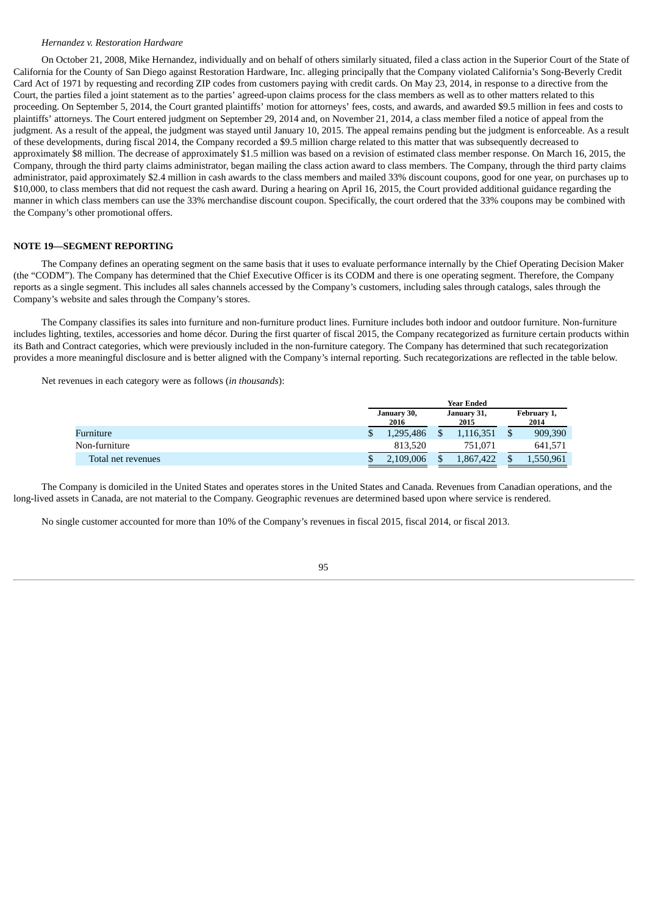*Hernandez v. Restoration Hardware*

On October 21, 2008, Mike Hernandez, individually and on behalf of others similarly situated, filed a class action in the Superior Court of the State of California for the County of San Diego against Restoration Hardware, Inc. alleging principally that the Company violated California's Song-Beverly Credit Card Act of 1971 by requesting and recording ZIP codes from customers paying with credit cards. On May 23, 2014, in response to a directive from the Court, the parties filed a joint statement as to the parties' agreed-upon claims process for the class members as well as to other matters related to this proceeding. On September 5, 2014, the Court granted plaintiffs' motion for attorneys' fees, costs, and awards, and awarded $9.5 million in fees and costs to plaintiffs' attorneys. The Court entered judgment on September 29, 2014 and, on November 21, 2014, a class member filed a notice of appeal from the judgment. As a result of the appeal, the judgment was stayed until January 10, 2015. The appeal remains pending but the judgment is enforceable. As a result of these developments, during fiscal 2014, the Company recorded a $9.5 million charge related to this matter that was subsequently decreased to approximately $8 million. The decrease of approximately $1.5 million was based on a revision of estimated class member response. On March 16, 2015, the Company, through the third party claims administrator, began mailing the class action award to class members. The Company, through the third party claims administrator, paid approximately $2.4 million in cash awards to the class members and mailed 33% discount coupons, good for one year, on purchases up to $10,000, to class members that did not request the cash award. During a hearing on April 16, 2015, the Court provided additional guidance regarding the manner in which class members can use the 33% merchandise discount coupon. Specifically, the court ordered that the 33% coupons may be combined with the Company's other promotional offers.

## NOTE 19—SEGMENT REPORTING

The Company defines an operating segment on the same basis that it uses to evaluate performance internally by the Chief Operating Decision Maker (the "CODM"). The Company has determined that the Chief Executive Officer is its CODM and there is one operating segment. Therefore, the Company reports as a single segment. This includes all sales channels accessed by the Company's customers, including sales through catalogs, sales through the Company's website and sales through the Company's stores.

The Company classifies its sales into furniture and non-furniture product lines. Furniture includes both indoor and outdoor furniture. Non-furniture includes lighting, textiles, accessories and home décor. During the first quarter of fiscal 2015, the Company recategorized as furniture certain products within its Bath and Contract categories, which were previously included in the non-furniture category. The Company has determined that such recategorization provides a more meaningful disclosure and is better aligned with the Company's internal reporting. Such recategorizations are reflected in the table below.

Net revenues in each category were as follows (*in thousands*):

| | Year Ended | | |
|---|---|---|---|
| | January 30, 2016 | January 31, 2015 | February 1, 2014 |
| Furniture | $ 1,295,486 | $ 1,116,351 | $ 909,390 |
| Non-furniture | 813,520 | 751,071 | 641,571 |
| Total net revenues | $ 2,109,006 | $ 1,867,422 | $ 1,550,961 |

The Company is domiciled in the United States and operates stores in the United States and Canada. Revenues from Canadian operations, and the long-lived assets in Canada, are not material to the Company. Geographic revenues are determined based upon where service is rendered.

No single customer accounted for more than 10% of the Company's revenues in fiscal 2015, fiscal 2014, or fiscal 2013.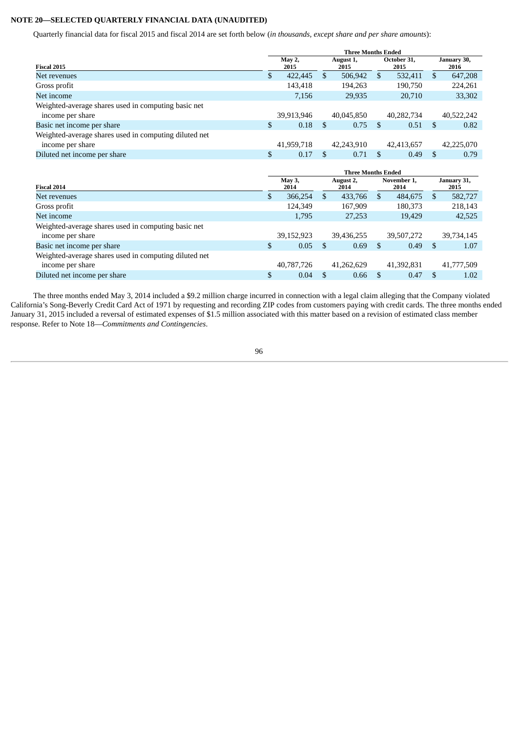**NOTE 20—SELECTED QUARTERLY FINANCIAL DATA (UNAUDITED)**

Quarterly financial data for fiscal 2015 and fiscal 2014 are set forth below (*in thousands, except share and per share amounts*):

| | Three Months Ended | | | |
|---|---|---|---|---|
| **Fiscal 2015** | **May 2, 2015** | **August 1, 2015** | **October 31, 2015** | **January 30, 2016** |
| Net revenues | $ 422,445 | $ 506,942 | $ 532,411 | $ 647,208 |
| Gross profit | 143,418 | 194,263 | 190,750 | 224,261 |
| Net income | 7,156 | 29,935 | 20,710 | 33,302 |
| Weighted-average shares used in computing basic net income per share | 39,913,946 | 40,045,850 | 40,282,734 | 40,522,242 |
| Basic net income per share | $ 0.18 | $ 0.75 | $ 0.51 | $ 0.82 |
| Weighted-average shares used in computing diluted net income per share | 41,959,718 | 42,243,910 | 42,413,657 | 42,225,070 |
| Diluted net income per share | $ 0.17 | $ 0.71 | $ 0.49 | $ 0.79 |

| | Three Months Ended | | | |
|---|---|---|---|---|
| **Fiscal 2014** | **May 3, 2014** | **August 2, 2014** | **November 1, 2014** | **January 31, 2015** |
| Net revenues | $ 366,254 | $ 433,766 | $ 484,675 | $ 582,727 |
| Gross profit | 124,349 | 167,909 | 180,373 | 218,143 |
| Net income | 1,795 | 27,253 | 19,429 | 42,525 |
| Weighted-average shares used in computing basic net income per share | 39,152,923 | 39,436,255 | 39,507,272 | 39,734,145 |
| Basic net income per share | $ 0.05 | $ 0.69 | $ 0.49 | $ 1.07 |
| Weighted-average shares used in computing diluted net income per share | 40,787,726 | 41,262,629 | 41,392,831 | 41,777,509 |
| Diluted net income per share | $ 0.04 | $ 0.66 | $ 0.47 | $ 1.02 |

The three months ended May 3, 2014 included a $9.2 million charge incurred in connection with a legal claim alleging that the Company violated California's Song-Beverly Credit Card Act of 1971 by requesting and recording ZIP codes from customers paying with credit cards. The three months ended January 31, 2015 included a reversal of estimated expenses of $1.5 million associated with this matter based on a revision of estimated class member response. Refer to Note 18—*Commitments and Contingencies*.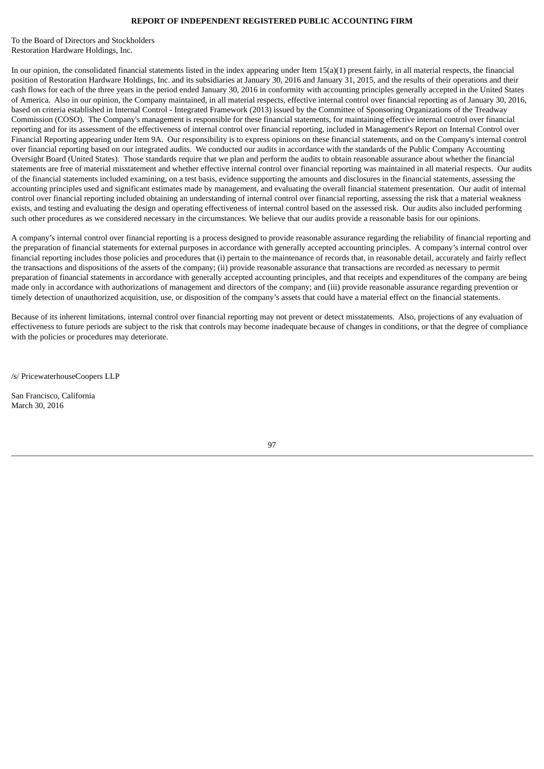**REPORT OF INDEPENDENT REGISTERED PUBLIC ACCOUNTING FIRM**

To the Board of Directors and Stockholders
Restoration Hardware Holdings, Inc.

In our opinion, the consolidated financial statements listed in the index appearing under Item 15(a)(1) present fairly, in all material respects, the financial position of Restoration Hardware Holdings, Inc. and its subsidiaries at January 30, 2016 and January 31, 2015, and the results of their operations and their cash flows for each of the three years in the period ended January 30, 2016 in conformity with accounting principles generally accepted in the United States of America. Also in our opinion, the Company maintained, in all material respects, effective internal control over financial reporting as of January 30, 2016, based on criteria established in Internal Control - Integrated Framework (2013) issued by the Committee of Sponsoring Organizations of the Treadway Commission (COSO). The Company's management is responsible for these financial statements, for maintaining effective internal control over financial reporting and for its assessment of the effectiveness of internal control over financial reporting, included in Management's Report on Internal Control over Financial Reporting appearing under Item 9A. Our responsibility is to express opinions on these financial statements, and on the Company's internal control over financial reporting based on our integrated audits. We conducted our audits in accordance with the standards of the Public Company Accounting Oversight Board (United States). Those standards require that we plan and perform the audits to obtain reasonable assurance about whether the financial statements are free of material misstatement and whether effective internal control over financial reporting was maintained in all material respects. Our audits of the financial statements included examining, on a test basis, evidence supporting the amounts and disclosures in the financial statements, assessing the accounting principles used and significant estimates made by management, and evaluating the overall financial statement presentation. Our audit of internal control over financial reporting included obtaining an understanding of internal control over financial reporting, assessing the risk that a material weakness exists, and testing and evaluating the design and operating effectiveness of internal control based on the assessed risk. Our audits also included performing such other procedures as we considered necessary in the circumstances. We believe that our audits provide a reasonable basis for our opinions.

A company’s internal control over financial reporting is a process designed to provide reasonable assurance regarding the reliability of financial reporting and the preparation of financial statements for external purposes in accordance with generally accepted accounting principles. A company’s internal control over financial reporting includes those policies and procedures that (i) pertain to the maintenance of records that, in reasonable detail, accurately and fairly reflect the transactions and dispositions of the assets of the company; (ii) provide reasonable assurance that transactions are recorded as necessary to permit preparation of financial statements in accordance with generally accepted accounting principles, and that receipts and expenditures of the company are being made only in accordance with authorizations of management and directors of the company; and (iii) provide reasonable assurance regarding prevention or timely detection of unauthorized acquisition, use, or disposition of the company’s assets that could have a material effect on the financial statements.

Because of its inherent limitations, internal control over financial reporting may not prevent or detect misstatements. Also, projections of any evaluation of effectiveness to future periods are subject to the risk that controls may become inadequate because of changes in conditions, or that the degree of compliance with the policies or procedures may deteriorate.

/s/ PricewaterhouseCoopers LLP

San Francisco, California
March 30, 2016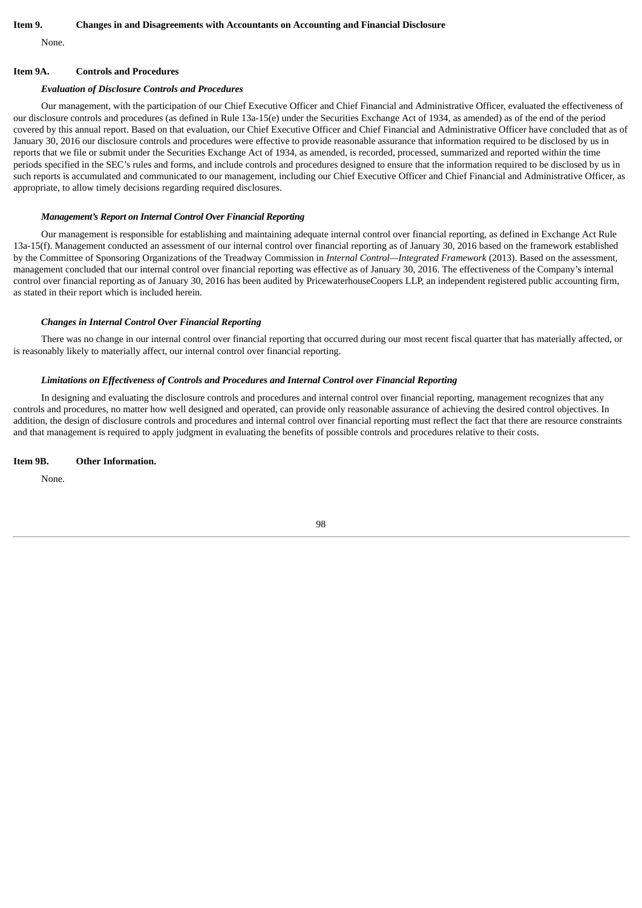## Item 9. Changes in and Disagreements with Accountants on Accounting and Financial Disclosure

None.

## Item 9A. Controls and Procedures

***Evaluation of Disclosure Controls and Procedures***

Our management, with the participation of our Chief Executive Officer and Chief Financial and Administrative Officer, evaluated the effectiveness of our disclosure controls and procedures (as defined in Rule 13a-15(e) under the Securities Exchange Act of 1934, as amended) as of the end of the period covered by this annual report. Based on that evaluation, our Chief Executive Officer and Chief Financial and Administrative Officer have concluded that as of January 30, 2016 our disclosure controls and procedures were effective to provide reasonable assurance that information required to be disclosed by us in reports that we file or submit under the Securities Exchange Act of 1934, as amended, is recorded, processed, summarized and reported within the time periods specified in the SEC's rules and forms, and include controls and procedures designed to ensure that the information required to be disclosed by us in such reports is accumulated and communicated to our management, including our Chief Executive Officer and Chief Financial and Administrative Officer, as appropriate, to allow timely decisions regarding required disclosures.

***Management's Report on Internal Control Over Financial Reporting***

Our management is responsible for establishing and maintaining adequate internal control over financial reporting, as defined in Exchange Act Rule 13a-15(f). Management conducted an assessment of our internal control over financial reporting as of January 30, 2016 based on the framework established by the Committee of Sponsoring Organizations of the Treadway Commission in *Internal Control—Integrated Framework* (2013). Based on the assessment, management concluded that our internal control over financial reporting was effective as of January 30, 2016. The effectiveness of the Company's internal control over financial reporting as of January 30, 2016 has been audited by PricewaterhouseCoopers LLP, an independent registered public accounting firm, as stated in their report which is included herein.

***Changes in Internal Control Over Financial Reporting***

There was no change in our internal control over financial reporting that occurred during our most recent fiscal quarter that has materially affected, or is reasonably likely to materially affect, our internal control over financial reporting.

***Limitations on Effectiveness of Controls and Procedures and Internal Control over Financial Reporting***

In designing and evaluating the disclosure controls and procedures and internal control over financial reporting, management recognizes that any controls and procedures, no matter how well designed and operated, can provide only reasonable assurance of achieving the desired control objectives. In addition, the design of disclosure controls and procedures and internal control over financial reporting must reflect the fact that there are resource constraints and that management is required to apply judgment in evaluating the benefits of possible controls and procedures relative to their costs.

## Item 9B. Other Information.

None.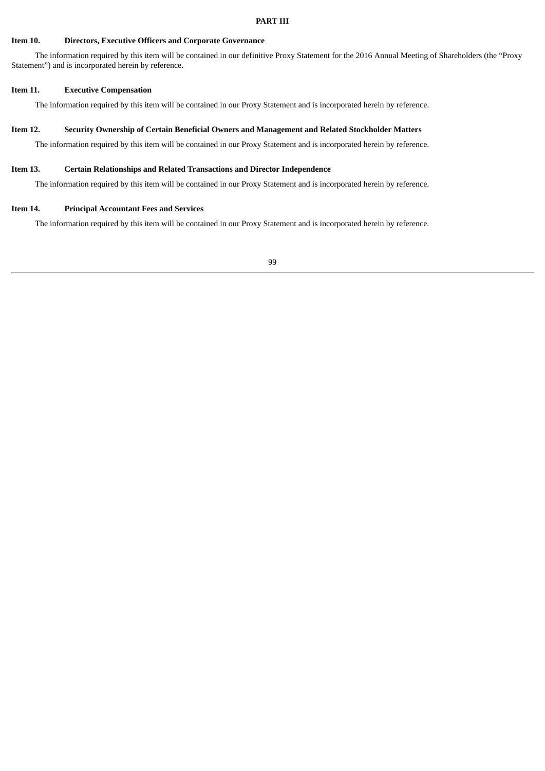# PART III

## Item 10. Directors, Executive Officers and Corporate Governance

The information required by this item will be contained in our definitive Proxy Statement for the 2016 Annual Meeting of Shareholders (the "Proxy Statement") and is incorporated herein by reference.

## Item 11. Executive Compensation

The information required by this item will be contained in our Proxy Statement and is incorporated herein by reference.

## Item 12. Security Ownership of Certain Beneficial Owners and Management and Related Stockholder Matters

The information required by this item will be contained in our Proxy Statement and is incorporated herein by reference.

## Item 13. Certain Relationships and Related Transactions and Director Independence

The information required by this item will be contained in our Proxy Statement and is incorporated herein by reference.

## Item 14. Principal Accountant Fees and Services

The information required by this item will be contained in our Proxy Statement and is incorporated herein by reference.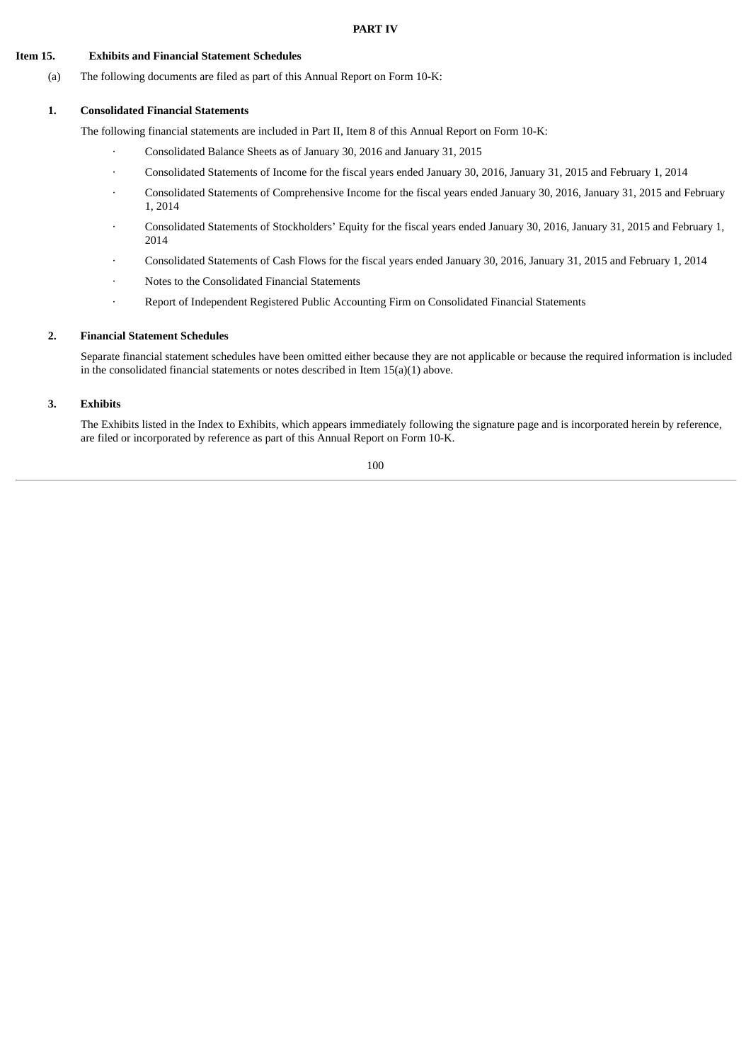# PART IV

## Item 15. Exhibits and Financial Statement Schedules

(a) The following documents are filed as part of this Annual Report on Form 10-K:

### 1. Consolidated Financial Statements

The following financial statements are included in Part II, Item 8 of this Annual Report on Form 10-K:

- Consolidated Balance Sheets as of January 30, 2016 and January 31, 2015
- Consolidated Statements of Income for the fiscal years ended January 30, 2016, January 31, 2015 and February 1, 2014
- Consolidated Statements of Comprehensive Income for the fiscal years ended January 30, 2016, January 31, 2015 and February 1, 2014
- Consolidated Statements of Stockholders' Equity for the fiscal years ended January 30, 2016, January 31, 2015 and February 1, 2014
- Consolidated Statements of Cash Flows for the fiscal years ended January 30, 2016, January 31, 2015 and February 1, 2014
- Notes to the Consolidated Financial Statements
- Report of Independent Registered Public Accounting Firm on Consolidated Financial Statements

### 2. Financial Statement Schedules

Separate financial statement schedules have been omitted either because they are not applicable or because the required information is included in the consolidated financial statements or notes described in Item 15(a)(1) above.

### 3. Exhibits

The Exhibits listed in the Index to Exhibits, which appears immediately following the signature page and is incorporated herein by reference, are filed or incorporated by reference as part of this Annual Report on Form 10-K.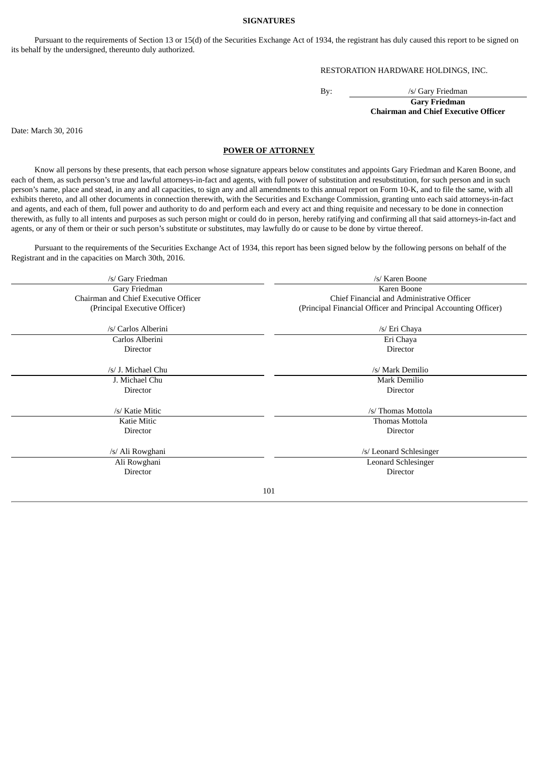**SIGNATURES**

Pursuant to the requirements of Section 13 or 15(d) of the Securities Exchange Act of 1934, the registrant has duly caused this report to be signed on its behalf by the undersigned, thereunto duly authorized.

RESTORATION HARDWARE HOLDINGS, INC.

By: /s/ Gary Friedman
**Gary Friedman**
**Chairman and Chief Executive Officer**

Date: March 30, 2016

**POWER OF ATTORNEY**

Know all persons by these presents, that each person whose signature appears below constitutes and appoints Gary Friedman and Karen Boone, and each of them, as such person's true and lawful attorneys-in-fact and agents, with full power of substitution and resubstitution, for such person and in such person's name, place and stead, in any and all capacities, to sign any and all amendments to this annual report on Form 10-K, and to file the same, with all exhibits thereto, and all other documents in connection therewith, with the Securities and Exchange Commission, granting unto each said attorneys-in-fact and agents, and each of them, full power and authority to do and perform each and every act and thing requisite and necessary to be done in connection therewith, as fully to all intents and purposes as such person might or could do in person, hereby ratifying and confirming all that said attorneys-in-fact and agents, or any of them or their or such person's substitute or substitutes, may lawfully do or cause to be done by virtue thereof.

Pursuant to the requirements of the Securities Exchange Act of 1934, this report has been signed below by the following persons on behalf of the Registrant and in the capacities on March 30th, 2016.

| | |
|---|---|
| /s/ Gary Friedman<br>Gary Friedman<br>Chairman and Chief Executive Officer<br>(Principal Executive Officer) | /s/ Karen Boone<br>Karen Boone<br>Chief Financial and Administrative Officer<br>(Principal Financial Officer and Principal Accounting Officer) |
| /s/ Carlos Alberini<br>Carlos Alberini<br>Director | /s/ Eri Chaya<br>Eri Chaya<br>Director |
| /s/ J. Michael Chu<br>J. Michael Chu<br>Director | /s/ Mark Demilio<br>Mark Demilio<br>Director |
| /s/ Katie Mitic<br>Katie Mitic<br>Director | /s/ Thomas Mottola<br>Thomas Mottola<br>Director |
| /s/ Ali Rowghani<br>Ali Rowghani<br>Director | /s/ Leonard Schlesinger<br>Leonard Schlesinger<br>Director |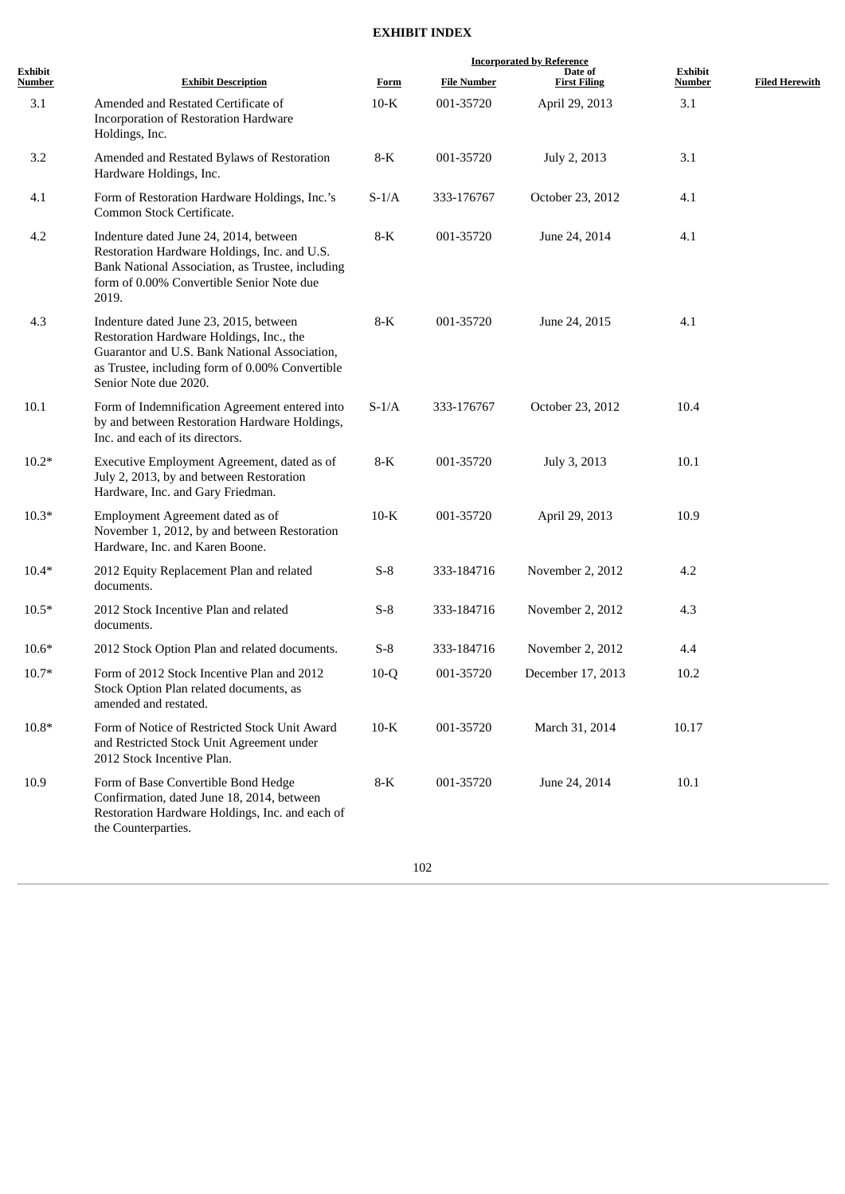## EXHIBIT INDEX

| Exhibit Number | Exhibit Description | Incorporated by Reference | | | | Filed Herewith |
|---|---|---|---|---|---|---|
| | | Form | File Number | Date of First Filing | Exhibit Number | |
| 3.1 | Amended and Restated Certificate of Incorporation of Restoration Hardware Holdings, Inc. | 10-K | 001-35720 | April 29, 2013 | 3.1 | |
| 3.2 | Amended and Restated Bylaws of Restoration Hardware Holdings, Inc. | 8-K | 001-35720 | July 2, 2013 | 3.1 | |
| 4.1 | Form of Restoration Hardware Holdings, Inc.'s Common Stock Certificate. | S-1/A | 333-176767 | October 23, 2012 | 4.1 | |
| 4.2 | Indenture dated June 24, 2014, between Restoration Hardware Holdings, Inc. and U.S. Bank National Association, as Trustee, including form of 0.00% Convertible Senior Note due 2019. | 8-K | 001-35720 | June 24, 2014 | 4.1 | |
| 4.3 | Indenture dated June 23, 2015, between Restoration Hardware Holdings, Inc., the Guarantor and U.S. Bank National Association, as Trustee, including form of 0.00% Convertible Senior Note due 2020. | 8-K | 001-35720 | June 24, 2015 | 4.1 | |
| 10.1 | Form of Indemnification Agreement entered into by and between Restoration Hardware Holdings, Inc. and each of its directors. | S-1/A | 333-176767 | October 23, 2012 | 10.4 | |
| 10.2* | Executive Employment Agreement, dated as of July 2, 2013, by and between Restoration Hardware, Inc. and Gary Friedman. | 8-K | 001-35720 | July 3, 2013 | 10.1 | |
| 10.3* | Employment Agreement dated as of November 1, 2012, by and between Restoration Hardware, Inc. and Karen Boone. | 10-K | 001-35720 | April 29, 2013 | 10.9 | |
| 10.4* | 2012 Equity Replacement Plan and related documents. | S-8 | 333-184716 | November 2, 2012 | 4.2 | |
| 10.5* | 2012 Stock Incentive Plan and related documents. | S-8 | 333-184716 | November 2, 2012 | 4.3 | |
| 10.6* | 2012 Stock Option Plan and related documents. | S-8 | 333-184716 | November 2, 2012 | 4.4 | |
| 10.7* | Form of 2012 Stock Incentive Plan and 2012 Stock Option Plan related documents, as amended and restated. | 10-Q | 001-35720 | December 17, 2013 | 10.2 | |
| 10.8* | Form of Notice of Restricted Stock Unit Award and Restricted Stock Unit Agreement under 2012 Stock Incentive Plan. | 10-K | 001-35720 | March 31, 2014 | 10.17 | |
| 10.9 | Form of Base Convertible Bond Hedge Confirmation, dated June 18, 2014, between Restoration Hardware Holdings, Inc. and each of the Counterparties. | 8-K | 001-35720 | June 24, 2014 | 10.1 | |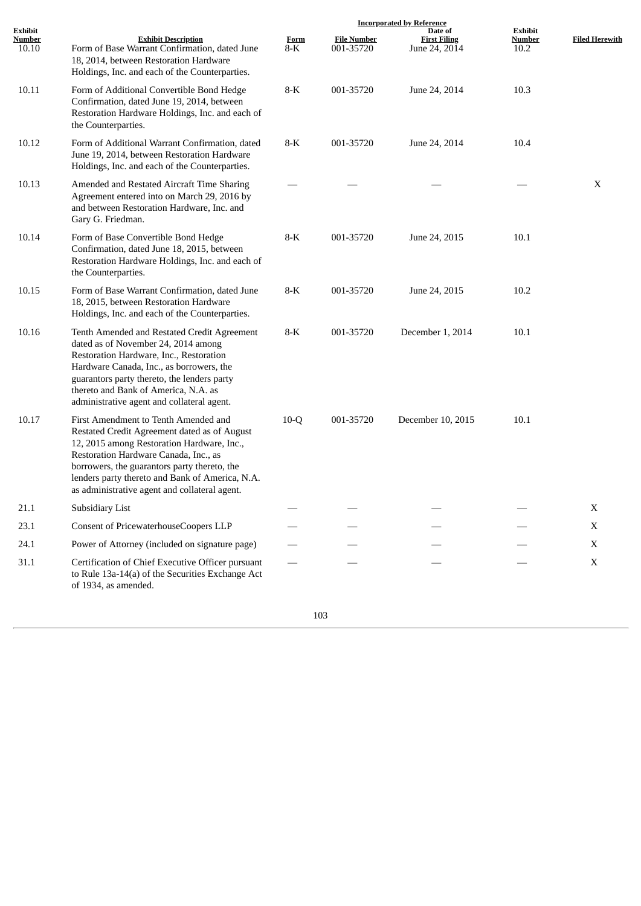| Exhibit Number | Exhibit Description | Incorporated by Reference | | | | Filed Herewith |
|---|---|---|---|---|---|---|
| | | Form | File Number | Date of First Filing | Exhibit Number | |
| 10.10 | Form of Base Warrant Confirmation, dated June 18, 2014, between Restoration Hardware Holdings, Inc. and each of the Counterparties. | 8-K | 001-35720 | June 24, 2014 | 10.2 | |
| 10.11 | Form of Additional Convertible Bond Hedge Confirmation, dated June 19, 2014, between Restoration Hardware Holdings, Inc. and each of the Counterparties. | 8-K | 001-35720 | June 24, 2014 | 10.3 | |
| 10.12 | Form of Additional Warrant Confirmation, dated June 19, 2014, between Restoration Hardware Holdings, Inc. and each of the Counterparties. | 8-K | 001-35720 | June 24, 2014 | 10.4 | |
| 10.13 | Amended and Restated Aircraft Time Sharing Agreement entered into on March 29, 2016 by and between Restoration Hardware, Inc. and Gary G. Friedman. | — | — | — | — | X |
| 10.14 | Form of Base Convertible Bond Hedge Confirmation, dated June 18, 2015, between Restoration Hardware Holdings, Inc. and each of the Counterparties. | 8-K | 001-35720 | June 24, 2015 | 10.1 | |
| 10.15 | Form of Base Warrant Confirmation, dated June 18, 2015, between Restoration Hardware Holdings, Inc. and each of the Counterparties. | 8-K | 001-35720 | June 24, 2015 | 10.2 | |
| 10.16 | Tenth Amended and Restated Credit Agreement dated as of November 24, 2014 among Restoration Hardware, Inc., Restoration Hardware Canada, Inc., as borrowers, the guarantors party thereto, the lenders party thereto and Bank of America, N.A. as administrative agent and collateral agent. | 8-K | 001-35720 | December 1, 2014 | 10.1 | |
| 10.17 | First Amendment to Tenth Amended and Restated Credit Agreement dated as of August 12, 2015 among Restoration Hardware, Inc., Restoration Hardware Canada, Inc., as borrowers, the guarantors party thereto, the lenders party thereto and Bank of America, N.A. as administrative agent and collateral agent. | 10-Q | 001-35720 | December 10, 2015 | 10.1 | |
| 21.1 | Subsidiary List | — | — | — | — | X |
| 23.1 | Consent of PricewaterhouseCoopers LLP | — | — | — | — | X |
| 24.1 | Power of Attorney (included on signature page) | — | — | — | — | X |
| 31.1 | Certification of Chief Executive Officer pursuant to Rule 13a-14(a) of the Securities Exchange Act of 1934, as amended. | — | — | — | — | X |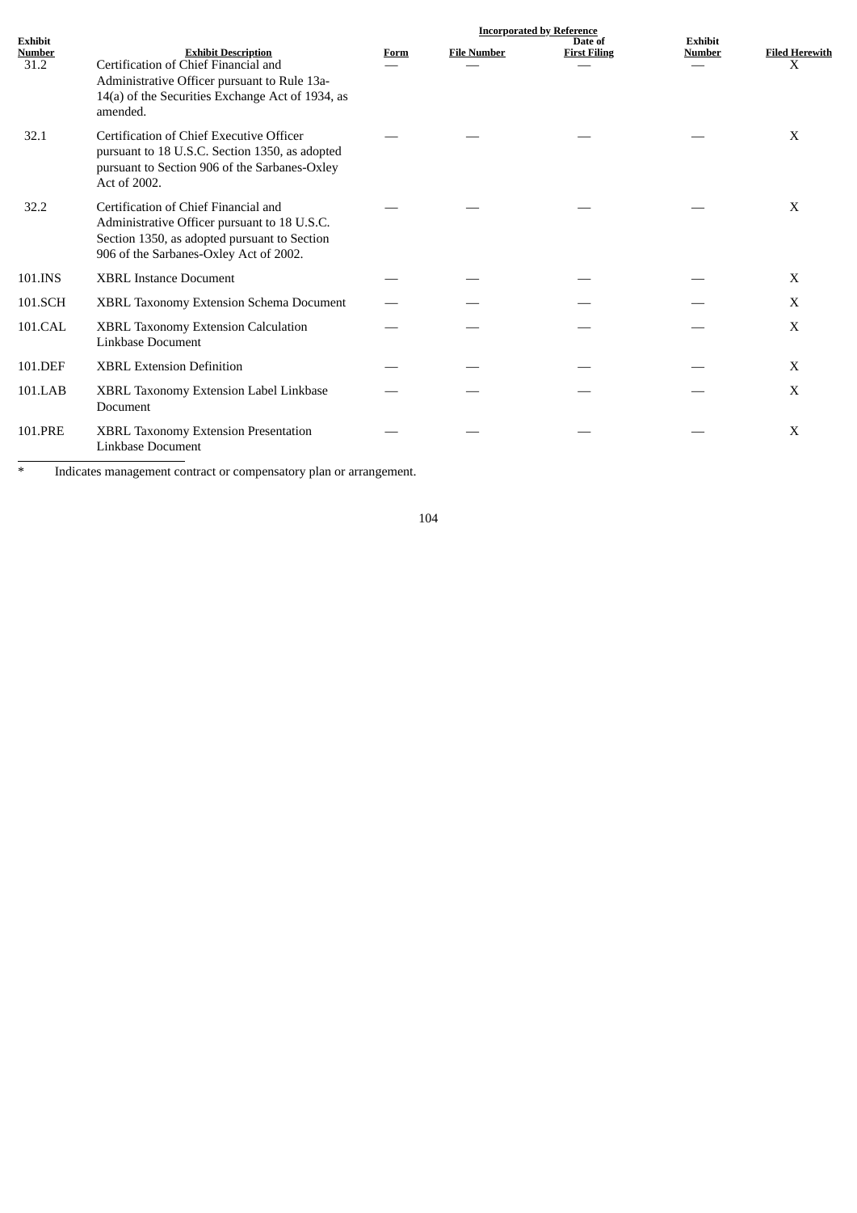| Exhibit Number | Exhibit Description | Incorporated by Reference | | | | Filed Herewith |
|---|---|---|---|---|---|---|
| | | Form | File Number | Date of First Filing | Exhibit Number | |
| 31.2 | Certification of Chief Financial and Administrative Officer pursuant to Rule 13a-14(a) of the Securities Exchange Act of 1934, as amended. | — | — | — | — | X |
| 32.1 | Certification of Chief Executive Officer pursuant to 18 U.S.C. Section 1350, as adopted pursuant to Section 906 of the Sarbanes-Oxley Act of 2002. | — | — | — | — | X |
| 32.2 | Certification of Chief Financial and Administrative Officer pursuant to 18 U.S.C. Section 1350, as adopted pursuant to Section 906 of the Sarbanes-Oxley Act of 2002. | — | — | — | — | X |
| 101.INS | XBRL Instance Document | — | — | — | — | X |
| 101.SCH | XBRL Taxonomy Extension Schema Document | — | — | — | — | X |
| 101.CAL | XBRL Taxonomy Extension Calculation Linkbase Document | — | — | — | — | X |
| 101.DEF | XBRL Extension Definition | — | — | — | — | X |
| 101.LAB | XBRL Taxonomy Extension Label Linkbase Document | — | — | — | — | X |
| 101.PRE | XBRL Taxonomy Extension Presentation Linkbase Document | — | — | — | — | X |

* Indicates management contract or compensatory plan or arrangement.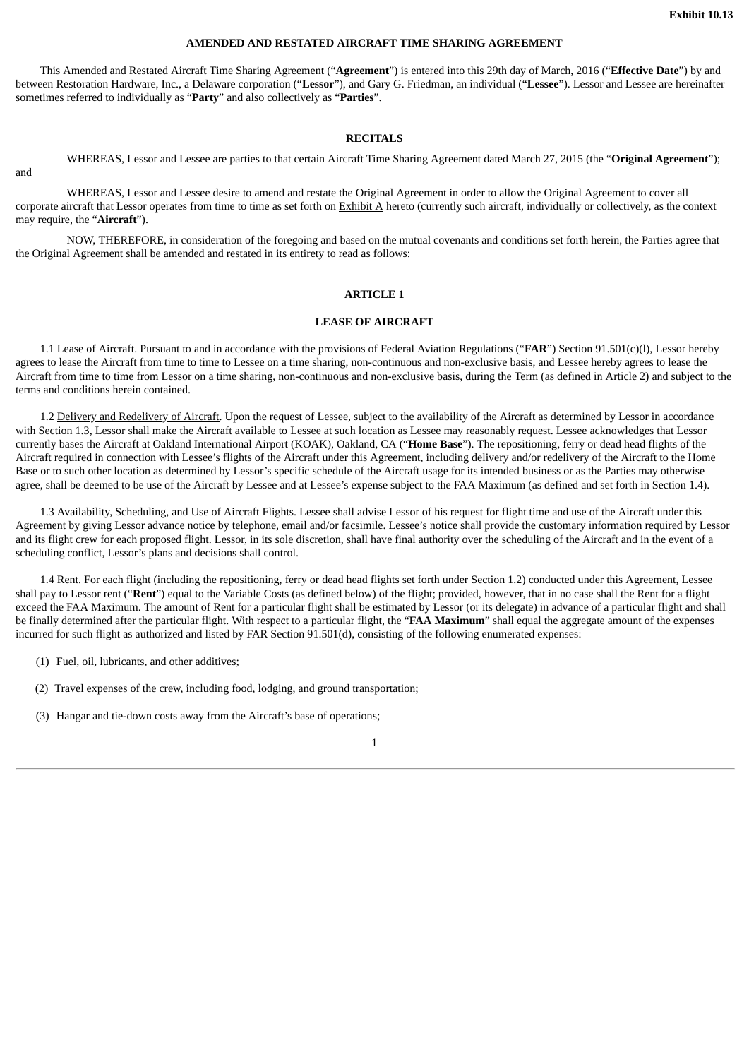Exhibit 10.13

**AMENDED AND RESTATED AIRCRAFT TIME SHARING AGREEMENT**

This Amended and Restated Aircraft Time Sharing Agreement ("**Agreement**") is entered into this 29th day of March, 2016 ("**Effective Date**") by and between Restoration Hardware, Inc., a Delaware corporation ("**Lessor**"), and Gary G. Friedman, an individual ("**Lessee**"). Lessor and Lessee are hereinafter sometimes referred to individually as "**Party**" and also collectively as "**Parties**".

**RECITALS**

WHEREAS, Lessor and Lessee are parties to that certain Aircraft Time Sharing Agreement dated March 27, 2015 (the "**Original Agreement**"); and

WHEREAS, Lessor and Lessee desire to amend and restate the Original Agreement in order to allow the Original Agreement to cover all corporate aircraft that Lessor operates from time to time as set forth on Exhibit A hereto (currently such aircraft, individually or collectively, as the context may require, the "**Aircraft**").

NOW, THEREFORE, in consideration of the foregoing and based on the mutual covenants and conditions set forth herein, the Parties agree that the Original Agreement shall be amended and restated in its entirety to read as follows:

**ARTICLE 1**

**LEASE OF AIRCRAFT**

1.1 Lease of Aircraft. Pursuant to and in accordance with the provisions of Federal Aviation Regulations ("**FAR**") Section 91.501(c)(l), Lessor hereby agrees to lease the Aircraft from time to time to Lessee on a time sharing, non-continuous and non-exclusive basis, and Lessee hereby agrees to lease the Aircraft from time to time from Lessor on a time sharing, non-continuous and non-exclusive basis, during the Term (as defined in Article 2) and subject to the terms and conditions herein contained.

1.2 Delivery and Redelivery of Aircraft. Upon the request of Lessee, subject to the availability of the Aircraft as determined by Lessor in accordance with Section 1.3, Lessor shall make the Aircraft available to Lessee at such location as Lessee may reasonably request. Lessee acknowledges that Lessor currently bases the Aircraft at Oakland International Airport (KOAK), Oakland, CA ("**Home Base**"). The repositioning, ferry or dead head flights of the Aircraft required in connection with Lessee's flights of the Aircraft under this Agreement, including delivery and/or redelivery of the Aircraft to the Home Base or to such other location as determined by Lessor's specific schedule of the Aircraft usage for its intended business or as the Parties may otherwise agree, shall be deemed to be use of the Aircraft by Lessee and at Lessee's expense subject to the FAA Maximum (as defined and set forth in Section 1.4).

1.3 Availability, Scheduling, and Use of Aircraft Flights. Lessee shall advise Lessor of his request for flight time and use of the Aircraft under this Agreement by giving Lessor advance notice by telephone, email and/or facsimile. Lessee's notice shall provide the customary information required by Lessor and its flight crew for each proposed flight. Lessor, in its sole discretion, shall have final authority over the scheduling of the Aircraft and in the event of a scheduling conflict, Lessor's plans and decisions shall control.

1.4 Rent. For each flight (including the repositioning, ferry or dead head flights set forth under Section 1.2) conducted under this Agreement, Lessee shall pay to Lessor rent ("**Rent**") equal to the Variable Costs (as defined below) of the flight; provided, however, that in no case shall the Rent for a flight exceed the FAA Maximum. The amount of Rent for a particular flight shall be estimated by Lessor (or its delegate) in advance of a particular flight and shall be finally determined after the particular flight. With respect to a particular flight, the "**FAA Maximum**" shall equal the aggregate amount of the expenses incurred for such flight as authorized and listed by FAR Section 91.501(d), consisting of the following enumerated expenses:

(1) Fuel, oil, lubricants, and other additives;

(2) Travel expenses of the crew, including food, lodging, and ground transportation;

(3) Hangar and tie-down costs away from the Aircraft's base of operations;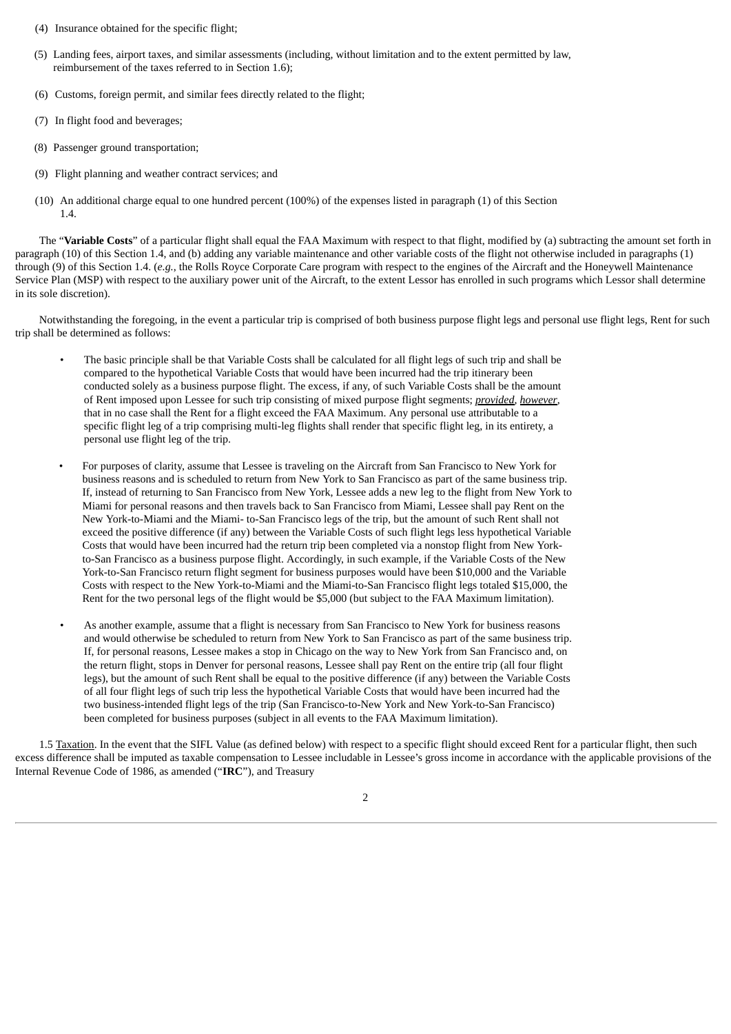(4) Insurance obtained for the specific flight;

(5) Landing fees, airport taxes, and similar assessments (including, without limitation and to the extent permitted by law, reimbursement of the taxes referred to in Section 1.6);

(6) Customs, foreign permit, and similar fees directly related to the flight;

(7) In flight food and beverages;

(8) Passenger ground transportation;

(9) Flight planning and weather contract services; and

(10) An additional charge equal to one hundred percent (100%) of the expenses listed in paragraph (1) of this Section 1.4.

The "**Variable Costs**" of a particular flight shall equal the FAA Maximum with respect to that flight, modified by (a) subtracting the amount set forth in paragraph (10) of this Section 1.4, and (b) adding any variable maintenance and other variable costs of the flight not otherwise included in paragraphs (1) through (9) of this Section 1.4. (*e.g.*, the Rolls Royce Corporate Care program with respect to the engines of the Aircraft and the Honeywell Maintenance Service Plan (MSP) with respect to the auxiliary power unit of the Aircraft, to the extent Lessor has enrolled in such programs which Lessor shall determine in its sole discretion).

Notwithstanding the foregoing, in the event a particular trip is comprised of both business purpose flight legs and personal use flight legs, Rent for such trip shall be determined as follows:

- The basic principle shall be that Variable Costs shall be calculated for all flight legs of such trip and shall be compared to the hypothetical Variable Costs that would have been incurred had the trip itinerary been conducted solely as a business purpose flight. The excess, if any, of such Variable Costs shall be the amount of Rent imposed upon Lessee for such trip consisting of mixed purpose flight segments; ***provided***, ***however***, that in no case shall the Rent for a flight exceed the FAA Maximum. Any personal use attributable to a specific flight leg of a trip comprising multi-leg flights shall render that specific flight leg, in its entirety, a personal use flight leg of the trip.

- For purposes of clarity, assume that Lessee is traveling on the Aircraft from San Francisco to New York for business reasons and is scheduled to return from New York to San Francisco as part of the same business trip. If, instead of returning to San Francisco from New York, Lessee adds a new leg to the flight from New York to Miami for personal reasons and then travels back to San Francisco from Miami, Lessee shall pay Rent on the New York-to-Miami and the Miami- to-San Francisco legs of the trip, but the amount of such Rent shall not exceed the positive difference (if any) between the Variable Costs of such flight legs less hypothetical Variable Costs that would have been incurred had the return trip been completed via a nonstop flight from New York-to-San Francisco as a business purpose flight. Accordingly, in such example, if the Variable Costs of the New York-to-San Francisco return flight segment for business purposes would have been $10,000 and the Variable Costs with respect to the New York-to-Miami and the Miami-to-San Francisco flight legs totaled $15,000, the Rent for the two personal legs of the flight would be $5,000 (but subject to the FAA Maximum limitation).

- As another example, assume that a flight is necessary from San Francisco to New York for business reasons and would otherwise be scheduled to return from New York to San Francisco as part of the same business trip. If, for personal reasons, Lessee makes a stop in Chicago on the way to New York from San Francisco and, on the return flight, stops in Denver for personal reasons, Lessee shall pay Rent on the entire trip (all four flight legs), but the amount of such Rent shall be equal to the positive difference (if any) between the Variable Costs of all four flight legs of such trip less the hypothetical Variable Costs that would have been incurred had the two business-intended flight legs of the trip (San Francisco-to-New York and New York-to-San Francisco) been completed for business purposes (subject in all events to the FAA Maximum limitation).

1.5 Taxation. In the event that the SIFL Value (as defined below) with respect to a specific flight should exceed Rent for a particular flight, then such excess difference shall be imputed as taxable compensation to Lessee includable in Lessee's gross income in accordance with the applicable provisions of the Internal Revenue Code of 1986, as amended ("**IRC**"), and Treasury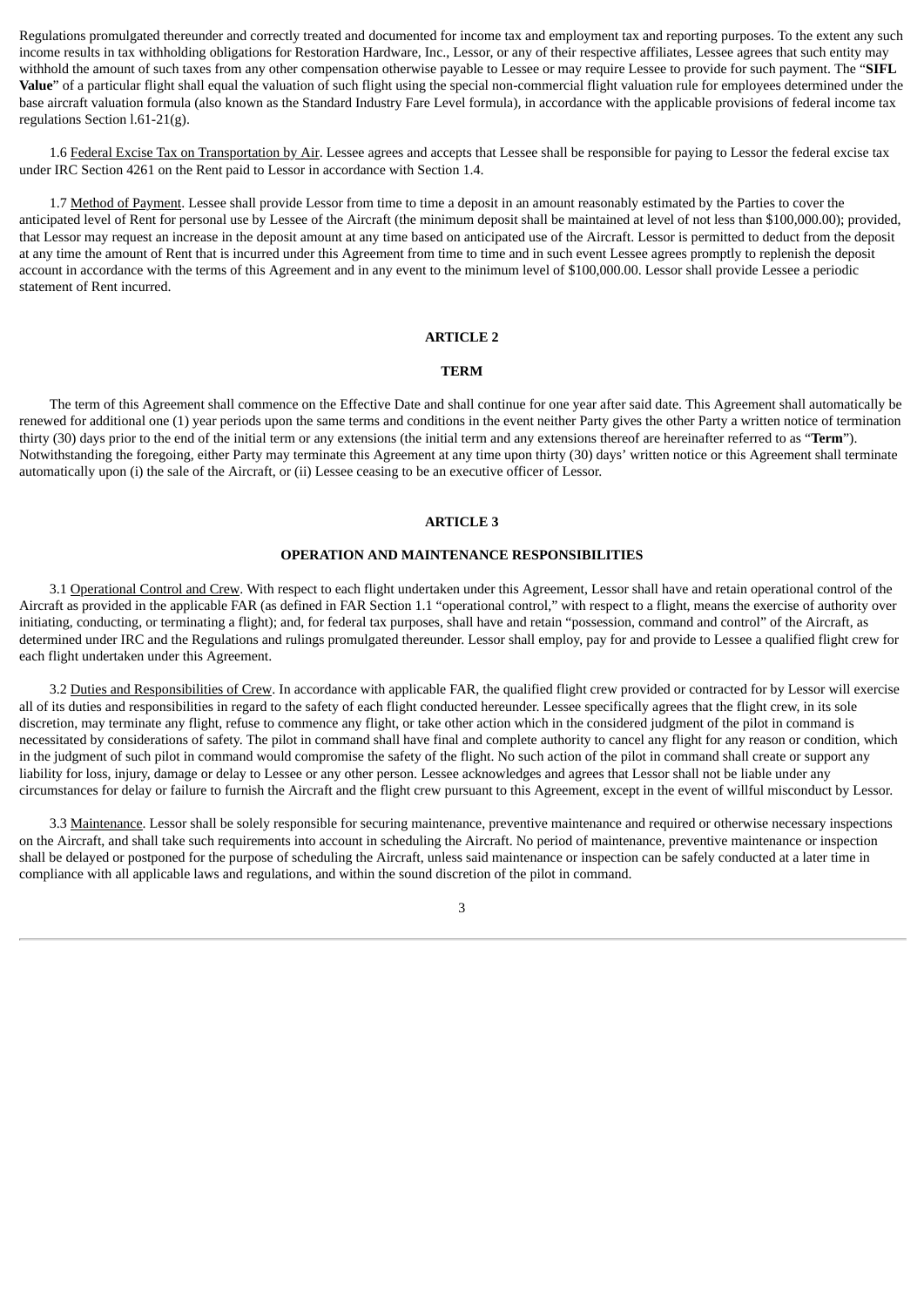Regulations promulgated thereunder and correctly treated and documented for income tax and employment tax and reporting purposes. To the extent any such income results in tax withholding obligations for Restoration Hardware, Inc., Lessor, or any of their respective affiliates, Lessee agrees that such entity may withhold the amount of such taxes from any other compensation otherwise payable to Lessee or may require Lessee to provide for such payment. The "**SIFL Value**" of a particular flight shall equal the valuation of such flight using the special non-commercial flight valuation rule for employees determined under the base aircraft valuation formula (also known as the Standard Industry Fare Level formula), in accordance with the applicable provisions of federal income tax regulations Section l.61-21(g).

1.6 Federal Excise Tax on Transportation by Air. Lessee agrees and accepts that Lessee shall be responsible for paying to Lessor the federal excise tax under IRC Section 4261 on the Rent paid to Lessor in accordance with Section 1.4.

1.7 Method of Payment. Lessee shall provide Lessor from time to time a deposit in an amount reasonably estimated by the Parties to cover the anticipated level of Rent for personal use by Lessee of the Aircraft (the minimum deposit shall be maintained at level of not less than $100,000.00); provided, that Lessor may request an increase in the deposit amount at any time based on anticipated use of the Aircraft. Lessor is permitted to deduct from the deposit at any time the amount of Rent that is incurred under this Agreement from time to time and in such event Lessee agrees promptly to replenish the deposit account in accordance with the terms of this Agreement and in any event to the minimum level of $100,000.00. Lessor shall provide Lessee a periodic statement of Rent incurred.

## ARTICLE 2

## TERM

The term of this Agreement shall commence on the Effective Date and shall continue for one year after said date. This Agreement shall automatically be renewed for additional one (1) year periods upon the same terms and conditions in the event neither Party gives the other Party a written notice of termination thirty (30) days prior to the end of the initial term or any extensions (the initial term and any extensions thereof are hereinafter referred to as "**Term**"). Notwithstanding the foregoing, either Party may terminate this Agreement at any time upon thirty (30) days' written notice or this Agreement shall terminate automatically upon (i) the sale of the Aircraft, or (ii) Lessee ceasing to be an executive officer of Lessor.

## ARTICLE 3

## OPERATION AND MAINTENANCE RESPONSIBILITIES

3.1 Operational Control and Crew. With respect to each flight undertaken under this Agreement, Lessor shall have and retain operational control of the Aircraft as provided in the applicable FAR (as defined in FAR Section 1.1 "operational control," with respect to a flight, means the exercise of authority over initiating, conducting, or terminating a flight); and, for federal tax purposes, shall have and retain "possession, command and control" of the Aircraft, as determined under IRC and the Regulations and rulings promulgated thereunder. Lessor shall employ, pay for and provide to Lessee a qualified flight crew for each flight undertaken under this Agreement.

3.2 Duties and Responsibilities of Crew. In accordance with applicable FAR, the qualified flight crew provided or contracted for by Lessor will exercise all of its duties and responsibilities in regard to the safety of each flight conducted hereunder. Lessee specifically agrees that the flight crew, in its sole discretion, may terminate any flight, refuse to commence any flight, or take other action which in the considered judgment of the pilot in command is necessitated by considerations of safety. The pilot in command shall have final and complete authority to cancel any flight for any reason or condition, which in the judgment of such pilot in command would compromise the safety of the flight. No such action of the pilot in command shall create or support any liability for loss, injury, damage or delay to Lessee or any other person. Lessee acknowledges and agrees that Lessor shall not be liable under any circumstances for delay or failure to furnish the Aircraft and the flight crew pursuant to this Agreement, except in the event of willful misconduct by Lessor.

3.3 Maintenance. Lessor shall be solely responsible for securing maintenance, preventive maintenance and required or otherwise necessary inspections on the Aircraft, and shall take such requirements into account in scheduling the Aircraft. No period of maintenance, preventive maintenance or inspection shall be delayed or postponed for the purpose of scheduling the Aircraft, unless said maintenance or inspection can be safely conducted at a later time in compliance with all applicable laws and regulations, and within the sound discretion of the pilot in command.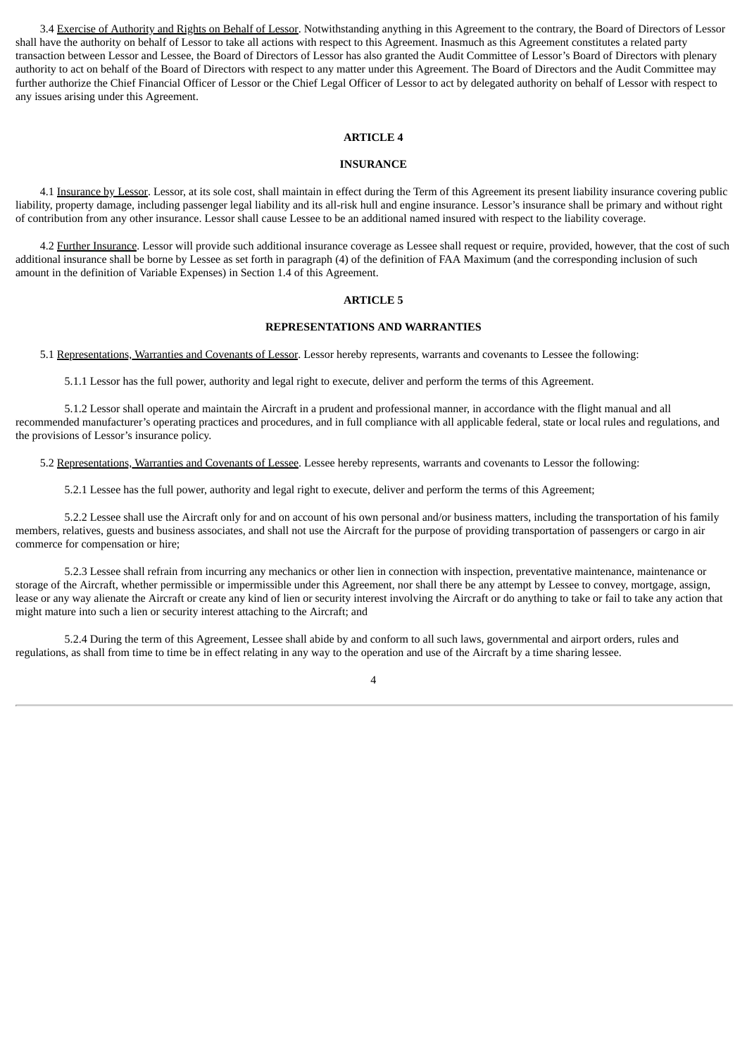3.4 Exercise of Authority and Rights on Behalf of Lessor. Notwithstanding anything in this Agreement to the contrary, the Board of Directors of Lessor shall have the authority on behalf of Lessor to take all actions with respect to this Agreement. Inasmuch as this Agreement constitutes a related party transaction between Lessor and Lessee, the Board of Directors of Lessor has also granted the Audit Committee of Lessor's Board of Directors with plenary authority to act on behalf of the Board of Directors with respect to any matter under this Agreement. The Board of Directors and the Audit Committee may further authorize the Chief Financial Officer of Lessor or the Chief Legal Officer of Lessor to act by delegated authority on behalf of Lessor with respect to any issues arising under this Agreement.

**ARTICLE 4**

**INSURANCE**

4.1 Insurance by Lessor. Lessor, at its sole cost, shall maintain in effect during the Term of this Agreement its present liability insurance covering public liability, property damage, including passenger legal liability and its all-risk hull and engine insurance. Lessor's insurance shall be primary and without right of contribution from any other insurance. Lessor shall cause Lessee to be an additional named insured with respect to the liability coverage.

4.2 Further Insurance. Lessor will provide such additional insurance coverage as Lessee shall request or require, provided, however, that the cost of such additional insurance shall be borne by Lessee as set forth in paragraph (4) of the definition of FAA Maximum (and the corresponding inclusion of such amount in the definition of Variable Expenses) in Section 1.4 of this Agreement.

**ARTICLE 5**

**REPRESENTATIONS AND WARRANTIES**

5.1 Representations, Warranties and Covenants of Lessor. Lessor hereby represents, warrants and covenants to Lessee the following:

5.1.1 Lessor has the full power, authority and legal right to execute, deliver and perform the terms of this Agreement.

5.1.2 Lessor shall operate and maintain the Aircraft in a prudent and professional manner, in accordance with the flight manual and all recommended manufacturer's operating practices and procedures, and in full compliance with all applicable federal, state or local rules and regulations, and the provisions of Lessor's insurance policy.

5.2 Representations, Warranties and Covenants of Lessee. Lessee hereby represents, warrants and covenants to Lessor the following:

5.2.1 Lessee has the full power, authority and legal right to execute, deliver and perform the terms of this Agreement;

5.2.2 Lessee shall use the Aircraft only for and on account of his own personal and/or business matters, including the transportation of his family members, relatives, guests and business associates, and shall not use the Aircraft for the purpose of providing transportation of passengers or cargo in air commerce for compensation or hire;

5.2.3 Lessee shall refrain from incurring any mechanics or other lien in connection with inspection, preventative maintenance, maintenance or storage of the Aircraft, whether permissible or impermissible under this Agreement, nor shall there be any attempt by Lessee to convey, mortgage, assign, lease or any way alienate the Aircraft or create any kind of lien or security interest involving the Aircraft or do anything to take or fail to take any action that might mature into such a lien or security interest attaching to the Aircraft; and

5.2.4 During the term of this Agreement, Lessee shall abide by and conform to all such laws, governmental and airport orders, rules and regulations, as shall from time to time be in effect relating in any way to the operation and use of the Aircraft by a time sharing lessee.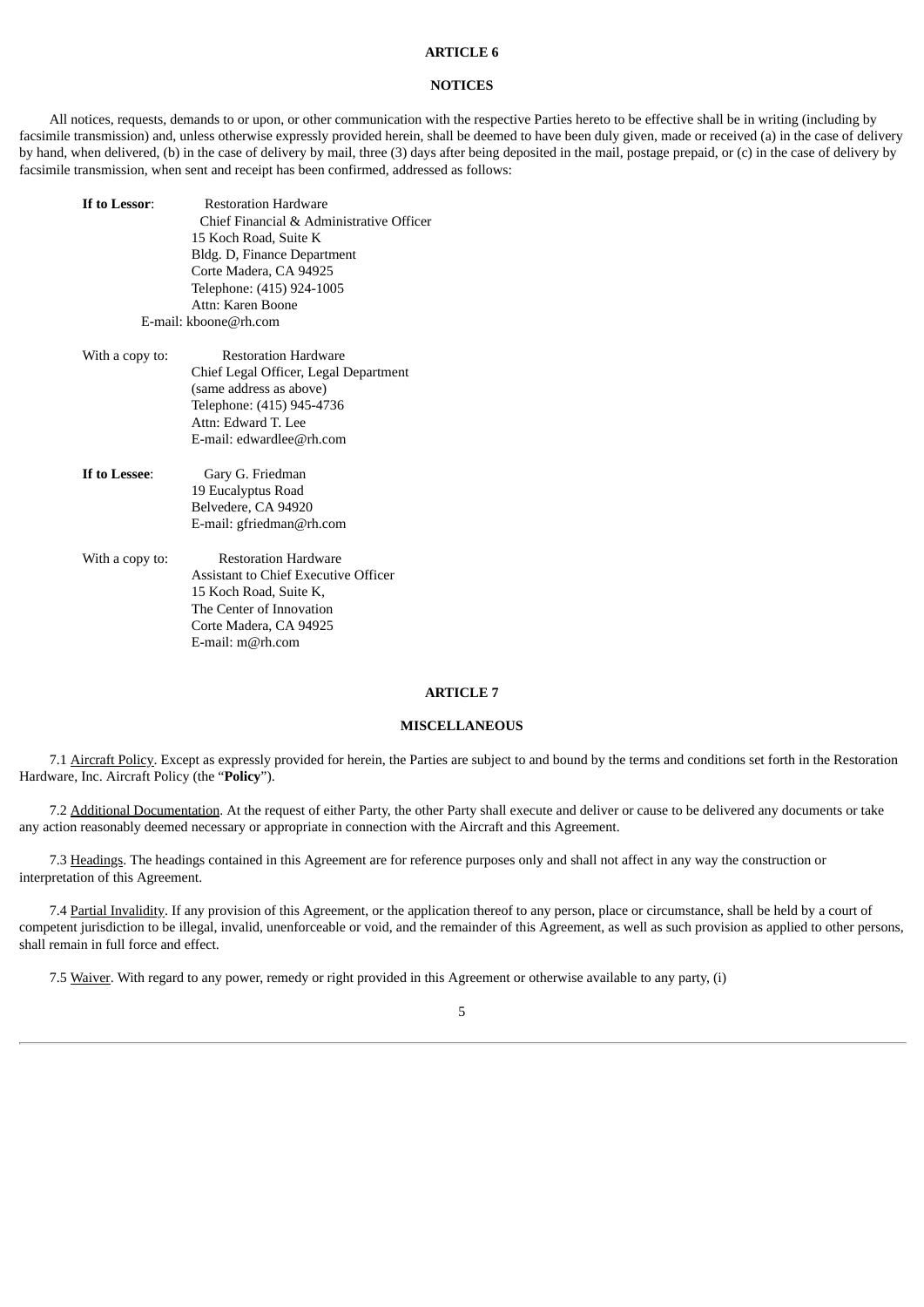## ARTICLE 6

## NOTICES

All notices, requests, demands to or upon, or other communication with the respective Parties hereto to be effective shall be in writing (including by facsimile transmission) and, unless otherwise expressly provided herein, shall be deemed to have been duly given, made or received (a) in the case of delivery by hand, when delivered, (b) in the case of delivery by mail, three (3) days after being deposited in the mail, postage prepaid, or (c) in the case of delivery by facsimile transmission, when sent and receipt has been confirmed, addressed as follows:

**If to Lessor**:
Restoration Hardware
Chief Financial & Administrative Officer
15 Koch Road, Suite K
Bldg. D, Finance Department
Corte Madera, CA 94925
Telephone: (415) 924-1005
Attn: Karen Boone
E-mail: kboone@rh.com

With a copy to:
Restoration Hardware
Chief Legal Officer, Legal Department
(same address as above)
Telephone: (415) 945-4736
Attn: Edward T. Lee
E-mail: edwardlee@rh.com

**If to Lessee**:
Gary G. Friedman
19 Eucalyptus Road
Belvedere, CA 94920
E-mail: gfriedman@rh.com

With a copy to:
Restoration Hardware
Assistant to Chief Executive Officer
15 Koch Road, Suite K,
The Center of Innovation
Corte Madera, CA 94925
E-mail: m@rh.com

## ARTICLE 7

## MISCELLANEOUS

7.1 Aircraft Policy. Except as expressly provided for herein, the Parties are subject to and bound by the terms and conditions set forth in the Restoration Hardware, Inc. Aircraft Policy (the "**Policy**").

7.2 Additional Documentation. At the request of either Party, the other Party shall execute and deliver or cause to be delivered any documents or take any action reasonably deemed necessary or appropriate in connection with the Aircraft and this Agreement.

7.3 Headings. The headings contained in this Agreement are for reference purposes only and shall not affect in any way the construction or interpretation of this Agreement.

7.4 Partial Invalidity. If any provision of this Agreement, or the application thereof to any person, place or circumstance, shall be held by a court of competent jurisdiction to be illegal, invalid, unenforceable or void, and the remainder of this Agreement, as well as such provision as applied to other persons, shall remain in full force and effect.

7.5 Waiver. With regard to any power, remedy or right provided in this Agreement or otherwise available to any party, (i)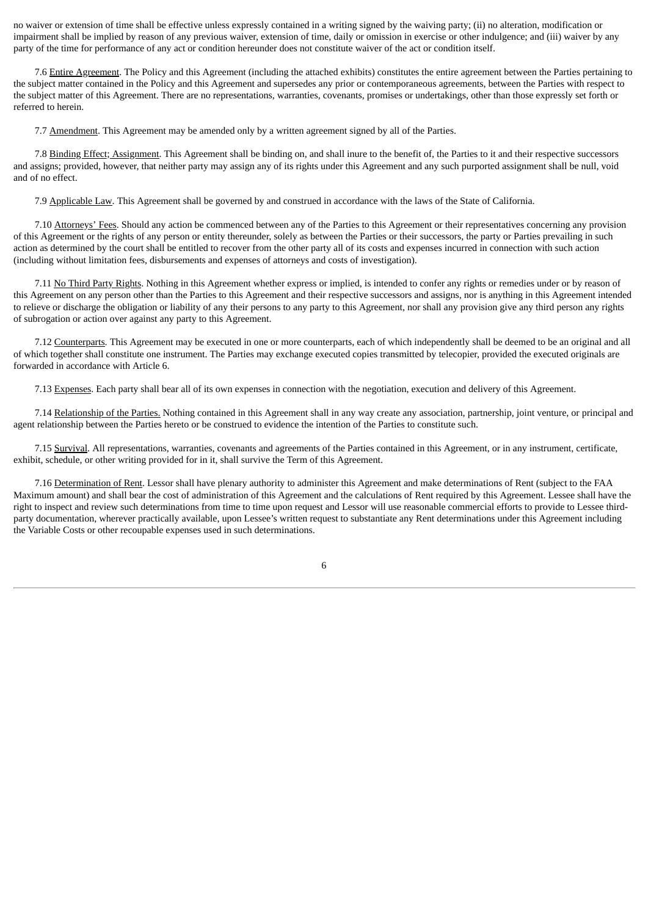no waiver or extension of time shall be effective unless expressly contained in a writing signed by the waiving party; (ii) no alteration, modification or impairment shall be implied by reason of any previous waiver, extension of time, daily or omission in exercise or other indulgence; and (iii) waiver by any party of the time for performance of any act or condition hereunder does not constitute waiver of the act or condition itself.

7.6 Entire Agreement. The Policy and this Agreement (including the attached exhibits) constitutes the entire agreement between the Parties pertaining to the subject matter contained in the Policy and this Agreement and supersedes any prior or contemporaneous agreements, between the Parties with respect to the subject matter of this Agreement. There are no representations, warranties, covenants, promises or undertakings, other than those expressly set forth or referred to herein.

7.7 Amendment. This Agreement may be amended only by a written agreement signed by all of the Parties.

7.8 Binding Effect; Assignment. This Agreement shall be binding on, and shall inure to the benefit of, the Parties to it and their respective successors and assigns; provided, however, that neither party may assign any of its rights under this Agreement and any such purported assignment shall be null, void and of no effect.

7.9 Applicable Law. This Agreement shall be governed by and construed in accordance with the laws of the State of California.

7.10 Attorneys' Fees. Should any action be commenced between any of the Parties to this Agreement or their representatives concerning any provision of this Agreement or the rights of any person or entity thereunder, solely as between the Parties or their successors, the party or Parties prevailing in such action as determined by the court shall be entitled to recover from the other party all of its costs and expenses incurred in connection with such action (including without limitation fees, disbursements and expenses of attorneys and costs of investigation).

7.11 No Third Party Rights. Nothing in this Agreement whether express or implied, is intended to confer any rights or remedies under or by reason of this Agreement on any person other than the Parties to this Agreement and their respective successors and assigns, nor is anything in this Agreement intended to relieve or discharge the obligation or liability of any their persons to any party to this Agreement, nor shall any provision give any third person any rights of subrogation or action over against any party to this Agreement.

7.12 Counterparts. This Agreement may be executed in one or more counterparts, each of which independently shall be deemed to be an original and all of which together shall constitute one instrument. The Parties may exchange executed copies transmitted by telecopier, provided the executed originals are forwarded in accordance with Article 6.

7.13 Expenses. Each party shall bear all of its own expenses in connection with the negotiation, execution and delivery of this Agreement.

7.14 Relationship of the Parties. Nothing contained in this Agreement shall in any way create any association, partnership, joint venture, or principal and agent relationship between the Parties hereto or be construed to evidence the intention of the Parties to constitute such.

7.15 Survival. All representations, warranties, covenants and agreements of the Parties contained in this Agreement, or in any instrument, certificate, exhibit, schedule, or other writing provided for in it, shall survive the Term of this Agreement.

7.16 Determination of Rent. Lessor shall have plenary authority to administer this Agreement and make determinations of Rent (subject to the FAA Maximum amount) and shall bear the cost of administration of this Agreement and the calculations of Rent required by this Agreement. Lessee shall have the right to inspect and review such determinations from time to time upon request and Lessor will use reasonable commercial efforts to provide to Lessee third-party documentation, wherever practically available, upon Lessee's written request to substantiate any Rent determinations under this Agreement including the Variable Costs or other recoupable expenses used in such determinations.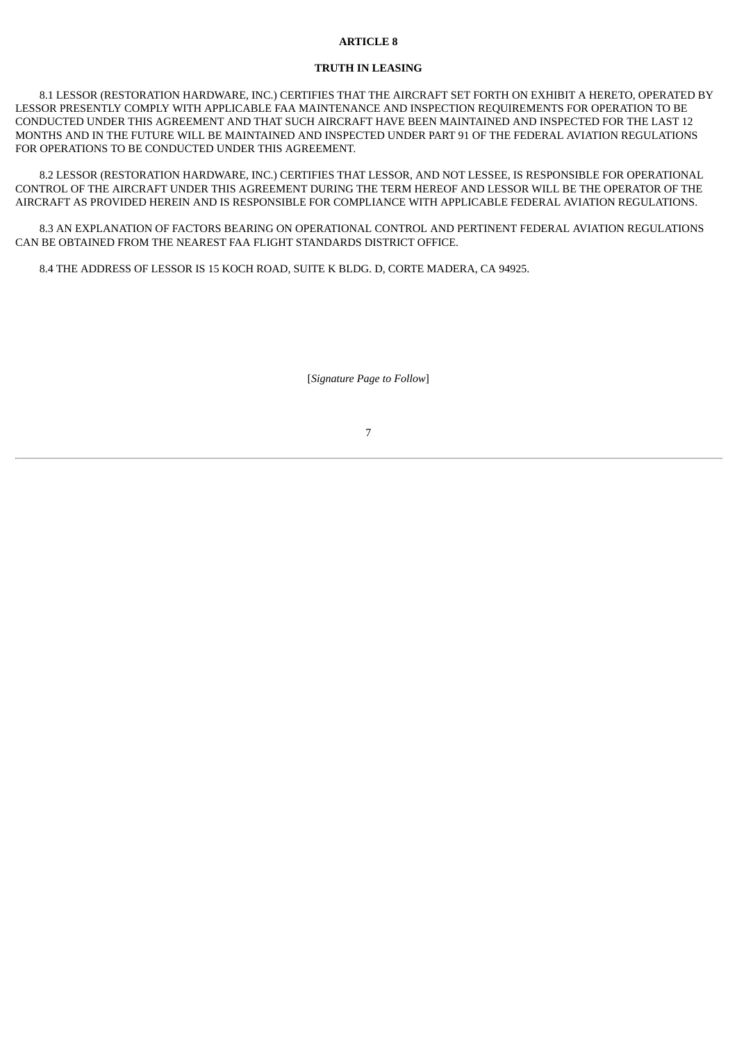**ARTICLE 8**

**TRUTH IN LEASING**

8.1 LESSOR (RESTORATION HARDWARE, INC.) CERTIFIES THAT THE AIRCRAFT SET FORTH ON EXHIBIT A HERETO, OPERATED BY LESSOR PRESENTLY COMPLY WITH APPLICABLE FAA MAINTENANCE AND INSPECTION REQUIREMENTS FOR OPERATION TO BE CONDUCTED UNDER THIS AGREEMENT AND THAT SUCH AIRCRAFT HAVE BEEN MAINTAINED AND INSPECTED FOR THE LAST 12 MONTHS AND IN THE FUTURE WILL BE MAINTAINED AND INSPECTED UNDER PART 91 OF THE FEDERAL AVIATION REGULATIONS FOR OPERATIONS TO BE CONDUCTED UNDER THIS AGREEMENT.

8.2 LESSOR (RESTORATION HARDWARE, INC.) CERTIFIES THAT LESSOR, AND NOT LESSEE, IS RESPONSIBLE FOR OPERATIONAL CONTROL OF THE AIRCRAFT UNDER THIS AGREEMENT DURING THE TERM HEREOF AND LESSOR WILL BE THE OPERATOR OF THE AIRCRAFT AS PROVIDED HEREIN AND IS RESPONSIBLE FOR COMPLIANCE WITH APPLICABLE FEDERAL AVIATION REGULATIONS.

8.3 AN EXPLANATION OF FACTORS BEARING ON OPERATIONAL CONTROL AND PERTINENT FEDERAL AVIATION REGULATIONS CAN BE OBTAINED FROM THE NEAREST FAA FLIGHT STANDARDS DISTRICT OFFICE.

8.4 THE ADDRESS OF LESSOR IS 15 KOCH ROAD, SUITE K BLDG. D, CORTE MADERA, CA 94925.

[*Signature Page to Follow*]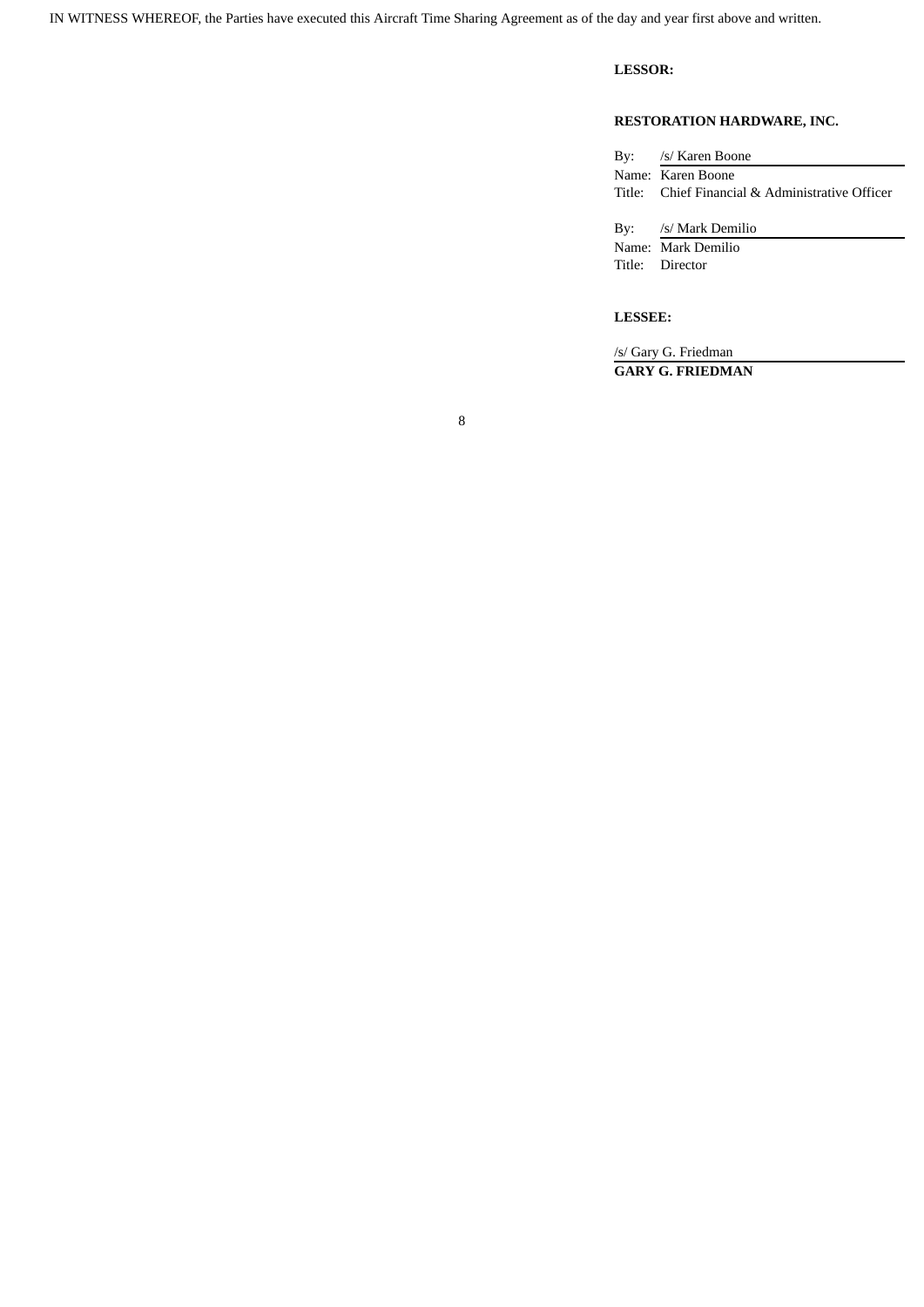IN WITNESS WHEREOF, the Parties have executed this Aircraft Time Sharing Agreement as of the day and year first above and written.

**LESSOR:**

**RESTORATION HARDWARE, INC.**

By: /s/ Karen Boone
Name: Karen Boone
Title: Chief Financial & Administrative Officer

By: /s/ Mark Demilio
Name: Mark Demilio
Title: Director

**LESSEE:**

/s/ Gary G. Friedman
**GARY G. FRIEDMAN**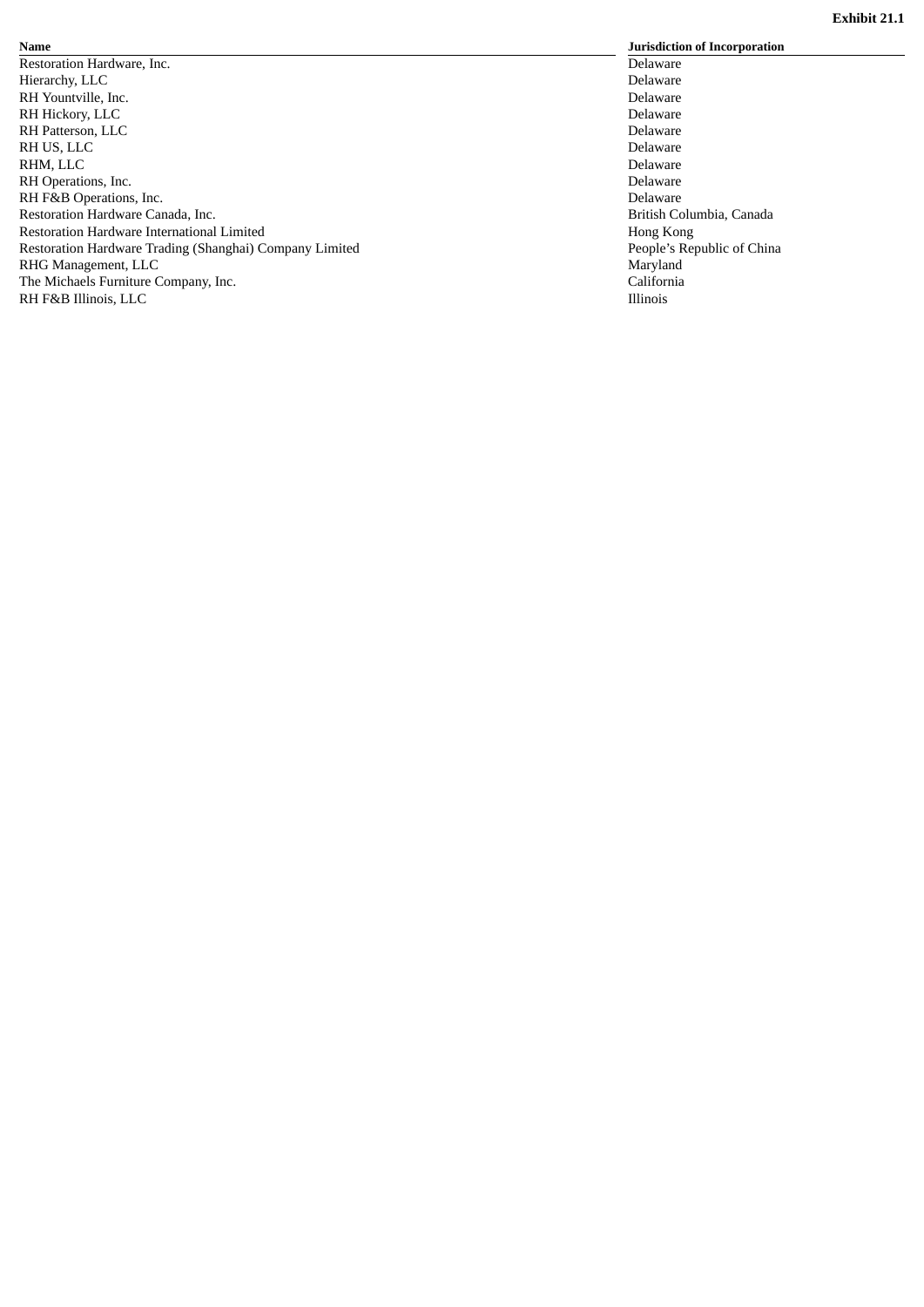**Exhibit 21.1**

| Name | Jurisdiction of Incorporation |
| --- | --- |
| Restoration Hardware, Inc. | Delaware |
| Hierarchy, LLC | Delaware |
| RH Yountville, Inc. | Delaware |
| RH Hickory, LLC | Delaware |
| RH Patterson, LLC | Delaware |
| RH US, LLC | Delaware |
| RHM, LLC | Delaware |
| RH Operations, Inc. | Delaware |
| RH F&B Operations, Inc. | Delaware |
| Restoration Hardware Canada, Inc. | British Columbia, Canada |
| Restoration Hardware International Limited | Hong Kong |
| Restoration Hardware Trading (Shanghai) Company Limited | People's Republic of China |
| RHG Management, LLC | Maryland |
| The Michaels Furniture Company, Inc. | California |
| RH F&B Illinois, LLC | Illinois |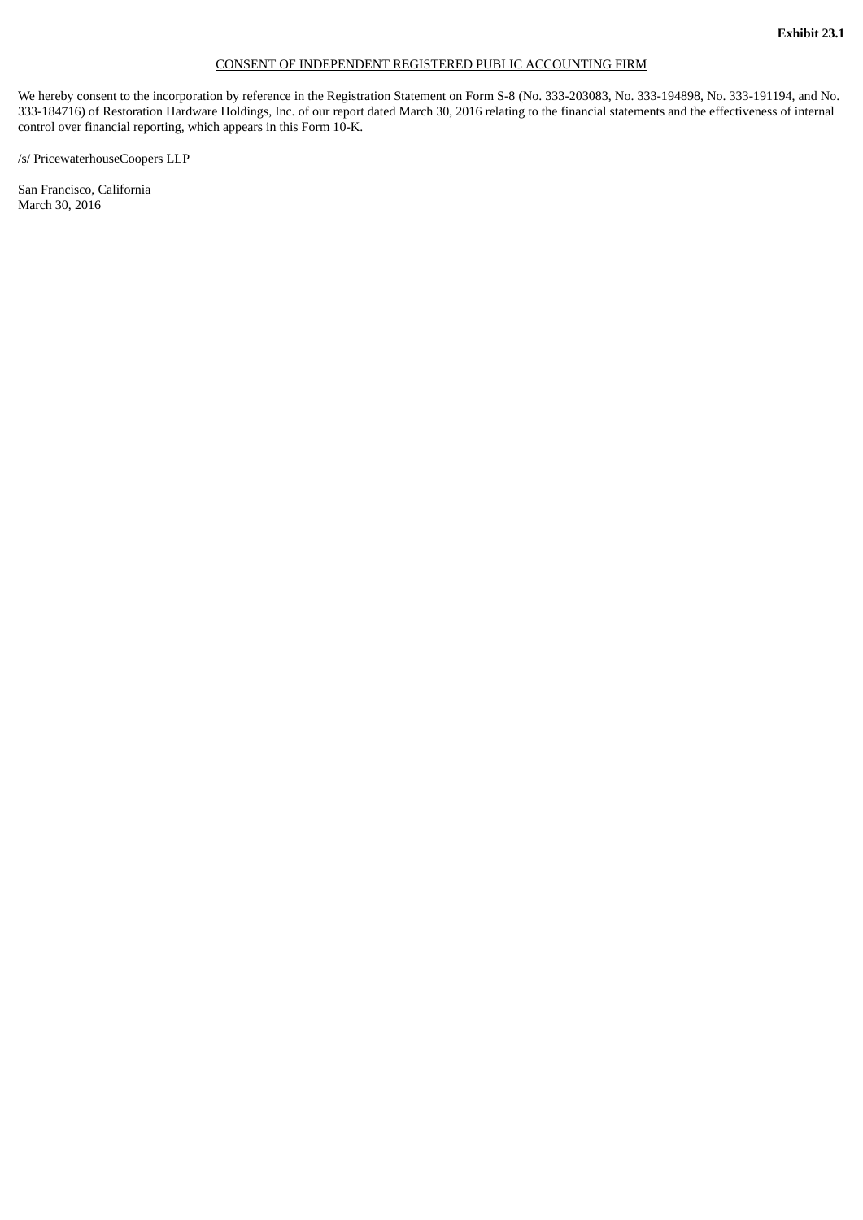**Exhibit 23.1**

CONSENT OF INDEPENDENT REGISTERED PUBLIC ACCOUNTING FIRM

We hereby consent to the incorporation by reference in the Registration Statement on Form S-8 (No. 333-203083, No. 333-194898, No. 333-191194, and No. 333-184716) of Restoration Hardware Holdings, Inc. of our report dated March 30, 2016 relating to the financial statements and the effectiveness of internal control over financial reporting, which appears in this Form 10-K.

/s/ PricewaterhouseCoopers LLP

San Francisco, California
March 30, 2016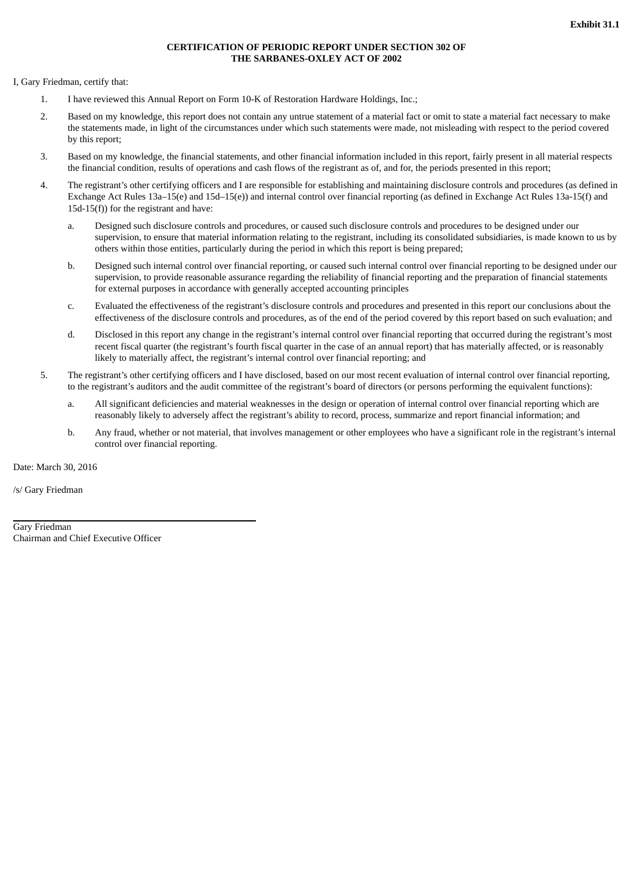**Exhibit 31.1**

**CERTIFICATION OF PERIODIC REPORT UNDER SECTION 302 OF THE SARBANES-OXLEY ACT OF 2002**

I, Gary Friedman, certify that:

1. I have reviewed this Annual Report on Form 10-K of Restoration Hardware Holdings, Inc.;

2. Based on my knowledge, this report does not contain any untrue statement of a material fact or omit to state a material fact necessary to make the statements made, in light of the circumstances under which such statements were made, not misleading with respect to the period covered by this report;

3. Based on my knowledge, the financial statements, and other financial information included in this report, fairly present in all material respects the financial condition, results of operations and cash flows of the registrant as of, and for, the periods presented in this report;

4. The registrant's other certifying officers and I are responsible for establishing and maintaining disclosure controls and procedures (as defined in Exchange Act Rules 13a–15(e) and 15d–15(e)) and internal control over financial reporting (as defined in Exchange Act Rules 13a-15(f) and 15d-15(f)) for the registrant and have:

   a. Designed such disclosure controls and procedures, or caused such disclosure controls and procedures to be designed under our supervision, to ensure that material information relating to the registrant, including its consolidated subsidiaries, is made known to us by others within those entities, particularly during the period in which this report is being prepared;

   b. Designed such internal control over financial reporting, or caused such internal control over financial reporting to be designed under our supervision, to provide reasonable assurance regarding the reliability of financial reporting and the preparation of financial statements for external purposes in accordance with generally accepted accounting principles

   c. Evaluated the effectiveness of the registrant's disclosure controls and procedures and presented in this report our conclusions about the effectiveness of the disclosure controls and procedures, as of the end of the period covered by this report based on such evaluation; and

   d. Disclosed in this report any change in the registrant's internal control over financial reporting that occurred during the registrant's most recent fiscal quarter (the registrant's fourth fiscal quarter in the case of an annual report) that has materially affected, or is reasonably likely to materially affect, the registrant's internal control over financial reporting; and

5. The registrant's other certifying officers and I have disclosed, based on our most recent evaluation of internal control over financial reporting, to the registrant's auditors and the audit committee of the registrant's board of directors (or persons performing the equivalent functions):

   a. All significant deficiencies and material weaknesses in the design or operation of internal control over financial reporting which are reasonably likely to adversely affect the registrant's ability to record, process, summarize and report financial information; and

   b. Any fraud, whether or not material, that involves management or other employees who have a significant role in the registrant's internal control over financial reporting.

Date: March 30, 2016

/s/ Gary Friedman

Gary Friedman
Chairman and Chief Executive Officer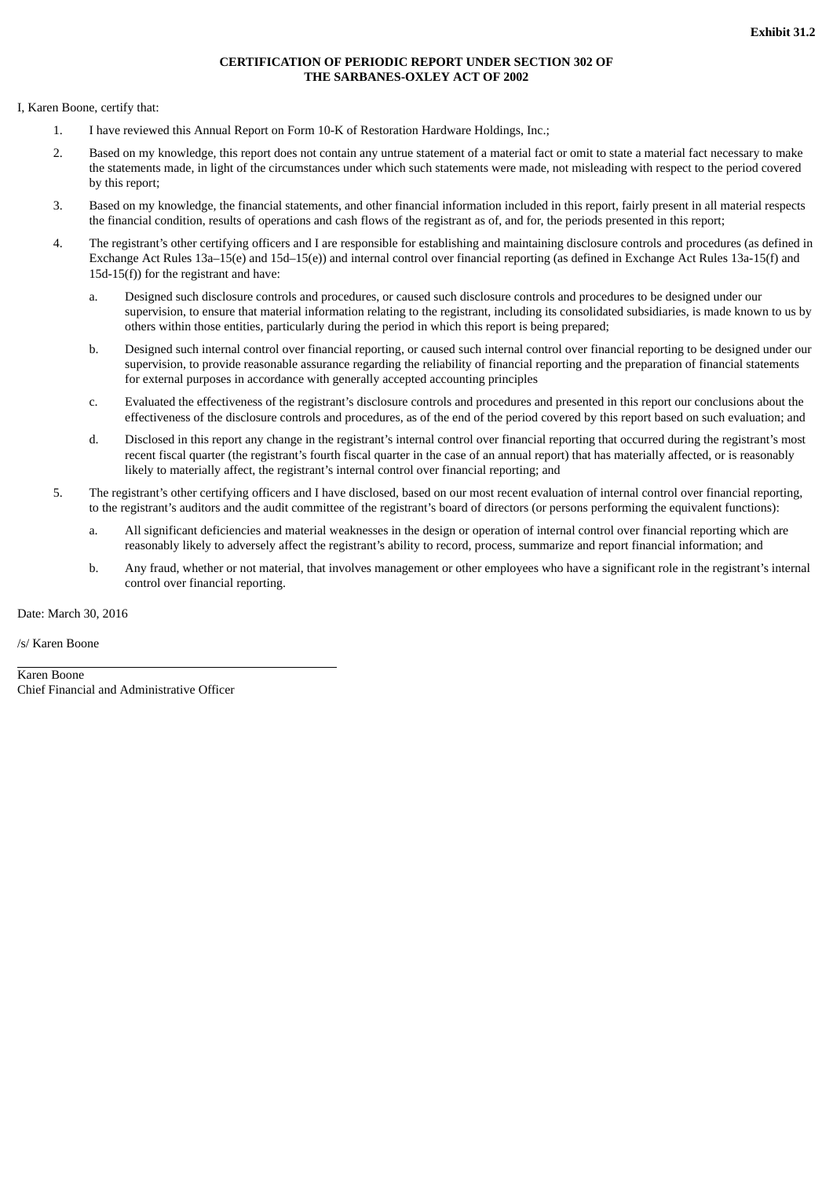**Exhibit 31.2**

**CERTIFICATION OF PERIODIC REPORT UNDER SECTION 302 OF THE SARBANES-OXLEY ACT OF 2002**

I, Karen Boone, certify that:

1. I have reviewed this Annual Report on Form 10-K of Restoration Hardware Holdings, Inc.;

2. Based on my knowledge, this report does not contain any untrue statement of a material fact or omit to state a material fact necessary to make the statements made, in light of the circumstances under which such statements were made, not misleading with respect to the period covered by this report;

3. Based on my knowledge, the financial statements, and other financial information included in this report, fairly present in all material respects the financial condition, results of operations and cash flows of the registrant as of, and for, the periods presented in this report;

4. The registrant's other certifying officers and I are responsible for establishing and maintaining disclosure controls and procedures (as defined in Exchange Act Rules 13a–15(e) and 15d–15(e)) and internal control over financial reporting (as defined in Exchange Act Rules 13a-15(f) and 15d-15(f)) for the registrant and have:

   a. Designed such disclosure controls and procedures, or caused such disclosure controls and procedures to be designed under our supervision, to ensure that material information relating to the registrant, including its consolidated subsidiaries, is made known to us by others within those entities, particularly during the period in which this report is being prepared;

   b. Designed such internal control over financial reporting, or caused such internal control over financial reporting to be designed under our supervision, to provide reasonable assurance regarding the reliability of financial reporting and the preparation of financial statements for external purposes in accordance with generally accepted accounting principles

   c. Evaluated the effectiveness of the registrant's disclosure controls and procedures and presented in this report our conclusions about the effectiveness of the disclosure controls and procedures, as of the end of the period covered by this report based on such evaluation; and

   d. Disclosed in this report any change in the registrant's internal control over financial reporting that occurred during the registrant's most recent fiscal quarter (the registrant's fourth fiscal quarter in the case of an annual report) that has materially affected, or is reasonably likely to materially affect, the registrant's internal control over financial reporting; and

5. The registrant's other certifying officers and I have disclosed, based on our most recent evaluation of internal control over financial reporting, to the registrant's auditors and the audit committee of the registrant's board of directors (or persons performing the equivalent functions):

   a. All significant deficiencies and material weaknesses in the design or operation of internal control over financial reporting which are reasonably likely to adversely affect the registrant's ability to record, process, summarize and report financial information; and

   b. Any fraud, whether or not material, that involves management or other employees who have a significant role in the registrant's internal control over financial reporting.

Date: March 30, 2016

/s/ Karen Boone

Karen Boone
Chief Financial and Administrative Officer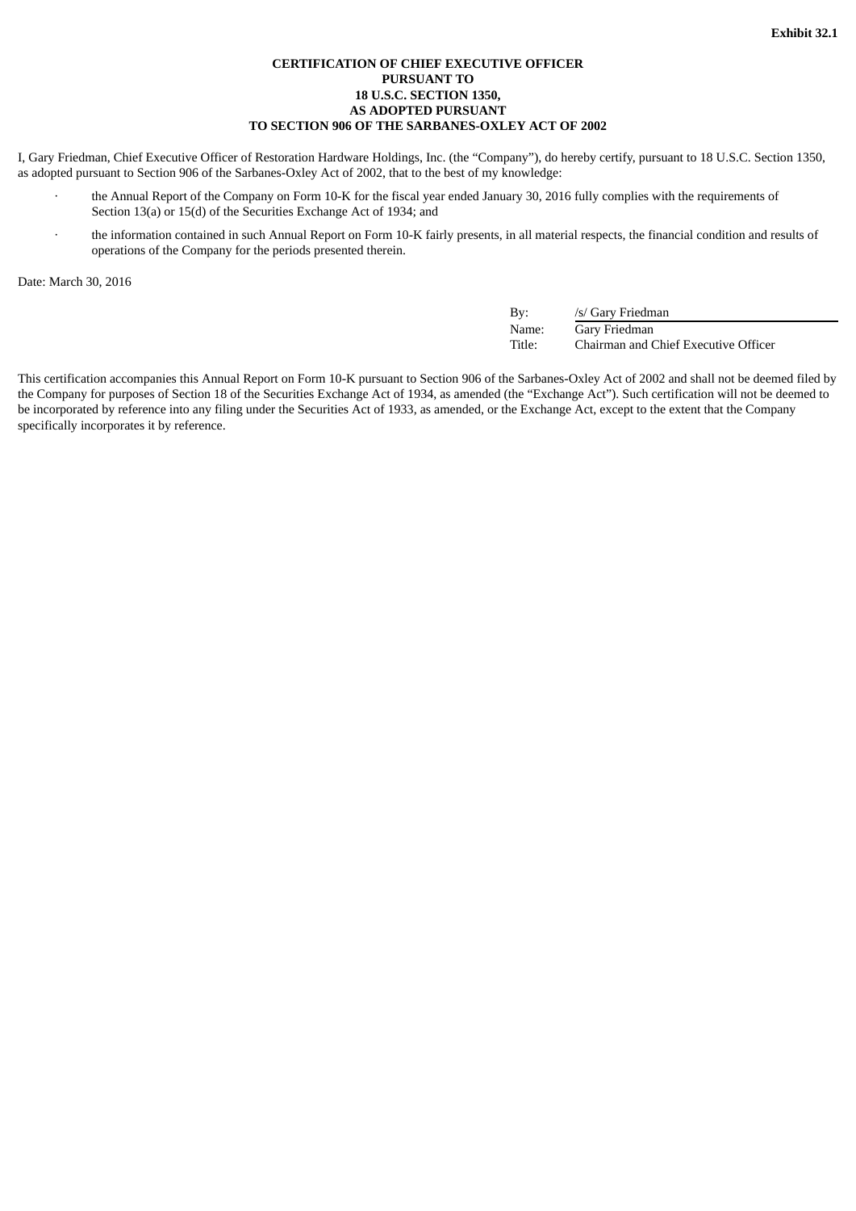**Exhibit 32.1**

**CERTIFICATION OF CHIEF EXECUTIVE OFFICER
PURSUANT TO
18 U.S.C. SECTION 1350,
AS ADOPTED PURSUANT
TO SECTION 906 OF THE SARBANES-OXLEY ACT OF 2002**

I, Gary Friedman, Chief Executive Officer of Restoration Hardware Holdings, Inc. (the "Company"), do hereby certify, pursuant to 18 U.S.C. Section 1350, as adopted pursuant to Section 906 of the Sarbanes-Oxley Act of 2002, that to the best of my knowledge:

- the Annual Report of the Company on Form 10-K for the fiscal year ended January 30, 2016 fully complies with the requirements of Section 13(a) or 15(d) of the Securities Exchange Act of 1934; and
- the information contained in such Annual Report on Form 10-K fairly presents, in all material respects, the financial condition and results of operations of the Company for the periods presented therein.

Date: March 30, 2016

| | |
|---|---|
| By: | /s/ Gary Friedman |
| Name: | Gary Friedman |
| Title: | Chairman and Chief Executive Officer |

This certification accompanies this Annual Report on Form 10-K pursuant to Section 906 of the Sarbanes-Oxley Act of 2002 and shall not be deemed filed by the Company for purposes of Section 18 of the Securities Exchange Act of 1934, as amended (the "Exchange Act"). Such certification will not be deemed to be incorporated by reference into any filing under the Securities Act of 1933, as amended, or the Exchange Act, except to the extent that the Company specifically incorporates it by reference.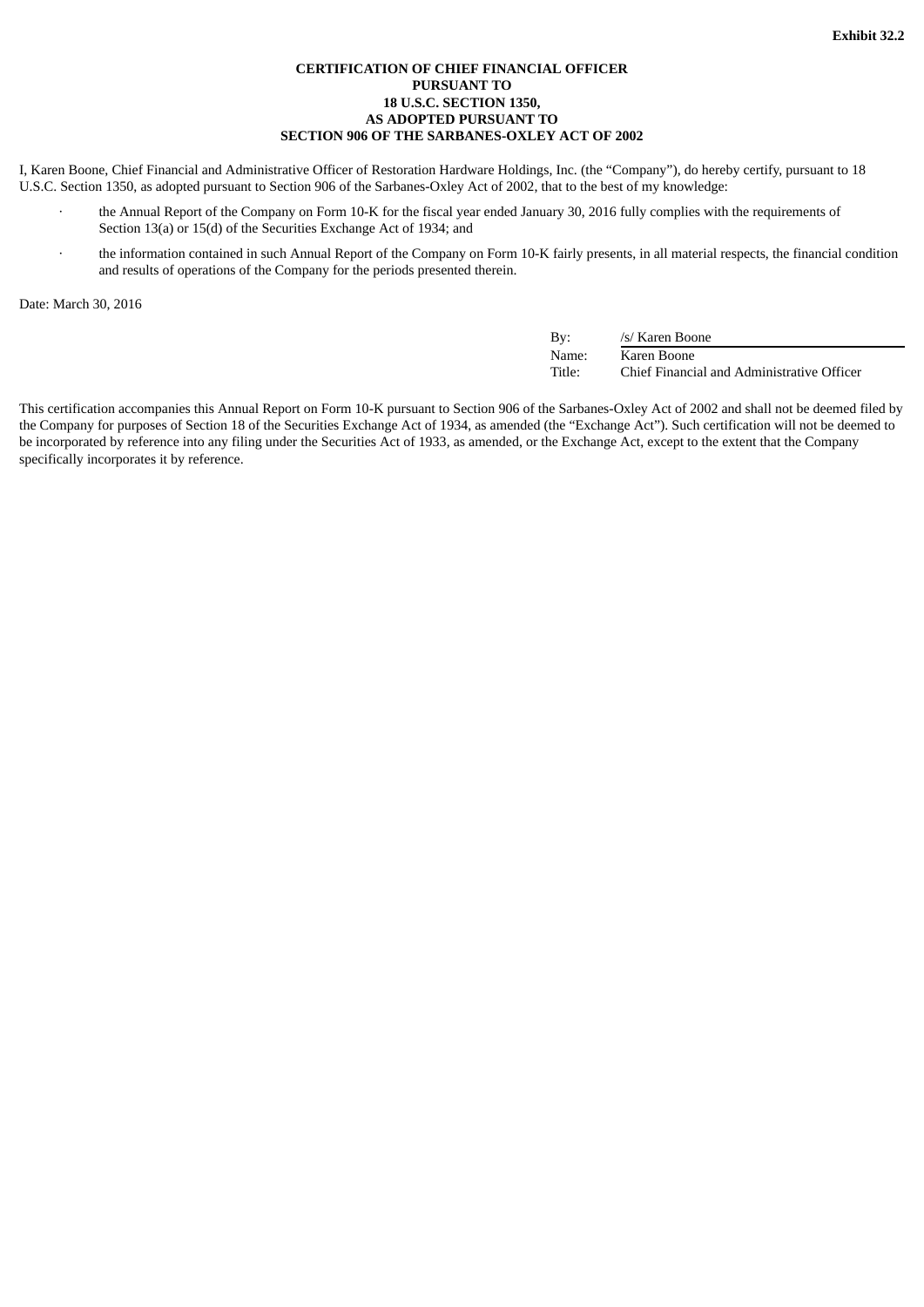**Exhibit 32.2**

**CERTIFICATION OF CHIEF FINANCIAL OFFICER PURSUANT TO 18 U.S.C. SECTION 1350, AS ADOPTED PURSUANT TO SECTION 906 OF THE SARBANES-OXLEY ACT OF 2002**

I, Karen Boone, Chief Financial and Administrative Officer of Restoration Hardware Holdings, Inc. (the "Company"), do hereby certify, pursuant to 18 U.S.C. Section 1350, as adopted pursuant to Section 906 of the Sarbanes-Oxley Act of 2002, that to the best of my knowledge:

- the Annual Report of the Company on Form 10-K for the fiscal year ended January 30, 2016 fully complies with the requirements of Section 13(a) or 15(d) of the Securities Exchange Act of 1934; and
- the information contained in such Annual Report of the Company on Form 10-K fairly presents, in all material respects, the financial condition and results of operations of the Company for the periods presented therein.

Date: March 30, 2016

| | |
|---|---|
| By: | /s/ Karen Boone |
| Name: | Karen Boone |
| Title: | Chief Financial and Administrative Officer |

This certification accompanies this Annual Report on Form 10-K pursuant to Section 906 of the Sarbanes-Oxley Act of 2002 and shall not be deemed filed by the Company for purposes of Section 18 of the Securities Exchange Act of 1934, as amended (the "Exchange Act"). Such certification will not be deemed to be incorporated by reference into any filing under the Securities Act of 1933, as amended, or the Exchange Act, except to the extent that the Company specifically incorporates it by reference.